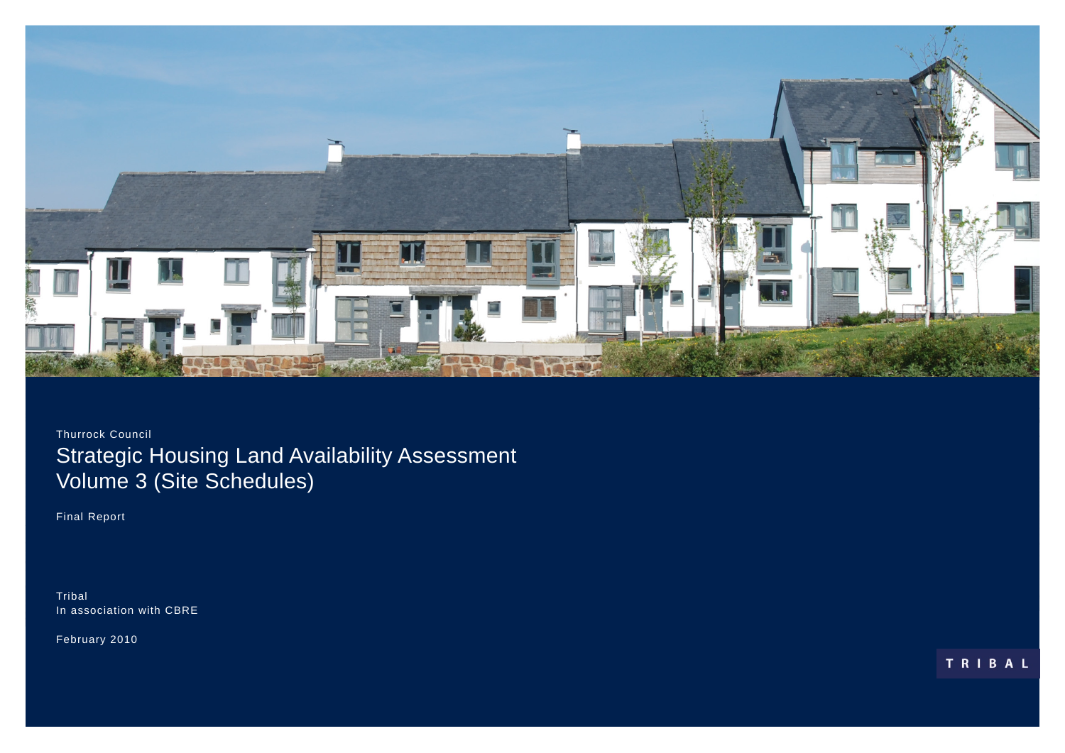Thurrock Council

# Strategic Housing Land Availability Assessment Volume 3 (Site Schedules)

Final Report

Tribal
In association with CBRE

February 2010

TRIBAL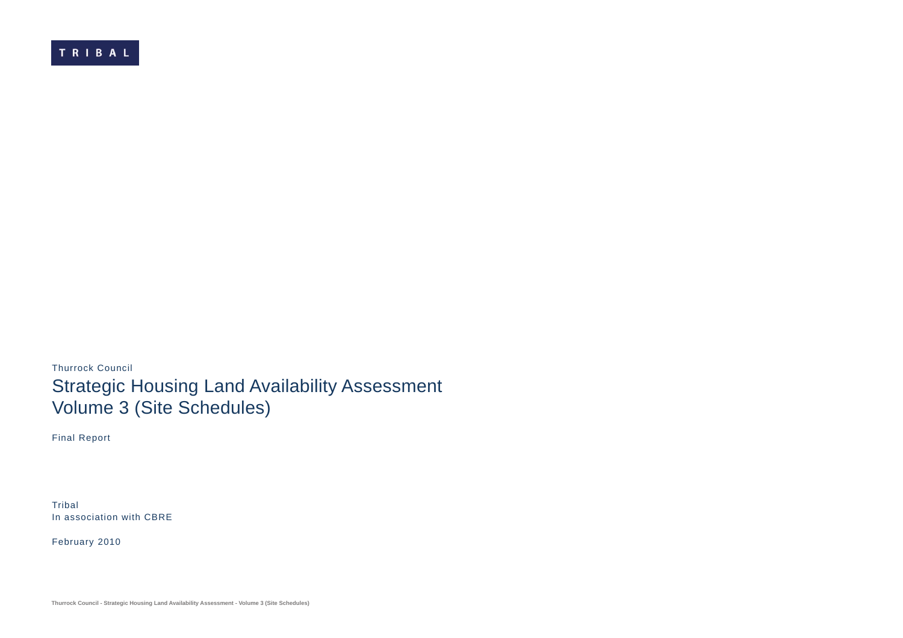TRIBAL

Thurrock Council

# Strategic Housing Land Availability Assessment Volume 3 (Site Schedules)

Final Report

Tribal
In association with CBRE

February 2010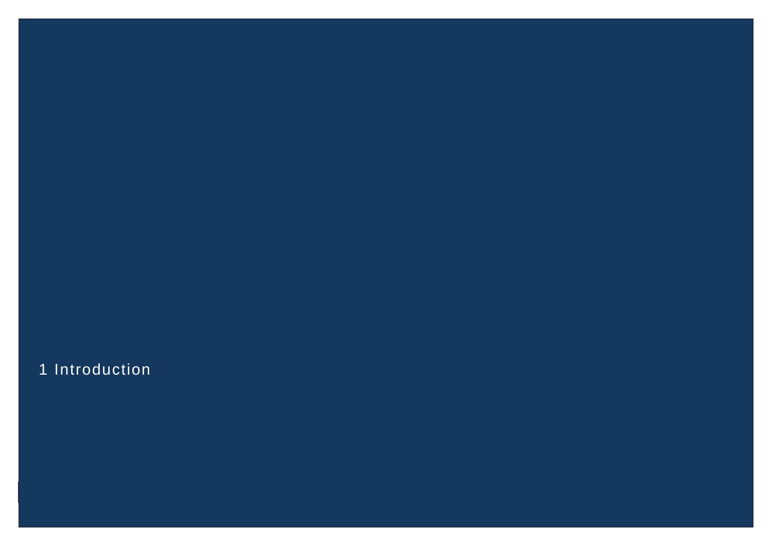# 1 Introduction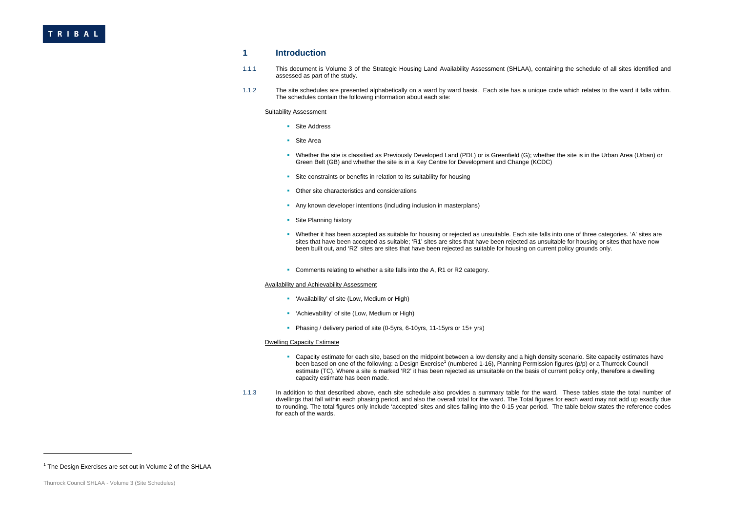# 1 Introduction

1.1.1 This document is Volume 3 of the Strategic Housing Land Availability Assessment (SHLAA), containing the schedule of all sites identified and assessed as part of the study.

1.1.2 The site schedules are presented alphabetically on a ward by ward basis. Each site has a unique code which relates to the ward it falls within. The schedules contain the following information about each site:

Suitability Assessment

- Site Address
- Site Area
- Whether the site is classified as Previously Developed Land (PDL) or is Greenfield (G); whether the site is in the Urban Area (Urban) or Green Belt (GB) and whether the site is in a Key Centre for Development and Change (KCDC)
- Site constraints or benefits in relation to its suitability for housing
- Other site characteristics and considerations
- Any known developer intentions (including inclusion in masterplans)
- Site Planning history
- Whether it has been accepted as suitable for housing or rejected as unsuitable. Each site falls into one of three categories. 'A' sites are sites that have been accepted as suitable; 'R1' sites are sites that have been rejected as unsuitable for housing or sites that have now been built out, and 'R2' sites are sites that have been rejected as suitable for housing on current policy grounds only.
- Comments relating to whether a site falls into the A, R1 or R2 category.

Availability and Achievability Assessment

- 'Availability' of site (Low, Medium or High)
- 'Achievability' of site (Low, Medium or High)
- Phasing / delivery period of site (0-5yrs, 6-10yrs, 11-15yrs or 15+ yrs)

Dwelling Capacity Estimate

- Capacity estimate for each site, based on the midpoint between a low density and a high density scenario. Site capacity estimates have been based on one of the following: a Design Exercise[1] (numbered 1-16), Planning Permission figures (p/p) or a Thurrock Council estimate (TC). Where a site is marked 'R2' it has been rejected as unsuitable on the basis of current policy only, therefore a dwelling capacity estimate has been made.

1.1.3 In addition to that described above, each site schedule also provides a summary table for the ward. These tables state the total number of dwellings that fall within each phasing period, and also the overall total for the ward. The Total figures for each ward may not add up exactly due to rounding. The total figures only include 'accepted' sites and sites falling into the 0-15 year period. The table below states the reference codes for each of the wards.

[1] The Design Exercises are set out in Volume 2 of the SHLAA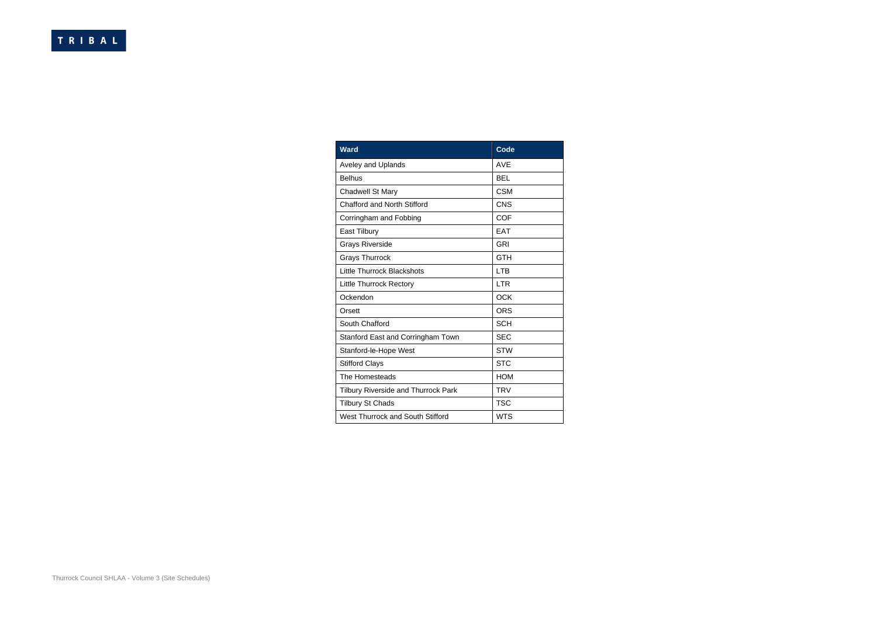| Ward | Code |
|---|---|
| Aveley and Uplands | AVE |
| Belhus | BEL |
| Chadwell St Mary | CSM |
| Chafford and North Stifford | CNS |
| Corringham and Fobbing | COF |
| East Tilbury | EAT |
| Grays Riverside | GRI |
| Grays Thurrock | GTH |
| Little Thurrock Blackshots | LTB |
| Little Thurrock Rectory | LTR |
| Ockendon | OCK |
| Orsett | ORS |
| South Chafford | SCH |
| Stanford East and Corringham Town | SEC |
| Stanford-le-Hope West | STW |
| Stifford Clays | STC |
| The Homesteads | HOM |
| Tilbury Riverside and Thurrock Park | TRV |
| Tilbury St Chads | TSC |
| West Thurrock and South Stifford | WTS |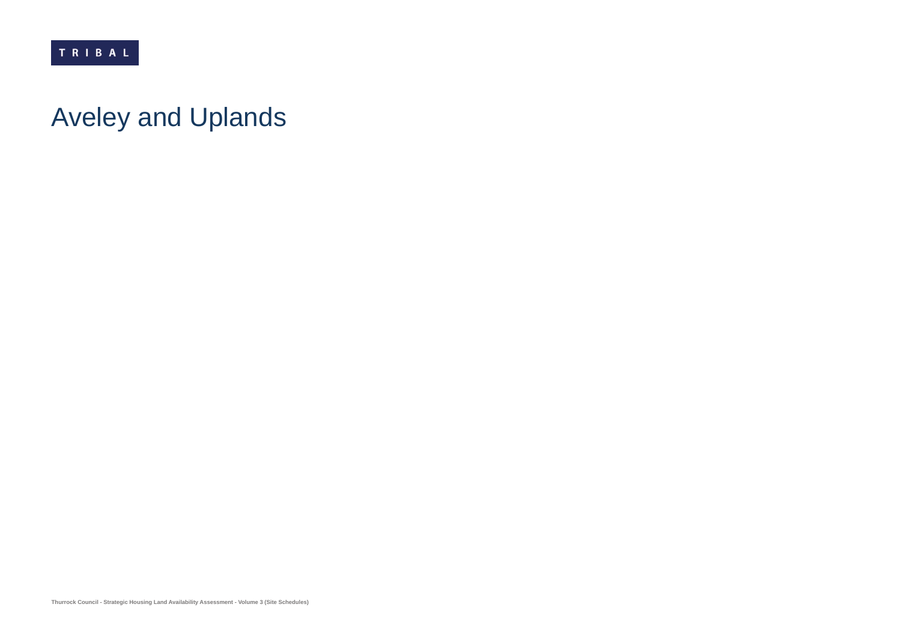# Aveley and Uplands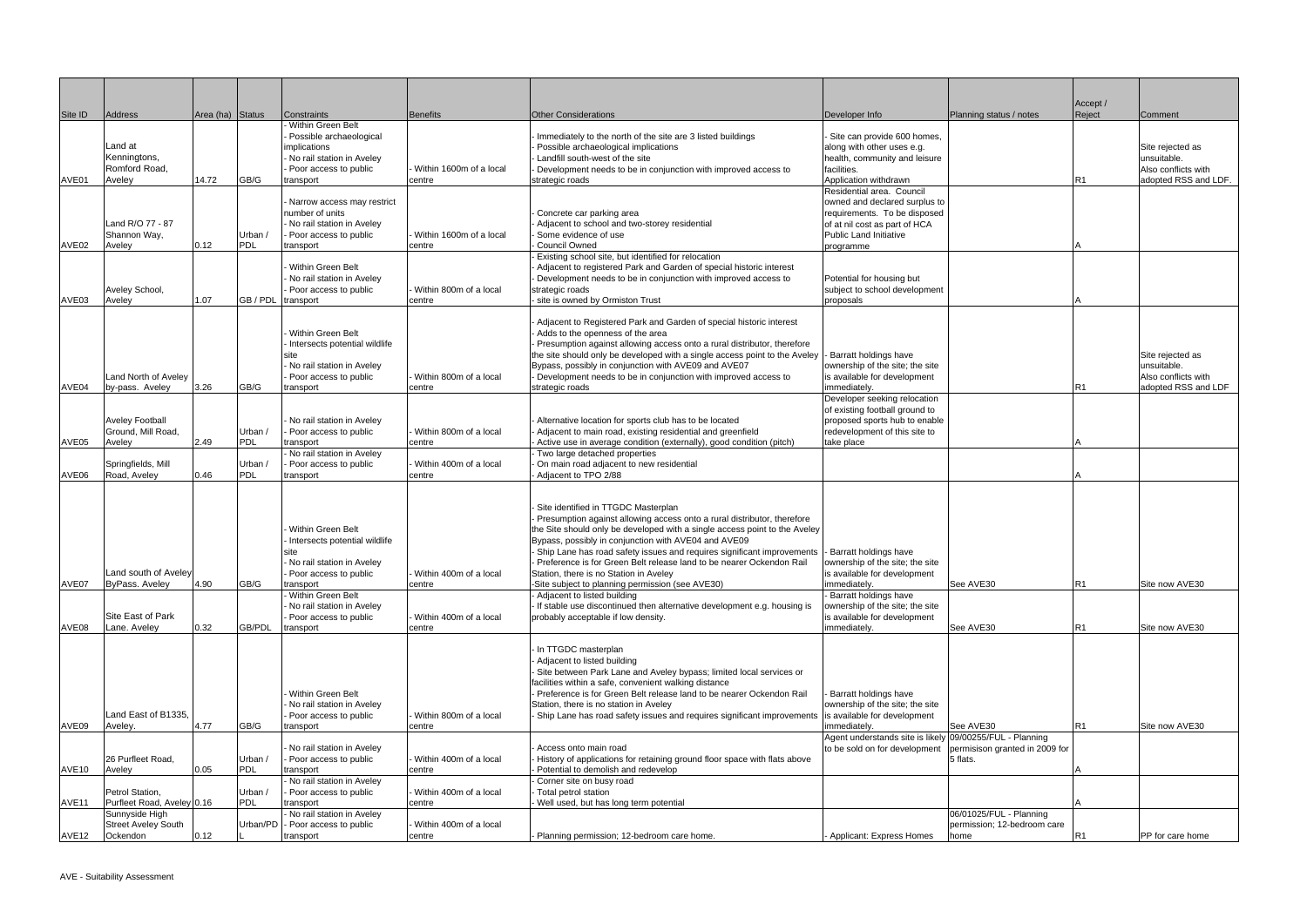| Site ID | Address | Area (ha) | Status | Constraints | Benefits | Other Considerations | Developer Info | Planning status / notes | Accept / Reject | Comment |
|---|---|---|---|---|---|---|---|---|---|---|
| AVE01 | Land at Kenningtons, Romford Road, Aveley | 14.72 | GB/G | - Within Green Belt<br>- Possible archaeological implications<br>- No rail station in Aveley<br>- Poor access to public transport | - Within 1600m of a local centre | - Immediately to the north of the site are 3 listed buildings<br>- Possible archaeological implications<br>- Landfill south-west of the site<br>- Development needs to be in conjunction with improved access to strategic roads | - Site can provide 600 homes, along with other uses e.g. health, community and leisure facilities.<br>Application withdrawn | | R1 | Site rejected as unsuitable. Also conflicts with adopted RSS and LDF. |
| AVE02 | Land R/O 77 - 87 Shannon Way, Aveley | 0.12 | Urban / PDL | - Narrow access may restrict number of units<br>- No rail station in Aveley<br>- Poor access to public transport | - Within 1600m of a local centre | - Concrete car parking area<br>- Adjacent to school and two-storey residential<br>- Some evidence of use<br>- Council Owned | Residential area. Council owned and declared surplus to requirements. To be disposed of at nil cost as part of HCA Public Land Initiative programme | | A | |
| AVE03 | Aveley School, Aveley | 1.07 | GB / PDL | - Within Green Belt<br>- No rail station in Aveley<br>- Poor access to public transport | - Within 800m of a local centre | - Existing school site, but identified for relocation<br>- Adjacent to registered Park and Garden of special historic interest<br>- Development needs to be in conjunction with improved access to strategic roads<br>- site is owned by Ormiston Trust | Potential for housing but subject to school development proposals | | A | |
| AVE04 | Land North of Aveley by-pass. Aveley | 3.26 | GB/G | - Within Green Belt<br>- Intersects potential wildlife site<br>- No rail station in Aveley<br>- Poor access to public transport | - Within 800m of a local centre | - Adjacent to Registered Park and Garden of special historic interest<br>- Adds to the openness of the area<br>- Presumption against allowing access onto a rural distributor, therefore the site should only be developed with a single access point to the Aveley Bypass, possibly in conjunction with AVE09 and AVE07<br>- Development needs to be in conjunction with improved access to strategic roads | - Barratt holdings have ownership of the site; the site is available for development immediately. | | R1 | Site rejected as unsuitable. Also conflicts with adopted RSS and LDF |
| AVE05 | Aveley Football Ground, Mill Road, Aveley | 2.49 | Urban / PDL | - No rail station in Aveley<br>- Poor access to public transport | - Within 800m of a local centre | - Alternative location for sports club has to be located<br>- Adjacent to main road, existing residential and greenfield<br>- Active use in average condition (externally), good condition (pitch) | Developer seeking relocation of existing football ground to proposed sports hub to enable redevelopment of this site to take place | | A | |
| AVE06 | Springfields, Mill Road, Aveley | 0.46 | Urban / PDL | - No rail station in Aveley<br>- Poor access to public transport | - Within 400m of a local centre | - Two large detached properties<br>- On main road adjacent to new residential<br>- Adjacent to TPO 2/88 | | | A | |
| AVE07 | Land south of Aveley ByPass. Aveley | 4.90 | GB/G | - Within Green Belt<br>- Intersects potential wildlife site<br>- No rail station in Aveley<br>- Poor access to public transport | - Within 400m of a local centre | - Site identified in TTGDC Masterplan<br>- Presumption against allowing access onto a rural distributor, therefore the Site should only be developed with a single access point to the Aveley Bypass, possibly in conjunction with AVE04 and AVE09<br>- Ship Lane has road safety issues and requires significant improvements<br>- Preference is for Green Belt release land to be nearer Ockendon Rail Station, there is no Station in Aveley<br>-Site subject to planning permission (see AVE30) | - Barratt holdings have ownership of the site; the site is available for development immediately. | See AVE30 | R1 | Site now AVE30 |
| AVE08 | Site East of Park Lane. Aveley | 0.32 | GB/PDL | - Within Green Belt<br>- No rail station in Aveley<br>- Poor access to public transport | - Within 400m of a local centre | - Adjacent to listed building<br>- If stable use discontinued then alternative development e.g. housing is probably acceptable if low density. | - Barratt holdings have ownership of the site; the site is available for development immediately. | See AVE30 | R1 | Site now AVE30 |
| AVE09 | Land East of B1335, Aveley. | 4.77 | GB/G | - Within Green Belt<br>- No rail station in Aveley<br>- Poor access to public transport | - Within 800m of a local centre | - In TTGDC masterplan<br>- Adjacent to listed building<br>- Site between Park Lane and Aveley bypass; limited local services or facilities within a safe, convenient walking distance<br>- Preference is for Green Belt release land to be nearer Ockendon Rail Station, there is no station in Aveley<br>- Ship Lane has road safety issues and requires significant improvements | - Barratt holdings have ownership of the site; the site is available for development immediately. | See AVE30 | R1 | Site now AVE30 |
| AVE10 | 26 Purfleet Road, Aveley | 0.05 | Urban / PDL | - No rail station in Aveley<br>- Poor access to public transport | - Within 400m of a local centre | - Access onto main road<br>- History of applications for retaining ground floor space with flats above<br>- Potential to demolish and redevelop | Agent understands site is likely to be sold on for development | 09/00255/FUL - Planning permisison granted in 2009 for 5 flats. | A | |
| AVE11 | Petrol Station, Purfleet Road, Aveley | 0.16 | Urban / PDL | - No rail station in Aveley<br>- Poor access to public transport | - Within 400m of a local centre | - Corner site on busy road<br>- Total petrol station<br>- Well used, but has long term potential | | | A | |
| AVE12 | Sunnyside High Street Aveley South Ockendon | 0.12 | Urban/PDL | - No rail station in Aveley<br>- Poor access to public transport | - Within 400m of a local centre | - Planning permission; 12-bedroom care home. | - Applicant: Express Homes | 06/01025/FUL - Planning permission; 12-bedroom care home | R1 | PP for care home |

AVE - Suitability Assessment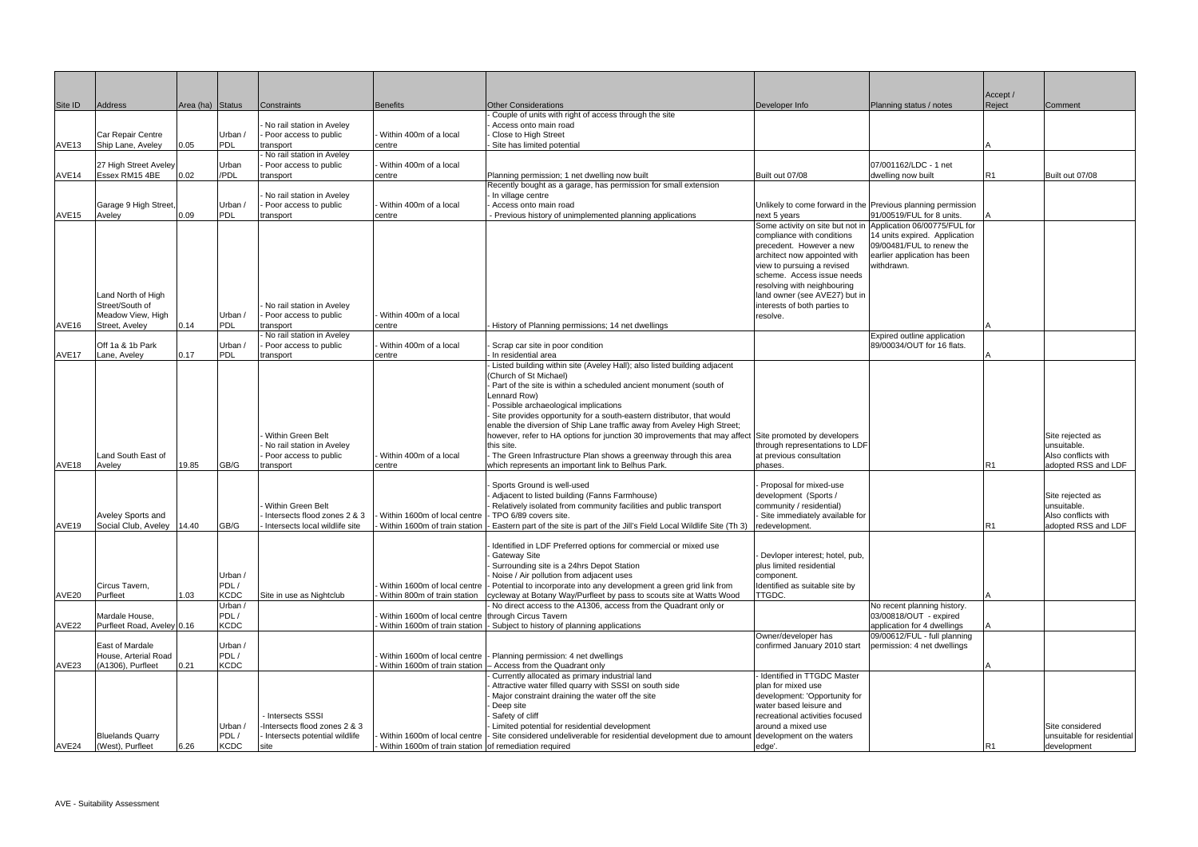| Site ID | Address | Area (ha) | Status | Constraints | Benefits | Other Considerations | Developer Info | Planning status / notes | Accept / Reject | Comment |
|---|---|---|---|---|---|---|---|---|---|---|
| AVE13 | Car Repair Centre Ship Lane, Aveley | 0.05 | Urban / PDL | - No rail station in Aveley<br>- Poor access to public transport | - Within 400m of a local centre | - Couple of units with right of access through the site<br>- Access onto main road<br>- Close to High Street<br>- Site has limited potential | | | A | |
| AVE14 | 27 High Street Aveley Essex RM15 4BE | 0.02 | Urban /PDL | - No rail station in Aveley<br>- Poor access to public transport | - Within 400m of a local centre | Planning permission; 1 net dwelling now built | Built out 07/08 | 07/001162/LDC - 1 net dwelling now built | R1 | Built out 07/08 |
| AVE15 | Garage 9 High Street, Aveley | 0.09 | Urban / PDL | - No rail station in Aveley<br>- Poor access to public transport | - Within 400m of a local centre | Recently bought as a garage, has permission for small extension<br>- In village centre<br>- Access onto main road<br>- Previous history of unimplemented planning applications | Unlikely to come forward in the next 5 years | Previous planning permission 91/00519/FUL for 8 units. | A | |
| AVE16 | Land North of High Street/South of Meadow View, High Street, Aveley | 0.14 | Urban / PDL | - No rail station in Aveley<br>- Poor access to public transport | - Within 400m of a local centre | - History of Planning permissions; 14 net dwellings | Some activity on site but not in compliance with conditions precedent. However a new architect now appointed with view to pursuing a revised scheme. Access issue needs resolving with neighbouring land owner (see AVE27) but in interests of both parties to resolve. | Application 06/00775/FUL for 14 units expired. Application 09/00481/FUL to renew the earlier application has been withdrawn. | A | |
| AVE17 | Off 1a & 1b Park Lane, Aveley | 0.17 | Urban / PDL | - No rail station in Aveley<br>- Poor access to public transport | - Within 400m of a local centre | - Scrap car site in poor condition<br>- In residential area | | Expired outline application 89/00034/OUT for 16 flats. | A | |
| AVE18 | Land South East of Aveley | 19.85 | GB/G | - Within Green Belt<br>- No rail station in Aveley<br>- Poor access to public transport | - Within 400m of a local centre | - Listed building within site (Aveley Hall); also listed building adjacent (Church of St Michael)<br>- Part of the site is within a scheduled ancient monument (south of Lennard Row)<br>- Possible archaeological implications<br>- Site provides opportunity for a south-eastern distributor, that would enable the diversion of Ship Lane traffic away from Aveley High Street; however, refer to HA options for junction 30 improvements that may affect this site.<br>- The Green Infrastructure Plan shows a greenway through this area which represents an important link to Belhus Park. | Site promoted by developers through representations to LDF at previous consultation phases. | | R1 | Site rejected as unsuitable. Also conflicts with adopted RSS and LDF |
| AVE19 | Aveley Sports and Social Club, Aveley | 14.40 | GB/G | - Within Green Belt<br>- Intersects flood zones 2 & 3<br>- Intersects local wildlife site | - Within 1600m of local centre<br>- Within 1600m of train station | - Sports Ground is well-used<br>- Adjacent to listed building (Fanns Farmhouse)<br>- Relatively isolated from community facilities and public transport<br>- TPO 6/89 covers site.<br>- Eastern part of the site is part of the Jill's Field Local Wildlife Site (Th 3) | - Proposal for mixed-use development (Sports / community / residential)<br>- Site immediately available for redevelopment. | | R1 | Site rejected as unsuitable. Also conflicts with adopted RSS and LDF |
| AVE20 | Circus Tavern, Purfleet | 1.03 | Urban / PDL / KCDC | Site in use as Nightclub | - Within 1600m of local centre<br>- Within 800m of train station | - Identified in LDF Preferred options for commercial or mixed use<br>- Gateway Site<br>- Surrounding site is a 24hrs Depot Station<br>- Noise / Air pollution from adjacent uses<br>- Potential to incorporate into any development a green grid link from cycleway at Botany Way/Purfleet by pass to scouts site at Watts Wood | - Devloper interest; hotel, pub, plus limited residential component.<br>Identified as suitable site by TTGDC. | | A | |
| AVE22 | Mardale House, Purfleet Road, Aveley | 0.16 | Urban / PDL / KCDC | | - Within 1600m of local centre<br>- Within 1600m of train station | - No direct access to the A1306, access from the Quadrant only or through Circus Tavern<br>- Subject to history of planning applications | | No recent planning history. 03/00818/OUT - expired application for 4 dwellings | A | |
| AVE23 | East of Mardale House, Arterial Road (A1306), Purfleet | 0.21 | Urban / PDL / KCDC | | - Within 1600m of local centre<br>- Within 1600m of train station | - Planning permission: 4 net dwellings<br>– Access from the Quadrant only | Owner/developer has confirmed January 2010 start | 09/00612/FUL - full planning permission: 4 net dwellings | A | |
| AVE24 | Bluelands Quarry (West), Purfleet | 6.26 | Urban / PDL / KCDC | - Intersects SSSI<br>-Intersects flood zones 2 & 3<br>- Intersects potential wildlife site | - Within 1600m of local centre<br>- Within 1600m of train station | - Currently allocated as primary industrial land<br>- Attractive water filled quarry with SSSI on south side<br>- Major constraint draining the water off the site<br>- Deep site<br>- Safety of cliff<br>- Limited potential for residential development<br>- Site considered undeliverable for residential development due to amount of remediation required | - Identified in TTGDC Master plan for mixed use development: 'Opportunity for water based leisure and recreational activities focused around a mixed use development on the waters edge'. | | R1 | Site considered unsuitable for residential development |

AVE - Suitability Assessment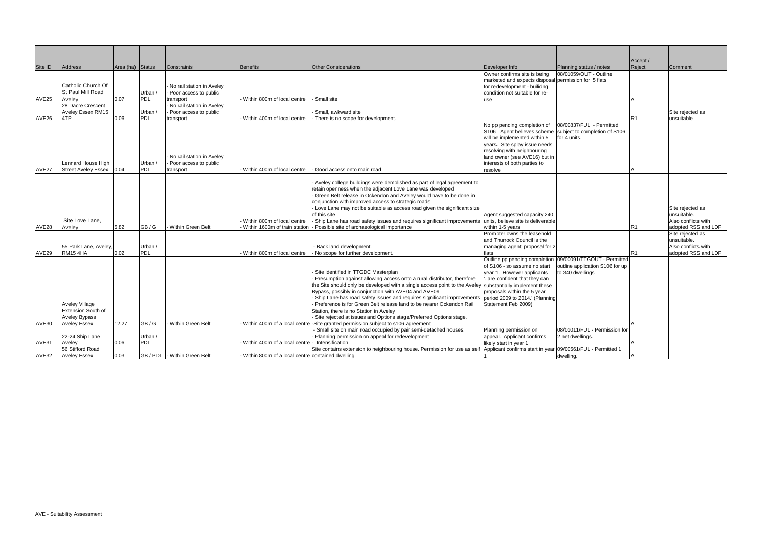| Site ID | Address | Area (ha) | Status | Constraints | Benefits | Other Considerations | Developer Info | Planning status / notes | Accept / Reject | Comment |
|---|---|---|---|---|---|---|---|---|---|---|
| AVE25 | Catholic Church Of St Paul Mill Road Aveley | 0.07 | Urban / PDL | - No rail station in Aveley<br>- Poor access to public transport | - Within 800m of local centre | - Small site | Owner confirms site is being marketed and expects disposal for redevelopment - builidng condition not suitable for re-use | 08/01059/OUT - Outline permission for 5 flats | A | |
| AVE26 | 28 Dacre Crescent Aveley Essex RM15 4TP | 0.06 | Urban / PDL | - No rail station in Aveley<br>- Poor access to public transport | - Within 400m of local centre | - Small, awkward site<br>- There is no scope for development. | | | R1 | Site rejected as unsuitable |
| AVE27 | Lennard House High Street Aveley Essex | 0.04 | Urban / PDL | - No rail station in Aveley<br>- Poor access to public transport | - Within 400m of local centre | - Good access onto main road | No pp pending completion of S106. Agent believes scheme will be implemented within 5 years. Site splay issue needs resolving with neighbouring land owner (see AVE16) but in interests of both parties to resolve | 08/00837/FUL - Permitted subject to completion of S106 for 4 units. | A | |
| AVE28 | Site Love Lane, Aveley | 5.82 | GB / G | - Within Green Belt | - Within 800m of local centre<br>- Within 1600m of train station | - Aveley college buildings were demolished as part of legal agreement to retain openness when the adjacent Love Lane was developed<br>- Green Belt release in Ockendon and Aveley would have to be done in conjunction with improved access to strategic roads<br>- Love Lane may not be suitable as access road given the significant size of this site<br>- Ship Lane has road safety issues and requires significant improvements<br>- Possible site of archaeological importance | Agent suggested capacity 240 units, believe site is deliverable within 1-5 years | | R1 | Site rejected as unsuitable. Also conflicts with adopted RSS and LDF |
| AVE29 | 55 Park Lane, Aveley, RM15 4HA | 0.02 | Urban / PDL | | - Within 800m of local centre | - Back land development.<br>- No scope for further development. | Promoter owns the leasehold and Thurrock Council is the managing agent; proposal for 2 flats | | R1 | Site rejected as unsuitable. Also conflicts with adopted RSS and LDF |
| AVE30 | Aveley Village Extension South of Aveley Bypass Aveley Essex | 12.27 | GB / G | - Within Green Belt | - Within 400m of a local centre | - Site identified in TTGDC Masterplan<br>- Presumption against allowing access onto a rural distributor, therefore the Site should only be developed with a single access point to the Aveley Bypass, possibly in conjunction with AVE04 and AVE09<br>- Ship Lane has road safety issues and requires significant improvements<br>- Preference is for Green Belt release land to be nearer Ockendon Rail Station, there is no Station in Aveley<br>- Site rejected at issues and Options stage/Preferred Options stage.<br>-Site granted permission subject to s106 agreement | Outline pp pending completion of S106 - so assume no start year 1. However applicants '..are confident that they can substantially implement these proposals within the 5 year period 2009 to 2014.' (Planning Statement Feb 2009) | 09/00091/TTGOUT - Permitted outline application S106 for up to 340 dwellings | A | |
| AVE31 | 22-24 Ship Lane Aveley | 0.06 | Urban / PDL | | - Within 400m of a local centre | - Small site on main road occupied by pair semi-detached houses.<br>- Planning permission on appeal for redevelopment.<br>- Intensification. | Planning permission on appeal. Applicant confirms likely start in year 1 | 08/01011/FUL - Permission for 2 net dwellings. | A | |
| AVE32 | 56 Stifford Road Aveley Essex | 0.03 | GB / PDL | - Within Green Belt | - Within 800m of a local centre | Site contains extension to neighbouring house. Permission for use as self contained dwelling. | Applicant confirms start in year 1 | 09/00561/FUL - Permitted 1 dwelling. | A | |

AVE - Suitability Assessment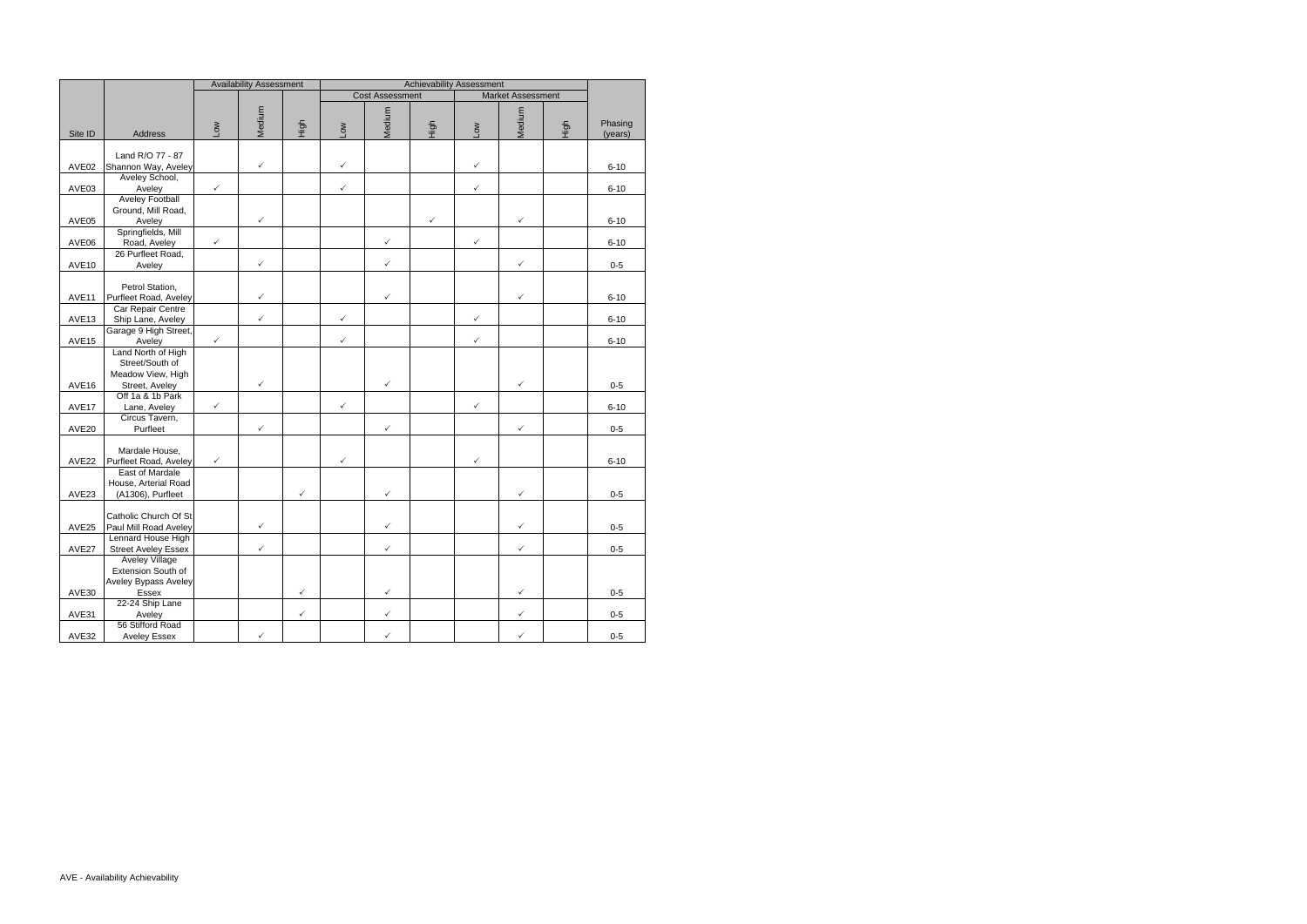| | | Availability Assessment | | | Achievability Assessment | | | | | | |
|---|---|---|---|---|---|---|---|---|---|---|---|
| | | | | | Cost Assessment | | | Market Assessment | | | |
| Site ID | Address | Low | Medium | High | Low | Medium | High | Low | Medium | High | Phasing (years) |
| AVE02 | Land R/O 77 - 87 Shannon Way, Aveley | | ✓ | | ✓ | | | ✓ | | | 6-10 |
| AVE03 | Aveley School, Aveley | ✓ | | | ✓ | | | ✓ | | | 6-10 |
| AVE05 | Aveley Football Ground, Mill Road, Aveley | | ✓ | | | | ✓ | | ✓ | | 6-10 |
| AVE06 | Springfields, Mill Road, Aveley | ✓ | | | | ✓ | | ✓ | | | 6-10 |
| AVE10 | 26 Purfleet Road, Aveley | | ✓ | | | ✓ | | | ✓ | | 0-5 |
| AVE11 | Petrol Station, Purfleet Road, Aveley | | ✓ | | | ✓ | | | ✓ | | 6-10 |
| AVE13 | Car Repair Centre Ship Lane, Aveley | | ✓ | | ✓ | | | ✓ | | | 6-10 |
| AVE15 | Garage 9 High Street, Aveley | ✓ | | | ✓ | | | ✓ | | | 6-10 |
| AVE16 | Land North of High Street/South of Meadow View, High Street, Aveley | | ✓ | | | ✓ | | | ✓ | | 0-5 |
| AVE17 | Off 1a & 1b Park Lane, Aveley | ✓ | | | ✓ | | | ✓ | | | 6-10 |
| AVE20 | Circus Tavern, Purfleet | | ✓ | | | ✓ | | | ✓ | | 0-5 |
| AVE22 | Mardale House, Purfleet Road, Aveley | ✓ | | | ✓ | | | ✓ | | | 6-10 |
| AVE23 | East of Mardale House, Arterial Road (A1306), Purfleet | | | ✓ | | ✓ | | | ✓ | | 0-5 |
| AVE25 | Catholic Church Of St Paul Mill Road Aveley | | ✓ | | | ✓ | | | ✓ | | 0-5 |
| AVE27 | Lennard House High Street Aveley Essex | | ✓ | | | ✓ | | | ✓ | | 0-5 |
| AVE30 | Aveley Village Extension South of Aveley Bypass Aveley Essex | | | ✓ | | ✓ | | | ✓ | | 0-5 |
| AVE31 | 22-24 Ship Lane Aveley | | | ✓ | | ✓ | | | ✓ | | 0-5 |
| AVE32 | 56 Stifford Road Aveley Essex | | ✓ | | | ✓ | | | ✓ | | 0-5 |

AVE - Availability Achievability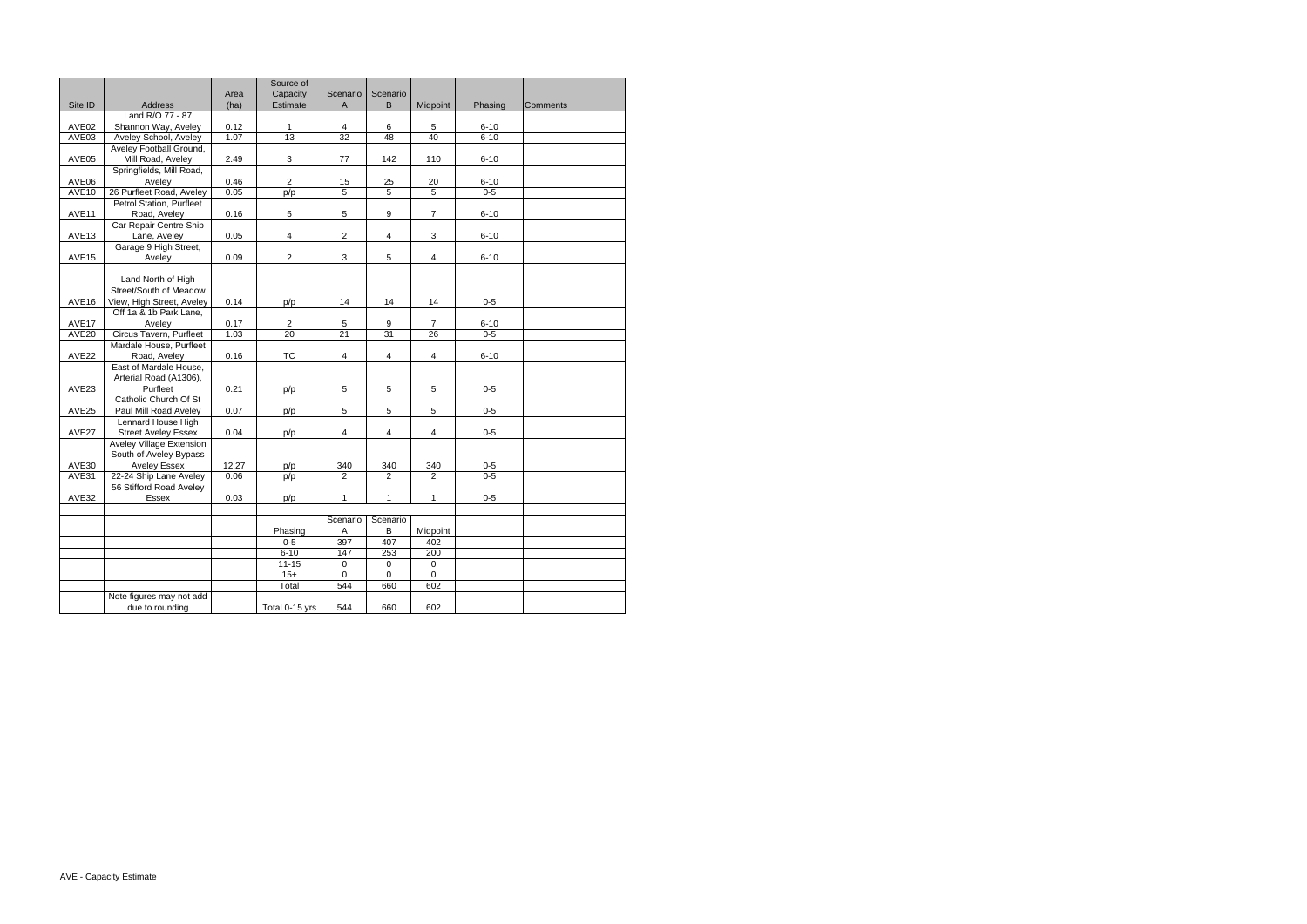| Site ID | Address | Area (ha) | Source of Capacity Estimate | Scenario A | Scenario B | Midpoint | Phasing | Comments |
|---|---|---|---|---|---|---|---|---|
| AVE02 | Land R/O 77 - 87 Shannon Way, Aveley | 0.12 | 1 | 4 | 6 | 5 | 6-10 | |
| AVE03 | Aveley School, Aveley | 1.07 | 13 | 32 | 48 | 40 | 6-10 | |
| AVE05 | Aveley Football Ground, Mill Road, Aveley | 2.49 | 3 | 77 | 142 | 110 | 6-10 | |
| AVE06 | Springfields, Mill Road, Aveley | 0.46 | 2 | 15 | 25 | 20 | 6-10 | |
| AVE10 | 26 Purfleet Road, Aveley | 0.05 | p/p | 5 | 5 | 5 | 0-5 | |
| AVE11 | Petrol Station, Purfleet Road, Aveley | 0.16 | 5 | 5 | 9 | 7 | 6-10 | |
| AVE13 | Car Repair Centre Ship Lane, Aveley | 0.05 | 4 | 2 | 4 | 3 | 6-10 | |
| AVE15 | Garage 9 High Street, Aveley | 0.09 | 2 | 3 | 5 | 4 | 6-10 | |
| AVE16 | Land North of High Street/South of Meadow View, High Street, Aveley | 0.14 | p/p | 14 | 14 | 14 | 0-5 | |
| AVE17 | Off 1a & 1b Park Lane, Aveley | 0.17 | 2 | 5 | 9 | 7 | 6-10 | |
| AVE20 | Circus Tavern, Purfleet | 1.03 | 20 | 21 | 31 | 26 | 0-5 | |
| AVE22 | Mardale House, Purfleet Road, Aveley | 0.16 | TC | 4 | 4 | 4 | 6-10 | |
| AVE23 | East of Mardale House, Arterial Road (A1306), Purfleet | 0.21 | p/p | 5 | 5 | 5 | 0-5 | |
| AVE25 | Catholic Church Of St Paul Mill Road Aveley | 0.07 | p/p | 5 | 5 | 5 | 0-5 | |
| AVE27 | Lennard House High Street Aveley Essex | 0.04 | p/p | 4 | 4 | 4 | 0-5 | |
| AVE30 | Aveley Village Extension South of Aveley Bypass Aveley Essex | 12.27 | p/p | 340 | 340 | 340 | 0-5 | |
| AVE31 | 22-24 Ship Lane Aveley | 0.06 | p/p | 2 | 2 | 2 | 0-5 | |
| AVE32 | 56 Stifford Road Aveley Essex | 0.03 | p/p | 1 | 1 | 1 | 0-5 | |
| | | | | | | | | |
| | | | Phasing | Scenario A | Scenario B | Midpoint | | |
| | | | 0-5 | 397 | 407 | 402 | | |
| | | | 6-10 | 147 | 253 | 200 | | |
| | | | 11-15 | 0 | 0 | 0 | | |
| | | | 15+ | 0 | 0 | 0 | | |
| | | | Total | 544 | 660 | 602 | | |
| | Note figures may not add due to rounding | | Total 0-15 yrs | 544 | 660 | 602 | | |

AVE - Capacity Estimate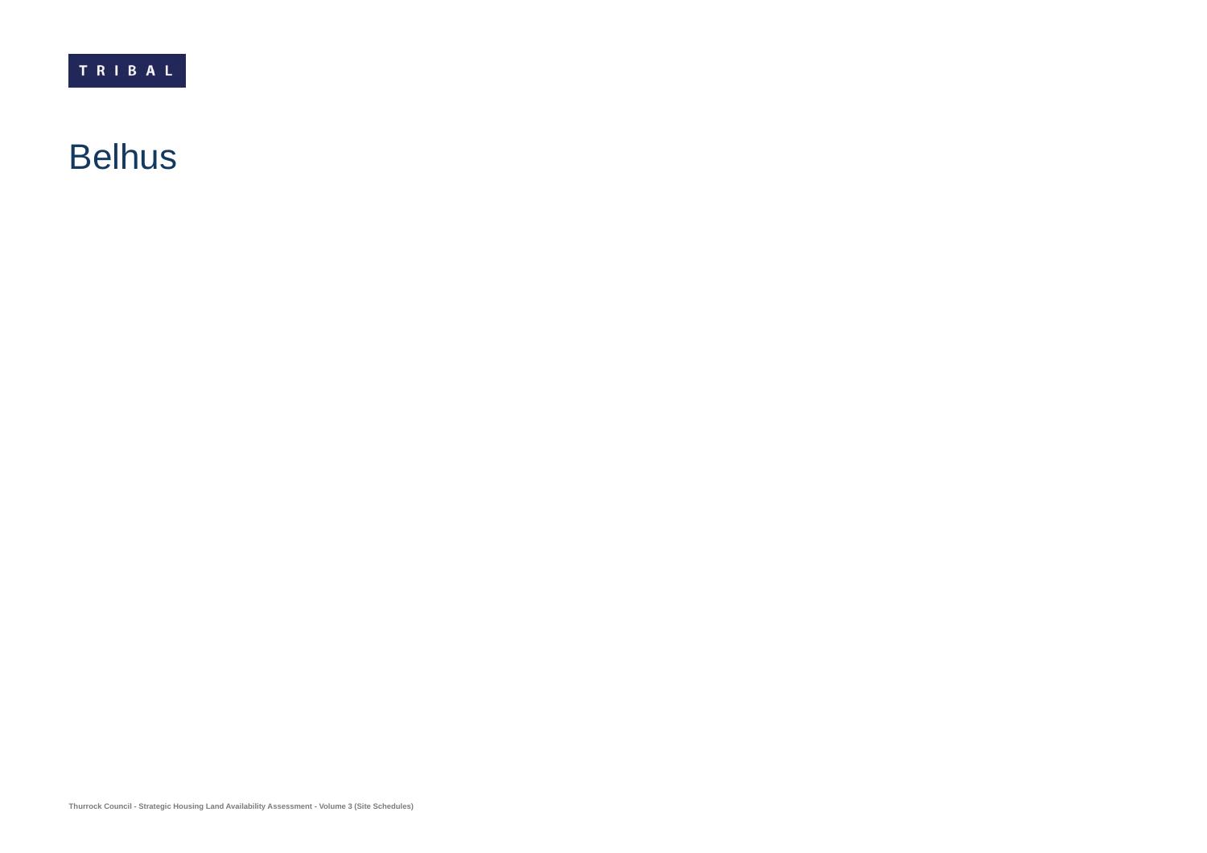# Belhus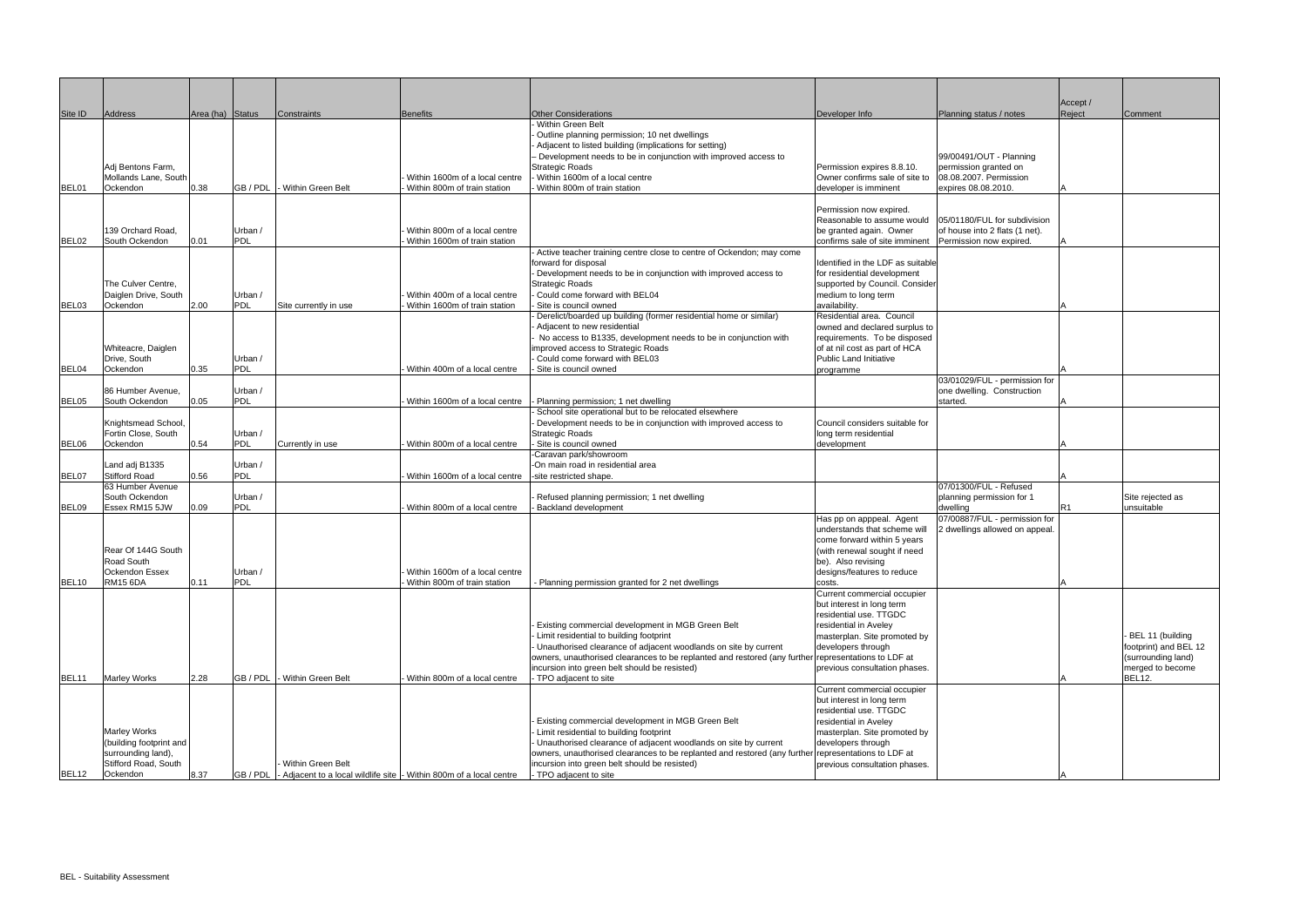| Site ID | Address | Area (ha) | Status | Constraints | Benefits | Other Considerations | Developer Info | Planning status / notes | Accept / Reject | Comment |
|---|---|---|---|---|---|---|---|---|---|---|
| BEL01 | Adj Bentons Farm, Mollands Lane, South Ockendon | 0.38 | GB / PDL | - Within Green Belt | - Within 1600m of a local centre<br>- Within 800m of train station | - Within Green Belt<br>- Outline planning permission; 10 net dwellings<br>- Adjacent to listed building (implications for setting)<br>- Development needs to be in conjunction with improved access to Strategic Roads<br>- Within 1600m of a local centre<br>- Within 800m of train station | Permission expires 8.8.10. Owner confirms sale of site to developer is imminent | 99/00491/OUT - Planning permission granted on 08.08.2007. Permission expires 08.08.2010. | A | |
| BEL02 | 139 Orchard Road, South Ockendon | 0.01 | Urban / PDL | | - Within 800m of a local centre<br>- Within 1600m of train station | | Permission now expired. Reasonable to assume would be granted again. Owner confirms sale of site imminent | 05/01180/FUL for subdivision of house into 2 flats (1 net). Permission now expired. | A | |
| BEL03 | The Culver Centre, Daiglen Drive, South Ockendon | 2.00 | Urban / PDL | Site currently in use | - Within 400m of a local centre<br>- Within 1600m of train station | - Active teacher training centre close to centre of Ockendon; may come forward for disposal<br>- Development needs to be in conjunction with improved access to Strategic Roads<br>- Could come forward with BEL04<br>- Site is council owned | Identified in the LDF as suitable for residential development supported by Council. Consider medium to long term availability. | | A | |
| BEL04 | Whiteacre, Daiglen Drive, South Ockendon | 0.35 | Urban / PDL | | - Within 400m of a local centre | - Derelict/boarded up building (former residential home or similar)<br>- Adjacent to new residential<br>- No access to B1335, development needs to be in conjunction with improved access to Strategic Roads<br>- Could come forward with BEL03<br>- Site is council owned | Residential area. Council owned and declared surplus to requirements. To be disposed of at nil cost as part of HCA Public Land Initiative programme | | A | |
| BEL05 | 86 Humber Avenue, South Ockendon | 0.05 | Urban / PDL | | - Within 1600m of a local centre | - Planning permission; 1 net dwelling | | 03/01029/FUL - permission for one dwelling. Construction started. | A | |
| BEL06 | Knightsmead School, Fortin Close, South Ockendon | 0.54 | Urban / PDL | Currently in use | - Within 800m of a local centre | - School site operational but to be relocated elsewhere<br>- Development needs to be in conjunction with improved access to Strategic Roads<br>- Site is council owned | Council considers suitable for long term residential development | | A | |
| BEL07 | Land adj B1335 Stifford Road | 0.56 | Urban / PDL | | - Within 1600m of a local centre | -Caravan park/showroom<br>-On main road in residential area<br>-site restricted shape. | | | A | |
| BEL09 | 63 Humber Avenue South Ockendon Essex RM15 5JW | 0.09 | Urban / PDL | | - Within 800m of a local centre | - Refused planning permission; 1 net dwelling<br>- Backland development | | 07/01300/FUL - Refused planning permission for 1 dwelling | R1 | Site rejected as unsuitable |
| BEL10 | Rear Of 144G South Road South Ockendon Essex RM15 6DA | 0.11 | Urban / PDL | | - Within 1600m of a local centre<br>- Within 800m of train station | - Planning permission granted for 2 net dwellings | Has pp on apppeal. Agent understands that scheme will come forward within 5 years (with renewal sought if need be). Also revising designs/features to reduce costs. | 07/00887/FUL - permission for 2 dwellings allowed on appeal. | A | |
| BEL11 | Marley Works | 2.28 | GB / PDL | - Within Green Belt | - Within 800m of a local centre | - Existing commercial development in MGB Green Belt<br>- Limit residential to building footprint<br>- Unauthorised clearance of adjacent woodlands on site by current owners, unauthorised clearances to be replanted and restored (any further incursion into green belt should be resisted)<br>- TPO adjacent to site | Current commercial occupier but interest in long term residential use. TTGDC residential in Aveley masterplan. Site promoted by developers through representations to LDF at previous consultation phases. | | A | - BEL 11 (building footprint) and BEL 12 (surrounding land) merged to become BEL12. |
| BEL12 | Marley Works (building footprint and surrounding land), Stifford Road, South Ockendon | 8.37 | GB / PDL | - Within Green Belt<br>- Adjacent to a local wildlife site | - Within 800m of a local centre | - Existing commercial development in MGB Green Belt<br>- Limit residential to building footprint<br>- Unauthorised clearance of adjacent woodlands on site by current owners, unauthorised clearances to be replanted and restored (any further incursion into green belt should be resisted)<br>- TPO adjacent to site | Current commercial occupier but interest in long term residential use. TTGDC residential in Aveley masterplan. Site promoted by developers through representations to LDF at previous consultation phases. | | A | |

BEL - Suitability Assessment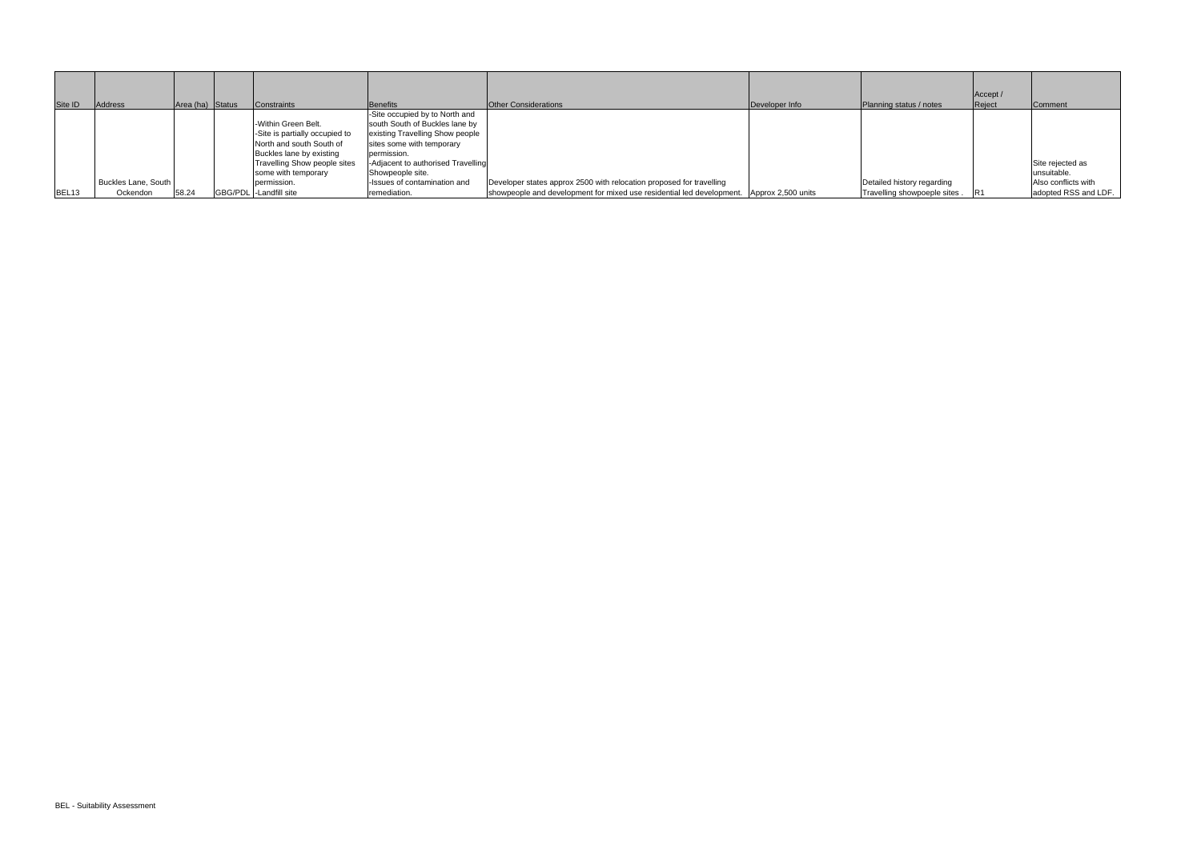| Site ID | Address | Area (ha) | Status | Constraints | Benefits | Other Considerations | Developer Info | Planning status / notes | Accept / Reject | Comment |
|---|---|---|---|---|---|---|---|---|---|---|
| BEL13 | Buckles Lane, South Ockendon | 58.24 | GBG/PDL | -Within Green Belt. -Site is partially occupied to North and south South of Buckles lane by existing Travelling Show people sites some with temporary permission. -Landfill site | -Site occupied by to North and south South of Buckles lane by existing Travelling Show people sites some with temporary permission. -Adjacent to authorised Travelling Showpeople site. -Issues of contamination and remediation. | Developer states approx 2500 with relocation proposed for travelling showpeople and development for mixed use residential led development. | Approx 2,500 units | Detailed history regarding Travelling showpoeple sites . | R1 | Site rejected as unsuitable. Also conflicts with adopted RSS and LDF. |

BEL - Suitability Assessment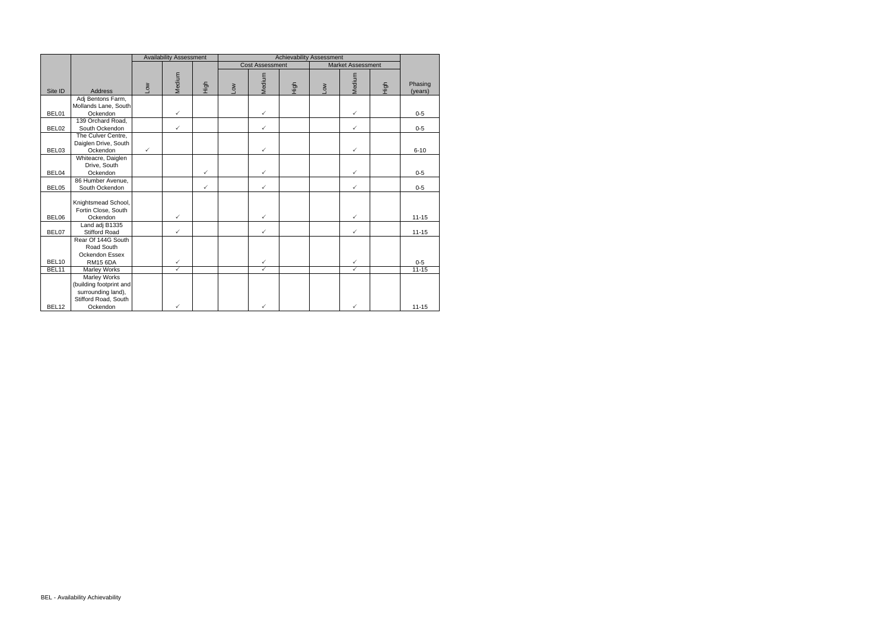| | | Availability Assessment | | | Achievability Assessment | | | | | | |
|---|---|---|---|---|---|---|---|---|---|---|---|
| | | | | | Cost Assessment | | | Market Assessment | | | |
| Site ID | Address | Low | Medium | High | Low | Medium | High | Low | Medium | High | Phasing (years) |
| BEL01 | Adj Bentons Farm, Mollands Lane, South Ockendon | | ✓ | | | ✓ | | | ✓ | | 0-5 |
| BEL02 | 139 Orchard Road, South Ockendon | | ✓ | | | ✓ | | | ✓ | | 0-5 |
| BEL03 | The Culver Centre, Daiglen Drive, South Ockendon | ✓ | | | | ✓ | | | ✓ | | 6-10 |
| BEL04 | Whiteacre, Daiglen Drive, South Ockendon | | | ✓ | | ✓ | | | ✓ | | 0-5 |
| BEL05 | 86 Humber Avenue, South Ockendon | | | ✓ | | ✓ | | | ✓ | | 0-5 |
| BEL06 | Knightsmead School, Fortin Close, South Ockendon | | ✓ | | | ✓ | | | ✓ | | 11-15 |
| BEL07 | Land adj B1335 Stifford Road | | ✓ | | | ✓ | | | ✓ | | 11-15 |
| BEL10 | Rear Of 144G South Road South Ockendon Essex RM15 6DA | | ✓ | | | ✓ | | | ✓ | | 0-5 |
| BEL11 | Marley Works | | ✓ | | | ✓ | | | ✓ | | 11-15 |
| BEL12 | Marley Works (building footprint and surrounding land), Stifford Road, South Ockendon | | ✓ | | | ✓ | | | ✓ | | 11-15 |

BEL - Availability Achievability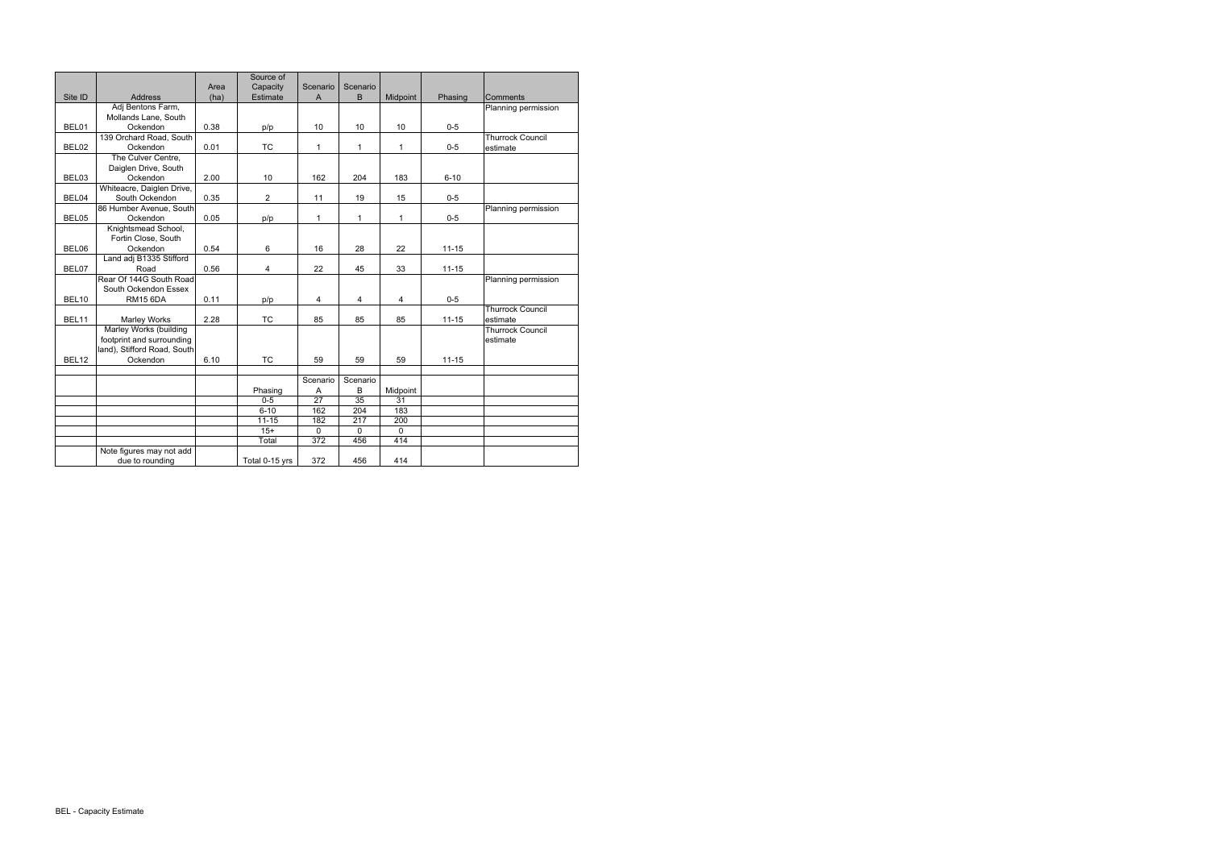| Site ID | Address | Area (ha) | Source of Capacity Estimate | Scenario A | Scenario B | Midpoint | Phasing | Comments |
|---|---|---|---|---|---|---|---|---|
| BEL01 | Adj Bentons Farm, Mollands Lane, South Ockendon | 0.38 | p/p | 10 | 10 | 10 | 0-5 | Planning permission |
| BEL02 | 139 Orchard Road, South Ockendon | 0.01 | TC | 1 | 1 | 1 | 0-5 | Thurrock Council estimate |
| BEL03 | The Culver Centre, Daiglen Drive, South Ockendon | 2.00 | 10 | 162 | 204 | 183 | 6-10 | |
| BEL04 | Whiteacre, Daiglen Drive, South Ockendon | 0.35 | 2 | 11 | 19 | 15 | 0-5 | |
| BEL05 | 86 Humber Avenue, South Ockendon | 0.05 | p/p | 1 | 1 | 1 | 0-5 | Planning permission |
| BEL06 | Knightsmead School, Fortin Close, South Ockendon | 0.54 | 6 | 16 | 28 | 22 | 11-15 | |
| BEL07 | Land adj B1335 Stifford Road | 0.56 | 4 | 22 | 45 | 33 | 11-15 | |
| BEL10 | Rear Of 144G South Road South Ockendon Essex RM15 6DA | 0.11 | p/p | 4 | 4 | 4 | 0-5 | Planning permission |
| BEL11 | Marley Works | 2.28 | TC | 85 | 85 | 85 | 11-15 | Thurrock Council estimate |
| BEL12 | Marley Works (building footprint and surrounding land), Stifford Road, South Ockendon | 6.10 | TC | 59 | 59 | 59 | 11-15 | Thurrock Council estimate |
| | | | | | | | | |
| | | | Phasing | Scenario A | Scenario B | Midpoint | | |
| | | | 0-5 | 27 | 35 | 31 | | |
| | | | 6-10 | 162 | 204 | 183 | | |
| | | | 11-15 | 182 | 217 | 200 | | |
| | | | 15+ | 0 | 0 | 0 | | |
| | | | Total | 372 | 456 | 414 | | |
| | Note figures may not add due to rounding | | Total 0-15 yrs | 372 | 456 | 414 | | |

BEL - Capacity Estimate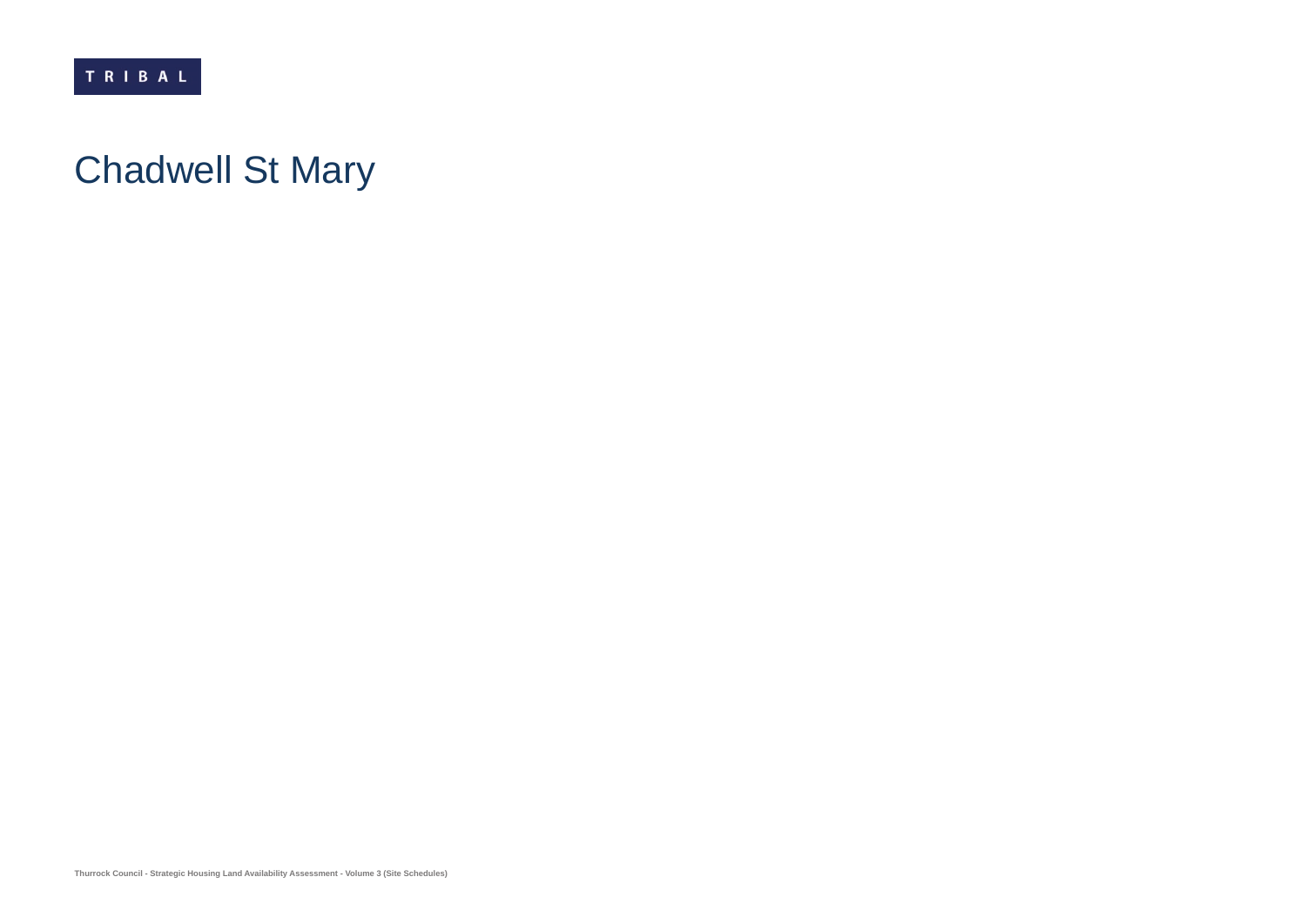# Chadwell St Mary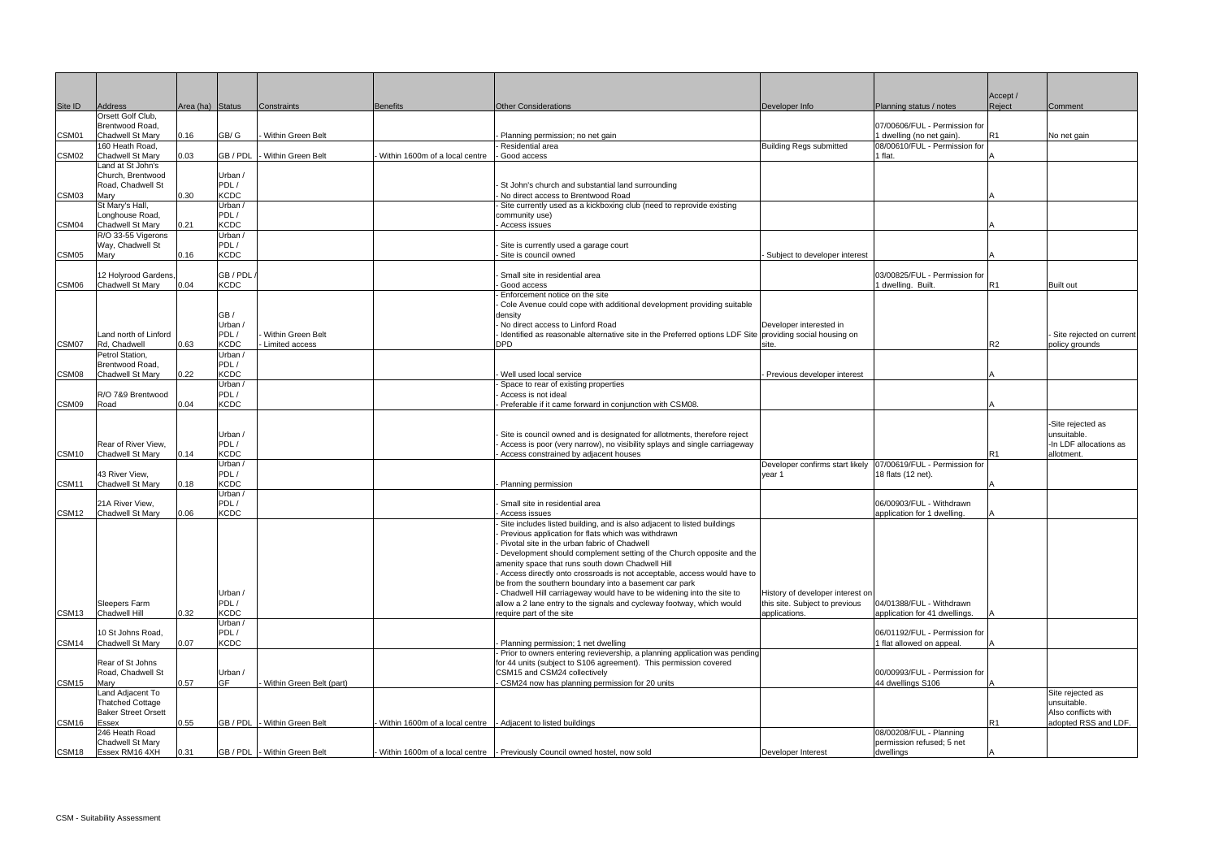| Site ID | Address | Area (ha) | Status | Constraints | Benefits | Other Considerations | Developer Info | Planning status / notes | Accept / Reject | Comment |
|---|---|---|---|---|---|---|---|---|---|---|
| CSM01 | Orsett Golf Club, Brentwood Road, Chadwell St Mary | 0.16 | GB/ G | - Within Green Belt | | - Planning permission; no net gain | | 07/00606/FUL - Permission for 1 dwelling (no net gain). | R1 | No net gain |
| CSM02 | 160 Heath Road, Chadwell St Mary | 0.03 | GB / PDL | - Within Green Belt | - Within 1600m of a local centre | - Residential area<br>- Good access | Building Regs submitted | 08/00610/FUL - Permission for 1 flat. | A | |
| CSM03 | Land at St John's Church, Brentwood Road, Chadwell St Mary | 0.30 | Urban / PDL / KCDC | | | - St John's church and substantial land surrounding<br>- No direct access to Brentwood Road | | | A | |
| CSM04 | St Mary's Hall, Longhouse Road, Chadwell St Mary | 0.21 | Urban / PDL / KCDC | | | - Site currently used as a kickboxing club (need to reprovide existing community use)<br>- Access issues | | | A | |
| CSM05 | R/O 33-55 Vigerons Way, Chadwell St Mary | 0.16 | Urban / PDL / KCDC | | | - Site is currently used a garage court<br>- Site is council owned | - Subject to developer interest | | A | |
| CSM06 | 12 Holyrood Gardens, Chadwell St Mary | 0.04 | GB / PDL / KCDC | | | - Small site in residential area<br>- Good access | | 03/00825/FUL - Permission for 1 dwelling. Built. | R1 | Built out |
| CSM07 | Land north of Linford Rd, Chadwell | 0.63 | GB / Urban / PDL / KCDC | - Within Green Belt<br>- Limited access | | - Enforcement notice on the site<br>- Cole Avenue could cope with additional development providing suitable density<br>- No direct access to Linford Road<br>- Identified as reasonable alternative site in the Preferred options LDF Site DPD | Developer interested in providing social housing on site. | | R2 | - Site rejected on current policy grounds |
| CSM08 | Petrol Station, Brentwood Road, Chadwell St Mary | 0.22 | Urban / PDL / KCDC | | | - Well used local service | - Previous developer interest | | A | |
| CSM09 | R/O 7&9 Brentwood Road | 0.04 | Urban / PDL / KCDC | | | - Space to rear of existing properties<br>- Access is not ideal<br>- Preferable if it came forward in conjunction with CSM08. | | | A | |
| CSM10 | Rear of River View, Chadwell St Mary | 0.14 | Urban / PDL / KCDC | | | - Site is council owned and is designated for allotments, therefore reject<br>- Access is poor (very narrow), no visibility splays and single carriageway<br>- Access constrained by adjacent houses | | | R1 | -Site rejected as unsuitable.<br>-In LDF allocations as allotment. |
| CSM11 | 43 River View, Chadwell St Mary | 0.18 | Urban / PDL / KCDC | | | - Planning permission | Developer confirms start likely year 1 | 07/00619/FUL - Permission for 18 flats (12 net). | A | |
| CSM12 | 21A River View, Chadwell St Mary | 0.06 | Urban / PDL / KCDC | | | - Small site in residential area<br>- Access issues | | 06/00903/FUL - Withdrawn application for 1 dwelling. | A | |
| CSM13 | Sleepers Farm Chadwell Hill | 0.32 | Urban / PDL / KCDC | | | - Site includes listed building, and is also adjacent to listed buildings<br>- Previous application for flats which was withdrawn<br>- Pivotal site in the urban fabric of Chadwell<br>- Development should complement setting of the Church opposite and the amenity space that runs south down Chadwell Hill<br>- Access directly onto crossroads is not acceptable, access would have to be from the southern boundary into a basement car park<br>- Chadwell Hill carriageway would have to be widening into the site to allow a 2 lane entry to the signals and cycleway footway, which would require part of the site | History of developer interest on this site. Subject to previous applications. | 04/01388/FUL - Withdrawn application for 41 dwellings. | A | |
| CSM14 | 10 St Johns Road, Chadwell St Mary | 0.07 | Urban / PDL / KCDC | | | - Planning permission; 1 net dwelling | | 06/01192/FUL - Permission for 1 flat allowed on appeal. | A | |
| CSM15 | Rear of St Johns Road, Chadwell St Mary | 0.57 | Urban / GF | - Within Green Belt (part) | | - Prior to owners entering revievership, a planning application was pending for 44 units (subject to S106 agreement). This permission covered CSM15 and CSM24 collectively<br>- CSM24 now has planning permission for 20 units | | 00/00993/FUL - Permission for 44 dwellings S106 | A | |
| CSM16 | Land Adjacent To Thatched Cottage Baker Street Orsett Essex | 0.55 | GB / PDL | - Within Green Belt | - Within 1600m of a local centre | - Adjacent to listed buildings | | | R1 | Site rejected as unsuitable. Also conflicts with adopted RSS and LDF. |
| CSM18 | 246 Heath Road Chadwell St Mary Essex RM16 4XH | 0.31 | GB / PDL | - Within Green Belt | - Within 1600m of a local centre | - Previously Council owned hostel, now sold | Developer Interest | 08/00208/FUL - Planning permission refused; 5 net dwellings | A | |

CSM - Suitability Assessment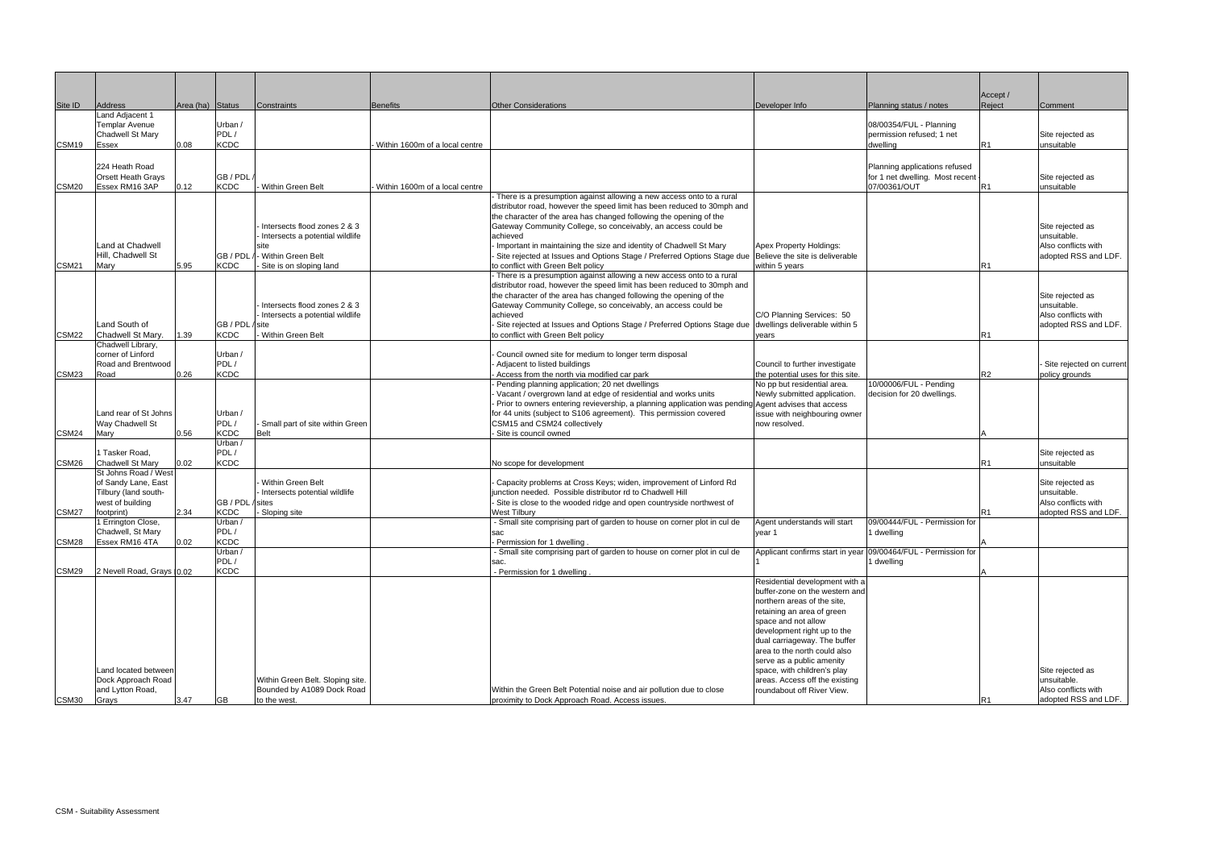| Site ID | Address | Area (ha) | Status | Constraints | Benefits | Other Considerations | Developer Info | Planning status / notes | Accept / Reject | Comment |
|---|---|---|---|---|---|---|---|---|---|---|
| CSM19 | Land Adjacent 1 Templar Avenue Chadwell St Mary Essex | 0.08 | Urban / PDL / KCDC | | - Within 1600m of a local centre | | | 08/00354/FUL - Planning permission refused; 1 net dwelling | R1 | Site rejected as unsuitable |
| CSM20 | 224 Heath Road Orsett Heath Grays Essex RM16 3AP | 0.12 | GB / PDL / KCDC | - Within Green Belt | - Within 1600m of a local centre | | | Planning applications refused for 1 net dwelling. Most recent - 07/00361/OUT | R1 | Site rejected as unsuitable |
| CSM21 | Land at Chadwell Hill, Chadwell St Mary | 5.95 | GB / PDL / KCDC | - Intersects flood zones 2 & 3<br>- Intersects a potential wildlife site<br>- Within Green Belt<br>- Site is on sloping land | | - There is a presumption against allowing a new access onto to a rural distributor road, however the speed limit has been reduced to 30mph and the character of the area has changed following the opening of the Gateway Community College, so conceivably, an access could be achieved<br>- Important in maintaining the size and identity of Chadwell St Mary<br>- Site rejected at Issues and Options Stage / Preferred Options Stage due to conflict with Green Belt policy | Apex Property Holdings: Believe the site is deliverable within 5 years | | R1 | Site rejected as unsuitable. Also conflicts with adopted RSS and LDF. |
| CSM22 | Land South of Chadwell St Mary. | 1.39 | GB / PDL / KCDC | - Intersects flood zones 2 & 3<br>- Intersects a potential wildlife site<br>- Within Green Belt | | - There is a presumption against allowing a new access onto to a rural distributor road, however the speed limit has been reduced to 30mph and the character of the area has changed following the opening of the Gateway Community College, so conceivably, an access could be achieved<br>- Site rejected at Issues and Options Stage / Preferred Options Stage due to conflict with Green Belt policy | C/O Planning Services: 50 dwellings deliverable within 5 years | | R1 | Site rejected as unsuitable. Also conflicts with adopted RSS and LDF. |
| CSM23 | Chadwell Library, corner of Linford Road and Brentwood Road | 0.26 | Urban / PDL / KCDC | | | - Council owned site for medium to longer term disposal<br>- Adjacent to listed buildings<br>- Access from the north via modified car park | Council to further investigate the potential uses for this site. | | R2 | - Site rejected on current policy grounds |
| CSM24 | Land rear of St Johns Way Chadwell St Mary | 0.56 | Urban / PDL / KCDC | - Small part of site within Green Belt | | - Pending planning application; 20 net dwellings<br>- Vacant / overgrown land at edge of residential and works units<br>- Prior to owners entering revievership, a planning application was pending for 44 units (subject to S106 agreement). This permission covered CSM15 and CSM24 collectively<br>- Site is council owned | No pp but residential area. Newly submitted application. Agent advises that access issue with neighbouring owner now resolved. | 10/00006/FUL - Pending decision for 20 dwellings. | A | |
| CSM26 | 1 Tasker Road, Chadwell St Mary | 0.02 | Urban / PDL / KCDC | | | No scope for development | | | R1 | Site rejected as unsuitable |
| CSM27 | St Johns Road / West of Sandy Lane, East Tilbury (land south-west of building footprint) | 2.34 | GB / PDL / KCDC | - Within Green Belt<br>- Intersects potential wildlife sites<br>- Sloping site | | - Capacity problems at Cross Keys; widen, improvement of Linford Rd junction needed. Possible distributor rd to Chadwell Hill<br>- Site is close to the wooded ridge and open countryside northwest of West Tilbury | | | R1 | Site rejected as unsuitable. Also conflicts with adopted RSS and LDF. |
| CSM28 | 1 Errington Close, Chadwell, St Mary Essex RM16 4TA | 0.02 | Urban / PDL / KCDC | | | - Small site comprising part of garden to house on corner plot in cul de sac<br>- Permission for 1 dwelling . | Agent understands will start year 1 | 09/00444/FUL - Permission for 1 dwelling | A | |
| CSM29 | 2 Nevell Road, Grays | 0.02 | Urban / PDL / KCDC | | | - Small site comprising part of garden to house on corner plot in cul de sac.<br>- Permission for 1 dwelling . | Applicant confirms start in year 1 | 09/00464/FUL - Permission for 1 dwelling | A | |
| CSM30 | Land located between Dock Approach Road and Lytton Road, Grays | 3.47 | GB | Within Green Belt. Sloping site. Bounded by A1089 Dock Road to the west. | | Within the Green Belt Potential noise and air pollution due to close proximity to Dock Approach Road. Access issues. | Residential development with a buffer-zone on the western and northern areas of the site, retaining an area of green space and not allow development right up to the dual carriageway. The buffer area to the north could also serve as a public amenity space, with children's play areas. Access off the existing roundabout off River View. | | R1 | Site rejected as unsuitable. Also conflicts with adopted RSS and LDF. |

CSM - Suitability Assessment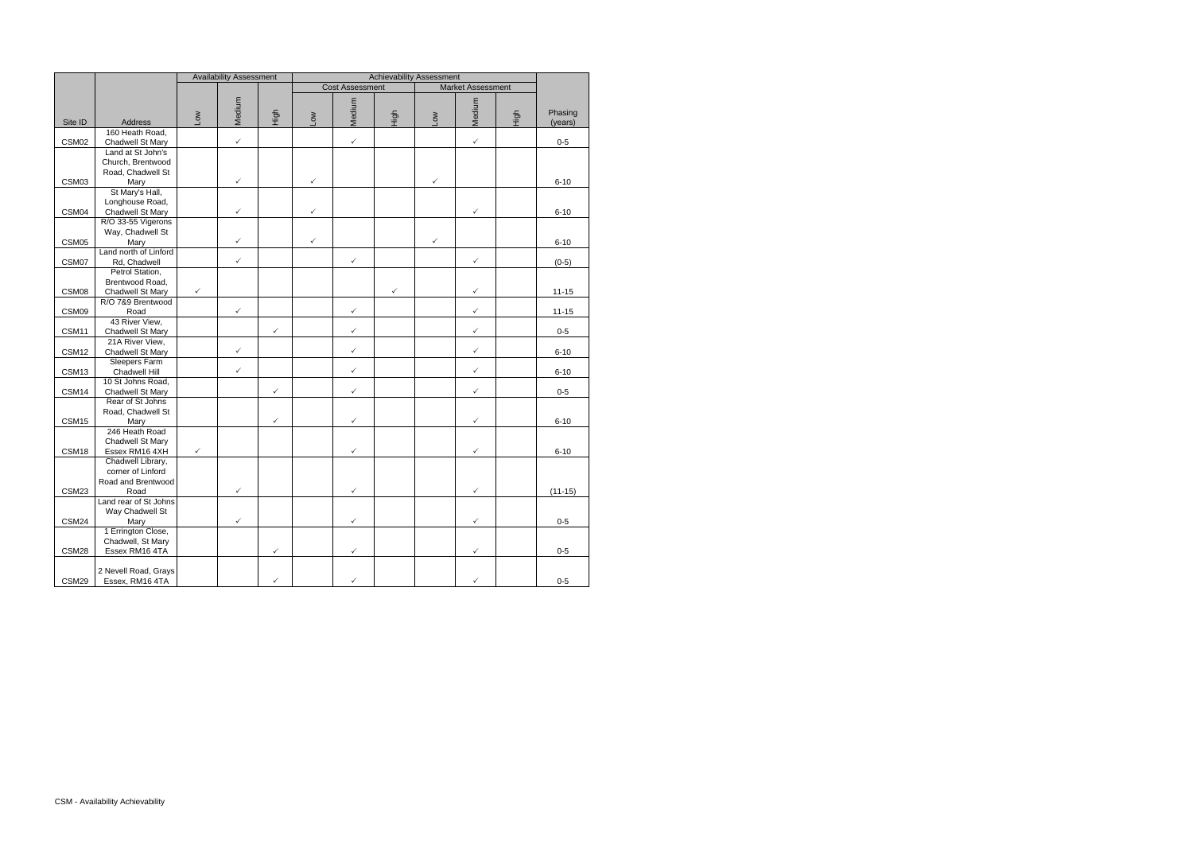| | | Availability Assessment | | | Achievability Assessment | | | | | | |
|---|---|---|---|---|---|---|---|---|---|---|---|
| | | | | | Cost Assessment | | | Market Assessment | | | |
| Site ID | Address | Low | Medium | High | Low | Medium | High | Low | Medium | High | Phasing (years) |
| CSM02 | 160 Heath Road, Chadwell St Mary | | ✓ | | | ✓ | | | ✓ | | 0-5 |
| CSM03 | Land at St John's Church, Brentwood Road, Chadwell St Mary | | ✓ | | ✓ | | | ✓ | | | 6-10 |
| CSM04 | St Mary's Hall, Longhouse Road, Chadwell St Mary | | ✓ | | ✓ | | | | ✓ | | 6-10 |
| CSM05 | R/O 33-55 Vigerons Way, Chadwell St Mary | | ✓ | | ✓ | | | ✓ | | | 6-10 |
| CSM07 | Land north of Linford Rd, Chadwell | | ✓ | | | ✓ | | | ✓ | | (0-5) |
| CSM08 | Petrol Station, Brentwood Road, Chadwell St Mary | ✓ | | | | | ✓ | | ✓ | | 11-15 |
| CSM09 | R/O 7&9 Brentwood Road | | ✓ | | | ✓ | | | ✓ | | 11-15 |
| CSM11 | 43 River View, Chadwell St Mary | | | ✓ | | ✓ | | | ✓ | | 0-5 |
| CSM12 | 21A River View, Chadwell St Mary | | ✓ | | | ✓ | | | ✓ | | 6-10 |
| CSM13 | Sleepers Farm Chadwell Hill | | ✓ | | | ✓ | | | ✓ | | 6-10 |
| CSM14 | 10 St Johns Road, Chadwell St Mary | | | ✓ | | ✓ | | | ✓ | | 0-5 |
| CSM15 | Rear of St Johns Road, Chadwell St Mary | | | ✓ | | ✓ | | | ✓ | | 6-10 |
| CSM18 | 246 Heath Road Chadwell St Mary Essex RM16 4XH | ✓ | | | | ✓ | | | ✓ | | 6-10 |
| CSM23 | Chadwell Library, corner of Linford Road and Brentwood Road | | ✓ | | | ✓ | | | ✓ | | (11-15) |
| CSM24 | Land rear of St Johns Way Chadwell St Mary | | ✓ | | | ✓ | | | ✓ | | 0-5 |
| CSM28 | 1 Errington Close, Chadwell, St Mary Essex RM16 4TA | | | ✓ | | ✓ | | | ✓ | | 0-5 |
| CSM29 | 2 Nevell Road, Grays Essex, RM16 4TA | | | ✓ | | ✓ | | | ✓ | | 0-5 |

CSM - Availability Achievability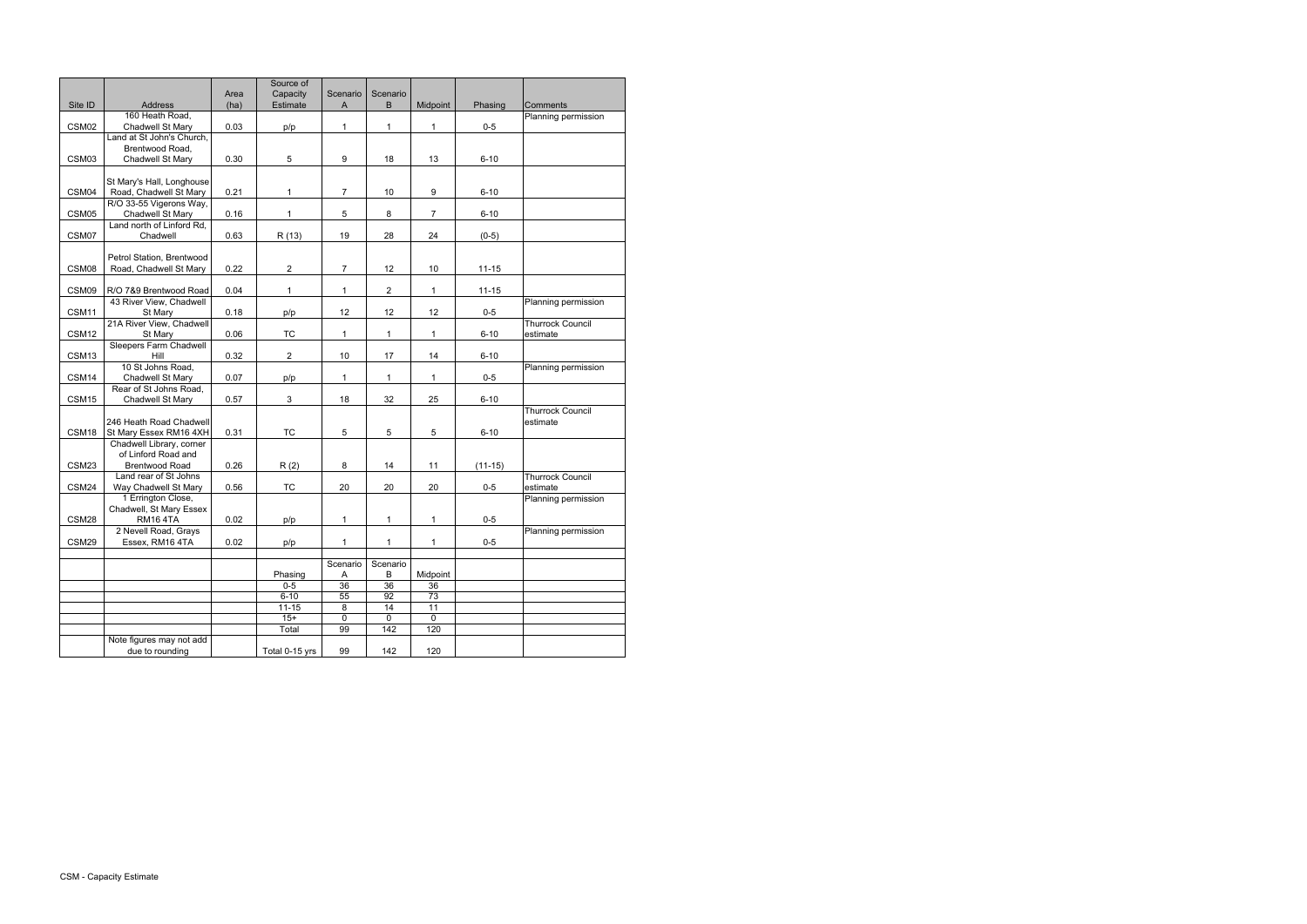| Site ID | Address | Area (ha) | Source of Capacity Estimate | Scenario A | Scenario B | Midpoint | Phasing | Comments |
|---|---|---|---|---|---|---|---|---|
| CSM02 | 160 Heath Road, Chadwell St Mary | 0.03 | p/p | 1 | 1 | 1 | 0-5 | Planning permission |
| CSM03 | Land at St John's Church, Brentwood Road, Chadwell St Mary | 0.30 | 5 | 9 | 18 | 13 | 6-10 | |
| CSM04 | St Mary's Hall, Longhouse Road, Chadwell St Mary | 0.21 | 1 | 7 | 10 | 9 | 6-10 | |
| CSM05 | R/O 33-55 Vigerons Way, Chadwell St Mary | 0.16 | 1 | 5 | 8 | 7 | 6-10 | |
| CSM07 | Land north of Linford Rd, Chadwell | 0.63 | R (13) | 19 | 28 | 24 | (0-5) | |
| CSM08 | Petrol Station, Brentwood Road, Chadwell St Mary | 0.22 | 2 | 7 | 12 | 10 | 11-15 | |
| CSM09 | R/O 7&9 Brentwood Road | 0.04 | 1 | 1 | 2 | 1 | 11-15 | |
| CSM11 | 43 River View, Chadwell St Mary | 0.18 | p/p | 12 | 12 | 12 | 0-5 | Planning permission |
| CSM12 | 21A River View, Chadwell St Mary | 0.06 | TC | 1 | 1 | 1 | 6-10 | Thurrock Council estimate |
| CSM13 | Sleepers Farm Chadwell Hill | 0.32 | 2 | 10 | 17 | 14 | 6-10 | |
| CSM14 | 10 St Johns Road, Chadwell St Mary | 0.07 | p/p | 1 | 1 | 1 | 0-5 | Planning permission |
| CSM15 | Rear of St Johns Road, Chadwell St Mary | 0.57 | 3 | 18 | 32 | 25 | 6-10 | |
| CSM18 | 246 Heath Road Chadwell St Mary Essex RM16 4XH | 0.31 | TC | 5 | 5 | 5 | 6-10 | Thurrock Council estimate |
| CSM23 | Chadwell Library, corner of Linford Road and Brentwood Road | 0.26 | R (2) | 8 | 14 | 11 | (11-15) | |
| CSM24 | Land rear of St Johns Way Chadwell St Mary | 0.56 | TC | 20 | 20 | 20 | 0-5 | Thurrock Council estimate |
| CSM28 | 1 Errington Close, Chadwell, St Mary Essex RM16 4TA | 0.02 | p/p | 1 | 1 | 1 | 0-5 | Planning permission |
| CSM29 | 2 Nevell Road, Grays Essex, RM16 4TA | 0.02 | p/p | 1 | 1 | 1 | 0-5 | Planning permission |
| | | | | | | | | |
| | | | Phasing | Scenario A | Scenario B | Midpoint | | |
| | | | 0-5 | 36 | 36 | 36 | | |
| | | | 6-10 | 55 | 92 | 73 | | |
| | | | 11-15 | 8 | 14 | 11 | | |
| | | | 15+ | 0 | 0 | 0 | | |
| | | | Total | 99 | 142 | 120 | | |
| | Note figures may not add due to rounding | | Total 0-15 yrs | 99 | 142 | 120 | | |

CSM - Capacity Estimate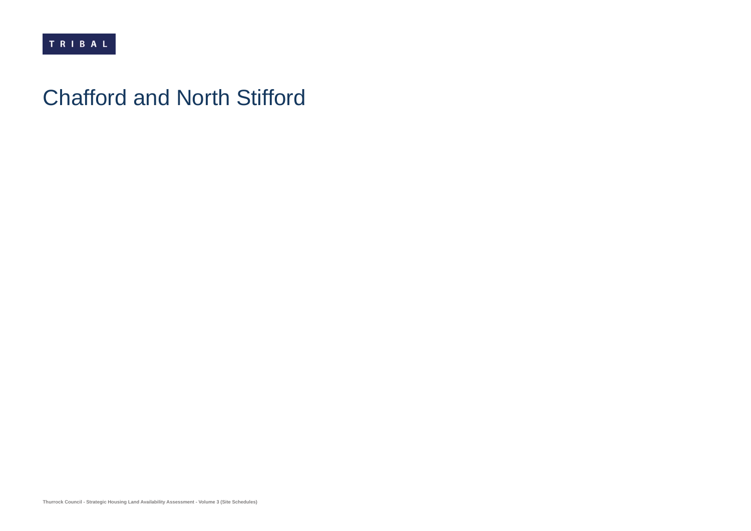# Chafford and North Stifford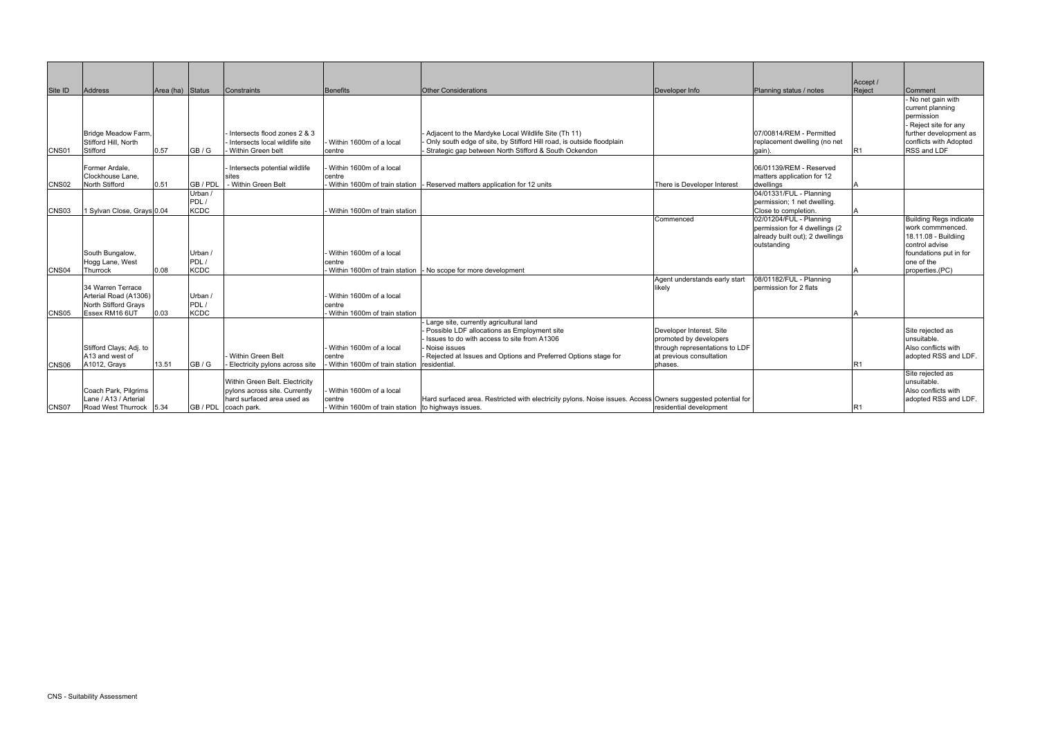| Site ID | Address | Area (ha) | Status | Constraints | Benefits | Other Considerations | Developer Info | Planning status / notes | Accept / Reject | Comment |
|---|---|---|---|---|---|---|---|---|---|---|
| CNS01 | Bridge Meadow Farm, Stifford Hill, North Stifford | 0.57 | GB / G | - Intersects flood zones 2 & 3 - Intersects local wildlife site - Within Green belt | - Within 1600m of a local centre | - Adjacent to the Mardyke Local Wildlife Site (Th 11) - Only south edge of site, by Stifford Hill road, is outside floodplain - Strategic gap between North Stifford & South Ockendon | | 07/00814/REM - Permitted replacement dwelling (no net gain). | R1 | - No net gain with current planning permission - Reject site for any further development as conflicts with Adopted RSS and LDF |
| CNS02 | Former Ardale, Clockhouse Lane, North Stifford | 0.51 | GB / PDL | - Intersects potential wildlife sites - Within Green Belt | - Within 1600m of a local centre - Within 1600m of train station | - Reserved matters application for 12 units | There is Developer Interest | 06/01139/REM - Reserved matters application for 12 dwellings | A | |
| CNS03 | 1 Sylvan Close, Grays | 0.04 | Urban / PDL / KCDC | | - Within 1600m of train station | | | 04/01331/FUL - Planning permission; 1 net dwelling. Close to completion. | A | |
| CNS04 | South Bungalow, Hogg Lane, West Thurrock | 0.08 | Urban / PDL / KCDC | | - Within 1600m of a local centre - Within 1600m of train station | - No scope for more development | Commenced | 02/01204/FUL - Planning permission for 4 dwellings (2 already built out); 2 dwellings outstanding | A | Building Regs indicate work commmenced. 18.11.08 - Buildiing control advise foundations put in for one of the properties.(PC) |
| CNS05 | 34 Warren Terrace Arterial Road (A1306) North Stifford Grays Essex RM16 6UT | 0.03 | Urban / PDL / KCDC | | - Within 1600m of a local centre - Within 1600m of train station | | Agent understands early start likely | 08/01182/FUL - Planning permission for 2 flats | A | |
| CNS06 | Stifford Clays; Adj. to A13 and west of A1012, Grays | 13.51 | GB / G | - Within Green Belt - Electricity pylons across site | - Within 1600m of a local centre - Within 1600m of train station | - Large site, currently agricultural land - Possible LDF allocations as Employment site - Issues to do with access to site from A1306 - Noise issues - Rejected at Issues and Options and Preferred Options stage for residential. | Developer Interest. Site promoted by developers through representations to LDF at previous consultation phases. | | R1 | Site rejected as unsuitable. Also conflicts with adopted RSS and LDF. |
| CNS07 | Coach Park, Pilgrims Lane / A13 / Arterial Road West Thurrock | 5.34 | GB / PDL | Within Green Belt. Electricity pylons across site. Currently hard surfaced area used as coach park. | - Within 1600m of a local centre - Within 1600m of train station | Hard surfaced area. Restricted with electricity pylons. Noise issues. Access to highways issues. | Owners suggested potential for residential development | | R1 | Site rejected as unsuitable. Also conflicts with adopted RSS and LDF. |

CNS - Suitability Assessment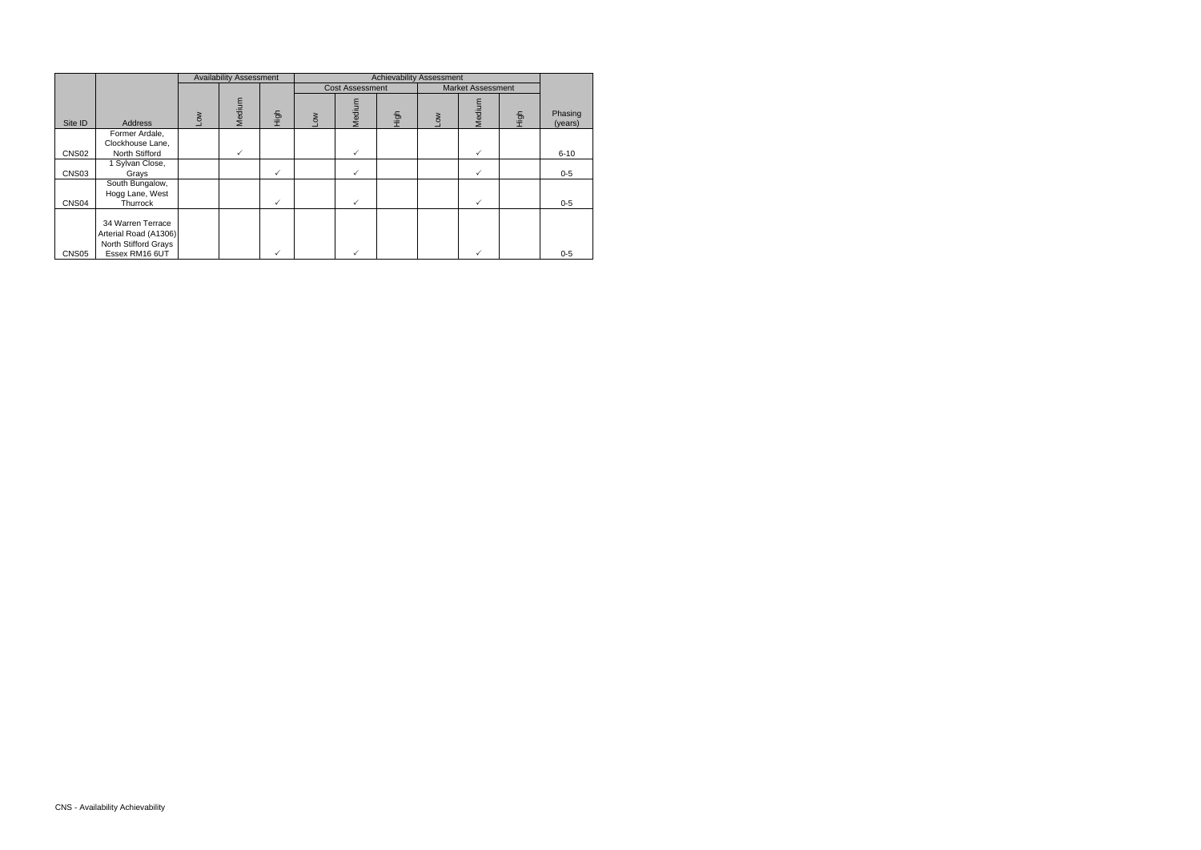| | | Availability Assessment | | | Achievability Assessment | | | | | | |
|---|---|---|---|---|---|---|---|---|---|---|---|
| | | | | | Cost Assessment | | | Market Assessment | | | |
| Site ID | Address | Low | Medium | High | Low | Medium | High | Low | Medium | High | Phasing (years) |
| CNS02 | Former Ardale, Clockhouse Lane, North Stifford | | ✓ | | | ✓ | | | ✓ | | 6-10 |
| CNS03 | 1 Sylvan Close, Grays | | | ✓ | | ✓ | | | ✓ | | 0-5 |
| CNS04 | South Bungalow, Hogg Lane, West Thurrock | | | ✓ | | ✓ | | | ✓ | | 0-5 |
| CNS05 | 34 Warren Terrace Arterial Road (A1306) North Stifford Grays Essex RM16 6UT | | | ✓ | | ✓ | | | ✓ | | 0-5 |

CNS - Availability Achievability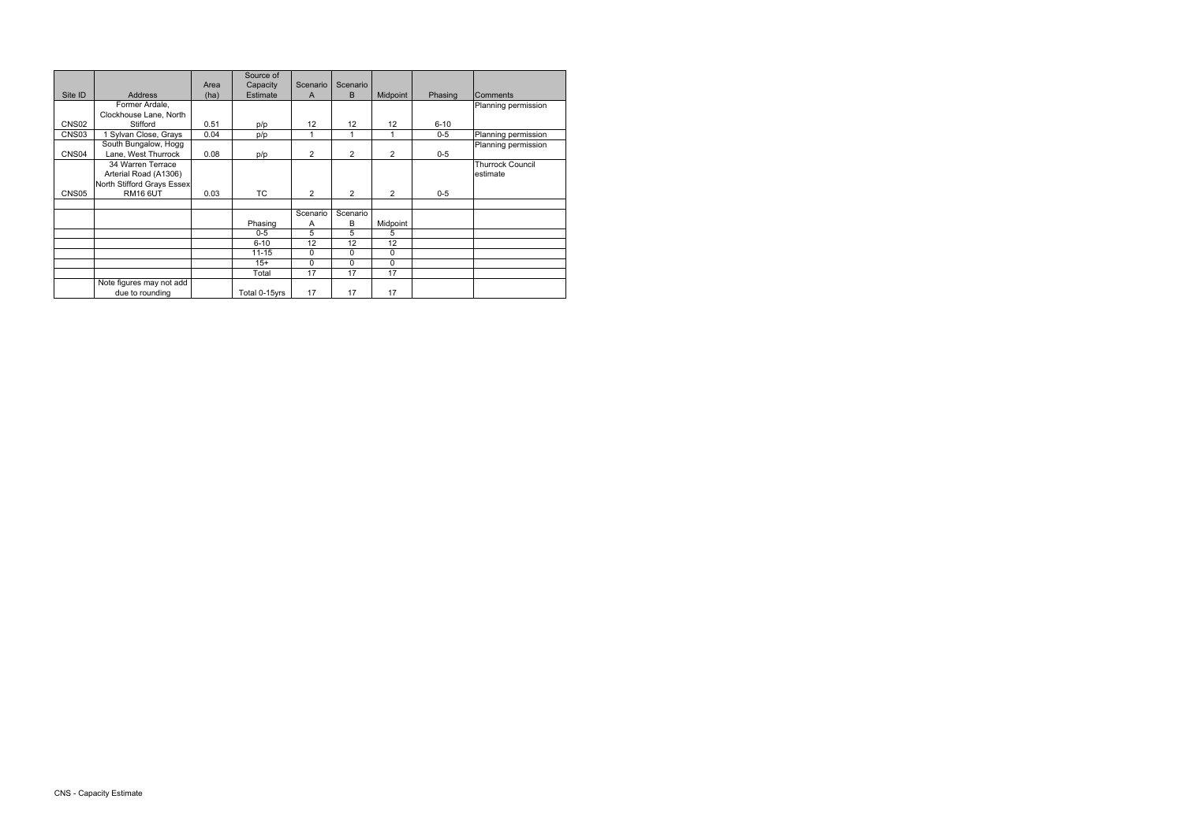| Site ID | Address | Area (ha) | Source of Capacity Estimate | Scenario A | Scenario B | Midpoint | Phasing | Comments |
|---|---|---|---|---|---|---|---|---|
| CNS02 | Former Ardale, Clockhouse Lane, North Stifford | 0.51 | p/p | 12 | 12 | 12 | 6-10 | Planning permission |
| CNS03 | 1 Sylvan Close, Grays | 0.04 | p/p | 1 | 1 | 1 | 0-5 | Planning permission |
| CNS04 | South Bungalow, Hogg Lane, West Thurrock | 0.08 | p/p | 2 | 2 | 2 | 0-5 | Planning permission |
| CNS05 | 34 Warren Terrace Arterial Road (A1306) North Stifford Grays Essex RM16 6UT | 0.03 | TC | 2 | 2 | 2 | 0-5 | Thurrock Council estimate |
| | | | | | | | | |
| | | | Phasing | Scenario A | Scenario B | Midpoint | | |
| | | | 0-5 | 5 | 5 | 5 | | |
| | | | 6-10 | 12 | 12 | 12 | | |
| | | | 11-15 | 0 | 0 | 0 | | |
| | | | 15+ | 0 | 0 | 0 | | |
| | | | Total | 17 | 17 | 17 | | |
| | Note figures may not add due to rounding | | Total 0-15yrs | 17 | 17 | 17 | | |

CNS - Capacity Estimate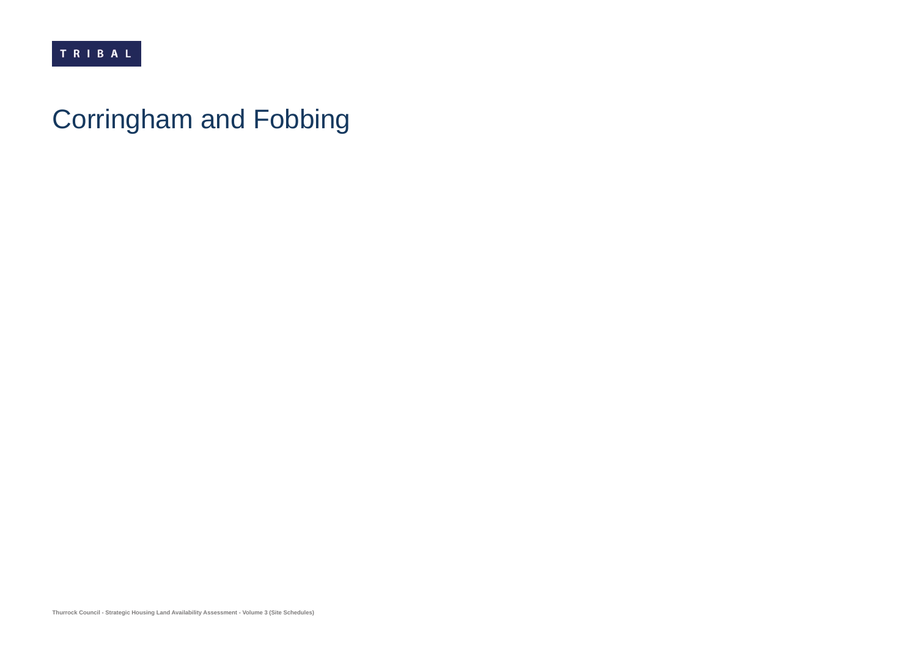TRIBAL

# Corringham and Fobbing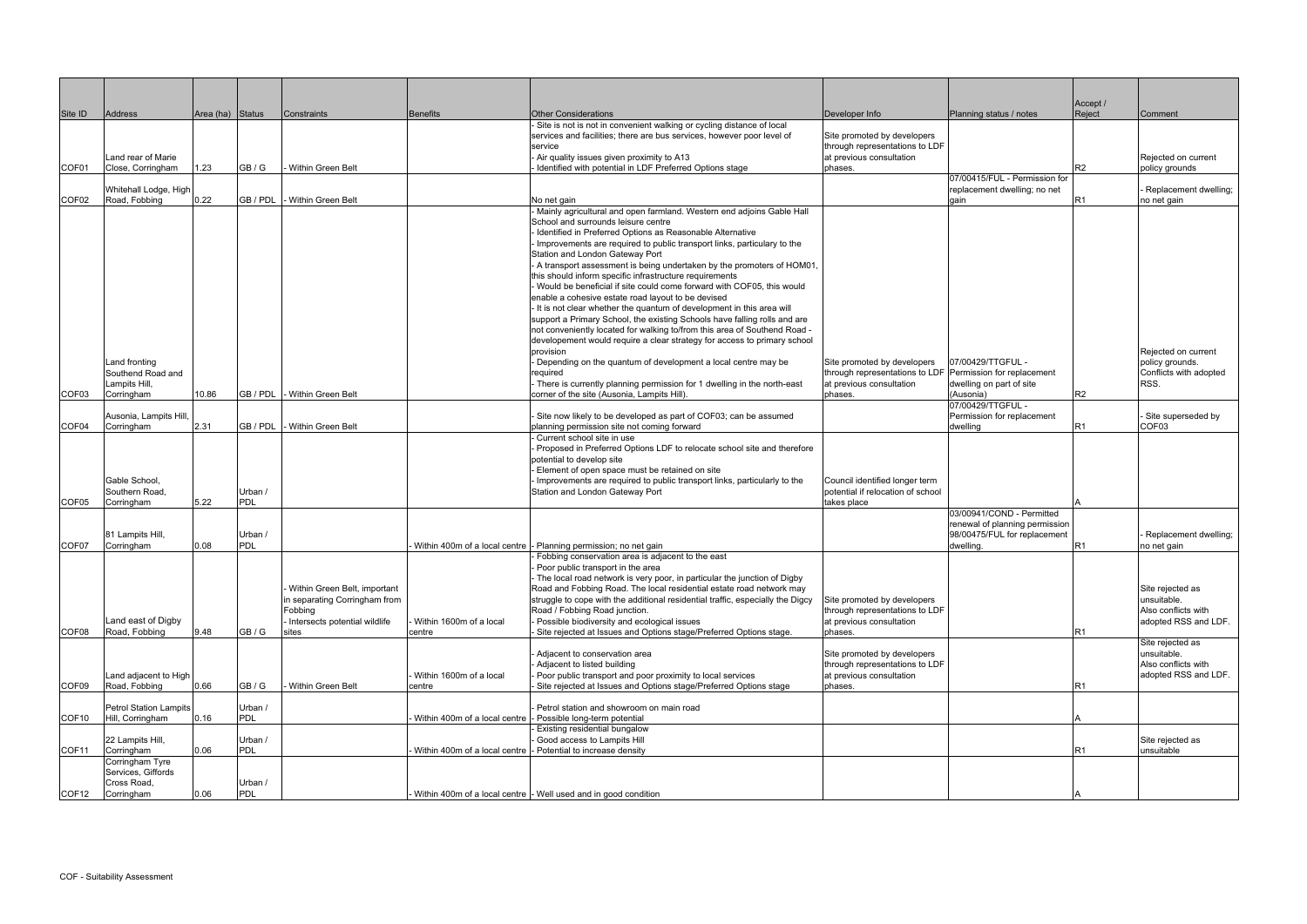| Site ID | Address | Area (ha) | Status | Constraints | Benefits | Other Considerations | Developer Info | Planning status / notes | Accept / Reject | Comment |
|---|---|---|---|---|---|---|---|---|---|---|
| COF01 | Land rear of Marie Close, Corringham | 1.23 | GB / G | - Within Green Belt | | - Site is not is not in convenient walking or cycling distance of local services and facilities; there are bus services, however poor level of service<br>- Air quality issues given proximity to A13<br>- Identified with potential in LDF Preferred Options stage | Site promoted by developers through representations to LDF at previous consultation phases. | | R2 | Rejected on current policy grounds |
| COF02 | Whitehall Lodge, High Road, Fobbing | 0.22 | GB / PDL | - Within Green Belt | | No net gain | | 07/00415/FUL - Permission for replacement dwelling; no net gain | R1 | - Replacement dwelling; no net gain |
| COF03 | Land fronting Southend Road and Lampits Hill, Corringham | 10.86 | GB / PDL | - Within Green Belt | | - Mainly agricultural and open farmland. Western end adjoins Gable Hall School and surrounds leisure centre<br>- Identified in Preferred Options as Reasonable Alternative<br>- Improvements are required to public transport links, particulary to the Station and London Gateway Port<br>- A transport assessment is being undertaken by the promoters of HOM01, this should inform specific infrastructure requirements<br>- Would be beneficial if site could come forward with COF05, this would enable a cohesive estate road layout to be devised<br>- It is not clear whether the quantum of development in this area will support a Primary School, the existing Schools have falling rolls and are not conveniently located for walking to/from this area of Southend Road - developement would require a clear strategy for access to primary school provision<br>- Depending on the quantum of development a local centre may be required<br>- There is currently planning permission for 1 dwelling in the north-east corner of the site (Ausonia, Lampits Hill). | Site promoted by developers through representations to LDF at previous consultation phases. | 07/00429/TTGFUL - Permission for replacement dwelling on part of site (Ausonia) | R2 | Rejected on current policy grounds. Conflicts with adopted RSS. |
| COF04 | Ausonia, Lampits Hill, Corringham | 2.31 | GB / PDL | - Within Green Belt | | - Site now likely to be developed as part of COF03; can be assumed planning permission site not coming forward | | 07/00429/TTGFUL - Permission for replacement dwelling | R1 | - Site superseded by COF03 |
| COF05 | Gable School, Southern Road, Corringham | 5.22 | Urban / PDL | | | - Current school site in use<br>- Proposed in Preferred Options LDF to relocate school site and therefore potential to develop site<br>- Element of open space must be retained on site<br>- Improvements are required to public transport links, particularly to the Station and London Gateway Port | Council identified longer term potential if relocation of school takes place | | A | |
| COF07 | 81 Lampits Hill, Corringham | 0.08 | Urban / PDL | | - Within 400m of a local centre | - Planning permission; no net gain | | 03/00941/COND - Permitted renewal of planning permission 98/00475/FUL for replacement dwelling. | R1 | - Replacement dwelling; no net gain |
| COF08 | Land east of Digby Road, Fobbing | 9.48 | GB / G | - Within Green Belt, important in separating Corringham from Fobbing<br>- Intersects potential wildlife sites | - Within 1600m of a local centre | - Fobbing conservation area is adjacent to the east<br>- Poor public transport in the area<br>- The local road network is very poor, in particular the junction of Digby Road and Fobbing Road. The local residential estate road network may struggle to cope with the additional residential traffic, especially the Digcy Road / Fobbing Road junction.<br>- Possible biodiversity and ecological issues<br>- Site rejected at Issues and Options stage/Preferred Options stage. | Site promoted by developers through representations to LDF at previous consultation phases. | | R1 | Site rejected as unsuitable. Also conflicts with adopted RSS and LDF. |
| COF09 | Land adjacent to High Road, Fobbing | 0.66 | GB / G | - Within Green Belt | - Within 1600m of a local centre | - Adjacent to conservation area<br>- Adjacent to listed building<br>- Poor public transport and poor proximity to local services<br>- Site rejected at Issues and Options stage/Preferred Options stage | Site promoted by developers through representations to LDF at previous consultation phases. | | R1 | Site rejected as unsuitable. Also conflicts with adopted RSS and LDF. |
| COF10 | Petrol Station Lampits Hill, Corringham | 0.16 | Urban / PDL | | - Within 400m of a local centre | - Petrol station and showroom on main road<br>- Possible long-term potential | | | A | |
| COF11 | 22 Lampits Hill, Corringham | 0.06 | Urban / PDL | | - Within 400m of a local centre | - Existing residential bungalow<br>- Good access to Lampits Hill<br>- Potential to increase density | | | R1 | Site rejected as unsuitable |
| COF12 | Corringham Tyre Services, Giffords Cross Road, Corringham | 0.06 | Urban / PDL | | - Within 400m of a local centre | - Well used and in good condition | | | A | |

COF - Suitability Assessment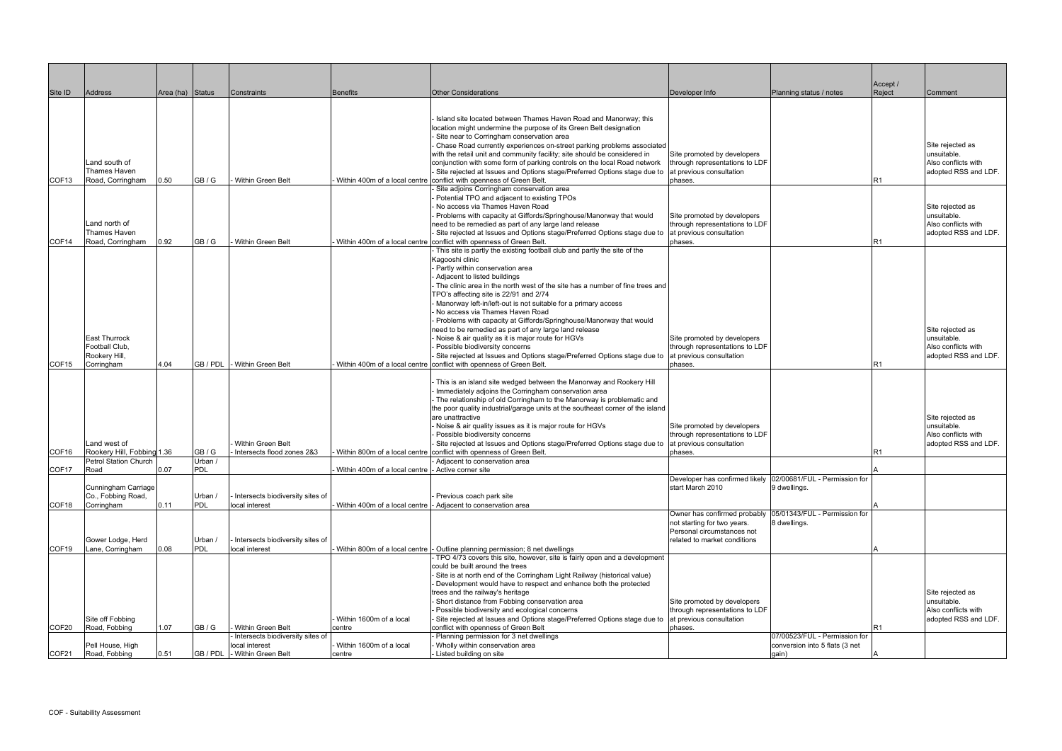| Site ID | Address | Area (ha) | Status | Constraints | Benefits | Other Considerations | Developer Info | Planning status / notes | Accept / Reject | Comment |
|---|---|---|---|---|---|---|---|---|---|---|
| COF13 | Land south of Thames Haven Road, Corringham | 0.50 | GB / G | - Within Green Belt | - Within 400m of a local centre | - Island site located between Thames Haven Road and Manorway; this location might undermine the purpose of its Green Belt designation<br>- Site near to Corringham conservation area<br>- Chase Road currently experiences on-street parking problems associated with the retail unit and community facility; site should be considered in conjunction with some form of parking controls on the local Road network<br>- Site rejected at Issues and Options stage/Preferred Options stage due to conflict with openness of Green Belt. | Site promoted by developers through representations to LDF at previous consultation phases. | | R1 | Site rejected as unsuitable. Also conflicts with adopted RSS and LDF. |
| COF14 | Land north of Thames Haven Road, Corringham | 0.92 | GB / G | - Within Green Belt | - Within 400m of a local centre | - Site adjoins Corringham conservation area<br>- Potential TPO and adjacent to existing TPOs<br>- No access via Thames Haven Road<br>- Problems with capacity at Giffords/Springhouse/Manorway that would need to be remedied as part of any large land release<br>- Site rejected at Issues and Options stage/Preferred Options stage due to conflict with openness of Green Belt. | Site promoted by developers through representations to LDF at previous consultation phases. | | R1 | Site rejected as unsuitable. Also conflicts with adopted RSS and LDF. |
| COF15 | East Thurrock Football Club, Rookery Hill, Corringham | 4.04 | GB / PDL | - Within Green Belt | - Within 400m of a local centre | - This site is partly the existing football club and partly the site of the Kagooshi clinic<br>- Partly within conservation area<br>- Adjacent to listed buildings<br>- The clinic area in the north west of the site has a number of fine trees and TPO's affecting site is 22/91 and 2/74<br>- Manorway left-in/left-out is not suitable for a primary access<br>- No access via Thames Haven Road<br>- Problems with capacity at Giffords/Springhouse/Manorway that would need to be remedied as part of any large land release<br>- Noise & air quality as it is major route for HGVs<br>- Possible biodiversity concerns<br>- Site rejected at Issues and Options stage/Preferred Options stage due to conflict with openness of Green Belt. | Site promoted by developers through representations to LDF at previous consultation phases. | | R1 | Site rejected as unsuitable. Also conflicts with adopted RSS and LDF. |
| COF16 | Land west of Rookery Hill, Fobbing | 1.36 | GB / G | - Within Green Belt<br>- Intersects flood zones 2&3 | - Within 800m of a local centre | - This is an island site wedged between the Manorway and Rookery Hill<br>- Immediately adjoins the Corringham conservation area<br>- The relationship of old Corringham to the Manorway is problematic and the poor quality industrial/garage units at the southeast corner of the island are unattractive<br>- Noise & air quality issues as it is major route for HGVs<br>- Possible biodiversity concerns<br>- Site rejected at Issues and Options stage/Preferred Options stage due to conflict with openness of Green Belt. | Site promoted by developers through representations to LDF at previous consultation phases. | | R1 | Site rejected as unsuitable. Also conflicts with adopted RSS and LDF. |
| COF17 | Petrol Station Church Road | 0.07 | Urban / PDL | | - Within 400m of a local centre | - Adjacent to conservation area<br>- Active corner site | | | A | |
| COF18 | Cunningham Carriage Co., Fobbing Road, Corringham | 0.11 | Urban / PDL | - Intersects biodiversity sites of local interest | - Within 400m of a local centre | - Previous coach park site<br>- Adjacent to conservation area | Developer has confirmed likely start March 2010 | 02/00681/FUL - Permission for 9 dwellings. | A | |
| COF19 | Gower Lodge, Herd Lane, Corringham | 0.08 | Urban / PDL | - Intersects biodiversity sites of local interest | - Within 800m of a local centre | - Outline planning permission; 8 net dwellings | Owner has confirmed probably not starting for two years. Personal circumstances not related to market conditions | 05/01343/FUL - Permission for 8 dwellings. | A | |
| COF20 | Site off Fobbing Road, Fobbing | 1.07 | GB / G | - Within Green Belt | - Within 1600m of a local centre | - TPO 4/73 covers this site, however, site is fairly open and a development could be built around the trees<br>- Site is at north end of the Corringham Light Railway (historical value)<br>- Development would have to respect and enhance both the protected trees and the railway's heritage<br>- Short distance from Fobbing conservation area<br>- Possible biodiversity and ecological concerns<br>- Site rejected at Issues and Options stage/Preferred Options stage due to conflict with openness of Green Belt | Site promoted by developers through representations to LDF at previous consultation phases. | | R1 | Site rejected as unsuitable. Also conflicts with adopted RSS and LDF. |
| COF21 | Pell House, High Road, Fobbing | 0.51 | GB / PDL | - Intersects biodiversity sites of local interest<br>- Within Green Belt | - Within 1600m of a local centre | - Planning permission for 3 net dwellings<br>- Wholly within conservation area<br>- Listed building on site | | 07/00523/FUL - Permission for conversion into 5 flats (3 net gain) | A | |

COF - Suitability Assessment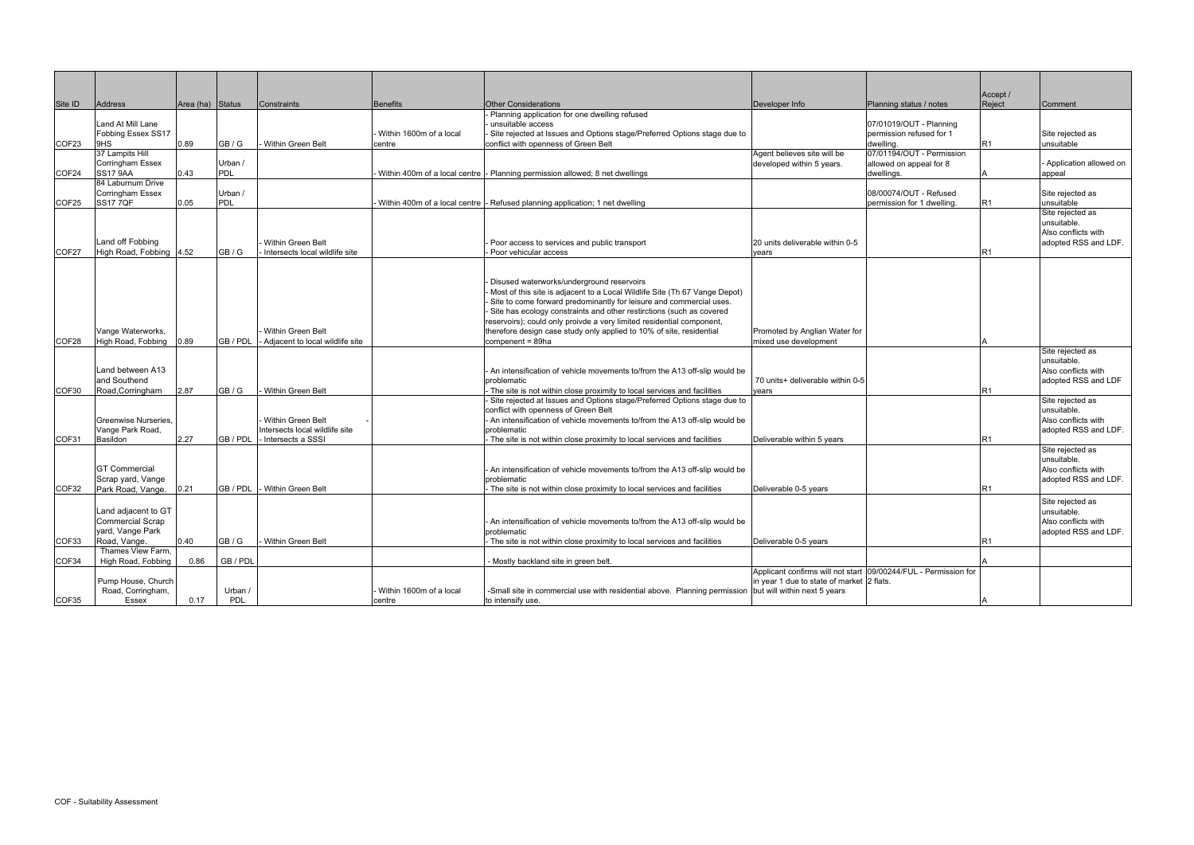| Site ID | Address | Area (ha) | Status | Constraints | Benefits | Other Considerations | Developer Info | Planning status / notes | Accept / Reject | Comment |
|---|---|---|---|---|---|---|---|---|---|---|
| COF23 | Land At Mill Lane Fobbing Essex SS17 9HS | 0.89 | GB / G | - Within Green Belt | - Within 1600m of a local centre | - Planning application for one dwelling refused - unsuitable access - Site rejected at Issues and Options stage/Preferred Options stage due to conflict with openness of Green Belt | | 07/01019/OUT - Planning permission refused for 1 dwelling. | R1 | Site rejected as unsuitable |
| COF24 | 37 Lampits Hill Corringham Essex SS17 9AA | 0.43 | Urban / PDL | | - Within 400m of a local centre | - Planning permission allowed; 8 net dwellings | Agent believes site will be developed within 5 years. | 07/01194/OUT - Permission allowed on appeal for 8 dwellings. | A | - Application allowed on appeal |
| COF25 | 84 Laburnum Drive Corringham Essex SS17 7QF | 0.05 | Urban / PDL | | - Within 400m of a local centre | - Refused planning application; 1 net dwelling | | 08/00074/OUT - Refused permission for 1 dwelling. | R1 | Site rejected as unsuitable |
| COF27 | Land off Fobbing High Road, Fobbing | 4.52 | GB / G | - Within Green Belt - Intersects local wildlife site | | - Poor access to services and public transport - Poor vehicular access | 20 units deliverable within 0-5 years | | R1 | Site rejected as unsuitable. Also conflicts with adopted RSS and LDF. |
| COF28 | Vange Waterworks, High Road, Fobbing | 0.89 | GB / PDL | - Within Green Belt - Adjacent to local wildlife site | | - Disused waterworks/underground reservoirs - Most of this site is adjacent to a Local Wildlife Site (Th 67 Vange Depot) - Site to come forward predominantly for leisure and commercial uses. - Site has ecology constraints and other restirctions (such as covered reservoirs); could only proivde a very limited residential component, therefore design case study only applied to 10% of site, residential compenent = 89ha | Promoted by Anglian Water for mixed use development | | A | |
| COF30 | Land between A13 and Southend Road,Corringham | 2.87 | GB / G | - Within Green Belt | | - An intensification of vehicle movements to/from the A13 off-slip would be problematic - The site is not within close proximity to local services and facilities | 70 units+ deliverable within 0-5 years | | R1 | Site rejected as unsuitable. Also conflicts with adopted RSS and LDF |
| COF31 | Greenwise Nurseries, Vange Park Road, Basildon | 2.27 | GB / PDL | - Within Green Belt - Intersects local wildlife site - Intersects a SSSI | | - Site rejected at Issues and Options stage/Preferred Options stage due to conflict with openness of Green Belt - An intensification of vehicle movements to/from the A13 off-slip would be problematic - The site is not within close proximity to local services and facilities | Deliverable within 5 years | | R1 | Site rejected as unsuitable. Also conflicts with adopted RSS and LDF. |
| COF32 | GT Commercial Scrap yard, Vange Park Road, Vange. | 0.21 | GB / PDL | - Within Green Belt | | - An intensification of vehicle movements to/from the A13 off-slip would be problematic - The site is not within close proximity to local services and facilities | Deliverable 0-5 years | | R1 | Site rejected as unsuitable. Also conflicts with adopted RSS and LDF. |
| COF33 | Land adjacent to GT Commercial Scrap yard, Vange Park Road, Vange. | 0.40 | GB / G | - Within Green Belt | | - An intensification of vehicle movements to/from the A13 off-slip would be problematic - The site is not within close proximity to local services and facilities | Deliverable 0-5 years | | R1 | Site rejected as unsuitable. Also conflicts with adopted RSS and LDF. |
| COF34 | Thames View Farm, High Road, Fobbing | 0.86 | GB / PDL | | | - Mostly backland site in green belt. | | | A | |
| COF35 | Pump House, Church Road, Corringham, Essex | 0.17 | Urban / PDL | | - Within 1600m of a local centre | -Small site in commercial use with residential above. Planning permission to intensify use. | Applicant confirms will not start in year 1 due to state of market but will within next 5 years | 09/00244/FUL - Permission for 2 flats. | A | |

COF - Suitability Assessment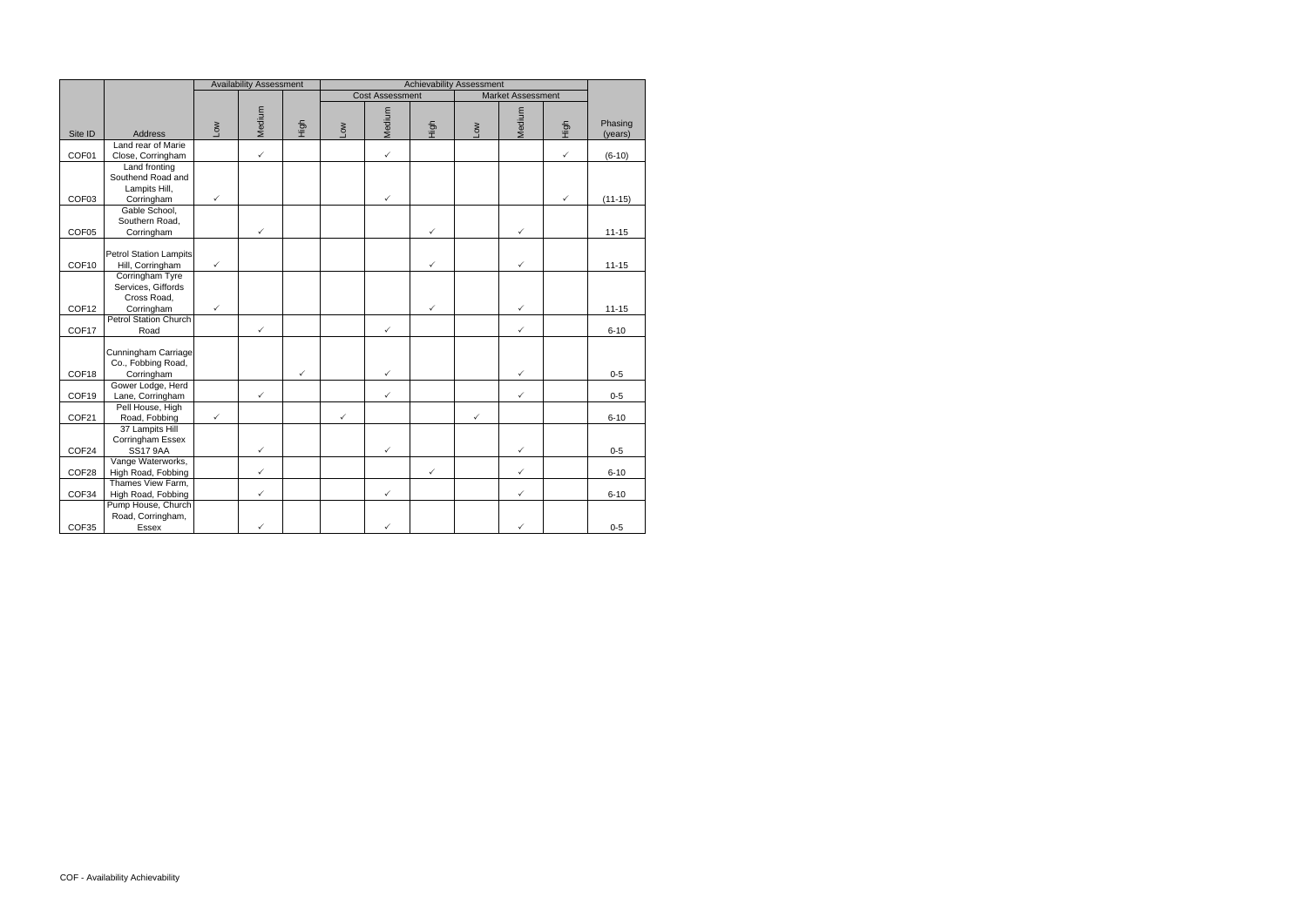| | | Availability Assessment | | | Achievability Assessment | | | | | | |
|---|---|---|---|---|---|---|---|---|---|---|---|
| | | | | | Cost Assessment | | | Market Assessment | | | |
| Site ID | Address | Low | Medium | High | Low | Medium | High | Low | Medium | High | Phasing (years) |
| COF01 | Land rear of Marie Close, Corringham | | ✓ | | | ✓ | | | | ✓ | (6-10) |
| COF03 | Land fronting Southend Road and Lampits Hill, Corringham | ✓ | | | | ✓ | | | | ✓ | (11-15) |
| COF05 | Gable School, Southern Road, Corringham | | ✓ | | | | ✓ | | ✓ | | 11-15 |
| COF10 | Petrol Station Lampits Hill, Corringham | ✓ | | | | | ✓ | | ✓ | | 11-15 |
| COF12 | Corringham Tyre Services, Giffords Cross Road, Corringham | ✓ | | | | | ✓ | | ✓ | | 11-15 |
| COF17 | Petrol Station Church Road | | ✓ | | | ✓ | | | ✓ | | 6-10 |
| COF18 | Cunningham Carriage Co., Fobbing Road, Corringham | | | ✓ | | ✓ | | | ✓ | | 0-5 |
| COF19 | Gower Lodge, Herd Lane, Corringham | | ✓ | | | ✓ | | | ✓ | | 0-5 |
| COF21 | Pell House, High Road, Fobbing | ✓ | | | ✓ | | | ✓ | | | 6-10 |
| COF24 | 37 Lampits Hill Corringham Essex SS17 9AA | | ✓ | | | ✓ | | | ✓ | | 0-5 |
| COF28 | Vange Waterworks, High Road, Fobbing | | ✓ | | | | ✓ | | ✓ | | 6-10 |
| COF34 | Thames View Farm, High Road, Fobbing | | ✓ | | | ✓ | | | ✓ | | 6-10 |
| COF35 | Pump House, Church Road, Corringham, Essex | | ✓ | | | ✓ | | | ✓ | | 0-5 |

COF - Availability Achievability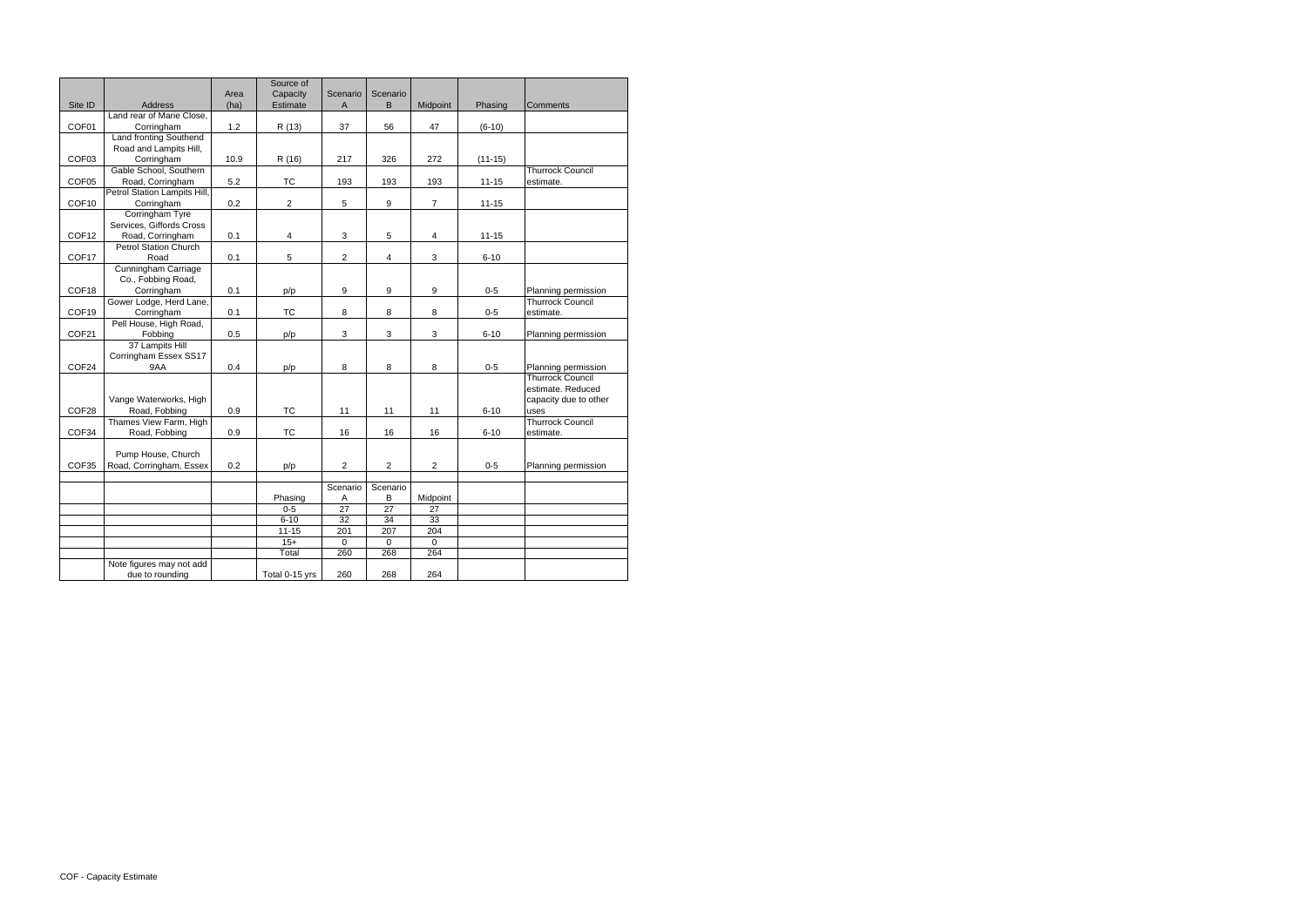| Site ID | Address | Area (ha) | Source of Capacity Estimate | Scenario A | Scenario B | Midpoint | Phasing | Comments |
|---|---|---|---|---|---|---|---|---|
| COF01 | Land rear of Marie Close, Corringham | 1.2 | R (13) | 37 | 56 | 47 | (6-10) | |
| COF03 | Land fronting Southend Road and Lampits Hill, Corringham | 10.9 | R (16) | 217 | 326 | 272 | (11-15) | |
| COF05 | Gable School, Southern Road, Corringham | 5.2 | TC | 193 | 193 | 193 | 11-15 | Thurrock Council estimate. |
| COF10 | Petrol Station Lampits Hill, Corringham | 0.2 | 2 | 5 | 9 | 7 | 11-15 | |
| COF12 | Corringham Tyre Services, Giffords Cross Road, Corringham | 0.1 | 4 | 3 | 5 | 4 | 11-15 | |
| COF17 | Petrol Station Church Road | 0.1 | 5 | 2 | 4 | 3 | 6-10 | |
| COF18 | Cunningham Carriage Co., Fobbing Road, Corringham | 0.1 | p/p | 9 | 9 | 9 | 0-5 | Planning permission |
| COF19 | Gower Lodge, Herd Lane, Corringham | 0.1 | TC | 8 | 8 | 8 | 0-5 | Thurrock Council estimate. |
| COF21 | Pell House, High Road, Fobbing | 0.5 | p/p | 3 | 3 | 3 | 6-10 | Planning permission |
| COF24 | 37 Lampits Hill Corringham Essex SS17 9AA | 0.4 | p/p | 8 | 8 | 8 | 0-5 | Planning permission |
| COF28 | Vange Waterworks, High Road, Fobbing | 0.9 | TC | 11 | 11 | 11 | 6-10 | Thurrock Council estimate. Reduced capacity due to other uses |
| COF34 | Thames View Farm, High Road, Fobbing | 0.9 | TC | 16 | 16 | 16 | 6-10 | Thurrock Council estimate. |
| COF35 | Pump House, Church Road, Corringham, Essex | 0.2 | p/p | 2 | 2 | 2 | 0-5 | Planning permission |
| | | | | | | | | |
| | | | Phasing | Scenario A | Scenario B | Midpoint | | |
| | | | 0-5 | 27 | 27 | 27 | | |
| | | | 6-10 | 32 | 34 | 33 | | |
| | | | 11-15 | 201 | 207 | 204 | | |
| | | | 15+ | 0 | 0 | 0 | | |
| | | | Total | 260 | 268 | 264 | | |
| | Note figures may not add due to rounding | | Total 0-15 yrs | 260 | 268 | 264 | | |

COF - Capacity Estimate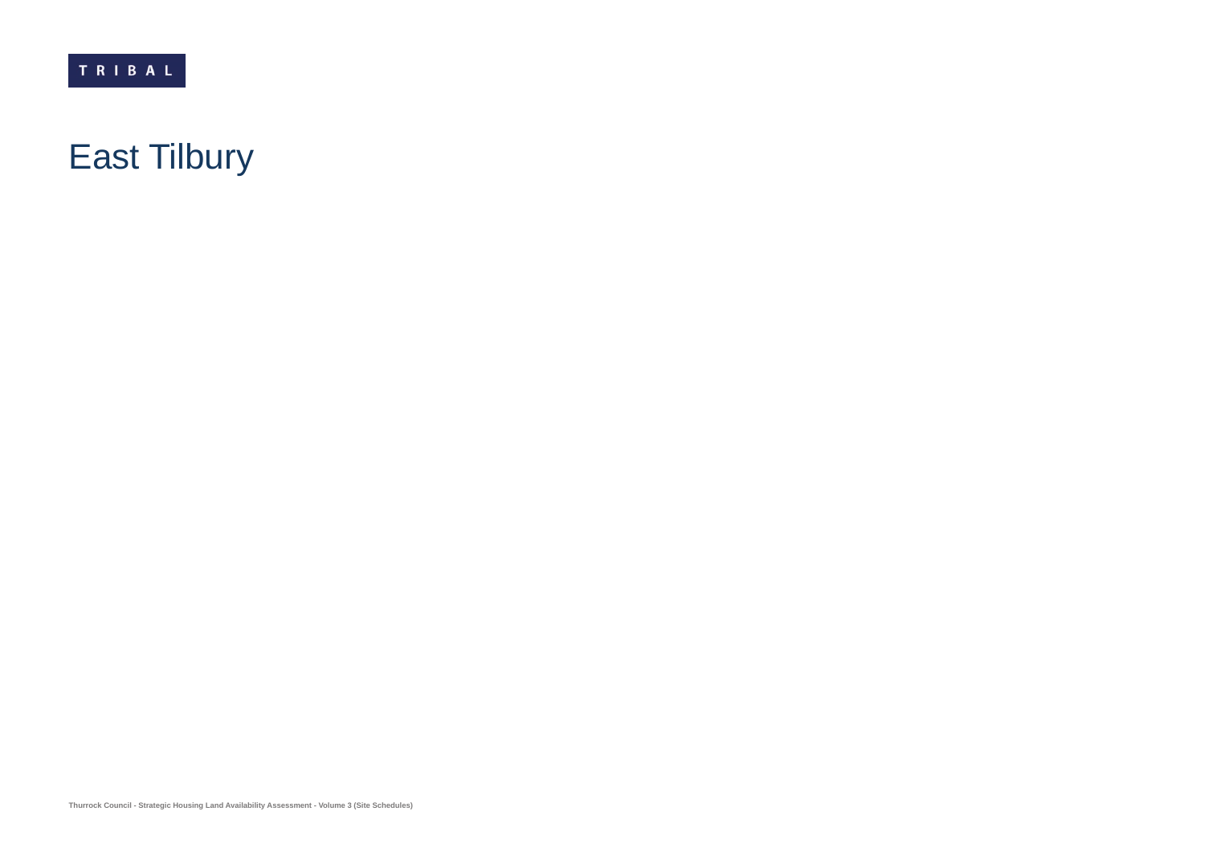# East Tilbury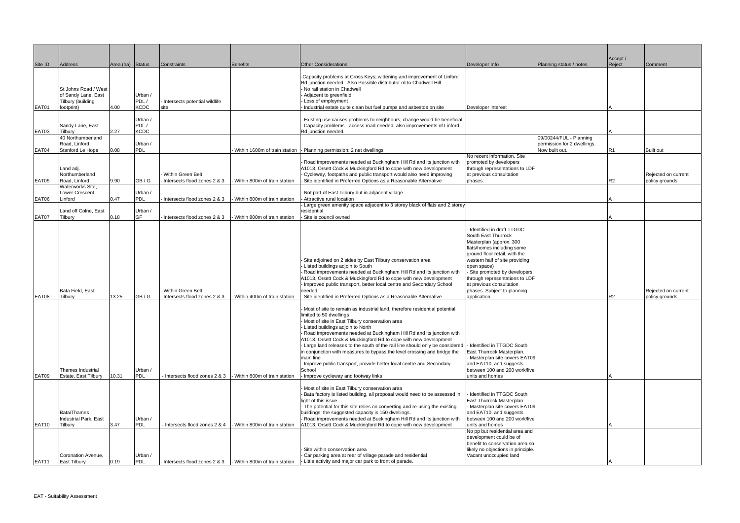| Site ID | Address | Area (ha) | Status | Constraints | Benefits | Other Considerations | Developer Info | Planning status / notes | Accept / Reject | Comment |
|---|---|---|---|---|---|---|---|---|---|---|
| EAT01 | St Johns Road / West of Sandy Lane, East Tilbury (building footprint) | 4.00 | Urban / PDL / KCDC | - Intersects potential wildlife site | | -Capacity problems at Cross Keys; widening and improvement of Linford Rd junction needed. Also Possible distributor rd to Chadwell Hill<br>- No rail station in Chadwell<br>- Adjacent to greenfield<br>- Loss of employment<br>- Industrial estate quite clean but fuel pumps and asbestos on site | Developer interest | | A | |
| EAT03 | Sandy Lane, East Tilbury | 2.27 | Urban / PDL / KCDC | | | - Existing use causes problems to neighbours; change would be beneficial<br>- Capacity problems - access road needed, also improvements of Linford Rd junction needed. | | | A | |
| EAT04 | 40 Northumberland Road, Linford, Stanford Le Hope | 0.08 | Urban / PDL | | - Within 1600m of train station | - Planning permission; 2 net dwellings | | 09/00244/FUL - Planning permission for 2 dwellings. Now built out. | R1 | Built out |
| EAT05 | Land adj. Northumberland Road, Linford | 9.90 | GB / G | - Within Green Belt<br>- Intersects flood zones 2 & 3 | - Within 800m of train station | - Road improvements needed at Buckingham Hill Rd and its junction with A1013, Orsett Cock & Muckingford Rd to cope with new development<br>- Cycleway, footpaths and public transport would also need improving<br>- Site identified in Preferred Options as a Reasonable Alternative | No recent information. Site promoted by developers through representations to LDF at previous consultation phases. | | R2 | Rejected on current policy grounds |
| EAT06 | Waterworks Site, Lower Crescent, Linford | 0.47 | Urban / PDL | - Intersects flood zones 2 & 3 | - Within 800m of train station | - Not part of East Tilbury but in adjacent village<br>- Attractive rural location | | | A | |
| EAT07 | Land off Colne, East Tilbury | 0.18 | Urban / GF | - Intersects flood zones 2 & 3 | - Within 800m of train station | - Large green amenity space adjacent to 3 storey black of flats and 2 storey residential<br>- Site is council owned | | | A | |
| EAT08 | Bata Field, East Tilbury | 13.25 | GB / G | - Within Green Belt<br>- Intersects flood zones 2 & 3 | - Within 400m of train station | - Site adjoined on 2 sides by East Tilbury conservation area<br>- Listed buildings adjoin to South<br>- Road improvements needed at Buckingham Hill Rd and its junction with A1013, Orsett Cock & Muckingford Rd to cope with new development<br>- Improved public transport, better local centre and Secondary School needed<br>- Site identified in Preferred Options as a Reasonable Alternative | - Identified in draft TTGDC South East Thurrock Masterplan (approx. 300 flats/homes including some ground floor retail, with the western half of site providing open space)<br>- Site promoted by developers through representations to LDF at previous consultation phases. Subject to planning application | | R2 | Rejected on current policy grounds |
| EAT09 | Thames Industrial Estate, East Tilbury | 10.31 | Urban / PDL | - Intersects flood zones 2 & 3 | - Within 800m of train station | - Most of site to remain as industrial land, therefore residential potential limited to 50 dwellings<br>- Most of site in East Tilbury conservation area<br>- Listed buildings adjoin to North<br>- Road improvements needed at Buckingham Hill Rd and its junction with A1013, Orsett Cock & Muckingford Rd to cope with new development<br>- Large land releases to the south of the rail line should only be considered in conjunction with measures to bypass the level crossing and bridge the main line<br>- Improve public transport, provide better local centre and Secondary School<br>- Improve cycleway and footway links | - Identified in TTGDC South East Thurrock Masterplan.<br>- Masterplan site covers EAT09 and EAT10, and suggests between 100 and 200 work/live units and homes | | A | |
| EAT10 | Bata/Thames Industrial Park, East Tilbury | 3.47 | Urban / PDL | - Intersects flood zones 2 & 4 | - Within 800m of train station | - Most of site in East Tilbury conservation area<br>- Bata factory is listed building, all proposal would need to be assessed in light of this issue<br>- The potential for this site relies on converting and re-using the existing buildings; the suggested capacity is 150 dwellings.<br>- Road improvements needed at Buckingham Hill Rd and its junction with A1013, Orsett Cock & Muckingford Rd to cope with new development | - Identified in TTGDC South East Thurrock Masterplan.<br>- Masterplan site covers EAT09 and EAT10, and suggests between 100 and 200 work/live units and homes | | A | |
| EAT11 | Coronation Avenue, East Tilbury | 0.19 | Urban / PDL | - Intersects flood zones 2 & 3 | - Within 800m of train station | - Site within conservation area<br>- Car parking area at rear of village parade and residential<br>- Little activity and major car park to front of parade. | No pp but residential area and development could be of benefit to conservation area so likely no objections in principle. Vacant unoccupied land | | A | |

EAT - Suitability Assessment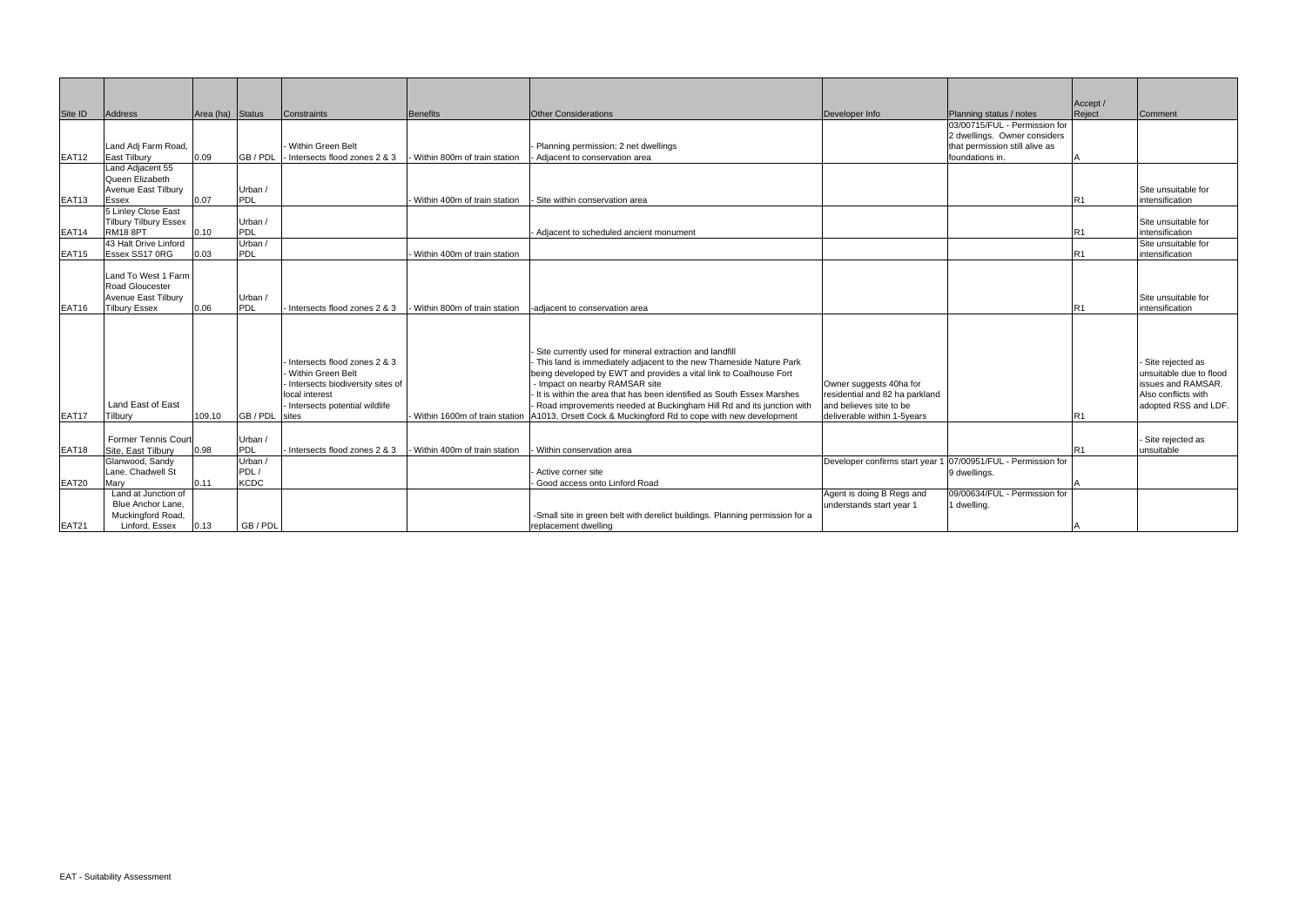| Site ID | Address | Area (ha) | Status | Constraints | Benefits | Other Considerations | Developer Info | Planning status / notes | Accept / Reject | Comment |
|---|---|---|---|---|---|---|---|---|---|---|
| EAT12 | Land Adj Farm Road, East Tilbury | 0.09 | GB / PDL | - Within Green Belt<br>- Intersects flood zones 2 & 3 | - Within 800m of train station | - Planning permission; 2 net dwellings<br>- Adjacent to conservation area | | 03/00715/FUL - Permission for 2 dwellings. Owner considers that permission still alive as foundations in. | A | |
| EAT13 | Land Adjacent 55 Queen Elizabeth Avenue East Tilbury Essex | 0.07 | Urban / PDL | | - Within 400m of train station | - Site within conservation area | | | R1 | Site unsuitable for intensification |
| EAT14 | 5 Linley Close East Tilbury Tilbury Essex RM18 8PT | 0.10 | Urban / PDL | | | - Adjacent to scheduled ancient monument | | | R1 | Site unsuitable for intensification |
| EAT15 | 43 Halt Drive Linford Essex SS17 0RG | 0.03 | Urban / PDL | | - Within 400m of train station | | | | R1 | Site unsuitable for intensification |
| EAT16 | Land To West 1 Farm Road Gloucester Avenue East Tilbury Tilbury Essex | 0.06 | Urban / PDL | - Intersects flood zones 2 & 3 | - Within 800m of train station | -adjacent to conservation area | | | R1 | Site unsuitable for intensification |
| EAT17 | Land East of East Tilbury | 109.10 | GB / PDL | - Intersects flood zones 2 & 3<br>- Within Green Belt<br>- Intersects biodiversity sites of local interest<br>- Intersects potential wildlife sites | - Within 1600m of train station | - Site currently used for mineral extraction and landfill<br>- This land is immediately adjacent to the new Thameside Nature Park being developed by EWT and provides a vital link to Coalhouse Fort<br>- Impact on nearby RAMSAR site<br>- It is within the area that has been identified as South Essex Marshes<br>- Road improvements needed at Buckingham Hill Rd and its junction with A1013, Orsett Cock & Muckingford Rd to cope with new development | Owner suggests 40ha for residential and 82 ha parkland and believes site to be deliverable within 1-5years | | R1 | - Site rejected as unsuitable due to flood issues and RAMSAR. Also conflicts with adopted RSS and LDF. |
| EAT18 | Former Tennis Court Site, East Tilbury | 0.98 | Urban / PDL | - Intersects flood zones 2 & 3 | - Within 400m of train station | - Within conservation area | | | R1 | - Site rejected as unsuitable |
| EAT20 | Glanwood, Sandy Lane. Chadwell St Mary | 0.11 | Urban / PDL / KCDC | | | - Active corner site<br>- Good access onto Linford Road | Developer confirms start year 1 | 07/00951/FUL - Permission for 9 dwellings. | A | |
| EAT21 | Land at Junction of Blue Anchor Lane, Muckingford Road, Linford, Essex | 0.13 | GB / PDL | | | -Small site in green belt with derelict buildings. Planning permission for a replacement dwelling | Agent is doing B Regs and understands start year 1 | 09/00634/FUL - Permission for 1 dwelling. | A | |

EAT - Suitability Assessment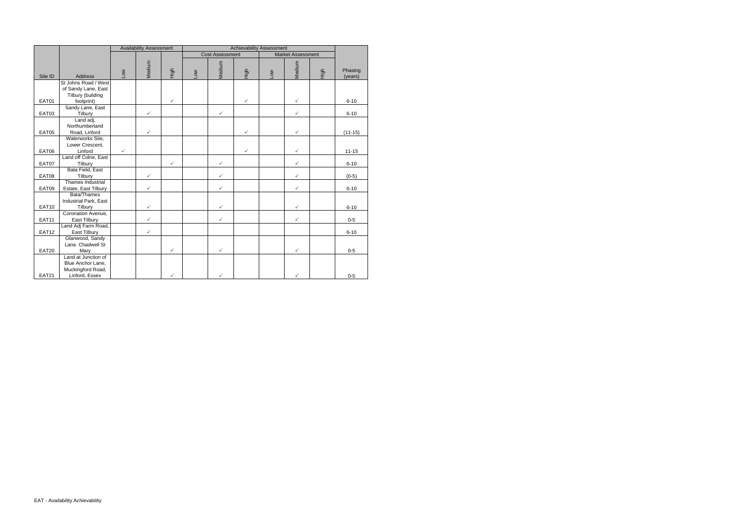| | | Availability Assessment | | | Achievability Assessment | | | | | | |
|---|---|---|---|---|---|---|---|---|---|---|---|
| | | | | | Cost Assessment | | | Market Assessment | | | |
| Site ID | Address | Low | Medium | High | Low | Medium | High | Low | Medium | High | Phasing (years) |
| EAT01 | St Johns Road / West of Sandy Lane, East Tilbury (building footprint) | | | ✓ | | | ✓ | | ✓ | | 6-10 |
| EAT03 | Sandy Lane, East Tilbury | | ✓ | | | ✓ | | | ✓ | | 6-10 |
| EAT05 | Land adj. Northumberland Road, Linford | | ✓ | | | | ✓ | | ✓ | | (11-15) |
| EAT06 | Waterworks Site, Lower Crescent, Linford | ✓ | | | | | ✓ | | ✓ | | 11-15 |
| EAT07 | Land off Colne, East Tilbury | | | ✓ | | ✓ | | | ✓ | | 6-10 |
| EAT08 | Bata Field, East Tilbury | | ✓ | | | ✓ | | | ✓ | | (0-5) |
| EAT09 | Thames Industrial Estate, East Tilbury | | ✓ | | | ✓ | | | ✓ | | 6-10 |
| EAT10 | Bata/Thames Industrial Park, East Tilbury | | ✓ | | | ✓ | | | ✓ | | 6-10 |
| EAT11 | Coronation Avenue, East Tilbury | | ✓ | | | ✓ | | | ✓ | | 0-5 |
| EAT12 | Land Adj Farm Road, East Tilbury | | ✓ | | | | | | | | 6-10 |
| EAT20 | Glanwood, Sandy Lane. Chadwell St Mary | | | ✓ | | ✓ | | | ✓ | | 0-5 |
| EAT21 | Land at Junction of Blue Anchor Lane, Muckingford Road, Linford, Essex | | | ✓ | | ✓ | | | ✓ | | 0-5 |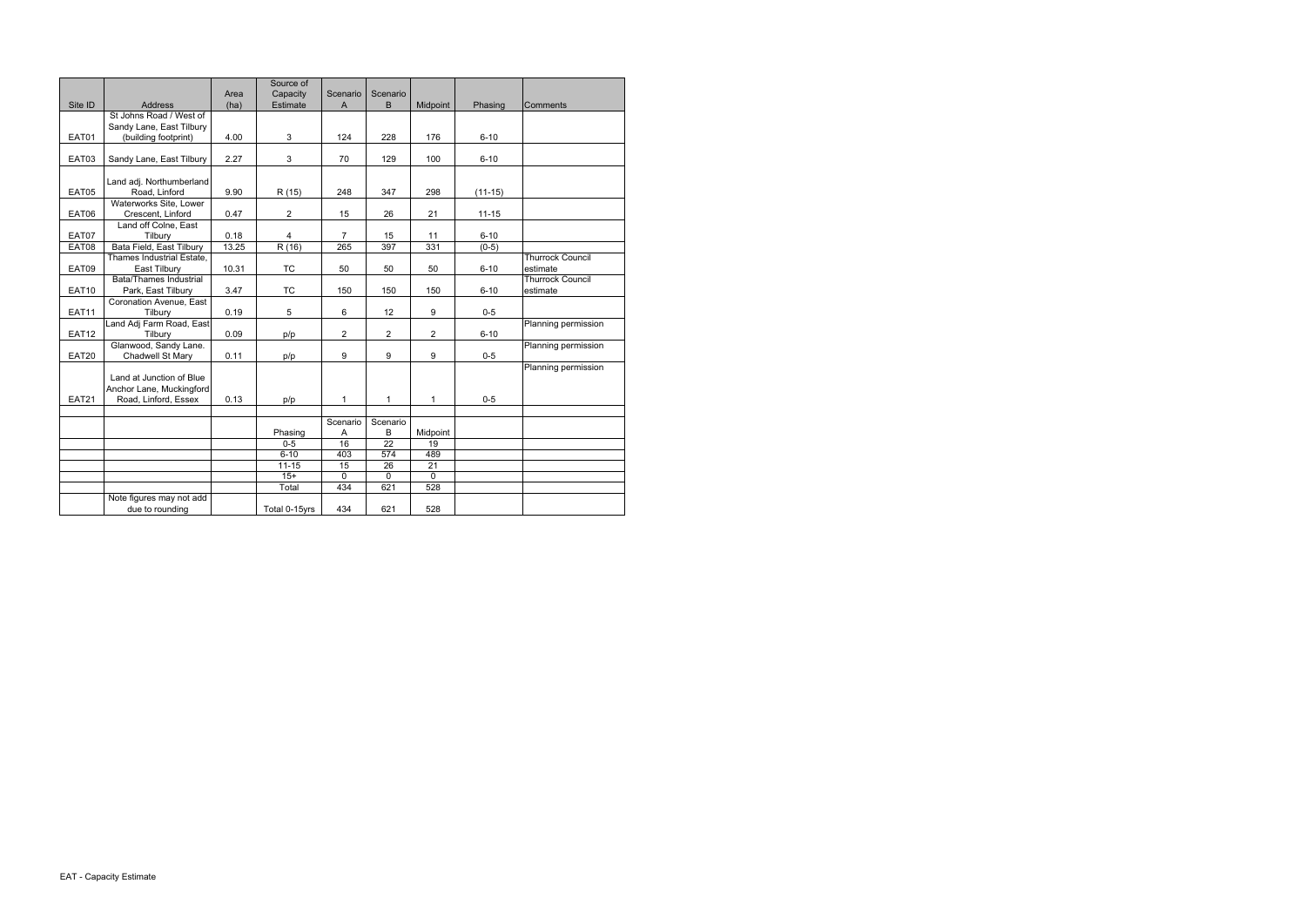| Site ID | Address | Area (ha) | Source of Capacity Estimate | Scenario A | Scenario B | Midpoint | Phasing | Comments |
|---|---|---|---|---|---|---|---|---|
| EAT01 | St Johns Road / West of Sandy Lane, East Tilbury (building footprint) | 4.00 | 3 | 124 | 228 | 176 | 6-10 | |
| EAT03 | Sandy Lane, East Tilbury | 2.27 | 3 | 70 | 129 | 100 | 6-10 | |
| EAT05 | Land adj. Northumberland Road, Linford | 9.90 | R (15) | 248 | 347 | 298 | (11-15) | |
| EAT06 | Waterworks Site, Lower Crescent, Linford | 0.47 | 2 | 15 | 26 | 21 | 11-15 | |
| EAT07 | Land off Colne, East Tilbury | 0.18 | 4 | 7 | 15 | 11 | 6-10 | |
| EAT08 | Bata Field, East Tilbury | 13.25 | R (16) | 265 | 397 | 331 | (0-5) | |
| EAT09 | Thames Industrial Estate, East Tilbury | 10.31 | TC | 50 | 50 | 50 | 6-10 | Thurrock Council estimate |
| EAT10 | Bata/Thames Industrial Park, East Tilbury | 3.47 | TC | 150 | 150 | 150 | 6-10 | Thurrock Council estimate |
| EAT11 | Coronation Avenue, East Tilbury | 0.19 | 5 | 6 | 12 | 9 | 0-5 | |
| EAT12 | Land Adj Farm Road, East Tilbury | 0.09 | p/p | 2 | 2 | 2 | 6-10 | Planning permission |
| EAT20 | Glanwood, Sandy Lane. Chadwell St Mary | 0.11 | p/p | 9 | 9 | 9 | 0-5 | Planning permission |
| EAT21 | Land at Junction of Blue Anchor Lane, Muckingford Road, Linford, Essex | 0.13 | p/p | 1 | 1 | 1 | 0-5 | Planning permission |
| | | | | | | | | |
| | | | Phasing | Scenario A | Scenario B | Midpoint | | |
| | | | 0-5 | 16 | 22 | 19 | | |
| | | | 6-10 | 403 | 574 | 489 | | |
| | | | 11-15 | 15 | 26 | 21 | | |
| | | | 15+ | 0 | 0 | 0 | | |
| | | | Total | 434 | 621 | 528 | | |
| | Note figures may not add due to rounding | | Total 0-15yrs | 434 | 621 | 528 | | |

EAT - Capacity Estimate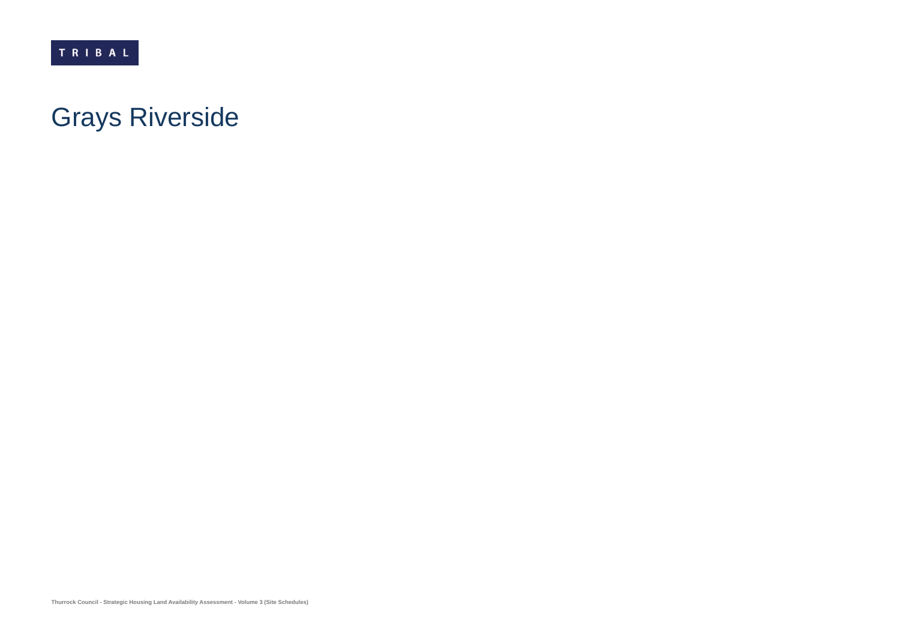# Grays Riverside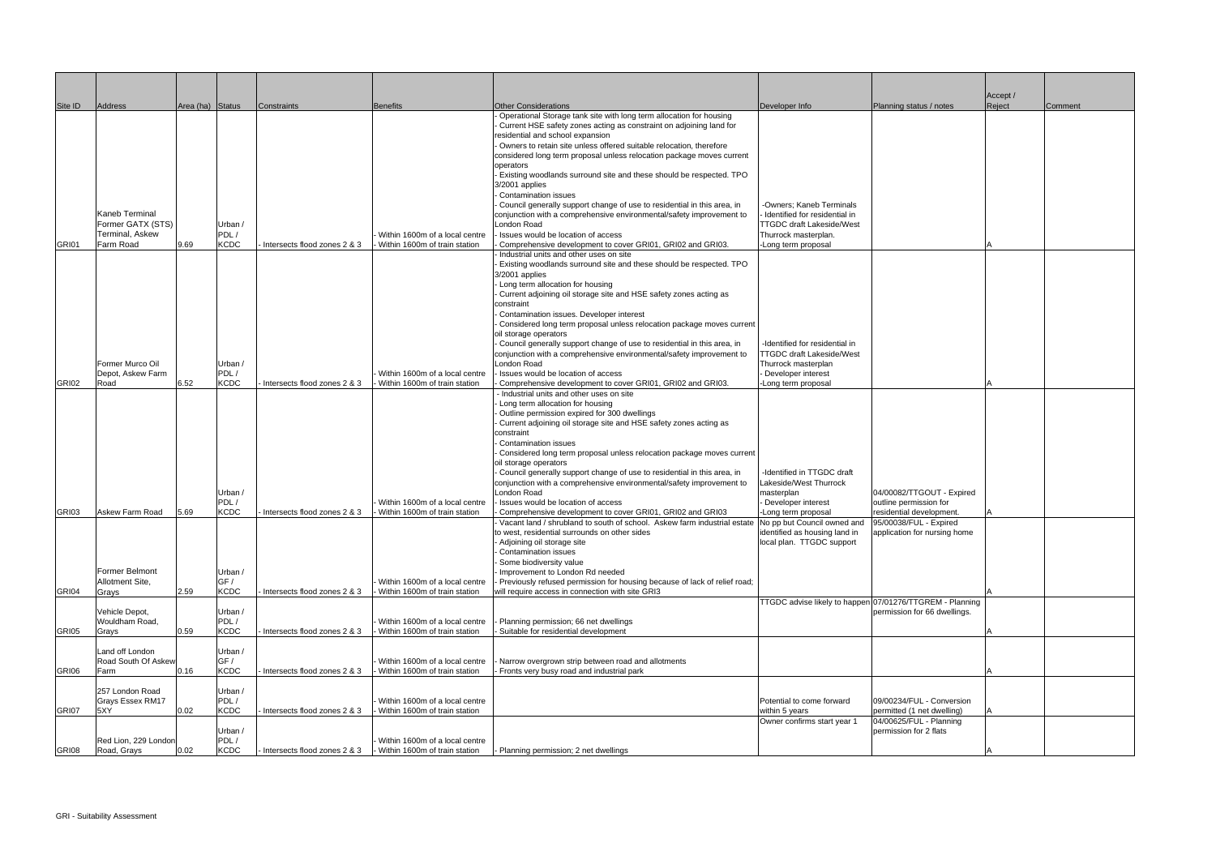| Site ID | Address | Area (ha) | Status | Constraints | Benefits | Other Considerations | Developer Info | Planning status / notes | Accept / Reject | Comment |
|---|---|---|---|---|---|---|---|---|---|---|
| GRI01 | Kaneb Terminal Former GATX (STS) Terminal, Askew Farm Road | 9.69 | Urban / PDL / KCDC | - Intersects flood zones 2 & 3 | - Within 1600m of a local centre - Within 1600m of train station | - Operational Storage tank site with long term allocation for housing - Current HSE safety zones acting as constraint on adjoining land for residential and school expansion - Owners to retain site unless offered suitable relocation, therefore considered long term proposal unless relocation package moves current operators - Existing woodlands surround site and these should be respected. TPO 3/2001 applies - Contamination issues - Council generally support change of use to residential in this area, in conjunction with a comprehensive environmental/safety improvement to London Road - Issues would be location of access - Comprehensive development to cover GRI01, GRI02 and GRI03. | -Owners; Kaneb Terminals - Identified for residential in TTGDC draft Lakeside/West Thurrock masterplan. -Long term proposal | | A | |
| GRI02 | Former Murco Oil Depot, Askew Farm Road | 6.52 | Urban / PDL / KCDC | - Intersects flood zones 2 & 3 | - Within 1600m of a local centre - Within 1600m of train station | - Industrial units and other uses on site - Existing woodlands surround site and these should be respected. TPO 3/2001 applies - Long term allocation for housing - Current adjoining oil storage site and HSE safety zones acting as constraint - Contamination issues. Developer interest - Considered long term proposal unless relocation package moves current oil storage operators - Council generally support change of use to residential in this area, in conjunction with a comprehensive environmental/safety improvement to London Road - Issues would be location of access - Comprehensive development to cover GRI01, GRI02 and GRI03. | -Identified for residential in TTGDC draft Lakeside/West Thurrock masterplan - Developer interest -Long term proposal | | A | |
| GRI03 | Askew Farm Road | 5.69 | Urban / PDL / KCDC | - Intersects flood zones 2 & 3 | - Within 1600m of a local centre - Within 1600m of train station | - Industrial units and other uses on site - Long term allocation for housing - Outline permission expired for 300 dwellings - Current adjoining oil storage site and HSE safety zones acting as constraint - Contamination issues - Considered long term proposal unless relocation package moves current oil storage operators - Council generally support change of use to residential in this area, in conjunction with a comprehensive environmental/safety improvement to London Road - Issues would be location of access - Comprehensive development to cover GRI01, GRI02 and GRI03 | -Identified in TTGDC draft Lakeside/West Thurrock masterplan - Developer interest -Long term proposal | 04/00082/TTGOUT - Expired outline permission for residential development. | A | |
| GRI04 | Former Belmont Allotment Site, Grays | 2.59 | Urban / GF / KCDC | - Intersects flood zones 2 & 3 | - Within 1600m of a local centre - Within 1600m of train station | - Vacant land / shrubland to south of school. Askew farm industrial estate to west, residential surrounds on other sides - Adjoining oil storage site - Contamination issues - Some biodiversity value - Improvement to London Rd needed - Previously refused permission for housing because of lack of relief road; will require access in connection with site GRI3 | No pp but Council owned and identified as housing land in local plan. TTGDC support | 95/00038/FUL - Expired application for nursing home | A | |
| GRI05 | Vehicle Depot, Wouldham Road, Grays | 0.59 | Urban / PDL / KCDC | - Intersects flood zones 2 & 3 | - Within 1600m of a local centre - Within 1600m of train station | - Planning permission; 66 net dwellings - Suitable for residential development | TTGDC advise likely to happen | 07/01276/TTGREM - Planning permission for 66 dwellings. | A | |
| GRI06 | Land off London Road South Of Askew Farm | 0.16 | Urban / GF / KCDC | - Intersects flood zones 2 & 3 | - Within 1600m of a local centre - Within 1600m of train station | - Narrow overgrown strip between road and allotments - Fronts very busy road and industrial park | | | A | |
| GRI07 | 257 London Road Grays Essex RM17 5XY | 0.02 | Urban / PDL / KCDC | - Intersects flood zones 2 & 3 | - Within 1600m of a local centre - Within 1600m of train station | | Potential to come forward within 5 years | 09/00234/FUL - Conversion permitted (1 net dwelling) | A | |
| GRI08 | Red Lion, 229 London Road, Grays | 0.02 | Urban / PDL / KCDC | - Intersects flood zones 2 & 3 | - Within 1600m of a local centre - Within 1600m of train station | - Planning permission; 2 net dwellings | Owner confirms start year 1 | 04/00625/FUL - Planning permission for 2 flats | A | |

GRI - Suitability Assessment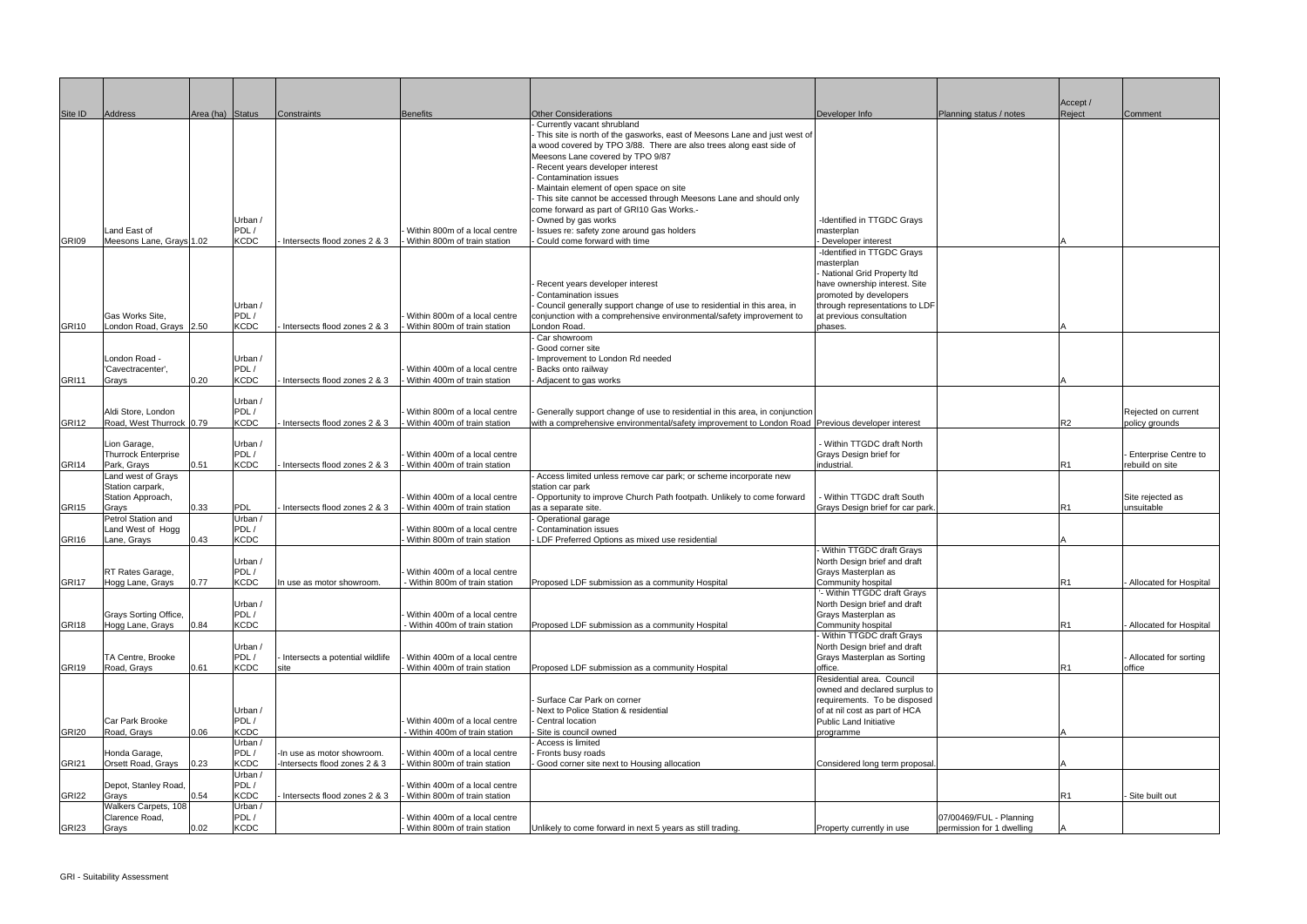| Site ID | Address | Area (ha) | Status | Constraints | Benefits | Other Considerations | Developer Info | Planning status / notes | Accept / Reject | Comment |
|---|---|---|---|---|---|---|---|---|---|---|
| GRI09 | Land East of Meesons Lane, Grays | 1.02 | Urban / PDL / KCDC | - Intersects flood zones 2 & 3 | - Within 800m of a local centre<br>- Within 800m of train station | - Currently vacant shrubland<br>- This site is north of the gasworks, east of Meesons Lane and just west of a wood covered by TPO 3/88. There are also trees along east side of Meesons Lane covered by TPO 9/87<br>- Recent years developer interest<br>- Contamination issues<br>- Maintain element of open space on site<br>- This site cannot be accessed through Meesons Lane and should only come forward as part of GRI10 Gas Works.-<br>- Owned by gas works<br>- Issues re: safety zone around gas holders<br>- Could come forward with time | -Identified in TTGDC Grays masterplan<br>- Developer interest | | A | |
| GRI10 | Gas Works Site, London Road, Grays | 2.50 | Urban / PDL / KCDC | - Intersects flood zones 2 & 3 | - Within 800m of a local centre<br>- Within 800m of train station | - Recent years developer interest<br>- Contamination issues<br>- Council generally support change of use to residential in this area, in conjunction with a comprehensive environmental/safety improvement to London Road. | -Identified in TTGDC Grays masterplan<br>- National Grid Property ltd have ownership interest. Site promoted by developers through representations to LDF at previous consultation phases. | | A | |
| GRI11 | London Road - 'Cavectracenter', Grays | 0.20 | Urban / PDL / KCDC | - Intersects flood zones 2 & 3 | - Within 400m of a local centre<br>- Within 400m of train station | - Car showroom<br>- Good corner site<br>- Improvement to London Rd needed<br>- Backs onto railway<br>- Adjacent to gas works | | | A | |
| GRI12 | Aldi Store, London Road, West Thurrock | 0.79 | Urban / PDL / KCDC | - Intersects flood zones 2 & 3 | - Within 800m of a local centre<br>- Within 400m of train station | - Generally support change of use to residential in this area, in conjunction with a comprehensive environmental/safety improvement to London Road | Previous developer interest | | R2 | Rejected on current policy grounds |
| GRI14 | Lion Garage, Thurrock Enterprise Park, Grays | 0.51 | Urban / PDL / KCDC | - Intersects flood zones 2 & 3 | - Within 400m of a local centre<br>- Within 400m of train station | | - Within TTGDC draft North Grays Design brief for industrial. | | R1 | - Enterprise Centre to rebuild on site |
| GRI15 | Land west of Grays Station carpark, Station Approach, Grays | 0.33 | PDL | - Intersects flood zones 2 & 3 | - Within 400m of a local centre<br>- Within 400m of train station | - Access limited unless remove car park; or scheme incorporate new station car park<br>- Opportunity to improve Church Path footpath. Unlikely to come forward as a separate site. | - Within TTGDC draft South Grays Design brief for car park. | | R1 | Site rejected as unsuitable |
| GRI16 | Petrol Station and Land West of Hogg Lane, Grays | 0.43 | Urban / PDL / KCDC | | - Within 800m of a local centre<br>- Within 800m of train station | - Operational garage<br>- Contamination issues<br>- LDF Preferred Options as mixed use residential | | | A | |
| GRI17 | RT Rates Garage, Hogg Lane, Grays | 0.77 | Urban / PDL / KCDC | In use as motor showroom. | - Within 400m of a local centre<br>- Within 800m of train station | Proposed LDF submission as a community Hospital | - Within TTGDC draft Grays North Design brief and draft Grays Masterplan as Community hospital | | R1 | - Allocated for Hospital |
| GRI18 | Grays Sorting Office, Hogg Lane, Grays | 0.84 | Urban / PDL / KCDC | | - Within 400m of a local centre<br>- Within 400m of train station | Proposed LDF submission as a community Hospital | '- Within TTGDC draft Grays North Design brief and draft Grays Masterplan as Community hospital | | R1 | - Allocated for Hospital |
| GRI19 | TA Centre, Brooke Road, Grays | 0.61 | Urban / PDL / KCDC | - Intersects a potential wildlife site | - Within 400m of a local centre<br>- Within 400m of train station | Proposed LDF submission as a community Hospital | - Within TTGDC draft Grays North Design brief and draft Grays Masterplan as Sorting office. | | R1 | - Allocated for sorting office |
| GRI20 | Car Park Brooke Road, Grays | 0.06 | Urban / PDL / KCDC | | - Within 400m of a local centre<br>- Within 400m of train station | - Surface Car Park on corner<br>- Next to Police Station & residential<br>- Central location<br>- Site is council owned | Residential area. Council owned and declared surplus to requirements. To be disposed of at nil cost as part of HCA Public Land Initiative programme | | A | |
| GRI21 | Honda Garage, Orsett Road, Grays | 0.23 | Urban / PDL / KCDC | -In use as motor showroom.<br>-Intersects flood zones 2 & 3 | - Within 400m of a local centre<br>- Within 800m of train station | - Access is limited<br>- Fronts busy roads<br>- Good corner site next to Housing allocation | Considered long term proposal. | | A | |
| GRI22 | Depot, Stanley Road, Grays | 0.54 | Urban / PDL / KCDC | - Intersects flood zones 2 & 3 | - Within 400m of a local centre<br>- Within 800m of train station | | | | R1 | - Site built out |
| GRI23 | Walkers Carpets, 108 Clarence Road, Grays | 0.02 | Urban / PDL / KCDC | | - Within 400m of a local centre<br>- Within 800m of train station | Unlikely to come forward in next 5 years as still trading. | Property currently in use | 07/00469/FUL - Planning permission for 1 dwelling | A | |

GRI - Suitability Assessment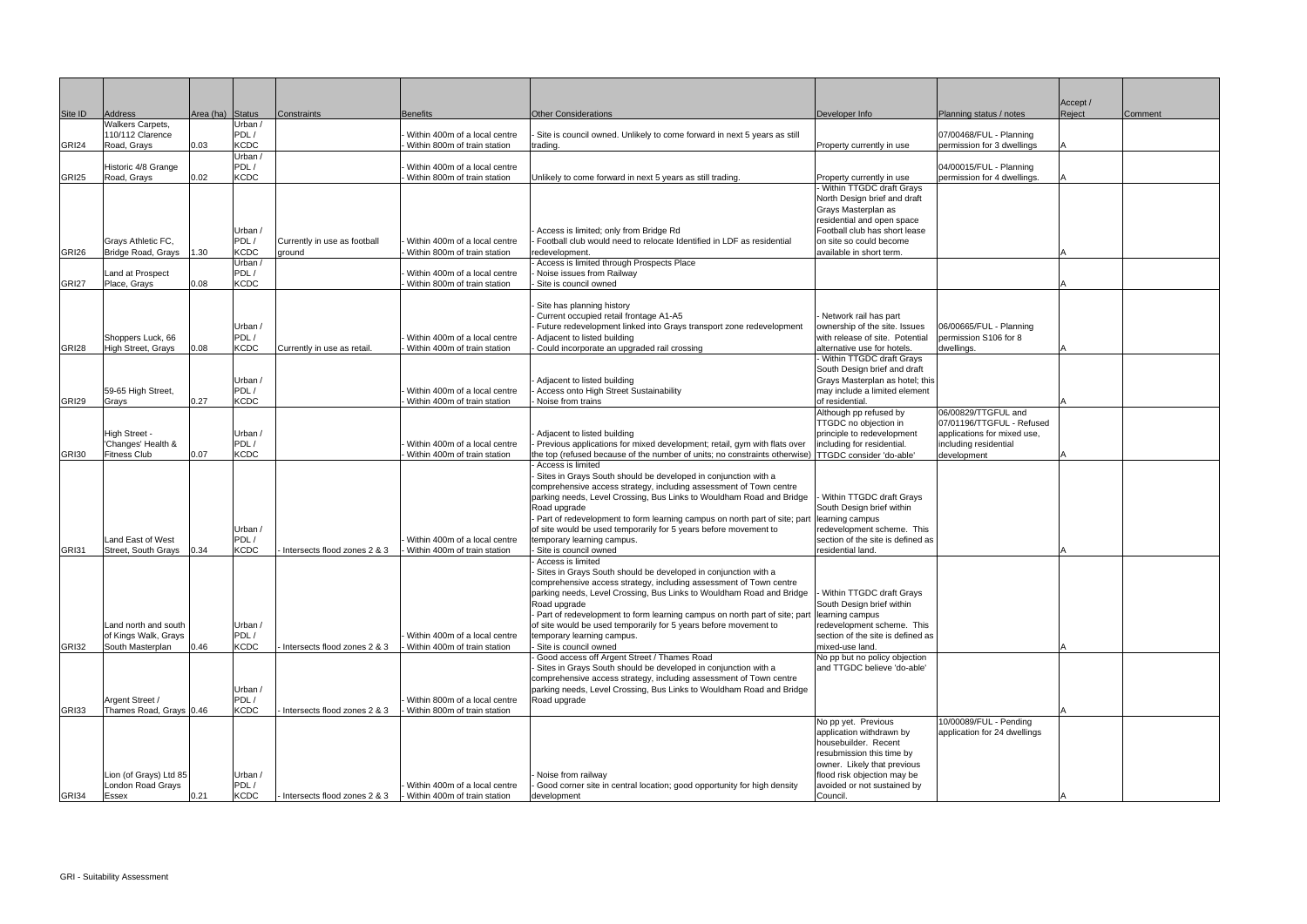| Site ID | Address | Area (ha) | Status | Constraints | Benefits | Other Considerations | Developer Info | Planning status / notes | Accept / Reject | Comment |
|---|---|---|---|---|---|---|---|---|---|---|
| GRI24 | Walkers Carpets, 110/112 Clarence Road, Grays | 0.03 | Urban / PDL / KCDC | | - Within 400m of a local centre - Within 800m of train station | - Site is council owned. Unlikely to come forward in next 5 years as still trading. | Property currently in use | 07/00468/FUL - Planning permission for 3 dwellings | A | |
| GRI25 | Historic 4/8 Grange Road, Grays | 0.02 | Urban / PDL / KCDC | | - Within 400m of a local centre - Within 800m of train station | Unlikely to come forward in next 5 years as still trading. | Property currently in use | 04/00015/FUL - Planning permission for 4 dwellings. | A | |
| GRI26 | Grays Athletic FC, Bridge Road, Grays | 1.30 | Urban / PDL / KCDC | Currently in use as football ground | - Within 400m of a local centre - Within 800m of train station | - Access is limited; only from Bridge Rd - Football club would need to relocate Identified in LDF as residential redevelopment. | - Within TTGDC draft Grays North Design brief and draft Grays Masterplan as residential and open space Football club has short lease on site so could become available in short term. | | A | |
| GRI27 | Land at Prospect Place, Grays | 0.08 | Urban / PDL / KCDC | | - Within 400m of a local centre - Within 800m of train station | - Access is limited through Prospects Place - Noise issues from Railway - Site is council owned | | | A | |
| GRI28 | Shoppers Luck, 66 High Street, Grays | 0.08 | Urban / PDL / KCDC | Currently in use as retail. | - Within 400m of a local centre - Within 400m of train station | - Site has planning history - Current occupied retail frontage A1-A5 - Future redevelopment linked into Grays transport zone redevelopment - Adjacent to listed building - Could incorporate an upgraded rail crossing | - Network rail has part ownership of the site. Issues with release of site. Potential alternative use for hotels. | 06/00665/FUL - Planning permission S106 for 8 dwellings. | A | |
| GRI29 | 59-65 High Street, Grays | 0.27 | Urban / PDL / KCDC | | - Within 400m of a local centre - Within 400m of train station | - Adjacent to listed building - Access onto High Street Sustainability - Noise from trains | - Within TTGDC draft Grays South Design brief and draft Grays Masterplan as hotel; this may include a limited element of residential. | | A | |
| GRI30 | High Street - 'Changes' Health & Fitness Club | 0.07 | Urban / PDL / KCDC | | - Within 400m of a local centre - Within 400m of train station | - Adjacent to listed building - Previous applications for mixed development; retail, gym with flats over the top (refused because of the number of units; no constraints otherwise) | Although pp refused by TTGDC no objection in principle to redevelopment including for residential. TTGDC consider 'do-able' | 06/00829/TTGFUL and 07/01196/TTGFUL - Refused applications for mixed use, including residential development | A | |
| GRI31 | Land East of West Street, South Grays | 0.34 | Urban / PDL / KCDC | - Intersects flood zones 2 & 3 | - Within 400m of a local centre - Within 400m of train station | - Access is limited - Sites in Grays South should be developed in conjunction with a comprehensive access strategy, including assessment of Town centre parking needs, Level Crossing, Bus Links to Wouldham Road and Bridge Road upgrade - Part of redevelopment to form learning campus on north part of site; part of site would be used temporarily for 5 years before movement to temporary learning campus. - Site is council owned | - Within TTGDC draft Grays South Design brief within learning campus redevelopment scheme. This section of the site is defined as residential land. | | A | |
| GRI32 | Land north and south of Kings Walk, Grays South Masterplan | 0.46 | Urban / PDL / KCDC | - Intersects flood zones 2 & 3 | - Within 400m of a local centre - Within 400m of train station | - Access is limited - Sites in Grays South should be developed in conjunction with a comprehensive access strategy, including assessment of Town centre parking needs, Level Crossing, Bus Links to Wouldham Road and Bridge Road upgrade - Part of redevelopment to form learning campus on north part of site; part of site would be used temporarily for 5 years before movement to temporary learning campus. - Site is council owned | - Within TTGDC draft Grays South Design brief within learning campus redevelopment scheme. This section of the site is defined as mixed-use land. | | A | |
| GRI33 | Argent Street / Thames Road, Grays | 0.46 | Urban / PDL / KCDC | - Intersects flood zones 2 & 3 | - Within 800m of a local centre - Within 800m of train station | - Good access off Argent Street / Thames Road - Sites in Grays South should be developed in conjunction with a comprehensive access strategy, including assessment of Town centre parking needs, Level Crossing, Bus Links to Wouldham Road and Bridge Road upgrade | No pp but no policy objection and TTGDC believe 'do-able' | | A | |
| GRI34 | Lion (of Grays) Ltd 85 London Road Grays Essex | 0.21 | Urban / PDL / KCDC | - Intersects flood zones 2 & 3 | - Within 400m of a local centre - Within 400m of train station | - Noise from railway - Good corner site in central location; good opportunity for high density development | No pp yet. Previous application withdrawn by housebuilder. Recent resubmission this time by owner. Likely that previous flood risk objection may be avoided or not sustained by Council. | 10/00089/FUL - Pending application for 24 dwellings | A | |

GRI - Suitability Assessment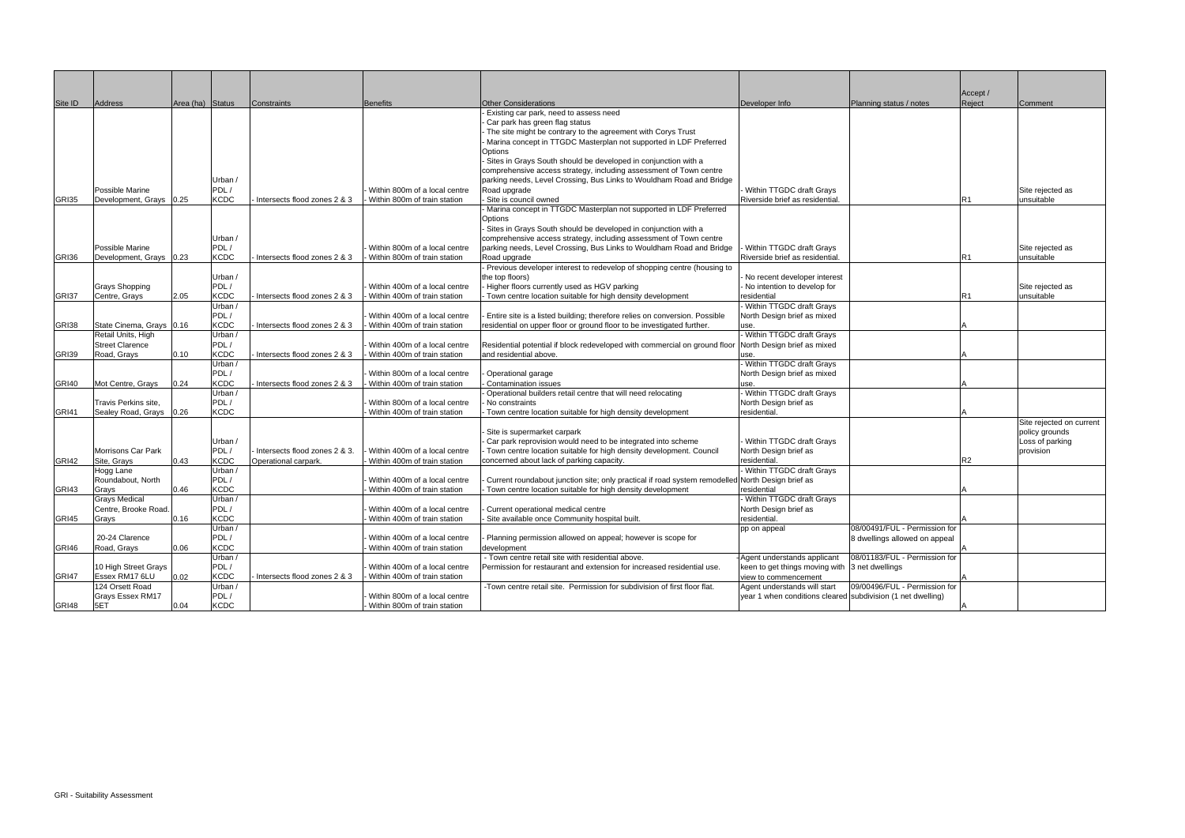| Site ID | Address | Area (ha) | Status | Constraints | Benefits | Other Considerations | Developer Info | Planning status / notes | Accept / Reject | Comment |
|---|---|---|---|---|---|---|---|---|---|---|
| GRI35 | Possible Marine Development, Grays | 0.25 | Urban / PDL / KCDC | - Intersects flood zones 2 & 3 | - Within 800m of a local centre - Within 800m of train station | - Existing car park, need to assess need - Car park has green flag status - The site might be contrary to the agreement with Corys Trust - Marina concept in TTGDC Masterplan not supported in LDF Preferred Options - Sites in Grays South should be developed in conjunction with a comprehensive access strategy, including assessment of Town centre parking needs, Level Crossing, Bus Links to Wouldham Road and Bridge Road upgrade - Site is council owned | - Within TTGDC draft Grays Riverside brief as residential. | | R1 | Site rejected as unsuitable |
| GRI36 | Possible Marine Development, Grays | 0.23 | Urban / PDL / KCDC | - Intersects flood zones 2 & 3 | - Within 800m of a local centre - Within 800m of train station | - Marina concept in TTGDC Masterplan not supported in LDF Preferred Options - Sites in Grays South should be developed in conjunction with a comprehensive access strategy, including assessment of Town centre parking needs, Level Crossing, Bus Links to Wouldham Road and Bridge Road upgrade | - Within TTGDC draft Grays Riverside brief as residential. | | R1 | Site rejected as unsuitable |
| GRI37 | Grays Shopping Centre, Grays | 2.05 | Urban / PDL / KCDC | - Intersects flood zones 2 & 3 | - Within 400m of a local centre - Within 400m of train station | - Previous developer interest to redevelop of shopping centre (housing to the top floors) - Higher floors currently used as HGV parking - Town centre location suitable for high density development | - No recent developer interest - No intention to develop for residential | | R1 | Site rejected as unsuitable |
| GRI38 | State Cinema, Grays | 0.16 | Urban / PDL / KCDC | - Intersects flood zones 2 & 3 | - Within 400m of a local centre - Within 400m of train station | - Entire site is a listed building; therefore relies on conversion. Possible residential on upper floor or ground floor to be investigated further. | - Within TTGDC draft Grays North Design brief as mixed use. | | A | |
| GRI39 | Retail Units, High Street Clarence Road, Grays | 0.10 | Urban / PDL / KCDC | - Intersects flood zones 2 & 3 | - Within 400m of a local centre - Within 400m of train station | Residential potential if block redeveloped with commercial on ground floor and residential above. | - Within TTGDC draft Grays North Design brief as mixed use. | | A | |
| GRI40 | Mot Centre, Grays | 0.24 | Urban / PDL / KCDC | - Intersects flood zones 2 & 3 | - Within 800m of a local centre - Within 400m of train station | - Operational garage - Contamination issues | - Within TTGDC draft Grays North Design brief as mixed use. | | A | |
| GRI41 | Travis Perkins site, Sealey Road, Grays | 0.26 | Urban / PDL / KCDC | | - Within 800m of a local centre - Within 400m of train station | - Operational builders retail centre that will need relocating - No constraints - Town centre location suitable for high density development | - Within TTGDC draft Grays North Design brief as residential. | | A | |
| GRI42 | Morrisons Car Park Site, Grays | 0.43 | Urban / PDL / KCDC | - Intersects flood zones 2 & 3. Operational carpark. | - Within 400m of a local centre - Within 400m of train station | - Site is supermarket carpark - Car park reprovision would need to be integrated into scheme - Town centre location suitable for high density development. Council concerned about lack of parking capacity. | - Within TTGDC draft Grays North Design brief as residential. | | R2 | Site rejected on current policy grounds Loss of parking provision |
| GRI43 | Hogg Lane Roundabout, North Grays | 0.46 | Urban / PDL / KCDC | | - Within 400m of a local centre - Within 400m of train station | - Current roundabout junction site; only practical if road system remodelled - Town centre location suitable for high density development | - Within TTGDC draft Grays North Design brief as residential | | A | |
| GRI45 | Grays Medical Centre, Brooke Road, Grays | 0.16 | Urban / PDL / KCDC | | - Within 400m of a local centre - Within 400m of train station | - Current operational medical centre - Site available once Community hospital built. | - Within TTGDC draft Grays North Design brief as residential. | | A | |
| GRI46 | 20-24 Clarence Road, Grays | 0.06 | Urban / PDL / KCDC | | - Within 400m of a local centre - Within 400m of train station | - Planning permission allowed on appeal; however is scope for development | pp on appeal | 08/00491/FUL - Permission for 8 dwellings allowed on appeal | A | |
| GRI47 | 10 High Street Grays Essex RM17 6LU | 0.02 | Urban / PDL / KCDC | - Intersects flood zones 2 & 3 | - Within 400m of a local centre - Within 400m of train station | - Town centre retail site with residential above. Permission for restaurant and extension for increased residential use. | - Agent understands applicant keen to get things moving with view to commencement | 08/01183/FUL - Permission for 3 net dwellings | A | |
| GRI48 | 124 Orsett Road Grays Essex RM17 5ET | 0.04 | Urban / PDL / KCDC | | - Within 800m of a local centre - Within 800m of train station | -Town centre retail site. Permission for subdivision of first floor flat. | Agent understands will start year 1 when conditions cleared | 09/00496/FUL - Permission for subdivision (1 net dwelling) | A | |

GRI - Suitability Assessment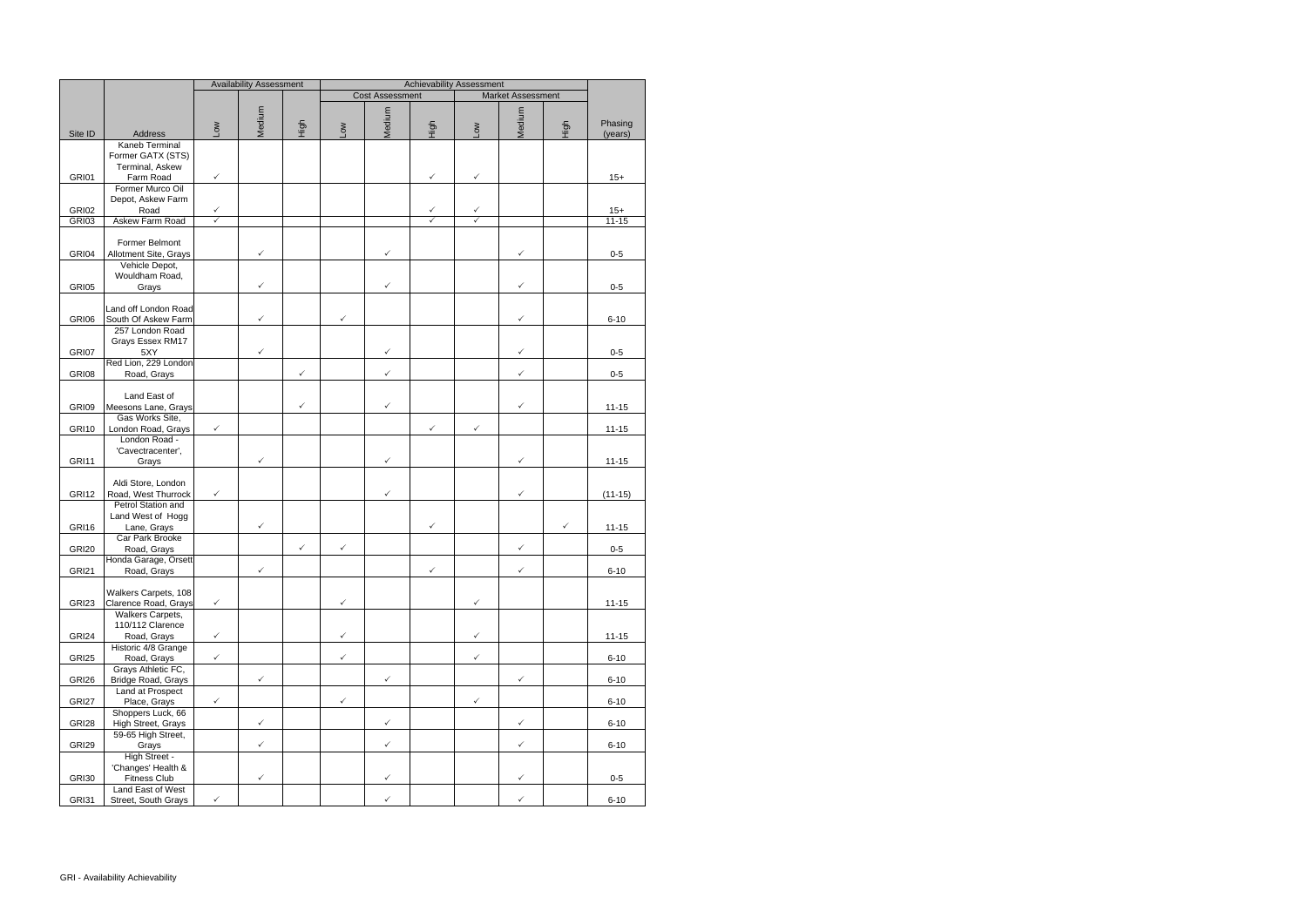| | | Availability Assessment | | | Achievability Assessment | | | | | | |
|---|---|---|---|---|---|---|---|---|---|---|---|
| | | | | | Cost Assessment | | | Market Assessment | | | |
| Site ID | Address | Low | Medium | High | Low | Medium | High | Low | Medium | High | Phasing (years) |
| GRI01 | Kaneb Terminal Former GATX (STS) Terminal, Askew Farm Road | ✓ | | | | | ✓ | ✓ | | | 15+ |
| GRI02 | Former Murco Oil Depot, Askew Farm Road | ✓ | | | | | ✓ | ✓ | | | 15+ |
| GRI03 | Askew Farm Road | ✓ | | | | | ✓ | ✓ | | | 11-15 |
| GRI04 | Former Belmont Allotment Site, Grays | | ✓ | | | ✓ | | | ✓ | | 0-5 |
| GRI05 | Vehicle Depot, Wouldham Road, Grays | | ✓ | | | ✓ | | | ✓ | | 0-5 |
| GRI06 | Land off London Road South Of Askew Farm | | ✓ | | ✓ | | | | ✓ | | 6-10 |
| GRI07 | 257 London Road Grays Essex RM17 5XY | | ✓ | | | ✓ | | | ✓ | | 0-5 |
| GRI08 | Red Lion, 229 London Road, Grays | | | ✓ | | ✓ | | | ✓ | | 0-5 |
| GRI09 | Land East of Meesons Lane, Grays | | | ✓ | | ✓ | | | ✓ | | 11-15 |
| GRI10 | Gas Works Site, London Road, Grays | ✓ | | | | | ✓ | ✓ | | | 11-15 |
| GRI11 | London Road - 'Cavectracenter', Grays | | ✓ | | | ✓ | | | ✓ | | 11-15 |
| GRI12 | Aldi Store, London Road, West Thurrock | ✓ | | | | ✓ | | | ✓ | | (11-15) |
| GRI16 | Petrol Station and Land West of Hogg Lane, Grays | | ✓ | | | | ✓ | | | ✓ | 11-15 |
| GRI20 | Car Park Brooke Road, Grays | | | ✓ | ✓ | | | | ✓ | | 0-5 |
| GRI21 | Honda Garage, Orsett Road, Grays | | ✓ | | | | ✓ | | ✓ | | 6-10 |
| GRI23 | Walkers Carpets, 108 Clarence Road, Grays | ✓ | | | ✓ | | | ✓ | | | 11-15 |
| GRI24 | Walkers Carpets, 110/112 Clarence Road, Grays | ✓ | | | ✓ | | | ✓ | | | 11-15 |
| GRI25 | Historic 4/8 Grange Road, Grays | ✓ | | | ✓ | | | ✓ | | | 6-10 |
| GRI26 | Grays Athletic FC, Bridge Road, Grays | | ✓ | | | ✓ | | | ✓ | | 6-10 |
| GRI27 | Land at Prospect Place, Grays | ✓ | | | ✓ | | | ✓ | | | 6-10 |
| GRI28 | Shoppers Luck, 66 High Street, Grays | | ✓ | | | ✓ | | | ✓ | | 6-10 |
| GRI29 | 59-65 High Street, Grays | | ✓ | | | ✓ | | | ✓ | | 6-10 |
| GRI30 | High Street - 'Changes' Health & Fitness Club | | ✓ | | | ✓ | | | ✓ | | 0-5 |
| GRI31 | Land East of West Street, South Grays | ✓ | | | | ✓ | | | ✓ | | 6-10 |

GRI - Availability Achievability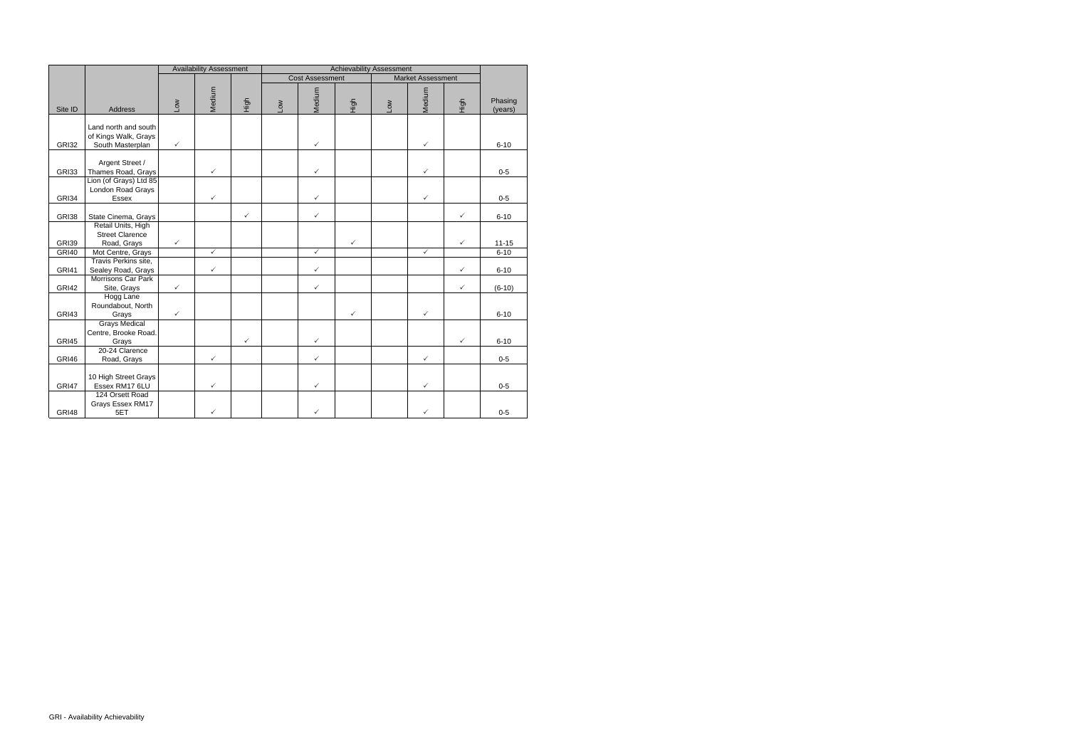| | | Availability Assessment | | | Achievability Assessment | | | | | | |
|---|---|---|---|---|---|---|---|---|---|---|---|
| | | | | | Cost Assessment | | | Market Assessment | | | |
| Site ID | Address | Low | Medium | High | Low | Medium | High | Low | Medium | High | Phasing (years) |
| GRI32 | Land north and south of Kings Walk, Grays South Masterplan | ✓ | | | | ✓ | | | ✓ | | 6-10 |
| GRI33 | Argent Street / Thames Road, Grays | | ✓ | | | ✓ | | | ✓ | | 0-5 |
| GRI34 | Lion (of Grays) Ltd 85 London Road Grays Essex | | ✓ | | | ✓ | | | ✓ | | 0-5 |
| GRI38 | State Cinema, Grays | | | ✓ | | ✓ | | | | ✓ | 6-10 |
| GRI39 | Retail Units, High Street Clarence Road, Grays | ✓ | | | | | ✓ | | | ✓ | 11-15 |
| GRI40 | Mot Centre, Grays | | ✓ | | | ✓ | | | ✓ | | 6-10 |
| GRI41 | Travis Perkins site, Sealey Road, Grays | | ✓ | | | ✓ | | | | ✓ | 6-10 |
| GRI42 | Morrisons Car Park Site, Grays | ✓ | | | | ✓ | | | | ✓ | (6-10) |
| GRI43 | Hogg Lane Roundabout, North Grays | ✓ | | | | | ✓ | | ✓ | | 6-10 |
| GRI45 | Grays Medical Centre, Brooke Road. Grays | | | ✓ | | ✓ | | | | ✓ | 6-10 |
| GRI46 | 20-24 Clarence Road, Grays | | ✓ | | | ✓ | | | ✓ | | 0-5 |
| GRI47 | 10 High Street Grays Essex RM17 6LU | | ✓ | | | ✓ | | | ✓ | | 0-5 |
| GRI48 | 124 Orsett Road Grays Essex RM17 5ET | | ✓ | | | ✓ | | | ✓ | | 0-5 |

GRI - Availability Achievability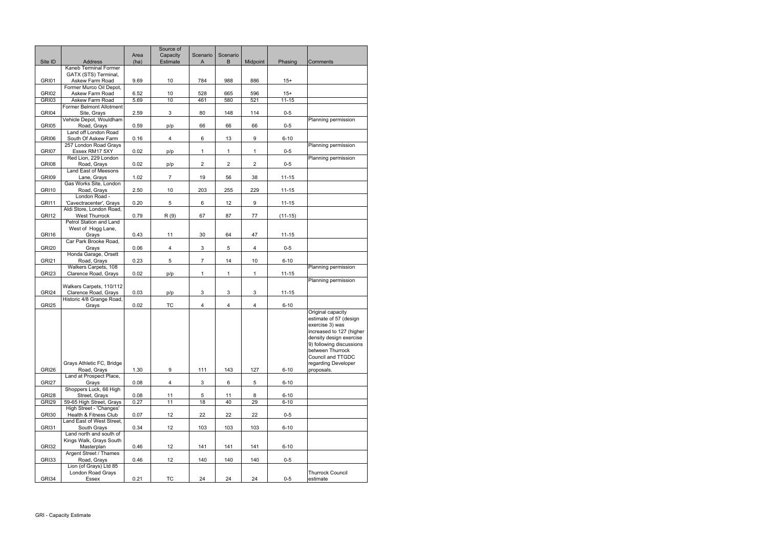| Site ID | Address | Area (ha) | Source of Capacity Estimate | Scenario A | Scenario B | Midpoint | Phasing | Comments |
|---|---|---|---|---|---|---|---|---|
| GRI01 | Kaneb Terminal Former GATX (STS) Terminal, Askew Farm Road | 9.69 | 10 | 784 | 988 | 886 | 15+ | |
| GRI02 | Former Murco Oil Depot, Askew Farm Road | 6.52 | 10 | 528 | 665 | 596 | 15+ | |
| GRI03 | Askew Farm Road | 5.69 | 10 | 461 | 580 | 521 | 11-15 | |
| GRI04 | Former Belmont Allotment Site, Grays | 2.59 | 3 | 80 | 148 | 114 | 0-5 | |
| GRI05 | Vehicle Depot, Wouldham Road, Grays | 0.59 | p/p | 66 | 66 | 66 | 0-5 | Planning permission |
| GRI06 | Land off London Road South Of Askew Farm | 0.16 | 4 | 6 | 13 | 9 | 6-10 | |
| GRI07 | 257 London Road Grays Essex RM17 5XY | 0.02 | p/p | 1 | 1 | 1 | 0-5 | Planning permission |
| GRI08 | Red Lion, 229 London Road, Grays | 0.02 | p/p | 2 | 2 | 2 | 0-5 | Planning permission |
| GRI09 | Land East of Meesons Lane, Grays | 1.02 | 7 | 19 | 56 | 38 | 11-15 | |
| GRI10 | Gas Works Site, London Road, Grays | 2.50 | 10 | 203 | 255 | 229 | 11-15 | |
| GRI11 | London Road - 'Cavectracenter', Grays | 0.20 | 5 | 6 | 12 | 9 | 11-15 | |
| GRI12 | Aldi Store, London Road, West Thurrock | 0.79 | R (9) | 67 | 87 | 77 | (11-15) | |
| GRI16 | Petrol Station and Land West of Hogg Lane, Grays | 0.43 | 11 | 30 | 64 | 47 | 11-15 | |
| GRI20 | Car Park Brooke Road, Grays | 0.06 | 4 | 3 | 5 | 4 | 0-5 | |
| GRI21 | Honda Garage, Orsett Road, Grays | 0.23 | 5 | 7 | 14 | 10 | 6-10 | |
| GRI23 | Walkers Carpets, 108 Clarence Road, Grays | 0.02 | p/p | 1 | 1 | 1 | 11-15 | Planning permission |
| GRI24 | Walkers Carpets, 110/112 Clarence Road, Grays | 0.03 | p/p | 3 | 3 | 3 | 11-15 | Planning permission |
| GRI25 | Historic 4/8 Grange Road, Grays | 0.02 | TC | 4 | 4 | 4 | 6-10 | |
| GRI26 | Grays Athletic FC, Bridge Road, Grays | 1.30 | 9 | 111 | 143 | 127 | 6-10 | Original capacity estimate of 57 (design exercise 3) was increased to 127 (higher density design exercise 9) following discussions between Thurrock Council and TTGDC regarding Developer proposals. |
| GRI27 | Land at Prospect Place, Grays | 0.08 | 4 | 3 | 6 | 5 | 6-10 | |
| GRI28 | Shoppers Luck, 66 High Street, Grays | 0.08 | 11 | 5 | 11 | 8 | 6-10 | |
| GRI29 | 59-65 High Street, Grays | 0.27 | 11 | 18 | 40 | 29 | 6-10 | |
| GRI30 | High Street - 'Changes' Health & Fitness Club | 0.07 | 12 | 22 | 22 | 22 | 0-5 | |
| GRI31 | Land East of West Street, South Grays | 0.34 | 12 | 103 | 103 | 103 | 6-10 | |
| GRI32 | Land north and south of Kings Walk, Grays South Masterplan | 0.46 | 12 | 141 | 141 | 141 | 6-10 | |
| GRI33 | Argent Street / Thames Road, Grays | 0.46 | 12 | 140 | 140 | 140 | 0-5 | |
| GRI34 | Lion (of Grays) Ltd 85 London Road Grays Essex | 0.21 | TC | 24 | 24 | 24 | 0-5 | Thurrock Council estimate |

GRI - Capacity Estimate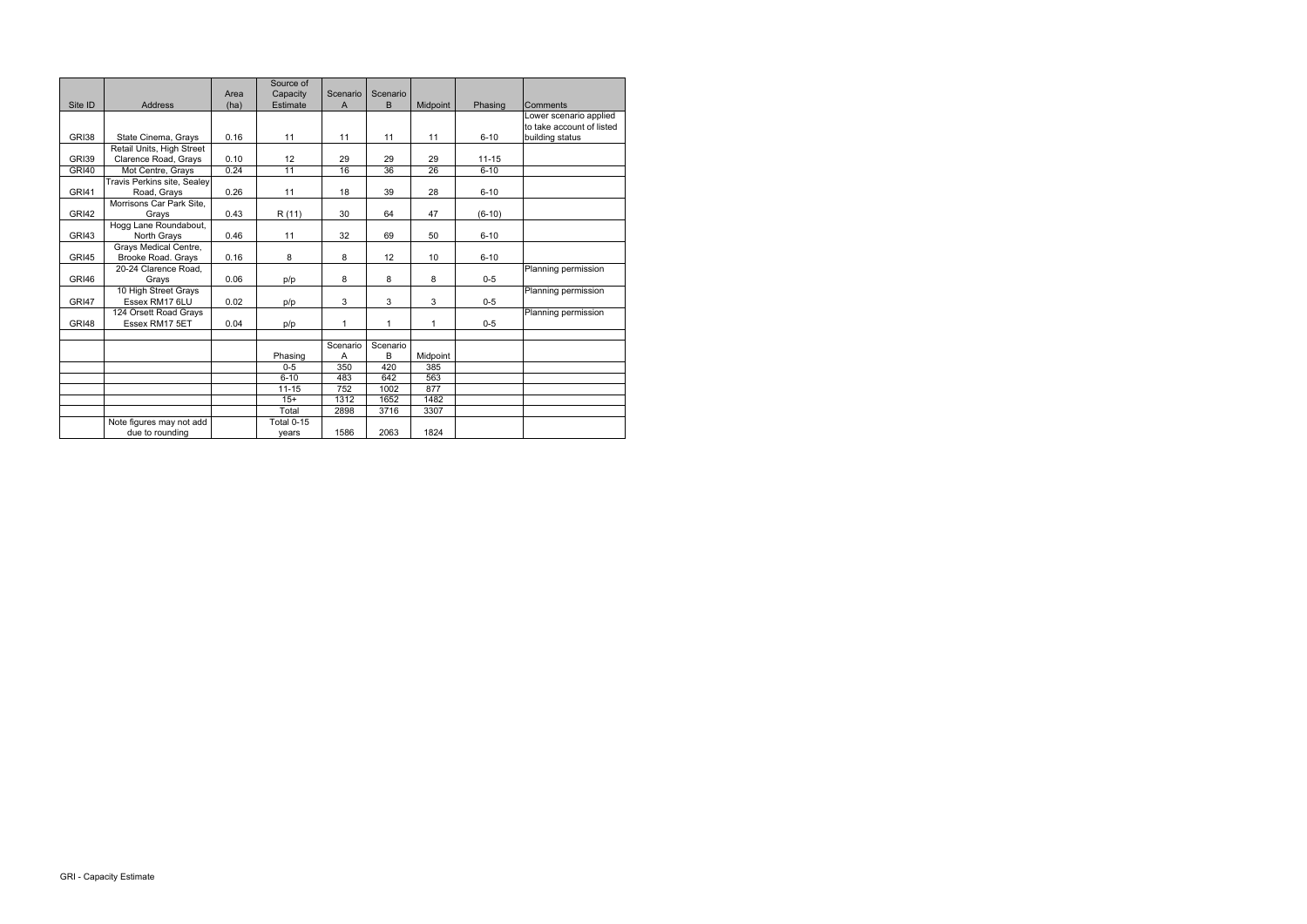| Site ID | Address | Area (ha) | Source of Capacity Estimate | Scenario A | Scenario B | Midpoint | Phasing | Comments |
|---|---|---|---|---|---|---|---|---|
| GRI38 | State Cinema, Grays | 0.16 | 11 | 11 | 11 | 11 | 6-10 | Lower scenario applied to take account of listed building status |
| GRI39 | Retail Units, High Street Clarence Road, Grays | 0.10 | 12 | 29 | 29 | 29 | 11-15 | |
| GRI40 | Mot Centre, Grays | 0.24 | 11 | 16 | 36 | 26 | 6-10 | |
| GRI41 | Travis Perkins site, Sealey Road, Grays | 0.26 | 11 | 18 | 39 | 28 | 6-10 | |
| GRI42 | Morrisons Car Park Site, Grays | 0.43 | R (11) | 30 | 64 | 47 | (6-10) | |
| GRI43 | Hogg Lane Roundabout, North Grays | 0.46 | 11 | 32 | 69 | 50 | 6-10 | |
| GRI45 | Grays Medical Centre, Brooke Road. Grays | 0.16 | 8 | 8 | 12 | 10 | 6-10 | |
| GRI46 | 20-24 Clarence Road, Grays | 0.06 | p/p | 8 | 8 | 8 | 0-5 | Planning permission |
| GRI47 | 10 High Street Grays Essex RM17 6LU | 0.02 | p/p | 3 | 3 | 3 | 0-5 | Planning permission |
| GRI48 | 124 Orsett Road Grays Essex RM17 5ET | 0.04 | p/p | 1 | 1 | 1 | 0-5 | Planning permission |
| | | | | | | | | |
| | | | Phasing | Scenario A | Scenario B | Midpoint | | |
| | | | 0-5 | 350 | 420 | 385 | | |
| | | | 6-10 | 483 | 642 | 563 | | |
| | | | 11-15 | 752 | 1002 | 877 | | |
| | | | 15+ | 1312 | 1652 | 1482 | | |
| | | | Total | 2898 | 3716 | 3307 | | |
| | Note figures may not add due to rounding | | Total 0-15 years | 1586 | 2063 | 1824 | | |

GRI - Capacity Estimate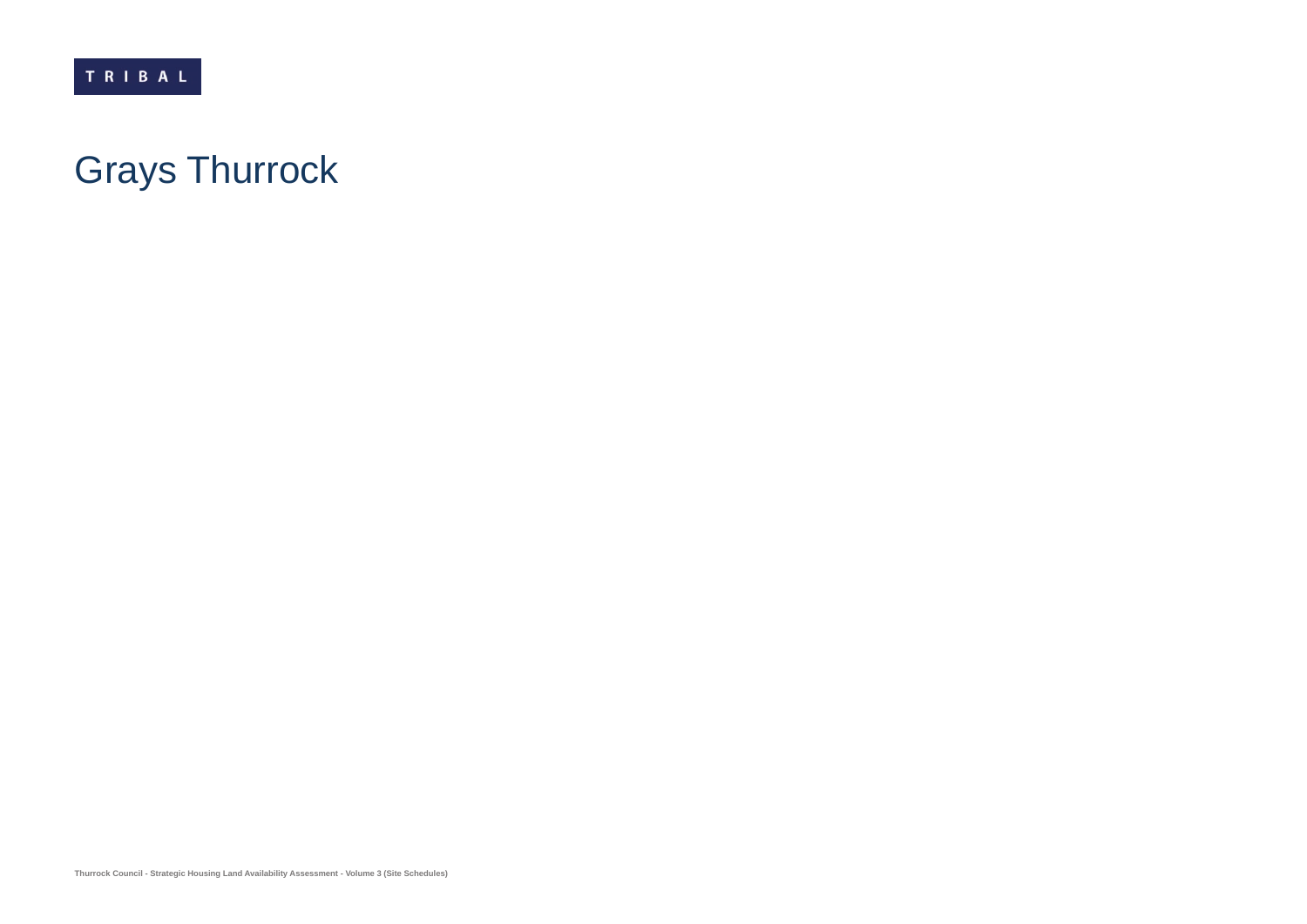# Grays Thurrock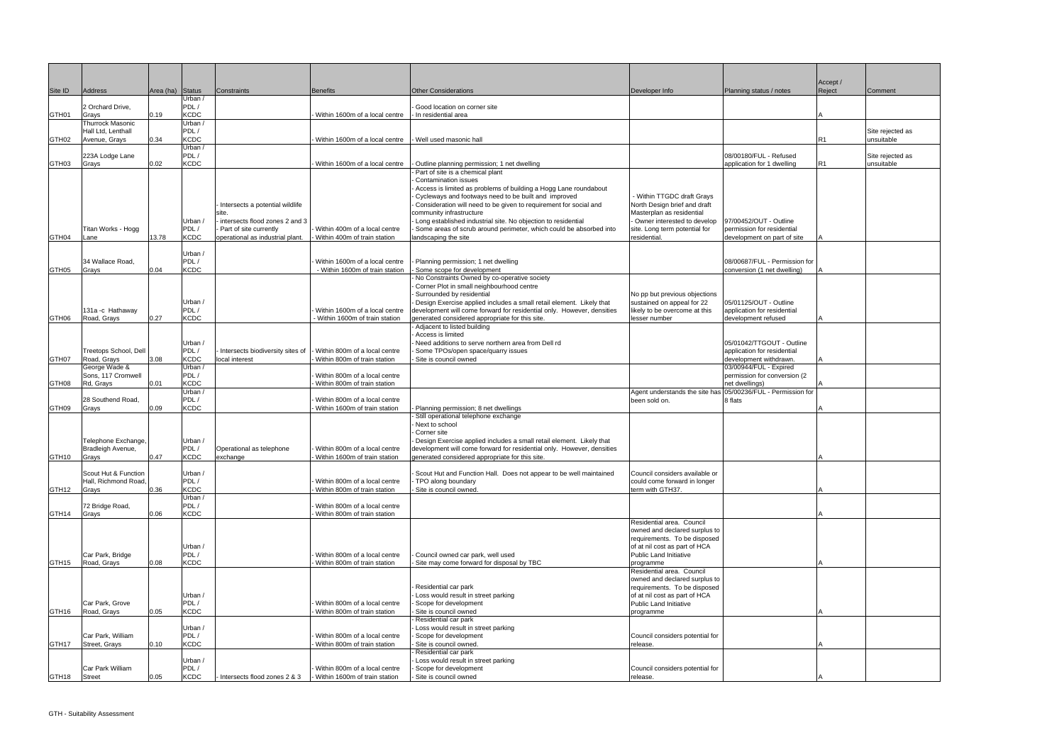| Site ID | Address | Area (ha) | Status | Constraints | Benefits | Other Considerations | Developer Info | Planning status / notes | Accept / Reject | Comment |
|---|---|---|---|---|---|---|---|---|---|---|
| GTH01 | 2 Orchard Drive, Grays | 0.19 | Urban / PDL / KCDC | | - Within 1600m of a local centre | - Good location on corner site<br>- In residential area | | | A | |
| GTH02 | Thurrock Masonic Hall Ltd, Lenthall Avenue, Grays | 0.34 | Urban / PDL / KCDC | | - Within 1600m of a local centre | - Well used masonic hall | | | R1 | Site rejected as unsuitable |
| GTH03 | 223A Lodge Lane Grays | 0.02 | Urban / PDL / KCDC | | - Within 1600m of a local centre | - Outline planning permission; 1 net dwelling | | 08/00180/FUL - Refused application for 1 dwelling | R1 | Site rejected as unsuitable |
| GTH04 | Titan Works - Hogg Lane | 13.78 | Urban / PDL / KCDC | - Intersects a potential wildlife site.<br>- intersects flood zones 2 and 3<br>- Part of site currently operational as industrial plant. | - Within 400m of a local centre<br>- Within 400m of train station | - Part of site is a chemical plant<br>- Contamination issues<br>- Access is limited as problems of building a Hogg Lane roundabout<br>- Cycleways and footways need to be built and improved<br>- Consideration will need to be given to requirement for social and community infrastructure<br>- Long established industrial site. No objection to residential<br>- Some areas of scrub around perimeter, which could be absorbed into landscaping the site | - Within TTGDC draft Grays North Design brief and draft Masterplan as residential<br>- Owner interested to develop site. Long term potential for residential. | 97/00452/OUT - Outline permission for residential development on part of site | A | |
| GTH05 | 34 Wallace Road, Grays | 0.04 | Urban / PDL / KCDC | | - Within 1600m of a local centre<br>- Within 1600m of train station | - Planning permission; 1 net dwelling<br>- Some scope for development | | 08/00687/FUL - Permission for conversion (1 net dwelling) | A | |
| GTH06 | 131a -c Hathaway Road, Grays | 0.27 | Urban / PDL / KCDC | | - Within 1600m of a local centre<br>- Within 1600m of train station | - No Constraints Owned by co-operative society<br>- Corner Plot in small neighbourhood centre<br>- Surrounded by residential<br>- Design Exercise applied includes a small retail element. Likely that development will come forward for residential only. However, densities generated considered appropriate for this site. | No pp but previous objections sustained on appeal for 22 likely to be overcome at this lesser number | 05/01125/OUT - Outline application for residential development refused | A | |
| GTH07 | Treetops School, Dell Road, Grays | 3.08 | Urban / PDL / KCDC | - Intersects biodiversity sites of local interest | - Within 800m of a local centre<br>- Within 800m of train station | - Adjacent to listed building<br>- Access is limited<br>- Need additions to serve northern area from Dell rd<br>- Some TPOs/open space/quarry issues<br>- Site is council owned | | 05/01042/TTGOUT - Outline application for residential development withdrawn. | A | |
| GTH08 | George Wade & Sons, 117 Cromwell Rd, Grays | 0.01 | Urban / PDL / KCDC | | - Within 800m of a local centre<br>- Within 800m of train station | | | 03/00944/FUL - Expired permission for conversion (2 net dwellings) | A | |
| GTH09 | 28 Southend Road, Grays | 0.09 | Urban / PDL / KCDC | | - Within 800m of a local centre<br>- Within 1600m of train station | - Planning permission; 8 net dwellings | Agent understands the site has been sold on. | 05/00236/FUL - Permission for 8 flats | A | |
| GTH10 | Telephone Exchange, Bradleigh Avenue, Grays | 0.47 | Urban / PDL / KCDC | Operational as telephone exchange | - Within 800m of a local centre<br>- Within 1600m of train station | - Still operational telephone exchange<br>- Next to school<br>- Corner site<br>- Design Exercise applied includes a small retail element. Likely that development will come forward for residential only. However, densities generated considered appropriate for this site. | | | A | |
| GTH12 | Scout Hut & Function Hall, Richmond Road, Grays | 0.36 | Urban / PDL / KCDC | | - Within 800m of a local centre<br>- Within 800m of train station | - Scout Hut and Function Hall. Does not appear to be well maintained<br>- TPO along boundary<br>- Site is council owned. | Council considers available or could come forward in longer term with GTH37. | | A | |
| GTH14 | 72 Bridge Road, Grays | 0.06 | Urban / PDL / KCDC | | - Within 800m of a local centre<br>- Within 800m of train station | | | | A | |
| GTH15 | Car Park, Bridge Road, Grays | 0.08 | Urban / PDL / KCDC | | - Within 800m of a local centre<br>- Within 800m of train station | - Council owned car park, well used<br>- Site may come forward for disposal by TBC | Residential area. Council owned and declared surplus to requirements. To be disposed of at nil cost as part of HCA Public Land Initiative programme | | A | |
| GTH16 | Car Park, Grove Road, Grays | 0.05 | Urban / PDL / KCDC | | - Within 800m of a local centre<br>- Within 800m of train station | - Residential car park<br>- Loss would result in street parking<br>- Scope for development<br>- Site is council owned | Residential area. Council owned and declared surplus to requirements. To be disposed of at nil cost as part of HCA Public Land Initiative programme | | A | |
| GTH17 | Car Park, William Street, Grays | 0.10 | Urban / PDL / KCDC | | - Within 800m of a local centre<br>- Within 800m of train station | - Residential car park<br>- Loss would result in street parking<br>- Scope for development<br>- Site is council owned. | Council considers potential for release. | | A | |
| GTH18 | Car Park William Street | 0.05 | Urban / PDL / KCDC | - Intersects flood zones 2 & 3 | - Within 800m of a local centre<br>- Within 1600m of train station | - Residential car park<br>- Loss would result in street parking<br>- Scope for development<br>- Site is council owned | Council considers potential for release. | | A | |

GTH - Suitability Assessment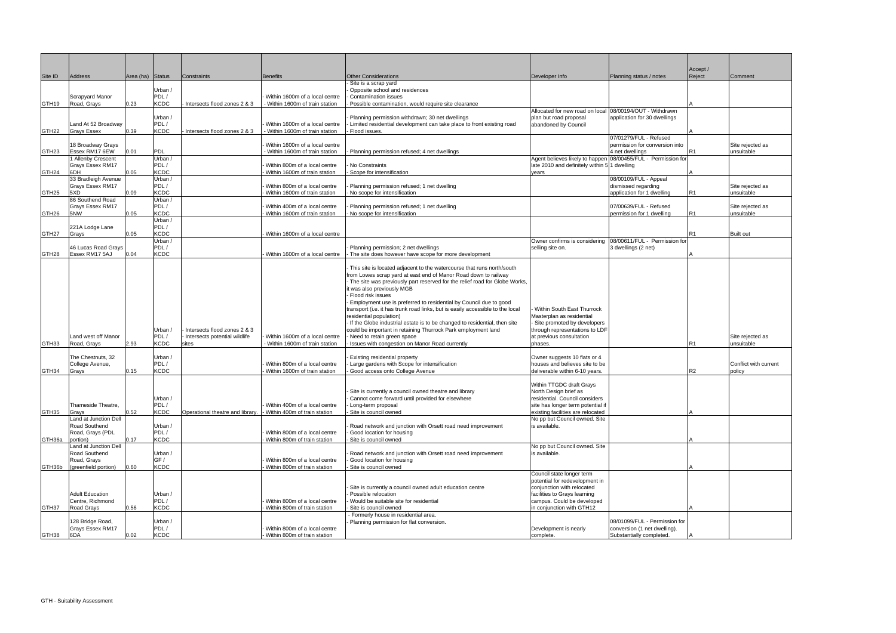| Site ID | Address | Area (ha) | Status | Constraints | Benefits | Other Considerations | Developer Info | Planning status / notes | Accept / Reject | Comment |
|---|---|---|---|---|---|---|---|---|---|---|
| GTH19 | Scrapyard Manor Road, Grays | 0.23 | Urban / PDL / KCDC | - Intersects flood zones 2 & 3 | - Within 1600m of a local centre - Within 1600m of train station | - Site is a scrap yard - Opposite school and residences - Contamination issues - Possible contamination, would require site clearance | | | A | |
| GTH22 | Land At 52 Broadway Grays Essex | 0.39 | Urban / PDL / KCDC | - Intersects flood zones 2 & 3 | - Within 1600m of a local centre - Within 1600m of train station | - Planning permission withdrawn; 30 net dwellings - Limited residential development can take place to front existing road - Flood issues. | Allocated for new road on local plan but road proposal abandoned by Council | 08/00194/OUT - Withdrawn application for 30 dwellings | A | |
| GTH23 | 18 Broadway Grays Essex RM17 6EW | 0.01 | PDL | | - Within 1600m of a local centre - Within 1600m of train station | - Planning permission refused; 4 net dwellings | | 07/01279/FUL - Refused permission for conversion into 4 net dwellings | R1 | Site rejected as unsuitable |
| GTH24 | 1 Allenby Crescent Grays Essex RM17 6DH | 0.05 | Urban / PDL / KCDC | | - Within 800m of a local centre - Within 1600m of train station | - No Constraints - Scope for intensification | Agent believes likely to happen late 2010 and definitely within 5 years | 08/00455/FUL - Permission for 1 dwelling | A | |
| GTH25 | 33 Bradleigh Avenue Grays Essex RM17 5XD | 0.09 | Urban / PDL / KCDC | | - Within 800m of a local centre - Within 1600m of train station | - Planning permission refused; 1 net dwelling - No scope for intensification | | 08/00109/FUL - Appeal dismissed regarding application for 1 dwelling | R1 | Site rejected as unsuitable |
| GTH26 | 86 Southend Road Grays Essex RM17 5NW | 0.05 | Urban / PDL / KCDC | | - Within 400m of a local centre - Within 1600m of train station | - Planning permission refused; 1 net dwelling - No scope for intensification | | 07/00639/FUL - Refused permission for 1 dwelling | R1 | Site rejected as unsuitable |
| GTH27 | 221A Lodge Lane Grays | 0.05 | Urban / PDL / KCDC | | - Within 1600m of a local centre | | | | R1 | Built out |
| GTH28 | 46 Lucas Road Grays Essex RM17 5AJ | 0.04 | Urban / PDL / KCDC | | - Within 1600m of a local centre | - Planning permission; 2 net dwellings - The site does however have scope for more development | Owner confirms is considering selling site on. | 08/00611/FUL - Permission for 3 dwellings (2 net) | A | |
| GTH33 | Land west off Manor Road, Grays | 2.93 | Urban / PDL / KCDC | - Intersects flood zones 2 & 3 - Intersects potential wildlife sites | - Within 1600m of a local centre - Within 1600m of train station | - This site is located adjacent to the watercourse that runs north/south from Lowes scrap yard at east end of Manor Road down to railway - The site was previously part reserved for the relief road for Globe Works, it was also previously MGB - Flood risk issues - Employment use is preferred to residential by Council due to good transport (i.e. it has trunk road links, but is easily accessible to the local residential population) - If the Globe industrial estate is to be changed to residential, then site could be important in retaining Thurrock Park employment land - Need to retain green space - Issues with congestion on Manor Road currently | - Within South East Thurrock Masterplan as residential - Site promoted by developers through representations to LDF at previous consultation phases. | | R1 | Site rejected as unsuitable |
| GTH34 | The Chestnuts, 32 College Avenue, Grays | 0.15 | Urban / PDL / KCDC | | - Within 800m of a local centre - Within 1600m of train station | - Existing residential property - Large gardens with Scope for intensification - Good access onto College Avenue | Owner suggests 10 flats or 4 houses and believes site to be deliverable within 6-10 years. | | R2 | Conflict with current policy |
| GTH35 | Thameside Theatre, Grays | 0.52 | Urban / PDL / KCDC | Operational theatre and library. | - Within 400m of a local centre - Within 400m of train station | - Site is currently a council owned theatre and library - Cannot come forward until provided for elsewhere - Long-term proposal - Site is council owned | Within TTGDC draft Grays North Design brief as residential. Council considers site has longer term potential if existing facilities are relocated | | A | |
| GTH36a | Land at Junction Dell Road Southend Road, Grays (PDL portion) | 0.17 | Urban / PDL / KCDC | | - Within 800m of a local centre - Within 800m of train station | - Road network and junction with Orsett road need improvement - Good location for housing - Site is council owned | No pp but Council owned. Site is available. | | A | |
| GTH36b | Land at Junction Dell Road Southend Road, Grays (greenfield portion) | 0.60 | Urban / GF / KCDC | | - Within 800m of a local centre - Within 800m of train station | - Road network and junction with Orsett road need improvement - Good location for housing - Site is council owned | No pp but Council owned. Site is available. | | A | |
| GTH37 | Adult Education Centre, Richmond Road Grays | 0.56 | Urban / PDL / KCDC | | - Within 800m of a local centre - Within 800m of train station | - Site is currently a council owned adult education centre - Possible relocation - Would be suitable site for residential - Site is council owned | Council state longer term potential for redevelopment in conjunction with relocated facilities to Grays learning campus. Could be developed in conjunction with GTH12 | | A | |
| GTH38 | 128 Bridge Road, Grays Essex RM17 6DA | 0.02 | Urban / PDL / KCDC | | - Within 800m of a local centre - Within 800m of train station | - Formerly house in residential area. - Planning permission for flat conversion. | Development is nearly complete. | 08/01099/FUL - Permission for conversion (1 net dwelling). Substantially completed. | A | |

GTH - Suitability Assessment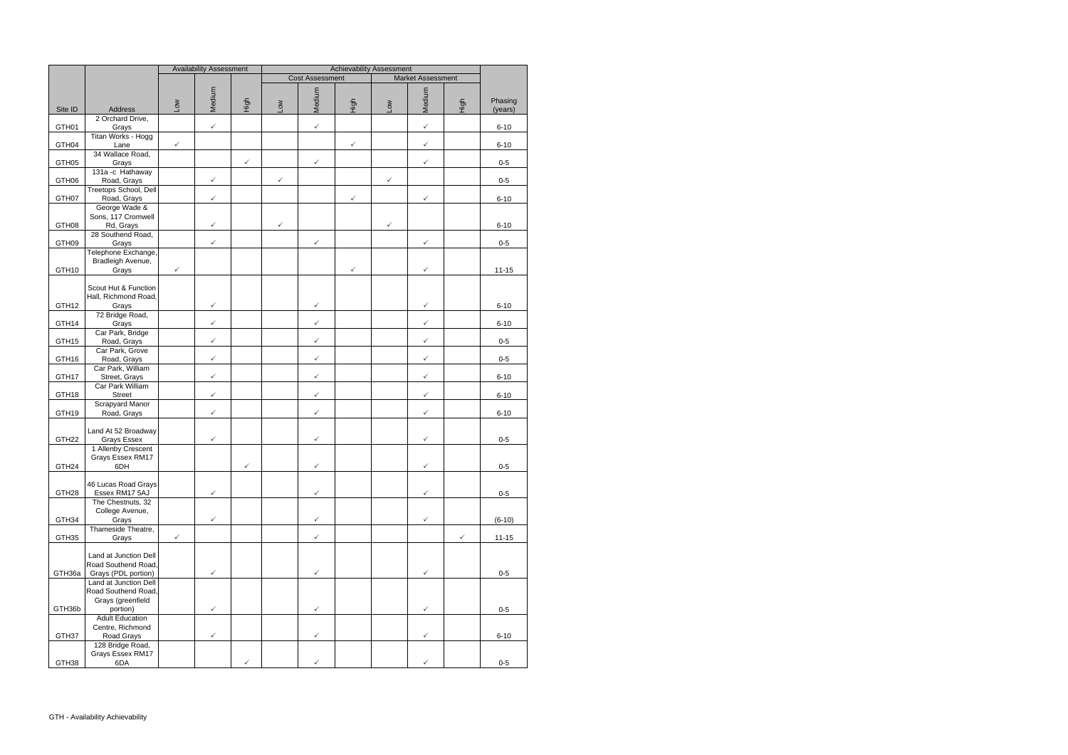| | | Availability Assessment | | | Achievability Assessment | | | | | | |
|---|---|---|---|---|---|---|---|---|---|---|---|
| | | | | | Cost Assessment | | | Market Assessment | | | |
| Site ID | Address | Low | Medium | High | Low | Medium | High | Low | Medium | High | Phasing (years) |
| GTH01 | 2 Orchard Drive, Grays | | ✓ | | | ✓ | | | ✓ | | 6-10 |
| GTH04 | Titan Works - Hogg Lane | ✓ | | | | | ✓ | | ✓ | | 6-10 |
| GTH05 | 34 Wallace Road, Grays | | | ✓ | | ✓ | | | ✓ | | 0-5 |
| GTH06 | 131a -c Hathaway Road, Grays | | ✓ | | ✓ | | | ✓ | | | 0-5 |
| GTH07 | Treetops School, Dell Road, Grays | | ✓ | | | | ✓ | | ✓ | | 6-10 |
| GTH08 | George Wade & Sons, 117 Cromwell Rd, Grays | | ✓ | | ✓ | | | ✓ | | | 6-10 |
| GTH09 | 28 Southend Road, Grays | | ✓ | | | ✓ | | | ✓ | | 0-5 |
| GTH10 | Telephone Exchange, Bradleigh Avenue, Grays | ✓ | | | | | ✓ | | ✓ | | 11-15 |
| GTH12 | Scout Hut & Function Hall, Richmond Road, Grays | | ✓ | | | ✓ | | | ✓ | | 6-10 |
| GTH14 | 72 Bridge Road, Grays | | ✓ | | | ✓ | | | ✓ | | 6-10 |
| GTH15 | Car Park, Bridge Road, Grays | | ✓ | | | ✓ | | | ✓ | | 0-5 |
| GTH16 | Car Park, Grove Road, Grays | | ✓ | | | ✓ | | | ✓ | | 0-5 |
| GTH17 | Car Park, William Street, Grays | | ✓ | | | ✓ | | | ✓ | | 6-10 |
| GTH18 | Car Park William Street | | ✓ | | | ✓ | | | ✓ | | 6-10 |
| GTH19 | Scrapyard Manor Road, Grays | | ✓ | | | ✓ | | | ✓ | | 6-10 |
| GTH22 | Land At 52 Broadway Grays Essex | | ✓ | | | ✓ | | | ✓ | | 0-5 |
| GTH24 | 1 Allenby Crescent Grays Essex RM17 6DH | | | ✓ | | ✓ | | | ✓ | | 0-5 |
| GTH28 | 46 Lucas Road Grays Essex RM17 5AJ | | ✓ | | | ✓ | | | ✓ | | 0-5 |
| GTH34 | The Chestnuts, 32 College Avenue, Grays | | ✓ | | | ✓ | | | ✓ | | (6-10) |
| GTH35 | Thameside Theatre, Grays | ✓ | | | | ✓ | | | | ✓ | 11-15 |
| GTH36a | Land at Junction Dell Road Southend Road, Grays (PDL portion) | | ✓ | | | ✓ | | | ✓ | | 0-5 |
| GTH36b | Land at Junction Dell Road Southend Road, Grays (greenfield portion) | | ✓ | | | ✓ | | | ✓ | | 0-5 |
| GTH37 | Adult Education Centre, Richmond Road Grays | | ✓ | | | ✓ | | | ✓ | | 6-10 |
| GTH38 | 128 Bridge Road, Grays Essex RM17 6DA | | | ✓ | | ✓ | | | ✓ | | 0-5 |

GTH - Availability Achievability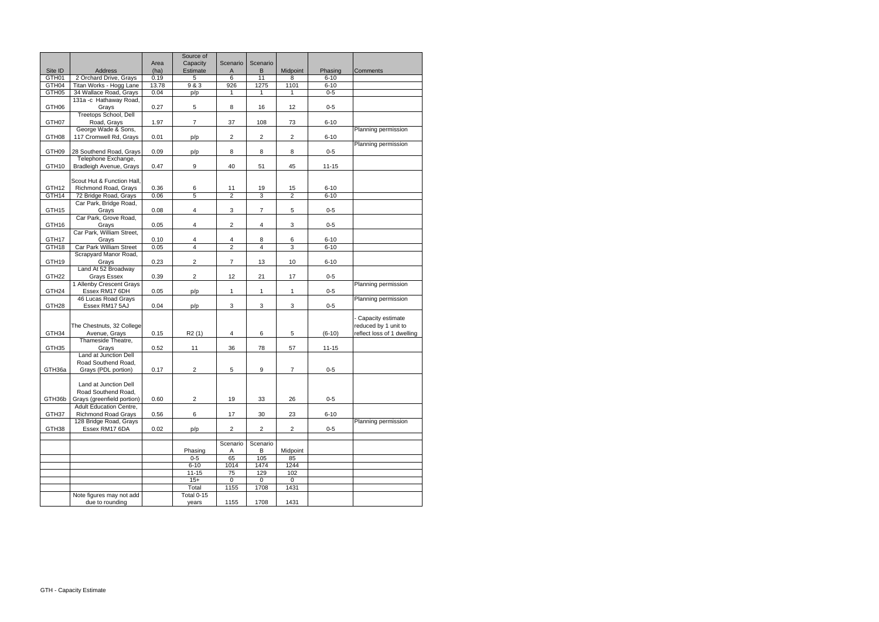| Site ID | Address | Area (ha) | Source of Capacity Estimate | Scenario A | Scenario B | Midpoint | Phasing | Comments |
|---|---|---|---|---|---|---|---|---|
| GTH01 | 2 Orchard Drive, Grays | 0.19 | 5 | 6 | 11 | 8 | 6-10 | |
| GTH04 | Titan Works - Hogg Lane | 13.78 | 9 & 3 | 926 | 1275 | 1101 | 6-10 | |
| GTH05 | 34 Wallace Road, Grays | 0.04 | p/p | 1 | 1 | 1 | 0-5 | |
| GTH06 | 131a -c Hathaway Road, Grays | 0.27 | 5 | 8 | 16 | 12 | 0-5 | |
| GTH07 | Treetops School, Dell Road, Grays | 1.97 | 7 | 37 | 108 | 73 | 6-10 | |
| GTH08 | George Wade & Sons, 117 Cromwell Rd, Grays | 0.01 | p/p | 2 | 2 | 2 | 6-10 | Planning permission |
| GTH09 | 28 Southend Road, Grays | 0.09 | p/p | 8 | 8 | 8 | 0-5 | Planning permission |
| GTH10 | Telephone Exchange, Bradleigh Avenue, Grays | 0.47 | 9 | 40 | 51 | 45 | 11-15 | |
| GTH12 | Scout Hut & Function Hall, Richmond Road, Grays | 0.36 | 6 | 11 | 19 | 15 | 6-10 | |
| GTH14 | 72 Bridge Road, Grays | 0.06 | 5 | 2 | 3 | 2 | 6-10 | |
| GTH15 | Car Park, Bridge Road, Grays | 0.08 | 4 | 3 | 7 | 5 | 0-5 | |
| GTH16 | Car Park, Grove Road, Grays | 0.05 | 4 | 2 | 4 | 3 | 0-5 | |
| GTH17 | Car Park, William Street, Grays | 0.10 | 4 | 4 | 8 | 6 | 6-10 | |
| GTH18 | Car Park William Street | 0.05 | 4 | 2 | 4 | 3 | 6-10 | |
| GTH19 | Scrapyard Manor Road, Grays | 0.23 | 2 | 7 | 13 | 10 | 6-10 | |
| GTH22 | Land At 52 Broadway Grays Essex | 0.39 | 2 | 12 | 21 | 17 | 0-5 | |
| GTH24 | 1 Allenby Crescent Grays Essex RM17 6DH | 0.05 | p/p | 1 | 1 | 1 | 0-5 | Planning permission |
| GTH28 | 46 Lucas Road Grays Essex RM17 5AJ | 0.04 | p/p | 3 | 3 | 3 | 0-5 | Planning permission |
| GTH34 | The Chestnuts, 32 College Avenue, Grays | 0.15 | R2 (1) | 4 | 6 | 5 | (6-10) | - Capacity estimate reduced by 1 unit to reflect loss of 1 dwelling |
| GTH35 | Thameside Theatre, Grays | 0.52 | 11 | 36 | 78 | 57 | 11-15 | |
| GTH36a | Land at Junction Dell Road Southend Road, Grays (PDL portion) | 0.17 | 2 | 5 | 9 | 7 | 0-5 | |
| GTH36b | Land at Junction Dell Road Southend Road, Grays (greenfield portion) | 0.60 | 2 | 19 | 33 | 26 | 0-5 | |
| GTH37 | Adult Education Centre, Richmond Road Grays | 0.56 | 6 | 17 | 30 | 23 | 6-10 | |
| GTH38 | 128 Bridge Road, Grays Essex RM17 6DA | 0.02 | p/p | 2 | 2 | 2 | 0-5 | Planning permission |
| | | | | | | | | |
| | | | Phasing | Scenario A | Scenario B | Midpoint | | |
| | | | 0-5 | 65 | 105 | 85 | | |
| | | | 6-10 | 1014 | 1474 | 1244 | | |
| | | | 11-15 | 75 | 129 | 102 | | |
| | | | 15+ | 0 | 0 | 0 | | |
| | | | Total | 1155 | 1708 | 1431 | | |
| | Note figures may not add due to rounding | | Total 0-15 years | 1155 | 1708 | 1431 | | |

GTH - Capacity Estimate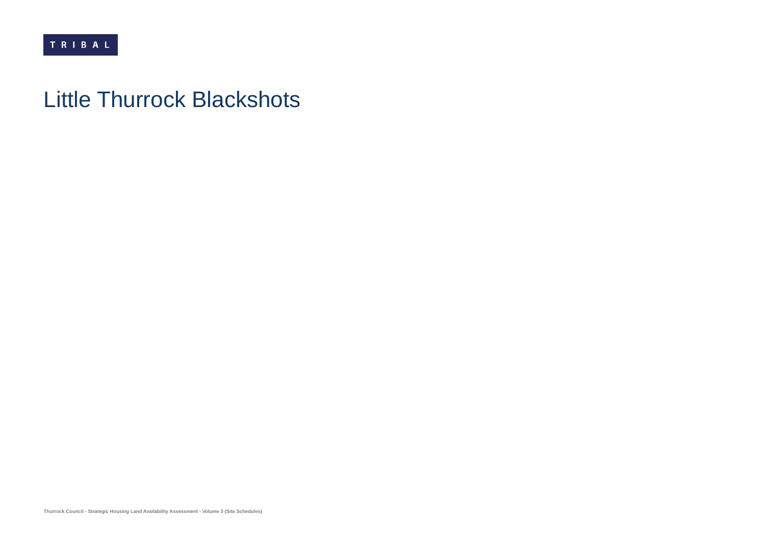# Little Thurrock Blackshots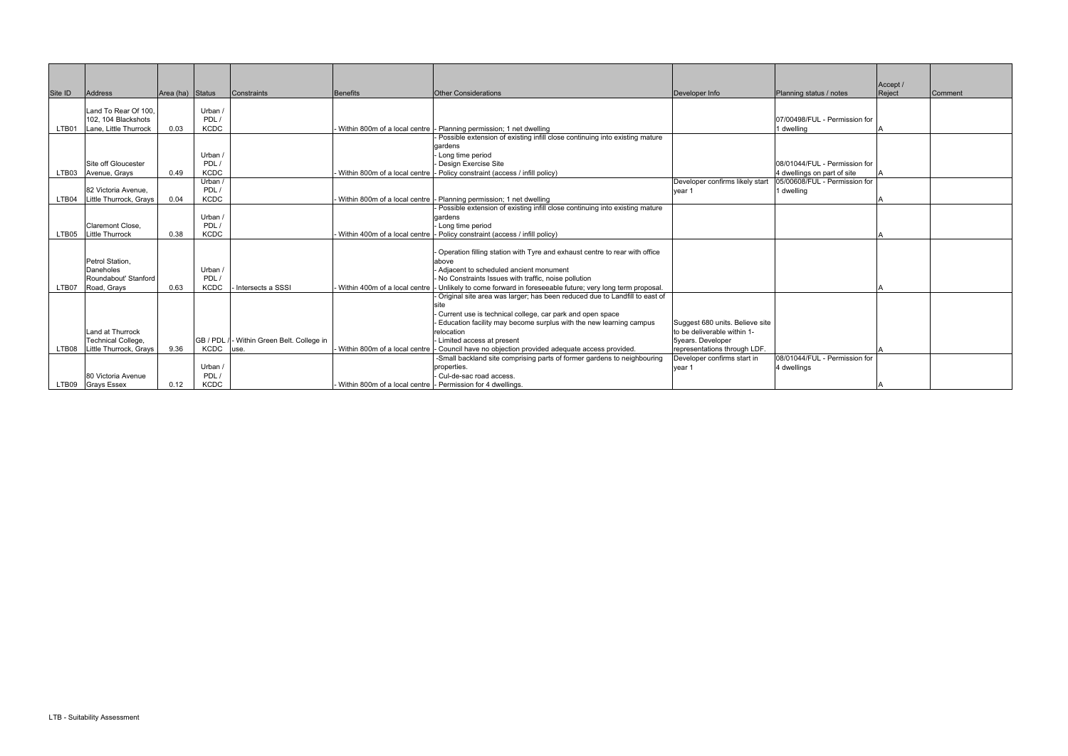| Site ID | Address | Area (ha) | Status | Constraints | Benefits | Other Considerations | Developer Info | Planning status / notes | Accept / Reject | Comment |
|---|---|---|---|---|---|---|---|---|---|---|
| LTB01 | Land To Rear Of 100, 102, 104 Blackshots Lane, Little Thurrock | 0.03 | Urban / PDL / KCDC | | - Within 800m of a local centre | - Planning permission; 1 net dwelling | | 07/00498/FUL - Permission for 1 dwelling | A | |
| LTB03 | Site off Gloucester Avenue, Grays | 0.49 | Urban / PDL / KCDC | | - Within 800m of a local centre | - Possible extension of existing infill close continuing into existing mature gardens<br>- Long time period<br>- Design Exercise Site<br>- Policy constraint (access / infill policy) | | 08/01044/FUL - Permission for 4 dwellings on part of site | A | |
| LTB04 | 82 Victoria Avenue, Little Thurrock, Grays | 0.04 | Urban / PDL / KCDC | | - Within 800m of a local centre | - Planning permission; 1 net dwelling | Developer confirms likely start year 1 | 05/00608/FUL - Permission for 1 dwelling | A | |
| LTB05 | Claremont Close, Little Thurrock | 0.38 | Urban / PDL / KCDC | | - Within 400m of a local centre | - Possible extension of existing infill close continuing into existing mature gardens<br>- Long time period<br>- Policy constraint (access / infill policy) | | | A | |
| LTB07 | Petrol Station, Daneholes Roundabout' Stanford Road, Grays | 0.63 | Urban / PDL / KCDC | - Intersects a SSSI | - Within 400m of a local centre | - Operation filling station with Tyre and exhaust centre to rear with office above<br>- Adjacent to scheduled ancient monument<br>- No Constraints Issues with traffic, noise pollution<br>- Unlikely to come forward in foreseeable future; very long term proposal. | | | A | |
| LTB08 | Land at Thurrock Technical College, Little Thurrock, Grays | 9.36 | GB / PDL / KCDC | - Within Green Belt. College in use. | - Within 800m of a local centre | - Original site area was larger; has been reduced due to Landfill to east of site<br>- Current use is technical college, car park and open space<br>- Education facility may become surplus with the new learning campus relocation<br>- Limited access at present<br>- Council have no objection provided adequate access provided. | Suggest 680 units. Believe site to be deliverable within 1-5years. Developer representations through LDF. | | A | |
| LTB09 | 80 Victoria Avenue Grays Essex | 0.12 | Urban / PDL / KCDC | | - Within 800m of a local centre | -Small backland site comprising parts of former gardens to neighbouring properties.<br>- Cul-de-sac road access.<br>- Permission for 4 dwellings. | Developer confirms start in year 1 | 08/01044/FUL - Permission for 4 dwellings | A | |

LTB - Suitability Assessment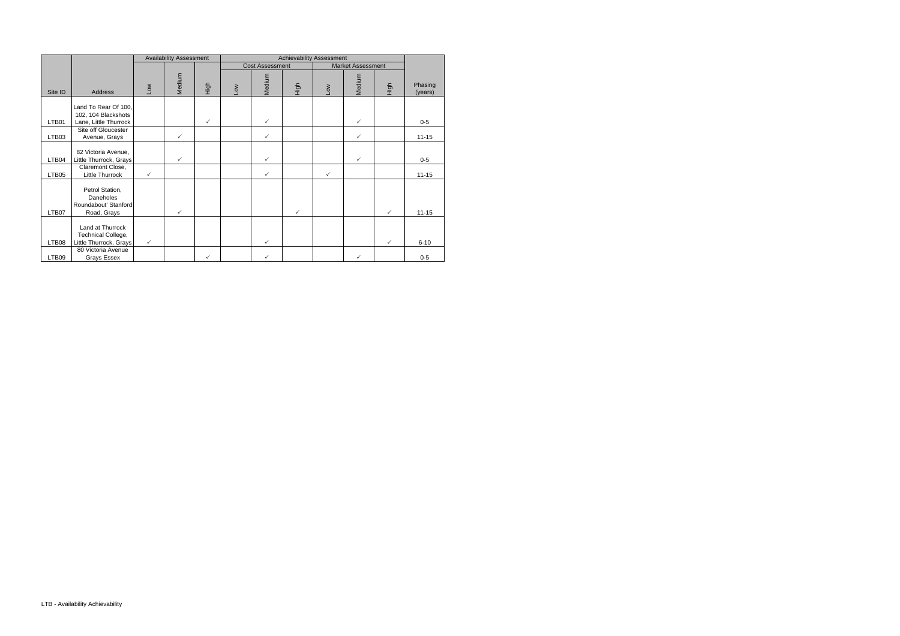| | | Availability Assessment | | | Achievability Assessment | | | | | | |
|---|---|---|---|---|---|---|---|---|---|---|---|
| | | | | | Cost Assessment | | | Market Assessment | | | |
| Site ID | Address | Low | Medium | High | Low | Medium | High | Low | Medium | High | Phasing (years) |
| LTB01 | Land To Rear Of 100, 102, 104 Blackshots Lane, Little Thurrock | | | ✓ | | ✓ | | | ✓ | | 0-5 |
| LTB03 | Site off Gloucester Avenue, Grays | | ✓ | | | ✓ | | | ✓ | | 11-15 |
| LTB04 | 82 Victoria Avenue, Little Thurrock, Grays | | ✓ | | | ✓ | | | ✓ | | 0-5 |
| LTB05 | Claremont Close, Little Thurrock | ✓ | | | | ✓ | | ✓ | | | 11-15 |
| LTB07 | Petrol Station, Daneholes Roundabout' Stanford Road, Grays | | ✓ | | | | ✓ | | | ✓ | 11-15 |
| LTB08 | Land at Thurrock Technical College, Little Thurrock, Grays | ✓ | | | | ✓ | | | | ✓ | 6-10 |
| LTB09 | 80 Victoria Avenue Grays Essex | | | ✓ | | ✓ | | | ✓ | | 0-5 |

LTB - Availability Achievability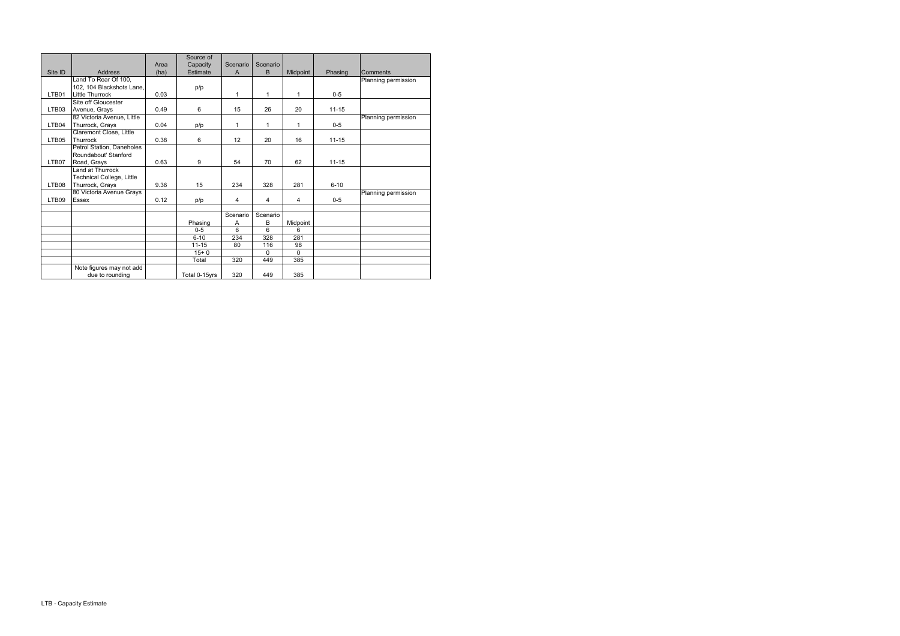| Site ID | Address | Area (ha) | Source of Capacity Estimate | Scenario A | Scenario B | Midpoint | Phasing | Comments |
|---|---|---|---|---|---|---|---|---|
| LTB01 | Land To Rear Of 100, 102, 104 Blackshots Lane, Little Thurrock | 0.03 | p/p | 1 | 1 | 1 | 0-5 | Planning permission |
| LTB03 | Site off Gloucester Avenue, Grays | 0.49 | 6 | 15 | 26 | 20 | 11-15 | |
| LTB04 | 82 Victoria Avenue, Little Thurrock, Grays | 0.04 | p/p | 1 | 1 | 1 | 0-5 | Planning permission |
| LTB05 | Claremont Close, Little Thurrock | 0.38 | 6 | 12 | 20 | 16 | 11-15 | |
| LTB07 | Petrol Station, Daneholes Roundabout' Stanford Road, Grays | 0.63 | 9 | 54 | 70 | 62 | 11-15 | |
| LTB08 | Land at Thurrock Technical College, Little Thurrock, Grays | 9.36 | 15 | 234 | 328 | 281 | 6-10 | |
| LTB09 | 80 Victoria Avenue Grays Essex | 0.12 | p/p | 4 | 4 | 4 | 0-5 | Planning permission |
| | | | | | | | | |
| | | | Phasing | Scenario A | Scenario B | Midpoint | | |
| | | | 0-5 | 6 | 6 | 6 | | |
| | | | 6-10 | 234 | 328 | 281 | | |
| | | | 11-15 | 80 | 116 | 98 | | |
| | | | 15+ 0 | | 0 | 0 | | |
| | | | Total | 320 | 449 | 385 | | |
| | Note figures may not add due to rounding | | Total 0-15yrs | 320 | 449 | 385 | | |

LTB - Capacity Estimate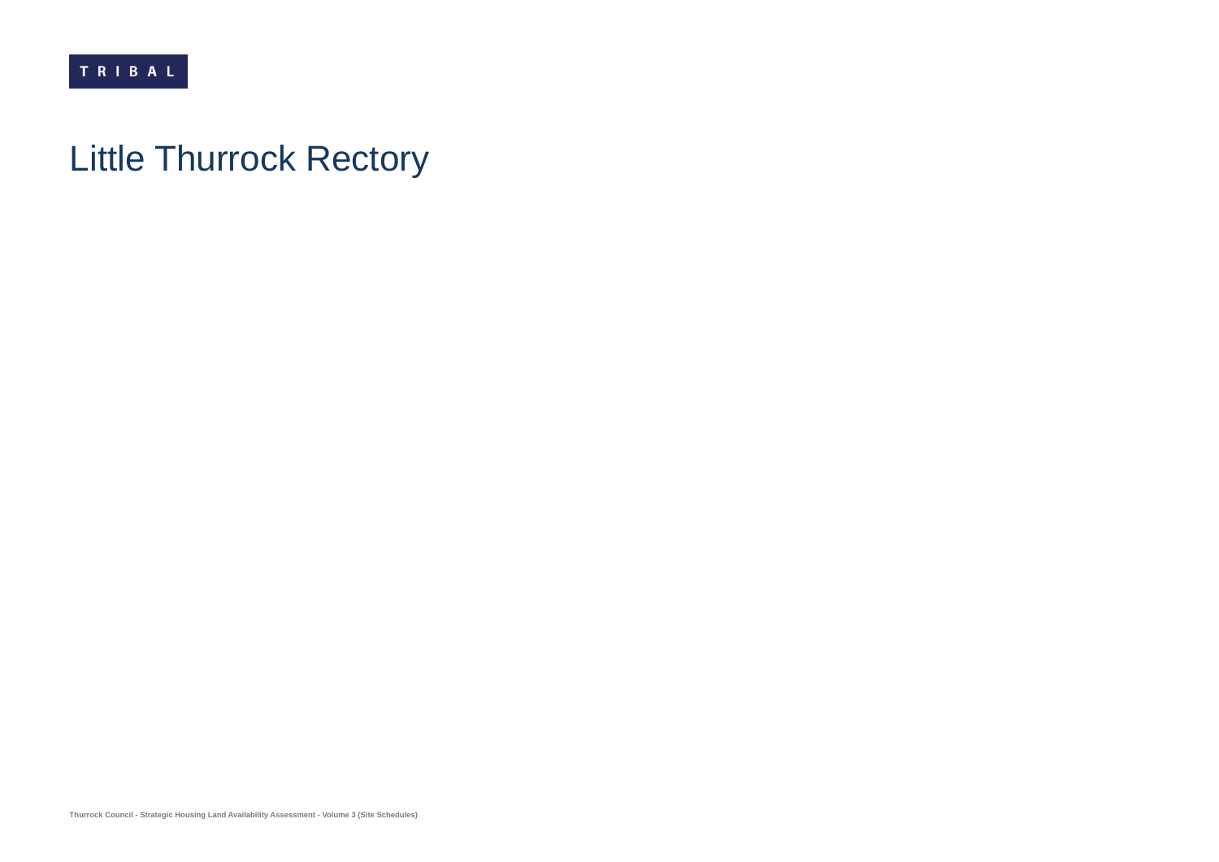TRIBAL

# Little Thurrock Rectory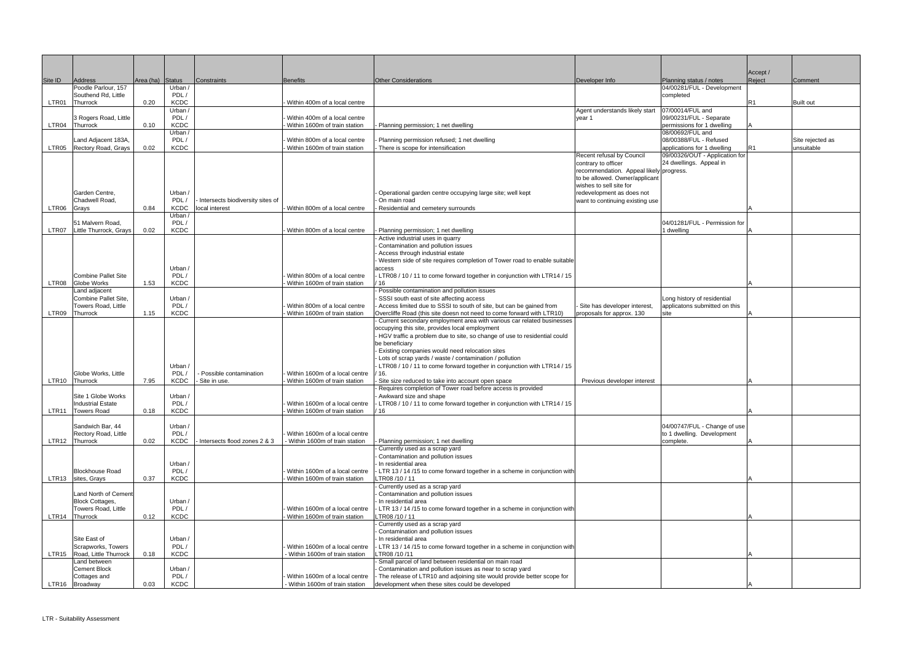| Site ID | Address | Area (ha) | Status | Constraints | Benefits | Other Considerations | Developer Info | Planning status / notes | Accept / Reject | Comment |
|---|---|---|---|---|---|---|---|---|---|---|
| LTR01 | Poodle Parlour, 157 Southend Rd, Little Thurrock | 0.20 | Urban / PDL / KCDC | | - Within 400m of a local centre | | | 04/00281/FUL - Development completed | R1 | Built out |
| LTR04 | 3 Rogers Road, Little Thurrock | 0.10 | Urban / PDL / KCDC | | - Within 400m of a local centre<br>- Within 1600m of train station | - Planning permission; 1 net dwelling | Agent understands likely start year 1 | 07/00014/FUL and 09/00231/FUL - Separate permissions for 1 dwelling | A | |
| LTR05 | Land Adjacent 183A, Rectory Road, Grays | 0.02 | Urban / PDL / KCDC | | - Within 800m of a local centre<br>- Within 1600m of train station | - Planning permission refused; 1 net dwelling<br>- There is scope for intensification | | 08/00692/FUL and 08/00388/FUL - Refused applications for 1 dwelling | R1 | Site rejected as unsuitable |
| LTR06 | Garden Centre, Chadwell Road, Grays | 0.84 | Urban / PDL / KCDC | - Intersects biodiversity sites of local interest | - Within 800m of a local centre | - Operational garden centre occupying large site; well kept<br>- On main road<br>- Residential and cemetery surrounds | Recent refusal by Council contrary to officer recommendation. Appeal likely to be allowed. Owner/applicant wishes to sell site for redevelopment as does not want to continuing existing use | 09/00326/OUT - Application for 24 dwellings. Appeal in progress. | A | |
| LTR07 | 51 Malvern Road, Little Thurrock, Grays | 0.02 | Urban / PDL / KCDC | | - Within 800m of a local centre | - Planning permission; 1 net dwelling | | 04/01281/FUL - Permission for 1 dwelling | A | |
| LTR08 | Combine Pallet Site Globe Works | 1.53 | Urban / PDL / KCDC | | - Within 800m of a local centre<br>- Within 1600m of train station | - Active industrial uses in quarry<br>- Contamination and pollution issues<br>- Access through industrial estate<br>- Western side of site requires completion of Tower road to enable suitable access<br>- LTR08 / 10 / 11 to come forward together in conjunction with LTR14 / 15 / 16 | | | A | |
| LTR09 | Land adjacent Combine Pallet Site, Towers Road, Little Thurrock | 1.15 | Urban / PDL / KCDC | | - Within 800m of a local centre<br>- Within 1600m of train station | - Possible contamination and pollution issues<br>- SSSI south east of site affecting access<br>- Access limited due to SSSI to south of site, but can be gained from Overcliffe Road (this site doesn not need to come forward with LTR10) | - Site has developer interest, proposals for approx. 130 | Long history of residential applicatons submitted on this site | A | |
| LTR10 | Globe Works, Little Thurrock | 7.95 | Urban / PDL / KCDC | - Possible contamination<br>- Site in use. | - Within 1600m of a local centre<br>- Within 1600m of train station | - Current secondary employment area with various car related businesses occupying this site, provides local employment<br>- HGV traffic a problem due to site, so change of use to residential could be beneficiary<br>- Existing companies would need relocation sites<br>- Lots of scrap yards / waste / contamination / pollution<br>- LTR08 / 10 / 11 to come forward together in conjunction with LTR14 / 15 / 16.<br>- Site size reduced to take into account open space | Previous developer interest | | A | |
| LTR11 | Site 1 Globe Works Industrial Estate Towers Road | 0.18 | Urban / PDL / KCDC | | - Within 1600m of a local centre<br>- Within 1600m of train station | - Requires completion of Tower road before access is provided<br>- Awkward size and shape<br>- LTR08 / 10 / 11 to come forward together in conjunction with LTR14 / 15 / 16 | | | A | |
| LTR12 | Sandwich Bar, 44 Rectory Road, Little Thurrock | 0.02 | Urban / PDL / KCDC | - Intersects flood zones 2 & 3 | - Within 1600m of a local centre<br>- Within 1600m of train station | - Planning permission; 1 net dwelling | | 04/00747/FUL - Change of use to 1 dwelling. Development complete. | A | |
| LTR13 | Blockhouse Road sites, Grays | 0.37 | Urban / PDL / KCDC | | - Within 1600m of a local centre<br>- Within 1600m of train station | - Currently used as a scrap yard<br>- Contamination and pollution issues<br>- In residential area<br>- LTR 13 / 14 /15 to come forward together in a scheme in conjunction with LTR08 /10 / 11 | | | A | |
| LTR14 | Land North of Cement Block Cottages, Towers Road, Little Thurrock | 0.12 | Urban / PDL / KCDC | | - Within 1600m of a local centre<br>- Within 1600m of train station | - Currently used as a scrap yard<br>- Contamination and pollution issues<br>- In residential area<br>- LTR 13 / 14 /15 to come forward together in a scheme in conjunction with LTR08 /10 / 11 | | | A | |
| LTR15 | Site East of Scrapworks, Towers Road, Little Thurrock | 0.18 | Urban / PDL / KCDC | | - Within 1600m of a local centre<br>- Within 1600m of train station | - Currently used as a scrap yard<br>- Contamination and pollution issues<br>- In residential area<br>- LTR 13 / 14 /15 to come forward together in a scheme in conjunction with LTR08 /10 /11 | | | A | |
| LTR16 | Land between Cement Block Cottages and Broadway | 0.03 | Urban / PDL / KCDC | | - Within 1600m of a local centre<br>- Within 1600m of train station | - Small parcel of land between residential on main road<br>- Contamination and pollution issues as near to scrap yard<br>- The release of LTR10 and adjoining site would provide better scope for development when these sites could be developed | | | A | |

LTR - Suitability Assessment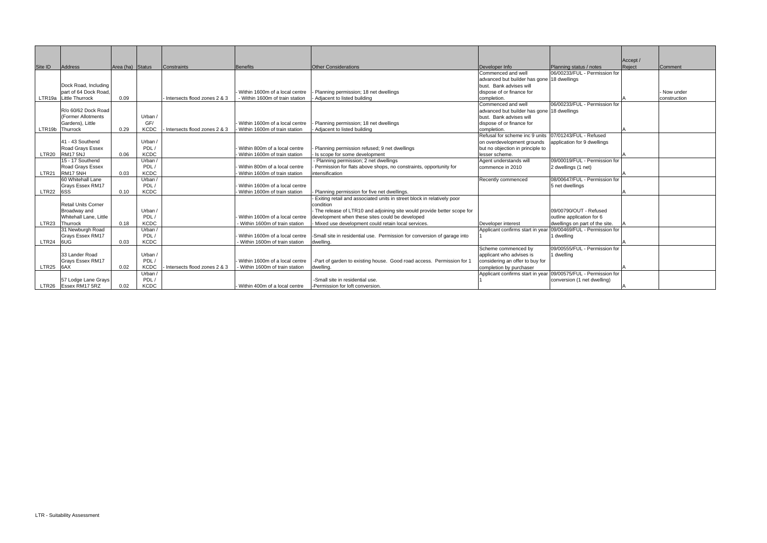| Site ID | Address | Area (ha) | Status | Constraints | Benefits | Other Considerations | Developer Info | Planning status / notes | Accept / Reject | Comment |
|---|---|---|---|---|---|---|---|---|---|---|
| LTR19a | Dock Road, Including part of 64 Dock Road, Little Thurrock | 0.09 | | - Intersects flood zones 2 & 3 | - Within 1600m of a local centre - Within 1600m of train station | - Planning permission; 18 net dwellings - Adjacent to listed building | Commenced and well advanced but builder has gone bust. Bank advises will dispose of or finance for completion. | 06/00233/FUL - Permission for 18 dwellings | A | - Now under construction |
| LTR19b | R/o 60/62 Dock Road (Former Allotments Gardens), Little Thurrock | 0.29 | Urban / GF/ KCDC | - Intersects flood zones 2 & 3 | - Within 1600m of a local centre - Within 1600m of train station | - Planning permission; 18 net dwellings - Adjacent to listed building | Commenced and well advanced but builder has gone bust. Bank advises will dispose of or finance for completion. | 06/00233/FUL - Permission for 18 dwellings | A | |
| LTR20 | 41 - 43 Southend Road Grays Essex RM17 5NJ | 0.06 | Urban / PDL / KCDC | | - Within 800m of a local centre - Within 1600m of train station | - Planning permission refused; 9 net dwellings - Is scope for some development | Refusal for scheme inc 9 units on overdevelopment grounds but no objection in principle to lesser scheme. | 07/01243/FUL - Refused application for 9 dwellings | A | |
| LTR21 | 15 - 17 Southend Road Grays Essex RM17 5NH | 0.03 | Urban / PDL / KCDC | | - Within 800m of a local centre - Within 1600m of train station | - Planning permission; 2 net dwellings - Permission for flats above shops, no constraints, opportunity for intensification | Agent understands will commence in 2010 | 09/00019/FUL - Permission for 2 dwellings (1 net) | A | |
| LTR22 | 60 Whitehall Lane Grays Essex RM17 6SS | 0.10 | Urban / PDL / KCDC | | - Within 1600m of a local centre - Within 1600m of train station | - Planning permission for five net dwellings. | Recently commenced | 08/00647/FUL - Permission for 5 net dwellings | A | |
| LTR23 | Retail Units Corner Broadway and Whitehall Lane, Little Thurrock | 0.18 | Urban / PDL / KCDC | | - Within 1600m of a local centre - Within 1600m of train station | - Exiting retail and associated units in street block in relatively poor condition - The release of LTR10 and adjoining site would provide better scope for development when these sites could be developed - Mixed use development could retain local services. | Developer interest | 09/00790/OUT - Refused outline application for 6 dwellings on part of the site. | A | |
| LTR24 | 31 Newburgh Road Grays Essex RM17 6UG | 0.03 | Urban / PDL / KCDC | | - Within 1600m of a local centre - Within 1600m of train station | -Small site in residential use. Permission for conversion of garage into dwelling. | Applicant confirms start in year 1 | 09/00469/FUL - Permission for 1 dwelling | A | |
| LTR25 | 33 Lander Road Grays Essex RM17 6AX | 0.02 | Urban / PDL / KCDC | - Intersects flood zones 2 & 3 | - Within 1600m of a local centre - Within 1600m of train station | -Part of garden to existing house. Good road access. Permission for 1 dwelling. | Scheme commenced by applicant who advises is considering an offer to buy for completion by purchaser | 09/00555/FUL - Permission for 1 dwelling | A | |
| LTR26 | 57 Lodge Lane Grays Essex RM17 5RZ | 0.02 | Urban / PDL / KCDC | | - Within 400m of a local centre | -Small site in residential use. -Permission for loft conversion. | Applicant confirms start in year 1 | 09/00575/FUL - Permission for conversion (1 net dwelling) | A | |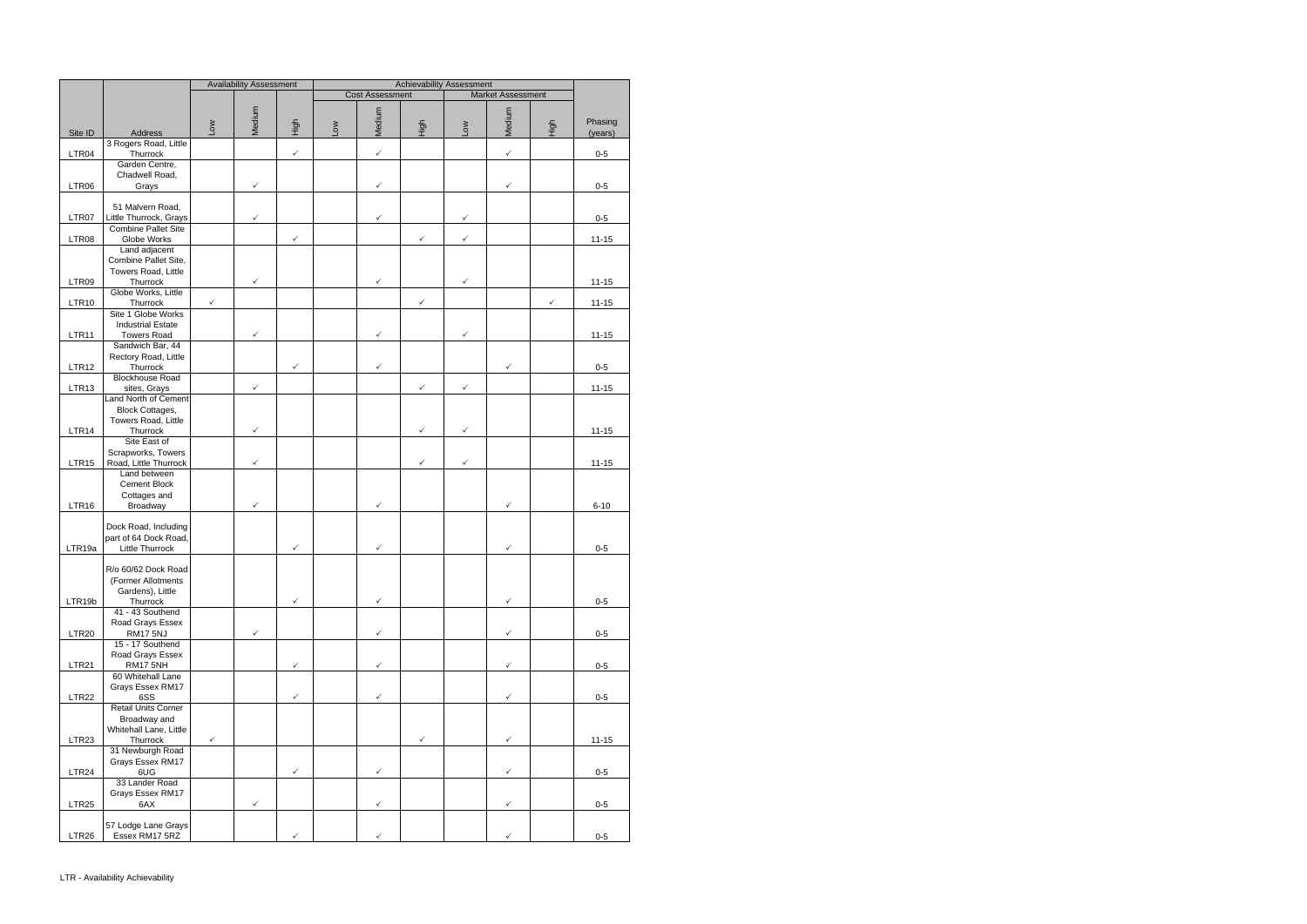| | | Availability Assessment | | | Achievability Assessment | | | | | | |
|---|---|---|---|---|---|---|---|---|---|---|---|
| | | | | | Cost Assessment | | | Market Assessment | | | |
| Site ID | Address | Low | Medium | High | Low | Medium | High | Low | Medium | High | Phasing (years) |
| LTR04 | 3 Rogers Road, Little Thurrock | | | ✓ | | ✓ | | | ✓ | | 0-5 |
| LTR06 | Garden Centre, Chadwell Road, Grays | | ✓ | | | ✓ | | | ✓ | | 0-5 |
| LTR07 | 51 Malvern Road, Little Thurrock, Grays | | ✓ | | | ✓ | | ✓ | | | 0-5 |
| LTR08 | Combine Pallet Site Globe Works | | | ✓ | | | ✓ | ✓ | | | 11-15 |
| LTR09 | Land adjacent Combine Pallet Site, Towers Road, Little Thurrock | | ✓ | | | ✓ | | ✓ | | | 11-15 |
| LTR10 | Globe Works, Little Thurrock | ✓ | | | | | ✓ | | | ✓ | 11-15 |
| LTR11 | Site 1 Globe Works Industrial Estate Towers Road | | ✓ | | | ✓ | | ✓ | | | 11-15 |
| LTR12 | Sandwich Bar, 44 Rectory Road, Little Thurrock | | | ✓ | | ✓ | | | ✓ | | 0-5 |
| LTR13 | Blockhouse Road sites, Grays | | ✓ | | | | ✓ | ✓ | | | 11-15 |
| LTR14 | Land North of Cement Block Cottages, Towers Road, Little Thurrock | | ✓ | | | | ✓ | ✓ | | | 11-15 |
| LTR15 | Site East of Scrapworks, Towers Road, Little Thurrock | | ✓ | | | | ✓ | ✓ | | | 11-15 |
| LTR16 | Land between Cement Block Cottages and Broadway | | ✓ | | | ✓ | | | ✓ | | 6-10 |
| LTR19a | Dock Road, Including part of 64 Dock Road, Little Thurrock | | | ✓ | | ✓ | | | ✓ | | 0-5 |
| LTR19b | R/o 60/62 Dock Road (Former Allotments Gardens), Little Thurrock | | | ✓ | | ✓ | | | ✓ | | 0-5 |
| LTR20 | 41 - 43 Southend Road Grays Essex RM17 5NJ | | ✓ | | | ✓ | | | ✓ | | 0-5 |
| LTR21 | 15 - 17 Southend Road Grays Essex RM17 5NH | | | ✓ | | ✓ | | | ✓ | | 0-5 |
| LTR22 | 60 Whitehall Lane Grays Essex RM17 6SS | | | ✓ | | ✓ | | | ✓ | | 0-5 |
| LTR23 | Retail Units Corner Broadway and Whitehall Lane, Little Thurrock | ✓ | | | | | ✓ | | ✓ | | 11-15 |
| LTR24 | 31 Newburgh Road Grays Essex RM17 6UG | | | ✓ | | ✓ | | | ✓ | | 0-5 |
| LTR25 | 33 Lander Road Grays Essex RM17 6AX | | ✓ | | | ✓ | | | ✓ | | 0-5 |
| LTR26 | 57 Lodge Lane Grays Essex RM17 5RZ | | | ✓ | | ✓ | | | ✓ | | 0-5 |

LTR - Availability Achievability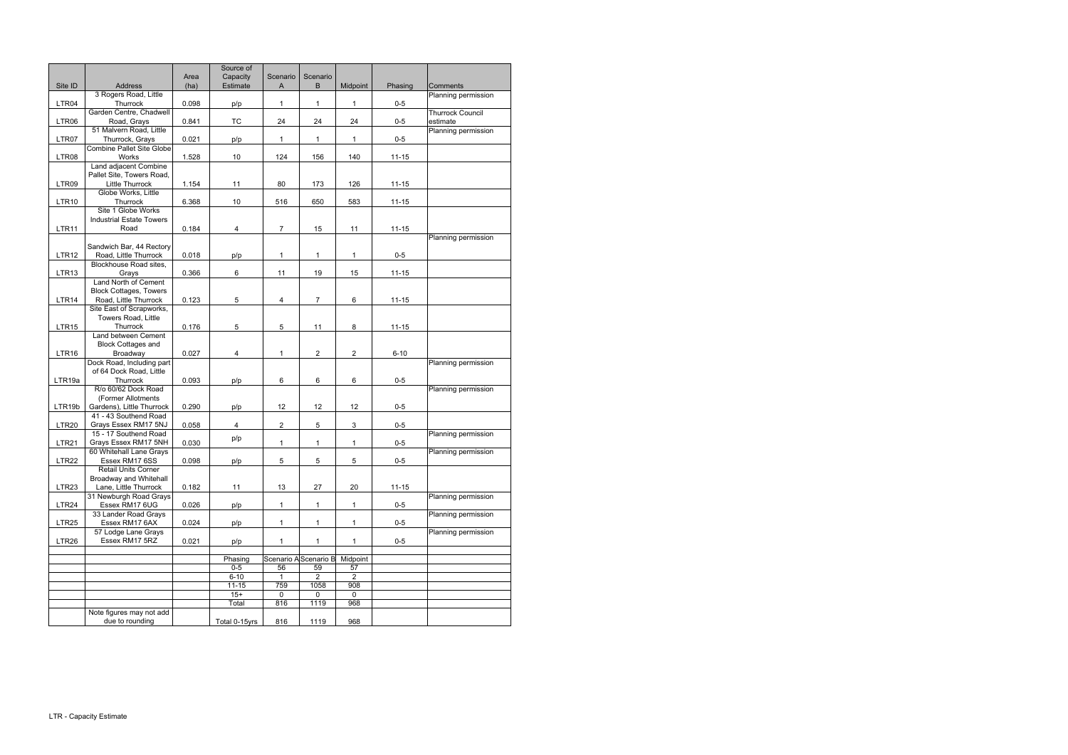| Site ID | Address | Area (ha) | Source of Capacity Estimate | Scenario A | Scenario B | Midpoint | Phasing | Comments |
|---|---|---|---|---|---|---|---|---|
| LTR04 | 3 Rogers Road, Little Thurrock | 0.098 | p/p | 1 | 1 | 1 | 0-5 | Planning permission |
| LTR06 | Garden Centre, Chadwell Road, Grays | 0.841 | TC | 24 | 24 | 24 | 0-5 | Thurrock Council estimate |
| LTR07 | 51 Malvern Road, Little Thurrock, Grays | 0.021 | p/p | 1 | 1 | 1 | 0-5 | Planning permission |
| LTR08 | Combine Pallet Site Globe Works | 1.528 | 10 | 124 | 156 | 140 | 11-15 | |
| LTR09 | Land adjacent Combine Pallet Site, Towers Road, Little Thurrock | 1.154 | 11 | 80 | 173 | 126 | 11-15 | |
| LTR10 | Globe Works, Little Thurrock | 6.368 | 10 | 516 | 650 | 583 | 11-15 | |
| LTR11 | Site 1 Globe Works Industrial Estate Towers Road | 0.184 | 4 | 7 | 15 | 11 | 11-15 | |
| LTR12 | Sandwich Bar, 44 Rectory Road, Little Thurrock | 0.018 | p/p | 1 | 1 | 1 | 0-5 | Planning permission |
| LTR13 | Blockhouse Road sites, Grays | 0.366 | 6 | 11 | 19 | 15 | 11-15 | |
| LTR14 | Land North of Cement Block Cottages, Towers Road, Little Thurrock | 0.123 | 5 | 4 | 7 | 6 | 11-15 | |
| LTR15 | Site East of Scrapworks, Towers Road, Little Thurrock | 0.176 | 5 | 5 | 11 | 8 | 11-15 | |
| LTR16 | Land between Cement Block Cottages and Broadway | 0.027 | 4 | 1 | 2 | 2 | 6-10 | |
| LTR19a | Dock Road, Including part of 64 Dock Road, Little Thurrock | 0.093 | p/p | 6 | 6 | 6 | 0-5 | Planning permission |
| LTR19b | R/o 60/62 Dock Road (Former Allotments Gardens), Little Thurrock | 0.290 | p/p | 12 | 12 | 12 | 0-5 | Planning permission |
| LTR20 | 41 - 43 Southend Road Grays Essex RM17 5NJ | 0.058 | 4 | 2 | 5 | 3 | 0-5 | |
| LTR21 | 15 - 17 Southend Road Grays Essex RM17 5NH | 0.030 | p/p | 1 | 1 | 1 | 0-5 | Planning permission |
| LTR22 | 60 Whitehall Lane Grays Essex RM17 6SS | 0.098 | p/p | 5 | 5 | 5 | 0-5 | Planning permission |
| LTR23 | Retail Units Corner Broadway and Whitehall Lane, Little Thurrock | 0.182 | 11 | 13 | 27 | 20 | 11-15 | |
| LTR24 | 31 Newburgh Road Grays Essex RM17 6UG | 0.026 | p/p | 1 | 1 | 1 | 0-5 | Planning permission |
| LTR25 | 33 Lander Road Grays Essex RM17 6AX | 0.024 | p/p | 1 | 1 | 1 | 0-5 | Planning permission |
| LTR26 | 57 Lodge Lane Grays Essex RM17 5RZ | 0.021 | p/p | 1 | 1 | 1 | 0-5 | Planning permission |
| | | | | | | | | |
| | | | Phasing | Scenario A | Scenario B | Midpoint | | |
| | | | 0-5 | 56 | 59 | 57 | | |
| | | | 6-10 | 1 | 2 | 2 | | |
| | | | 11-15 | 759 | 1058 | 908 | | |
| | | | 15+ | 0 | 0 | 0 | | |
| | | | Total | 816 | 1119 | 968 | | |
| | Note figures may not add due to rounding | | Total 0-15yrs | 816 | 1119 | 968 | | |

LTR - Capacity Estimate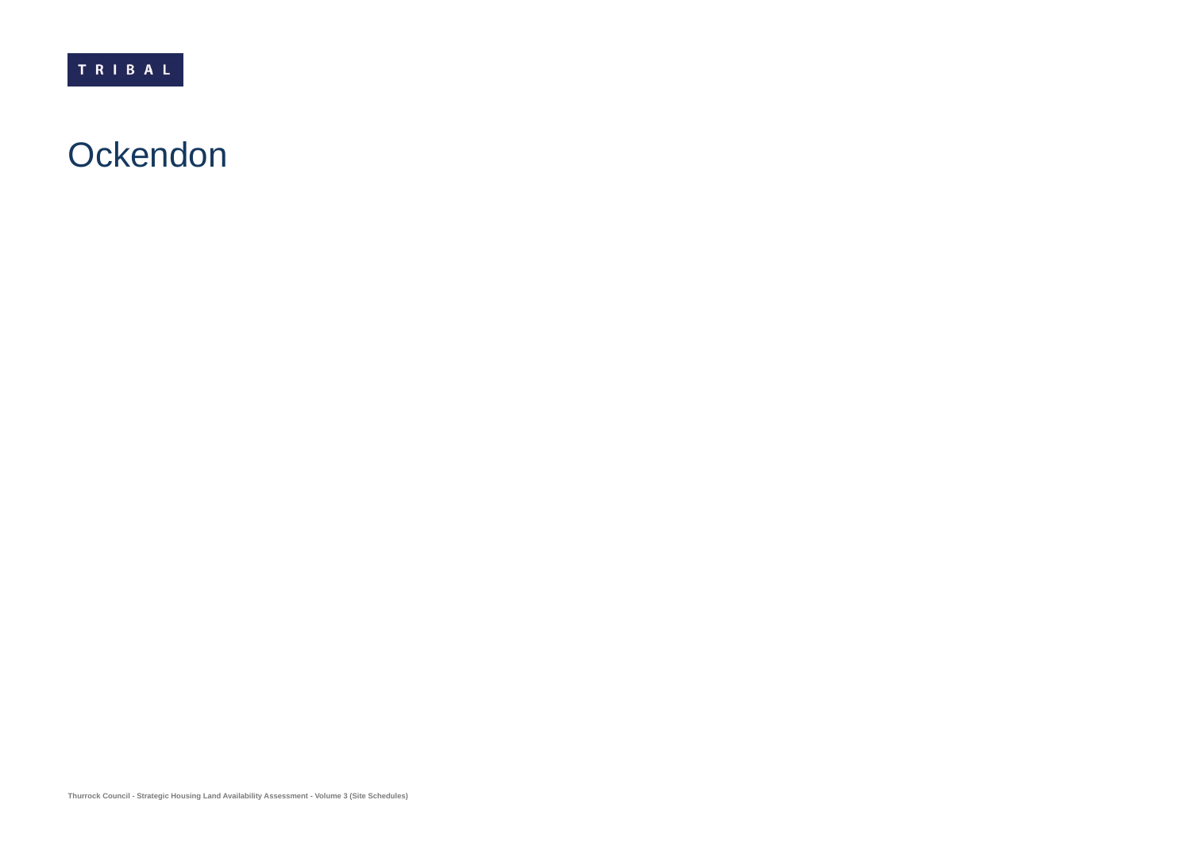# Ockendon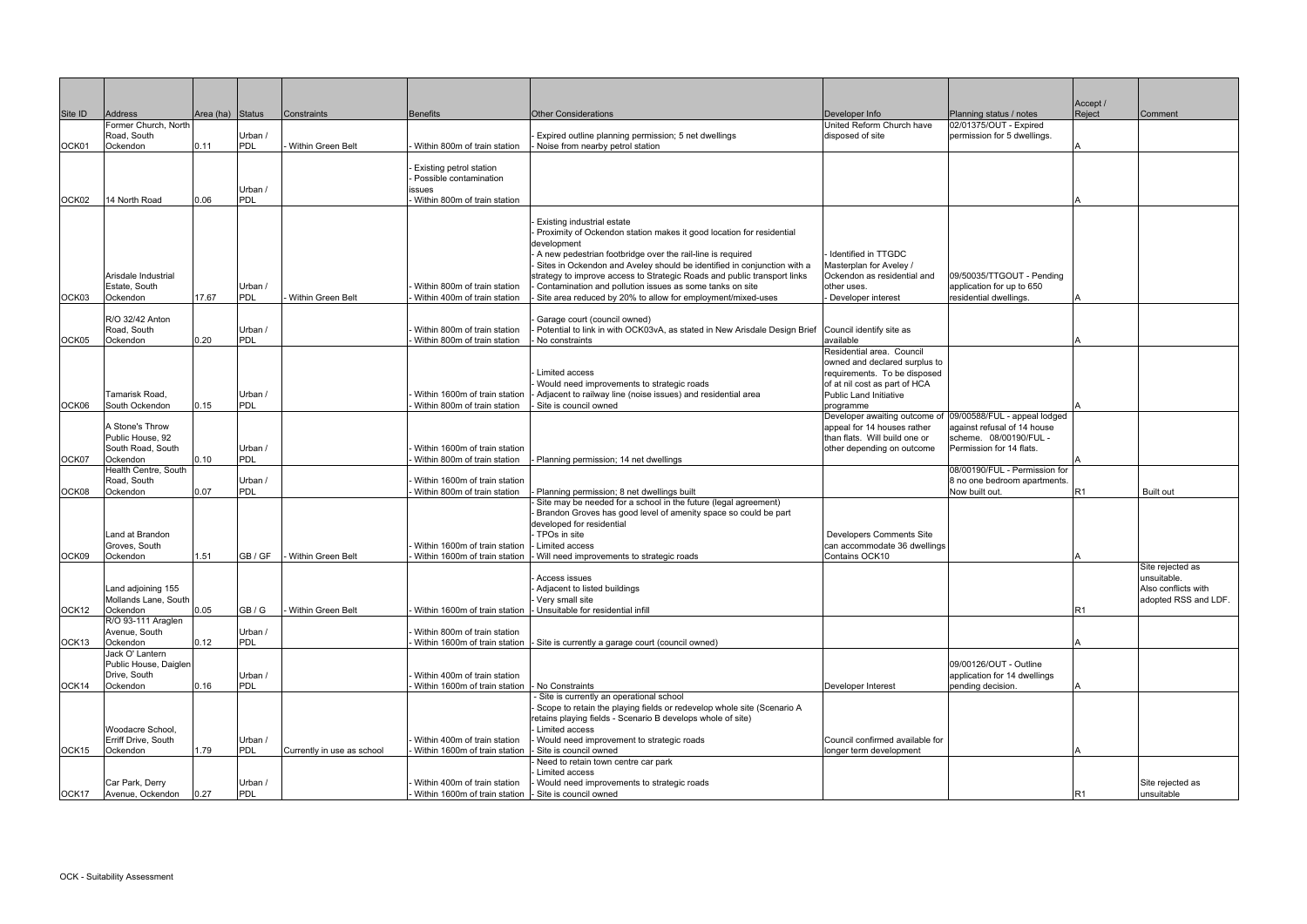| Site ID | Address | Area (ha) | Status | Constraints | Benefits | Other Considerations | Developer Info | Planning status / notes | Accept / Reject | Comment |
|---|---|---|---|---|---|---|---|---|---|---|
| OCK01 | Former Church, North Road, South Ockendon | 0.11 | Urban / PDL | - Within Green Belt | - Within 800m of train station | - Expired outline planning permission; 5 net dwellings<br>- Noise from nearby petrol station | United Reform Church have disposed of site | 02/01375/OUT - Expired permission for 5 dwellings. | A | |
| OCK02 | 14 North Road | 0.06 | Urban / PDL | | - Existing petrol station<br>- Possible contamination issues<br>- Within 800m of train station | | | | A | |
| OCK03 | Arisdale Industrial Estate, South Ockendon | 17.67 | Urban / PDL | - Within Green Belt | - Within 800m of train station<br>- Within 400m of train station | - Existing industrial estate<br>- Proximity of Ockendon station makes it good location for residential development<br>- A new pedestrian footbridge over the rail-line is required<br>- Sites in Ockendon and Aveley should be identified in conjunction with a strategy to improve access to Strategic Roads and public transport links<br>- Contamination and pollution issues as some tanks on site<br>- Site area reduced by 20% to allow for employment/mixed-uses | - Identified in TTGDC Masterplan for Aveley / Ockendon as residential and other uses.<br>- Developer interest | 09/50035/TTGOUT - Pending application for up to 650 residential dwellings. | A | |
| OCK05 | R/O 32/42 Anton Road, South Ockendon | 0.20 | Urban / PDL | | - Within 800m of train station<br>- Within 800m of train station | - Garage court (council owned)<br>- Potential to link in with OCK03vA, as stated in New Arisdale Design Brief<br>- No constraints | Council identify site as available | | A | |
| OCK06 | Tamarisk Road, South Ockendon | 0.15 | Urban / PDL | | - Within 1600m of train station<br>- Within 800m of train station | - Limited access<br>- Would need improvements to strategic roads<br>- Adjacent to railway line (noise issues) and residential area<br>- Site is council owned | Residential area. Council owned and declared surplus to requirements. To be disposed of at nil cost as part of HCA Public Land Initiative programme | | A | |
| OCK07 | A Stone's Throw Public House, 92 South Road, South Ockendon | 0.10 | Urban / PDL | | - Within 1600m of train station<br>- Within 800m of train station | - Planning permission; 14 net dwellings | Developer awaiting outcome of appeal for 14 houses rather than flats. Will build one or other depending on outcome | 09/00588/FUL - appeal lodged against refusal of 14 house scheme. 08/00190/FUL - Permission for 14 flats. | A | |
| OCK08 | Health Centre, South Road, South Ockendon | 0.07 | Urban / PDL | | - Within 1600m of train station<br>- Within 800m of train station | - Planning permission; 8 net dwellings built | | 08/00190/FUL - Permission for 8 no one bedroom apartments. Now built out. | R1 | Built out |
| OCK09 | Land at Brandon Groves, South Ockendon | 1.51 | GB / GF | - Within Green Belt | - Within 1600m of train station<br>- Within 1600m of train station | - Site may be needed for a school in the future (legal agreement)<br>- Brandon Groves has good level of amenity space so could be part developed for residential<br>- TPOs in site<br>- Limited access<br>- Will need improvements to strategic roads | Developers Comments Site can accommodate 36 dwellings Contains OCK10 | | A | |
| OCK12 | Land adjoining 155 Mollands Lane, South Ockendon | 0.05 | GB / G | - Within Green Belt | - Within 1600m of train station | - Access issues<br>- Adjacent to listed buildings<br>- Very small site<br>- Unsuitable for residential infill | | | R1 | Site rejected as unsuitable. Also conflicts with adopted RSS and LDF. |
| OCK13 | R/O 93-111 Araglen Avenue, South Ockendon | 0.12 | Urban / PDL | | - Within 800m of train station<br>- Within 1600m of train station | - Site is currently a garage court (council owned) | | | A | |
| OCK14 | Jack O' Lantern Public House, Daiglen Drive, South Ockendon | 0.16 | Urban / PDL | | - Within 400m of train station<br>- Within 1600m of train station | - No Constraints | Developer Interest | 09/00126/OUT - Outline application for 14 dwellings pending decision. | A | |
| OCK15 | Woodacre School, Erriff Drive, South Ockendon | 1.79 | Urban / PDL | Currently in use as school | - Within 400m of train station<br>- Within 1600m of train station | - Site is currently an operational school<br>- Scope to retain the playing fields or redevelop whole site (Scenario A retains playing fields - Scenario B develops whole of site)<br>- Limited access<br>- Would need improvement to strategic roads<br>- Site is council owned | Council confirmed available for longer term development | | A | |
| OCK17 | Car Park, Derry Avenue, Ockendon | 0.27 | Urban / PDL | | - Within 400m of train station<br>- Within 1600m of train station | - Need to retain town centre car park<br>- Limited access<br>- Would need improvements to strategic roads<br>- Site is council owned | | | R1 | Site rejected as unsuitable |

OCK - Suitability Assessment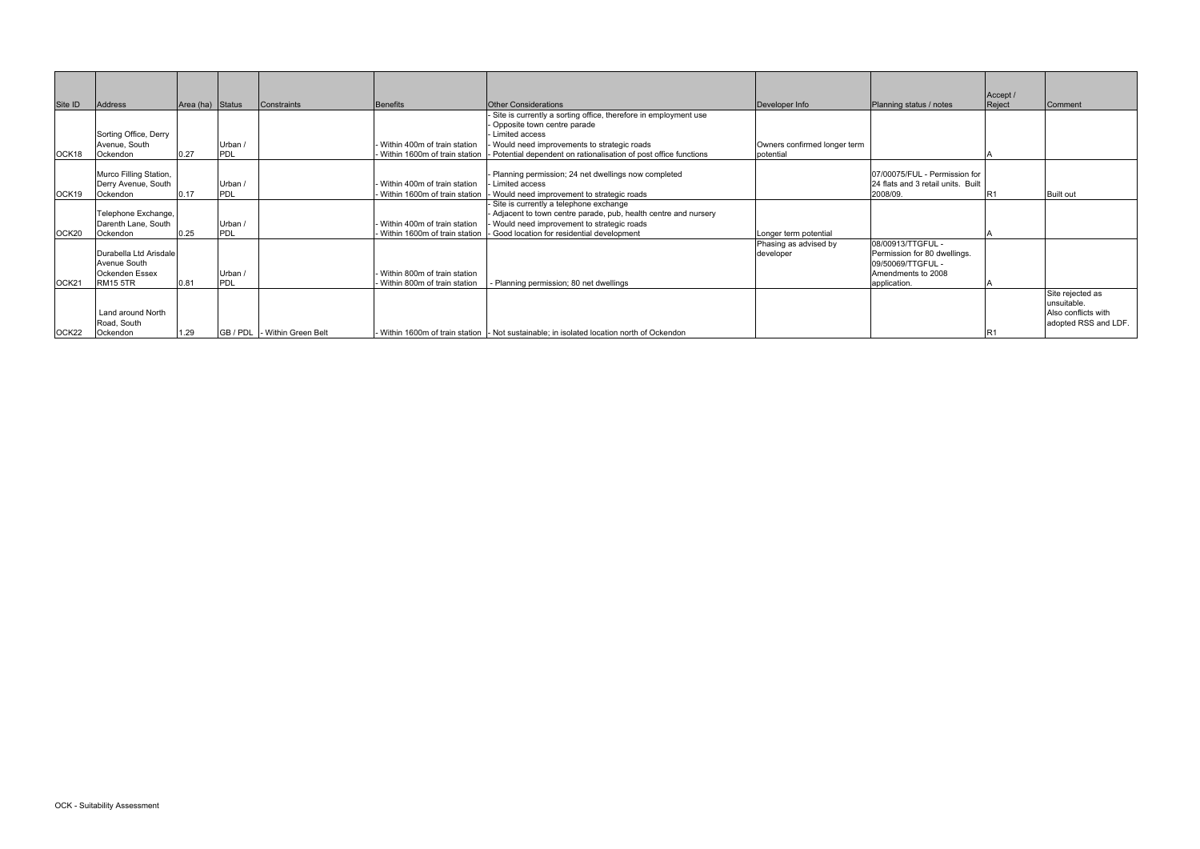| Site ID | Address | Area (ha) | Status | Constraints | Benefits | Other Considerations | Developer Info | Planning status / notes | Accept / Reject | Comment |
|---|---|---|---|---|---|---|---|---|---|---|
| OCK18 | Sorting Office, Derry Avenue, South Ockendon | 0.27 | Urban / PDL | | - Within 400m of train station<br>- Within 1600m of train station | - Site is currently a sorting office, therefore in employment use<br>- Opposite town centre parade<br>- Limited access<br>- Would need improvements to strategic roads<br>- Potential dependent on rationalisation of post office functions | Owners confirmed longer term potential | | A | |
| OCK19 | Murco Filling Station, Derry Avenue, South Ockendon | 0.17 | Urban / PDL | | - Within 400m of train station<br>- Within 1600m of train station | - Planning permission; 24 net dwellings now completed<br>- Limited access<br>- Would need improvement to strategic roads | | 07/00075/FUL - Permission for 24 flats and 3 retail units. Built 2008/09. | R1 | Built out |
| OCK20 | Telephone Exchange, Darenth Lane, South Ockendon | 0.25 | Urban / PDL | | - Within 400m of train station<br>- Within 1600m of train station | - Site is currently a telephone exchange<br>- Adjacent to town centre parade, pub, health centre and nursery<br>- Would need improvement to strategic roads<br>- Good location for residential development | Longer term potential | | A | |
| OCK21 | Durabella Ltd Arisdale Avenue South Ockenden Essex RM15 5TR | 0.81 | Urban / PDL | | - Within 800m of train station<br>- Within 800m of train station | - Planning permission; 80 net dwellings | Phasing as advised by developer | 08/00913/TTGFUL - Permission for 80 dwellings. 09/50069/TTGFUL - Amendments to 2008 application. | A | |
| OCK22 | Land around North Road, South Ockendon | 1.29 | GB / PDL | - Within Green Belt | - Within 1600m of train station | - Not sustainable; in isolated location north of Ockendon | | | R1 | Site rejected as unsuitable. Also conflicts with adopted RSS and LDF. |

OCK - Suitability Assessment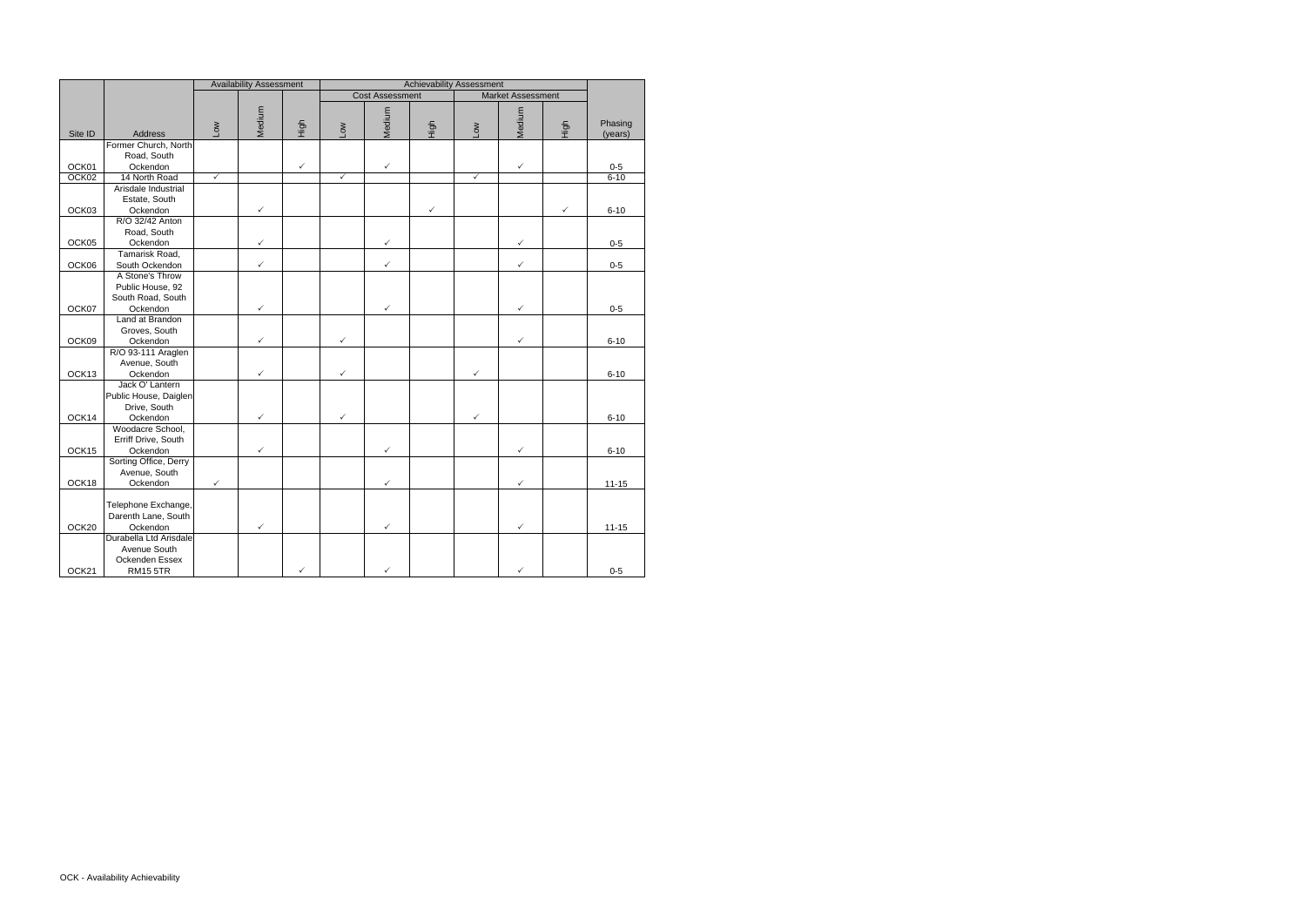| | | Availability Assessment | | | Achievability Assessment | | | | | | |
|---|---|---|---|---|---|---|---|---|---|---|---|
| | | | | | Cost Assessment | | | Market Assessment | | | |
| Site ID | Address | Low | Medium | High | Low | Medium | High | Low | Medium | High | Phasing (years) |
| OCK01 | Former Church, North Road, South Ockendon | | | ✓ | | ✓ | | | ✓ | | 0-5 |
| OCK02 | 14 North Road | ✓ | | | ✓ | | | ✓ | | | 6-10 |
| OCK03 | Arisdale Industrial Estate, South Ockendon | | ✓ | | | | ✓ | | | ✓ | 6-10 |
| OCK05 | R/O 32/42 Anton Road, South Ockendon | | ✓ | | | ✓ | | | ✓ | | 0-5 |
| OCK06 | Tamarisk Road, South Ockendon | | ✓ | | | ✓ | | | ✓ | | 0-5 |
| OCK07 | A Stone's Throw Public House, 92 South Road, South Ockendon | | ✓ | | | ✓ | | | ✓ | | 0-5 |
| OCK09 | Land at Brandon Groves, South Ockendon | | ✓ | | ✓ | | | | ✓ | | 6-10 |
| OCK13 | R/O 93-111 Araglen Avenue, South Ockendon | | ✓ | | ✓ | | | ✓ | | | 6-10 |
| OCK14 | Jack O' Lantern Public House, Daiglen Drive, South Ockendon | | ✓ | | ✓ | | | ✓ | | | 6-10 |
| OCK15 | Woodacre School, Erriff Drive, South Ockendon | | ✓ | | | ✓ | | | ✓ | | 6-10 |
| OCK18 | Sorting Office, Derry Avenue, South Ockendon | ✓ | | | | ✓ | | | ✓ | | 11-15 |
| OCK20 | Telephone Exchange, Darenth Lane, South Ockendon | | ✓ | | | ✓ | | | ✓ | | 11-15 |
| OCK21 | Durabella Ltd Arisdale Avenue South Ockenden Essex RM15 5TR | | | ✓ | | ✓ | | | ✓ | | 0-5 |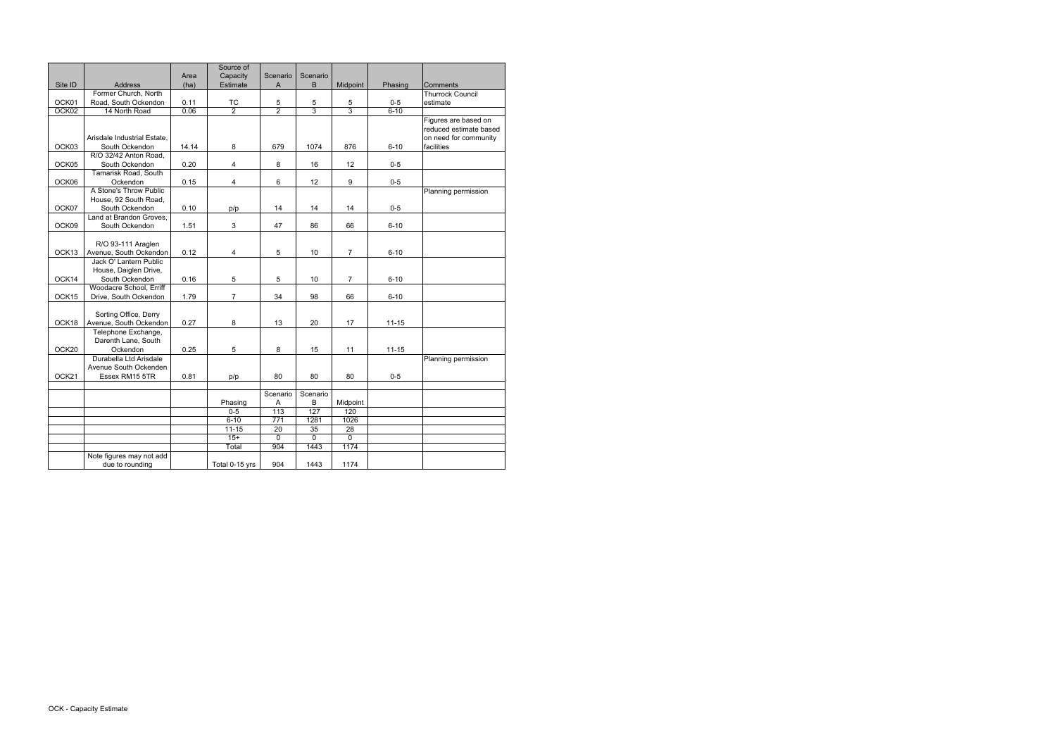| Site ID | Address | Area (ha) | Source of Capacity Estimate | Scenario A | Scenario B | Midpoint | Phasing | Comments |
|---|---|---|---|---|---|---|---|---|
| OCK01 | Former Church, North Road, South Ockendon | 0.11 | TC | 5 | 5 | 5 | 0-5 | Thurrock Council estimate |
| OCK02 | 14 North Road | 0.06 | 2 | 2 | 3 | 3 | 6-10 | |
| OCK03 | Arisdale Industrial Estate, South Ockendon | 14.14 | 8 | 679 | 1074 | 876 | 6-10 | Figures are based on reduced estimate based on need for community facilities |
| OCK05 | R/O 32/42 Anton Road, South Ockendon | 0.20 | 4 | 8 | 16 | 12 | 0-5 | |
| OCK06 | Tamarisk Road, South Ockendon | 0.15 | 4 | 6 | 12 | 9 | 0-5 | |
| OCK07 | A Stone's Throw Public House, 92 South Road, South Ockendon | 0.10 | p/p | 14 | 14 | 14 | 0-5 | Planning permission |
| OCK09 | Land at Brandon Groves, South Ockendon | 1.51 | 3 | 47 | 86 | 66 | 6-10 | |
| OCK13 | R/O 93-111 Araglen Avenue, South Ockendon | 0.12 | 4 | 5 | 10 | 7 | 6-10 | |
| OCK14 | Jack O' Lantern Public House, Daiglen Drive, South Ockendon | 0.16 | 5 | 5 | 10 | 7 | 6-10 | |
| OCK15 | Woodacre School, Erriff Drive, South Ockendon | 1.79 | 7 | 34 | 98 | 66 | 6-10 | |
| OCK18 | Sorting Office, Derry Avenue, South Ockendon | 0.27 | 8 | 13 | 20 | 17 | 11-15 | |
| OCK20 | Telephone Exchange, Darenth Lane, South Ockendon | 0.25 | 5 | 8 | 15 | 11 | 11-15 | |
| OCK21 | Durabella Ltd Arisdale Avenue South Ockenden Essex RM15 5TR | 0.81 | p/p | 80 | 80 | 80 | 0-5 | Planning permission |
| | | | | | | | | |
| | | | Phasing | Scenario A | Scenario B | Midpoint | | |
| | | | 0-5 | 113 | 127 | 120 | | |
| | | | 6-10 | 771 | 1281 | 1026 | | |
| | | | 11-15 | 20 | 35 | 28 | | |
| | | | 15+ | 0 | 0 | 0 | | |
| | | | Total | 904 | 1443 | 1174 | | |
| | Note figures may not add due to rounding | | Total 0-15 yrs | 904 | 1443 | 1174 | | |

OCK - Capacity Estimate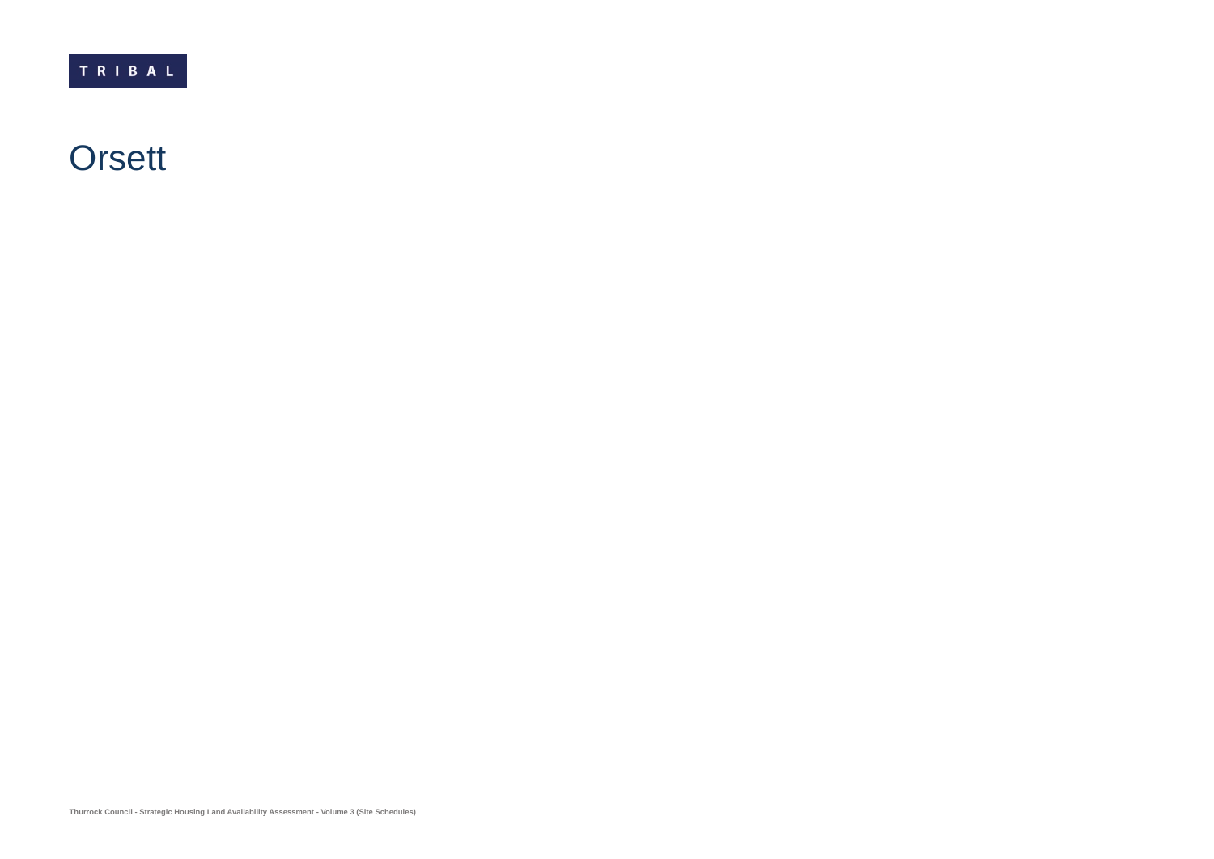# Orsett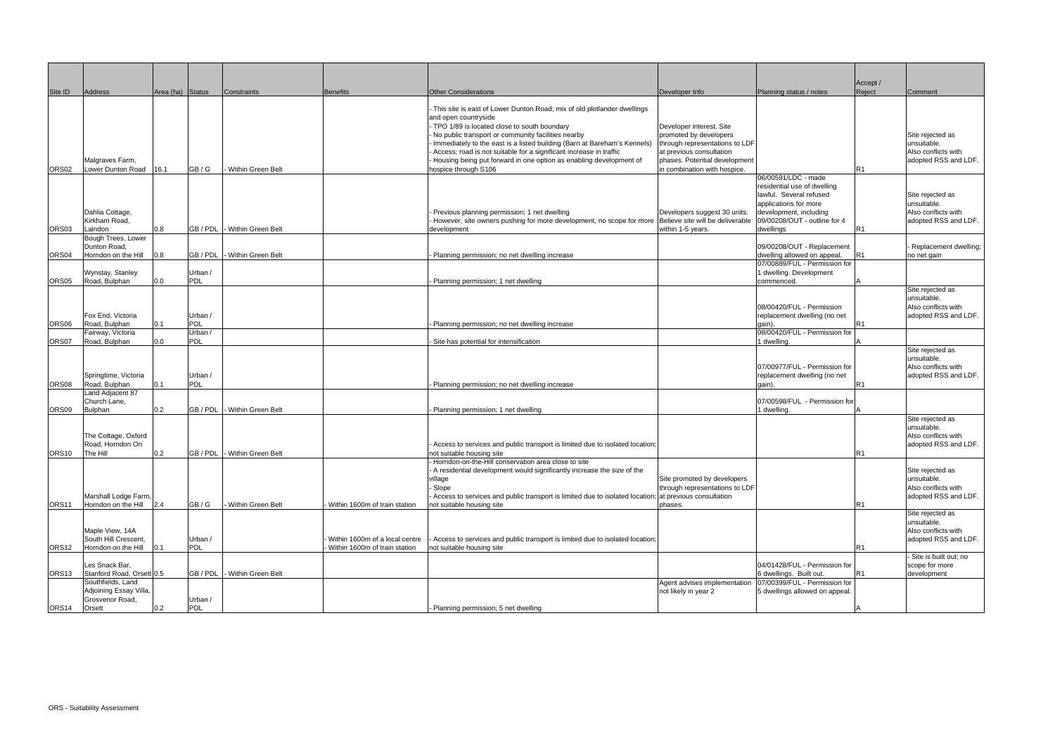| Site ID | Address | Area (ha) | Status | Constraints | Benefits | Other Considerations | Developer Info | Planning status / notes | Accept / Reject | Comment |
|---|---|---|---|---|---|---|---|---|---|---|
| ORS02 | Malgraves Farm, Lower Dunton Road | 16.1 | GB / G | - Within Green Belt | | - This site is east of Lower Dunton Road; mix of old plotlander dwellings and open countryside<br>- TPO 1/89 is located close to south boundary<br>- No public transport or community facilities nearby<br>- Immediately to the east is a listed building (Barn at Bareham's Kennels)<br>- Access; road is not suitable for a significant increase in traffic<br>- Housing being put forward in one option as enabling development of hospice through S106 | Developer interest. Site promoted by developers through representations to LDF at previous consultation phases. Potential development in combination with hospice. | | R1 | Site rejected as unsuitable. Also conflicts with adopted RSS and LDF. |
| ORS03 | Dahlia Cottage, Kirkham Road, Laindon | 0.8 | GB / PDL | - Within Green Belt | | - Previous planning permission; 1 net dwelling<br>- However, site owners pushing for more development, no scope for more development | Developers suggest 30 units. Believe site will be deliverable within 1-5 years. | 06/00591/LDC - made residential use of dwelling lawful. Several refused applications for more development, including 09/00208/OUT - outline for 4 dwellings | R1 | Site rejected as unsuitable. Also conflicts with adopted RSS and LDF. |
| ORS04 | Bough Trees, Lower Dunton Road, Horndon on the Hill | 0.8 | GB / PDL | - Within Green Belt | | - Planning permission; no net dwelling increase | | 09/00208/OUT - Replacement dwelling allowed on appeal. | R1 | - Replacement dwelling; no net gain |
| ORS05 | Wynstay, Stanley Road, Bulphan | 0.0 | Urban / PDL | | | - Planning permission; 1 net dwelling | | 07/00889/FUL - Permission for 1 dwelling. Development commenced. | A | |
| ORS06 | Fox End, Victoria Road, Bulphan | 0.1 | Urban / PDL | | | - Planning permission; no net dwelling increase | | 08/00420/FUL - Permission replacement dwelling (no net gain). | R1 | Site rejected as unsuitable. Also conflicts with adopted RSS and LDF. |
| ORS07 | Fairway, Victoria Road, Bulphan | 0.0 | Urban / PDL | | | - Site has potential for intensification | | 08/00420/FUL - Permission for 1 dwelling. | A | |
| ORS08 | Springtime, Victoria Road, Bulphan | 0.1 | Urban / PDL | | | - Planning permission; no net dwelling increase | | 07/00977/FUL - Permission for replacement dwelling (no net gain). | R1 | Site rejected as unsuitable. Also conflicts with adopted RSS and LDF. |
| ORS09 | Land Adjacent 87 Church Lane, Bulphan | 0.2 | GB / PDL | - Within Green Belt | | - Planning permission; 1 net dwelling | | 07/00598/FUL - Permission for 1 dwelling. | A | |
| ORS10 | The Cottage, Oxford Road, Horndon On The Hill | 0.2 | GB / PDL | - Within Green Belt | | - Access to services and public transport is limited due to isolated location; not suitable housing site | | | R1 | Site rejected as unsuitable. Also conflicts with adopted RSS and LDF. |
| ORS11 | Marshall Lodge Farm, Horndon on the Hill | 2.4 | GB / G | - Within Green Belt | - Within 1600m of train station | - Horndon-on-the-Hill conservation area close to site<br>- A residential development would significantly increase the size of the village<br>- Slope<br>- Access to services and public transport is limited due to isolated location; not suitable housing site | Site promoted by developers through representations to LDF at previous consultation phases. | | R1 | Site rejected as unsuitable. Also conflicts with adopted RSS and LDF. |
| ORS12 | Maple View, 14A South Hill Crescent, Horndon on the Hill | 0.1 | Urban / PDL | | - Within 1600m of a local centre<br>- Within 1600m of train station | - Access to services and public transport is limited due to isolated location; not suitable housing site | | | R1 | Site rejected as unsuitable. Also conflicts with adopted RSS and LDF. |
| ORS13 | Les Snack Bar, Stanford Road, Orsett | 0.5 | GB / PDL | - Within Green Belt | | | | 04/01428/FUL - Permission for 6 dwellings. Built out. | R1 | - Site is built out; no scope for more development |
| ORS14 | Southfields, Land Adjoining Essay Villa, Grosvenor Road, Orsett | 0.2 | Urban / PDL | | | - Planning permission; 5 net dwelling | Agent advises implementation not likely in year 2 | 07/00399/FUL - Permission for 5 dwellings allowed on appeal. | A | |

ORS - Suitability Assessment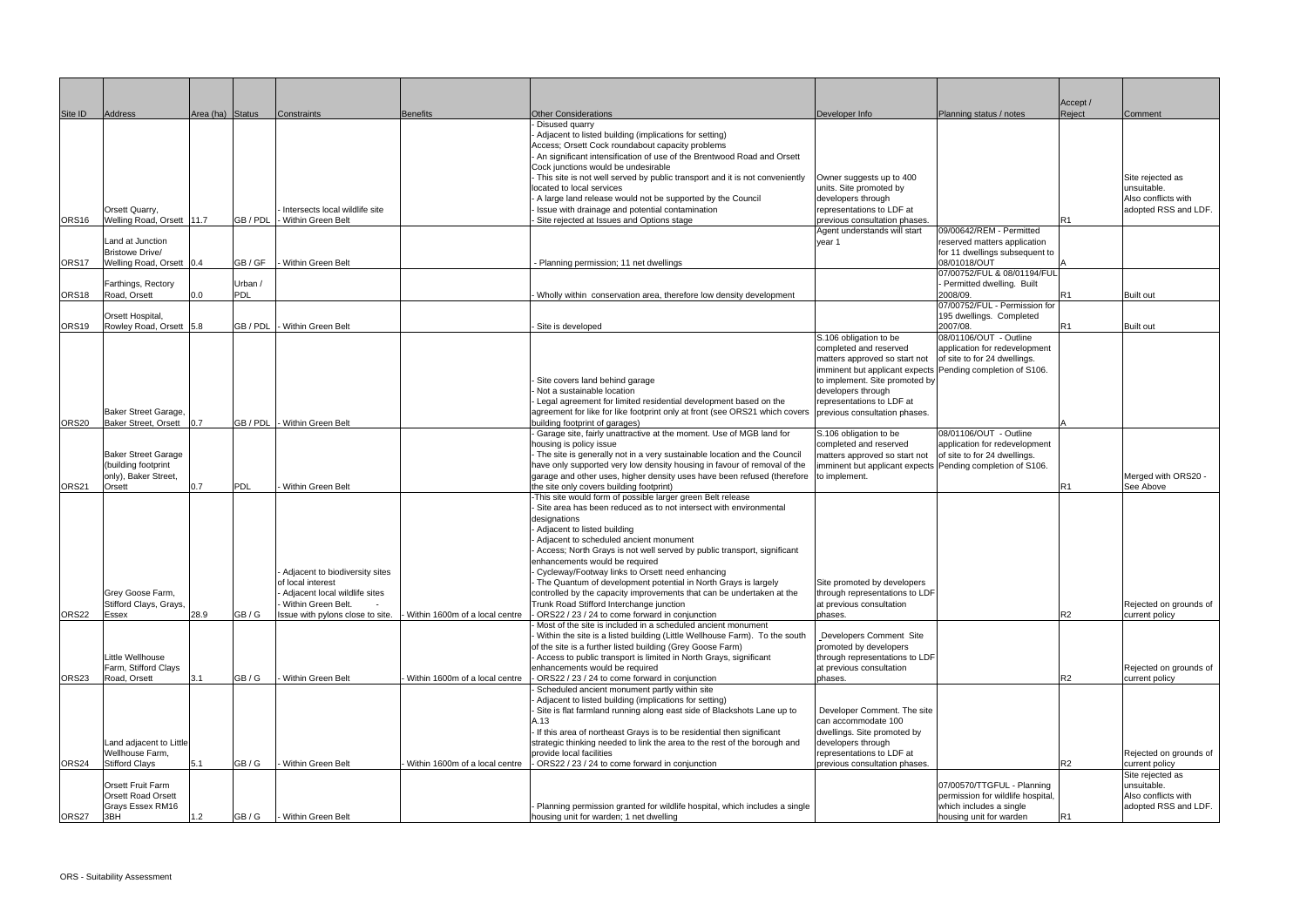| Site ID | Address | Area (ha) | Status | Constraints | Benefits | Other Considerations | Developer Info | Planning status / notes | Accept / Reject | Comment |
|---|---|---|---|---|---|---|---|---|---|---|
| ORS16 | Orsett Quarry, Welling Road, Orsett | 11.7 | GB / PDL | - Intersects local wildlife site<br>- Within Green Belt | | - Disused quarry<br>- Adjacent to listed building (implications for setting)<br>Access; Orsett Cock roundabout capacity problems<br>- An significant intensification of use of the Brentwood Road and Orsett Cock junctions would be undesirable<br>- This site is not well served by public transport and it is not conveniently located to local services<br>- A large land release would not be supported by the Council<br>- Issue with drainage and potential contamination<br>- Site rejected at Issues and Options stage | Owner suggests up to 400 units. Site promoted by developers through representations to LDF at previous consultation phases. | | R1 | Site rejected as unsuitable. Also conflicts with adopted RSS and LDF. |
| ORS17 | Land at Junction Bristowe Drive/ Welling Road, Orsett | 0.4 | GB / GF | - Within Green Belt | | - Planning permission; 11 net dwellings | Agent understands will start year 1 | 09/00642/REM - Permitted reserved matters application for 11 dwellings subsequent to 08/01018/OUT | A | |
| ORS18 | Farthings, Rectory Road, Orsett | 0.0 | Urban / PDL | | | - Wholly within conservation area, therefore low density development | | 07/00752/FUL & 08/01194/FUL - Permitted dwelling. Built 2008/09. | R1 | Built out |
| ORS19 | Orsett Hospital, Rowley Road, Orsett | 5.8 | GB / PDL | - Within Green Belt | | - Site is developed | | 07/00752/FUL - Permission for 195 dwellings. Completed 2007/08. | R1 | Built out |
| ORS20 | Baker Street Garage, Baker Street, Orsett | 0.7 | GB / PDL | - Within Green Belt | | - Site covers land behind garage<br>- Not a sustainable location<br>- Legal agreement for limited residential development based on the agreement for like for like footprint only at front (see ORS21 which covers building footprint of garages) | S.106 obligation to be completed and reserved matters approved so start not imminent but applicant expects to implement. Site promoted by developers through representations to LDF at previous consultation phases. | 08/01106/OUT - Outline application for redevelopment of site to for 24 dwellings. Pending completion of S106. | A | |
| ORS21 | Baker Street Garage (building footprint only), Baker Street, Orsett | 0.7 | PDL | - Within Green Belt | | - Garage site, fairly unattractive at the moment. Use of MGB land for housing is policy issue<br>- The site is generally not in a very sustainable location and the Council have only supported very low density housing in favour of removal of the garage and other uses, higher density uses have been refused (therefore the site only covers building footprint) | S.106 obligation to be completed and reserved matters approved so start not imminent but applicant expects to implement. | 08/01106/OUT - Outline application for redevelopment of site to for 24 dwellings. Pending completion of S106. | R1 | Merged with ORS20 - See Above |
| ORS22 | Grey Goose Farm, Stifford Clays, Grays, Essex | 28.9 | GB / G | - Adjacent to biodiversity sites of local interest<br>- Adjacent local wildlife sites<br>- Within Green Belt. -<br>Issue with pylons close to site. | - Within 1600m of a local centre | -This site would form of possible larger green Belt release<br>- Site area has been reduced as to not intersect with environmental designations<br>- Adjacent to listed building<br>- Adjacent to scheduled ancient monument<br>- Access; North Grays is not well served by public transport, significant enhancements would be required<br>- Cycleway/Footway links to Orsett need enhancing<br>- The Quantum of development potential in North Grays is largely controlled by the capacity improvements that can be undertaken at the Trunk Road Stifford Interchange junction<br>- ORS22 / 23 / 24 to come forward in conjunction | Site promoted by developers through representations to LDF at previous consultation phases. | | R2 | Rejected on grounds of current policy |
| ORS23 | Little Wellhouse Farm, Stifford Clays Road, Orsett | 3.1 | GB / G | - Within Green Belt | - Within 1600m of a local centre | - Most of the site is included in a scheduled ancient monument<br>- Within the site is a listed building (Little Wellhouse Farm). To the south of the site is a further listed building (Grey Goose Farm)<br>- Access to public transport is limited in North Grays, significant enhancements would be required<br>- ORS22 / 23 / 24 to come forward in conjunction | _Developers Comment Site promoted by developers through representations to LDF at previous consultation phases. | | R2 | Rejected on grounds of current policy |
| ORS24 | Land adjacent to Little Wellhouse Farm, Stifford Clays | 5.1 | GB / G | - Within Green Belt | - Within 1600m of a local centre | - Scheduled ancient monument partly within site<br>- Adjacent to listed building (implications for setting)<br>- Site is flat farmland running along east side of Blackshots Lane up to A.13<br>- If this area of northeast Grays is to be residential then significant strategic thinking needed to link the area to the rest of the borough and provide local facilities<br>- ORS22 / 23 / 24 to come forward in conjunction | Developer Comment. The site can accommodate 100 dwellings. Site promoted by developers through representations to LDF at previous consultation phases. | | R2 | Rejected on grounds of current policy |
| ORS27 | Orsett Fruit Farm Orsett Road Orsett Grays Essex RM16 3BH | 1.2 | GB / G | - Within Green Belt | | - Planning permission granted for wildlife hospital, which includes a single housing unit for warden; 1 net dwelling | | 07/00570/TTGFUL - Planning permission for wildlife hospital, which includes a single housing unit for warden | R1 | Site rejected as unsuitable. Also conflicts with adopted RSS and LDF. |

ORS - Suitability Assessment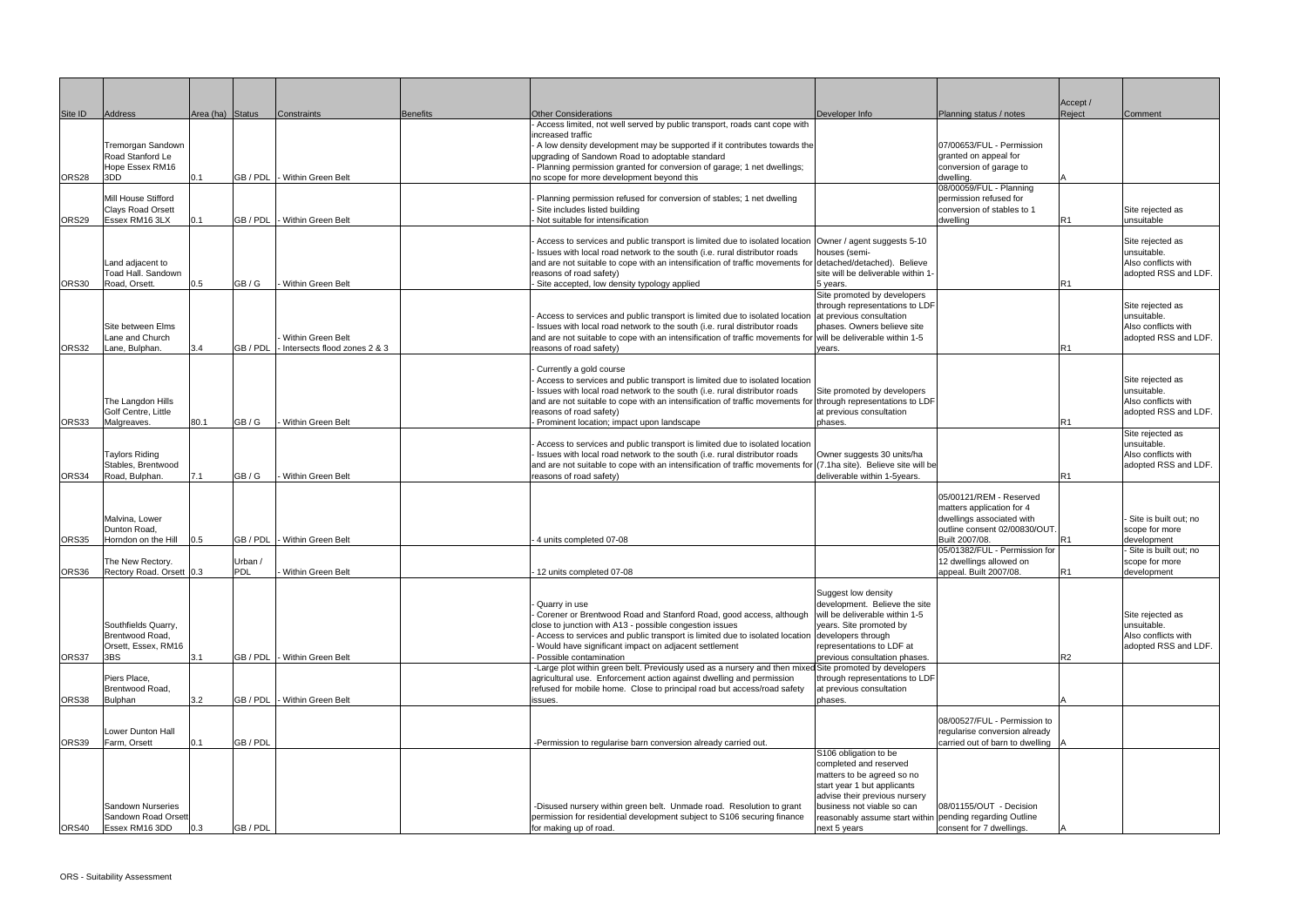| Site ID | Address | Area (ha) | Status | Constraints | Benefits | Other Considerations | Developer Info | Planning status / notes | Accept / Reject | Comment |
|---|---|---|---|---|---|---|---|---|---|---|
| ORS28 | Tremorgan Sandown Road Stanford Le Hope Essex RM16 3DD | 0.1 | GB / PDL | - Within Green Belt | | - Access limited, not well served by public transport, roads cant cope with increased traffic<br>- A low density development may be supported if it contributes towards the upgrading of Sandown Road to adoptable standard<br>- Planning permission granted for conversion of garage; 1 net dwellings; no scope for more development beyond this | | 07/00653/FUL - Permission granted on appeal for conversion of garage to dwelling. | A | |
| ORS29 | Mill House Stifford Clays Road Orsett Essex RM16 3LX | 0.1 | GB / PDL | - Within Green Belt | | - Planning permission refused for conversion of stables; 1 net dwelling<br>- Site includes listed building<br>- Not suitable for intensification | | 08/00059/FUL - Planning permission refused for conversion of stables to 1 dwelling | R1 | Site rejected as unsuitable |
| ORS30 | Land adjacent to Toad Hall. Sandown Road, Orsett. | 0.5 | GB / G | - Within Green Belt | | - Access to services and public transport is limited due to isolated location<br>- Issues with local road network to the south (i.e. rural distributor roads and are not suitable to cope with an intensification of traffic movements for reasons of road safety)<br>- Site accepted, low density typology applied | Owner / agent suggests 5-10 houses (semi-detached/detached). Believe site will be deliverable within 1-5 years. | | R1 | Site rejected as unsuitable. Also conflicts with adopted RSS and LDF. |
| ORS32 | Site between Elms Lane and Church Lane, Bulphan. | 3.4 | GB / PDL | - Within Green Belt<br>- Intersects flood zones 2 & 3 | | - Access to services and public transport is limited due to isolated location<br>- Issues with local road network to the south (i.e. rural distributor roads and are not suitable to cope with an intensification of traffic movements for reasons of road safety) | Site promoted by developers through representations to LDF at previous consultation phases. Owners believe site will be deliverable within 1-5 years. | | R1 | Site rejected as unsuitable. Also conflicts with adopted RSS and LDF. |
| ORS33 | The Langdon Hills Golf Centre, Little Malgreaves. | 80.1 | GB / G | - Within Green Belt | | - Currently a gold course<br>- Access to services and public transport is limited due to isolated location<br>- Issues with local road network to the south (i.e. rural distributor roads and are not suitable to cope with an intensification of traffic movements for reasons of road safety)<br>- Prominent location; impact upon landscape | Site promoted by developers through representations to LDF at previous consultation phases. | | R1 | Site rejected as unsuitable. Also conflicts with adopted RSS and LDF. |
| ORS34 | Taylors Riding Stables, Brentwood Road, Bulphan. | 7.1 | GB / G | - Within Green Belt | | - Access to services and public transport is limited due to isolated location<br>- Issues with local road network to the south (i.e. rural distributor roads and are not suitable to cope with an intensification of traffic movements for reasons of road safety) | Owner suggests 30 units/ha (7.1ha site). Believe site will be deliverable within 1-5years. | | R1 | Site rejected as unsuitable. Also conflicts with adopted RSS and LDF. |
| ORS35 | Malvina, Lower Dunton Road, Horndon on the Hill | 0.5 | GB / PDL | - Within Green Belt | | - 4 units completed 07-08 | | 05/00121/REM - Reserved matters application for 4 dwellings associated with outline consent 02/00830/OUT. Built 2007/08. | R1 | - Site is built out; no scope for more development |
| ORS36 | The New Rectory. Rectory Road. Orsett | 0.3 | Urban / PDL | - Within Green Belt | | - 12 units completed 07-08 | | 05/01382/FUL - Permission for 12 dwellings allowed on appeal. Built 2007/08. | R1 | - Site is built out; no scope for more development |
| ORS37 | Southfields Quarry, Brentwood Road, Orsett, Essex, RM16 3BS | 3.1 | GB / PDL | - Within Green Belt | | - Quarry in use<br>- Corener or Brentwood Road and Stanford Road, good access, although close to junction with A13 - possible congestion issues<br>- Access to services and public transport is limited due to isolated location<br>- Would have significant impact on adjacent settlement<br>- Possible contamination | Suggest low density development. Believe the site will be deliverable within 1-5 years. Site promoted by developers through representations to LDF at previous consultation phases. | | R2 | Site rejected as unsuitable. Also conflicts with adopted RSS and LDF. |
| ORS38 | Piers Place, Brentwood Road, Bulphan | 3.2 | GB / PDL | - Within Green Belt | | -Large plot within green belt. Previously used as a nursery and then mixed agricultural use. Enforcement action against dwelling and permission refused for mobile home. Close to principal road but access/road safety issues. | Site promoted by developers through representations to LDF at previous consultation phases. | | A | |
| ORS39 | Lower Dunton Hall Farm, Orsett | 0.1 | GB / PDL | | | -Permission to regularise barn conversion already carried out. | | 08/00527/FUL - Permission to regularise conversion already carried out of barn to dwelling | A | |
| ORS40 | Sandown Nurseries Sandown Road Orsett Essex RM16 3DD | 0.3 | GB / PDL | | | -Disused nursery within green belt. Unmade road. Resolution to grant permission for residential development subject to S106 securing finance for making up of road. | S106 obligation to be completed and reserved matters to be agreed so no start year 1 but applicants advise their previous nursery business not viable so can reasonably assume start within next 5 years | 08/01155/OUT - Decision pending regarding Outline consent for 7 dwellings. | A | |

ORS - Suitability Assessment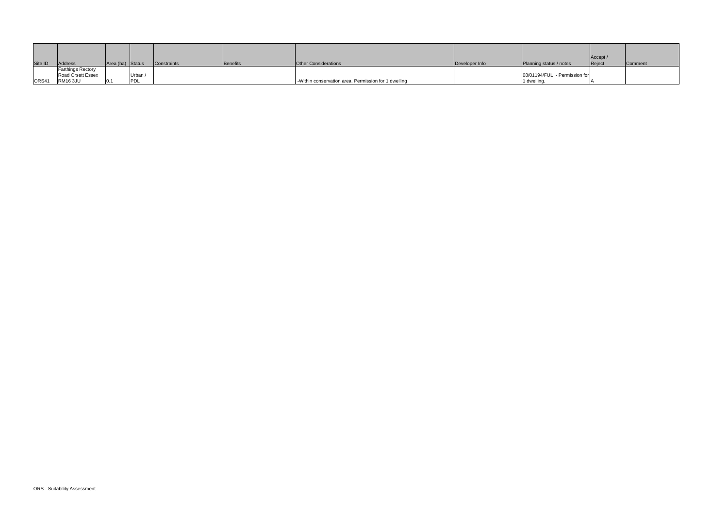| Site ID | Address | Area (ha) | Status | Constraints | Benefits | Other Considerations | Developer Info | Planning status / notes | Accept / Reject | Comment |
|---|---|---|---|---|---|---|---|---|---|---|
| ORS41 | Farthings Rectory Road Orsett Essex RM16 3JU | 0.1 | Urban / PDL | | | -Within conservation area. Permission for 1 dwelling | | 08/01194/FUL - Permission for 1 dwelling. | A | |

ORS - Suitability Assessment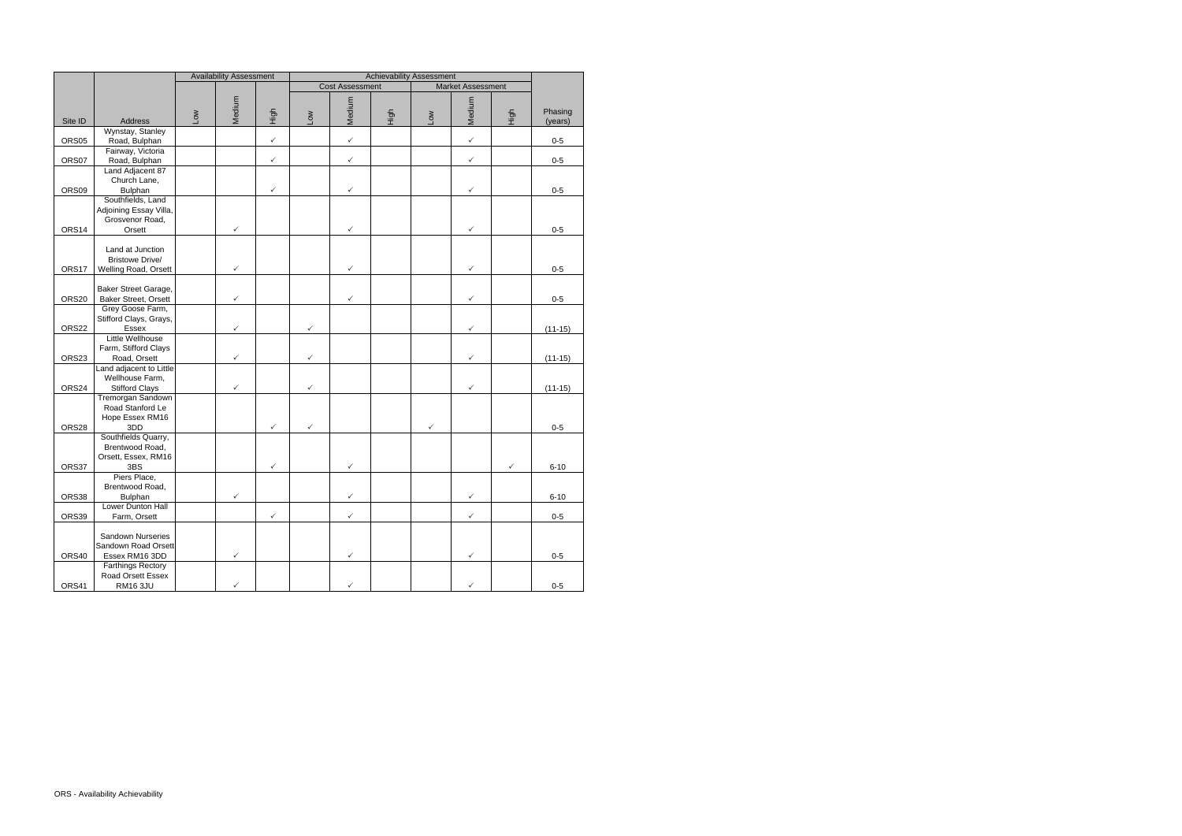| | | Availability Assessment | | | Achievability Assessment | | | | | | |
|---|---|---|---|---|---|---|---|---|---|---|---|
| | | | | | Cost Assessment | | | Market Assessment | | | |
| Site ID | Address | Low | Medium | High | Low | Medium | High | Low | Medium | High | Phasing (years) |
| ORS05 | Wynstay, Stanley Road, Bulphan | | | ✓ | | ✓ | | | ✓ | | 0-5 |
| ORS07 | Fairway, Victoria Road, Bulphan | | | ✓ | | ✓ | | | ✓ | | 0-5 |
| ORS09 | Land Adjacent 87 Church Lane, Bulphan | | | ✓ | | ✓ | | | ✓ | | 0-5 |
| ORS14 | Southfields, Land Adjoining Essay Villa, Grosvenor Road, Orsett | | ✓ | | | ✓ | | | ✓ | | 0-5 |
| ORS17 | Land at Junction Bristowe Drive/ Welling Road, Orsett | | ✓ | | | ✓ | | | ✓ | | 0-5 |
| ORS20 | Baker Street Garage, Baker Street, Orsett | | ✓ | | | ✓ | | | ✓ | | 0-5 |
| ORS22 | Grey Goose Farm, Stifford Clays, Grays, Essex | | ✓ | | ✓ | | | | ✓ | | (11-15) |
| ORS23 | Little Wellhouse Farm, Stifford Clays Road, Orsett | | ✓ | | ✓ | | | | ✓ | | (11-15) |
| ORS24 | Land adjacent to Little Wellhouse Farm, Stifford Clays | | ✓ | | ✓ | | | | ✓ | | (11-15) |
| ORS28 | Tremorgan Sandown Road Stanford Le Hope Essex RM16 3DD | | | ✓ | ✓ | | | ✓ | | | 0-5 |
| ORS37 | Southfields Quarry, Brentwood Road, Orsett, Essex, RM16 3BS | | | ✓ | | ✓ | | | | ✓ | 6-10 |
| ORS38 | Piers Place, Brentwood Road, Bulphan | | ✓ | | | ✓ | | | ✓ | | 6-10 |
| ORS39 | Lower Dunton Hall Farm, Orsett | | | ✓ | | ✓ | | | ✓ | | 0-5 |
| ORS40 | Sandown Nurseries Sandown Road Orsett Essex RM16 3DD | | ✓ | | | ✓ | | | ✓ | | 0-5 |
| ORS41 | Farthings Rectory Road Orsett Essex RM16 3JU | | ✓ | | | ✓ | | | ✓ | | 0-5 |

ORS - Availability Achievability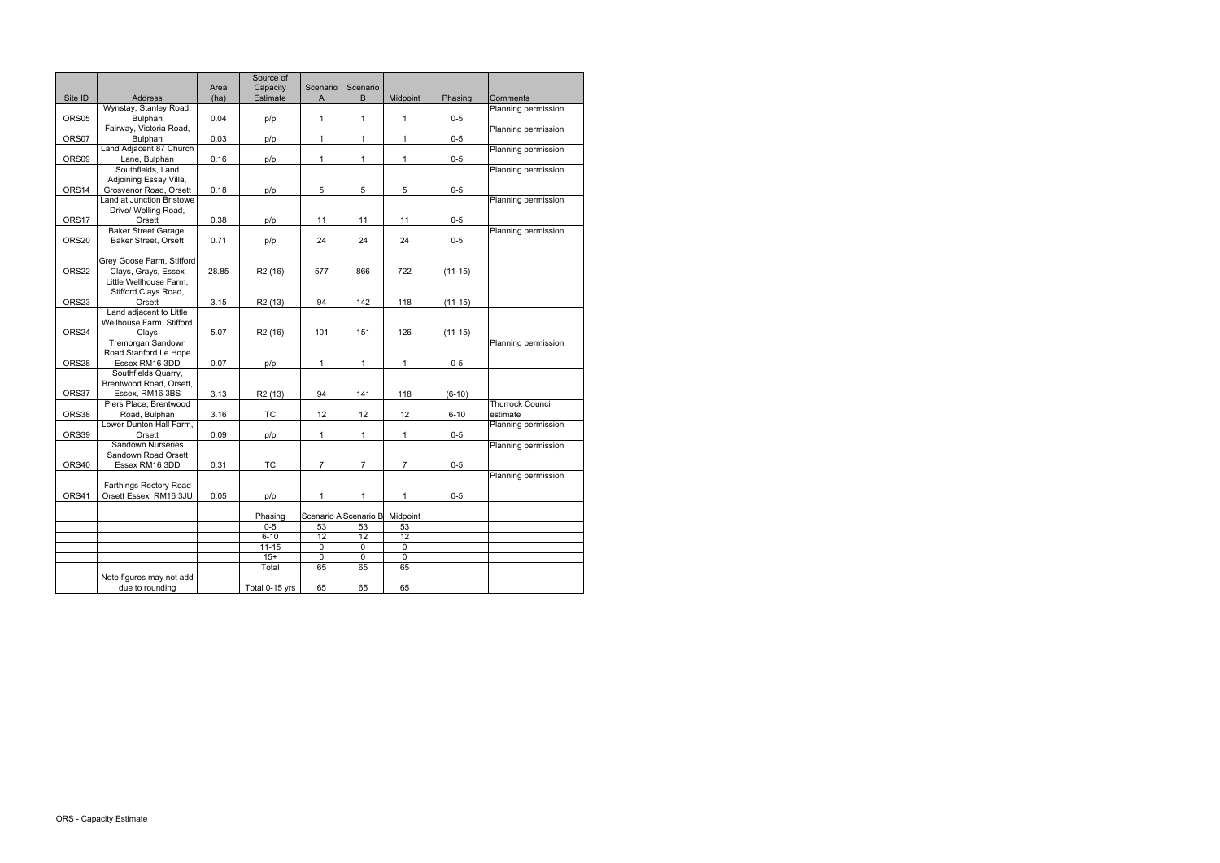| Site ID | Address | Area (ha) | Source of Capacity Estimate | Scenario A | Scenario B | Midpoint | Phasing | Comments |
|---|---|---|---|---|---|---|---|---|
| ORS05 | Wynstay, Stanley Road, Bulphan | 0.04 | p/p | 1 | 1 | 1 | 0-5 | Planning permission |
| ORS07 | Fairway, Victoria Road, Bulphan | 0.03 | p/p | 1 | 1 | 1 | 0-5 | Planning permission |
| ORS09 | Land Adjacent 87 Church Lane, Bulphan | 0.16 | p/p | 1 | 1 | 1 | 0-5 | Planning permission |
| ORS14 | Southfields, Land Adjoining Essay Villa, Grosvenor Road, Orsett | 0.18 | p/p | 5 | 5 | 5 | 0-5 | Planning permission |
| ORS17 | Land at Junction Bristowe Drive/ Welling Road, Orsett | 0.38 | p/p | 11 | 11 | 11 | 0-5 | Planning permission |
| ORS20 | Baker Street Garage, Baker Street, Orsett | 0.71 | p/p | 24 | 24 | 24 | 0-5 | Planning permission |
| ORS22 | Grey Goose Farm, Stifford Clays, Grays, Essex | 28.85 | R2 (16) | 577 | 866 | 722 | (11-15) | |
| ORS23 | Little Wellhouse Farm, Stifford Clays Road, Orsett | 3.15 | R2 (13) | 94 | 142 | 118 | (11-15) | |
| ORS24 | Land adjacent to Little Wellhouse Farm, Stifford Clays | 5.07 | R2 (16) | 101 | 151 | 126 | (11-15) | |
| ORS28 | Tremorgan Sandown Road Stanford Le Hope Essex RM16 3DD | 0.07 | p/p | 1 | 1 | 1 | 0-5 | Planning permission |
| ORS37 | Southfields Quarry, Brentwood Road, Orsett, Essex, RM16 3BS | 3.13 | R2 (13) | 94 | 141 | 118 | (6-10) | |
| ORS38 | Piers Place, Brentwood Road, Bulphan | 3.16 | TC | 12 | 12 | 12 | 6-10 | Thurrock Council estimate |
| ORS39 | Lower Dunton Hall Farm, Orsett | 0.09 | p/p | 1 | 1 | 1 | 0-5 | Planning permission |
| ORS40 | Sandown Nurseries Sandown Road Orsett Essex RM16 3DD | 0.31 | TC | 7 | 7 | 7 | 0-5 | Planning permission |
| ORS41 | Farthings Rectory Road Orsett Essex RM16 3JU | 0.05 | p/p | 1 | 1 | 1 | 0-5 | Planning permission |
| | | | | | | | | |
| | | | Phasing | Scenario A | Scenario B | Midpoint | | |
| | | | 0-5 | 53 | 53 | 53 | | |
| | | | 6-10 | 12 | 12 | 12 | | |
| | | | 11-15 | 0 | 0 | 0 | | |
| | | | 15+ | 0 | 0 | 0 | | |
| | | | Total | 65 | 65 | 65 | | |
| | Note figures may not add due to rounding | | Total 0-15 yrs | 65 | 65 | 65 | | |

ORS - Capacity Estimate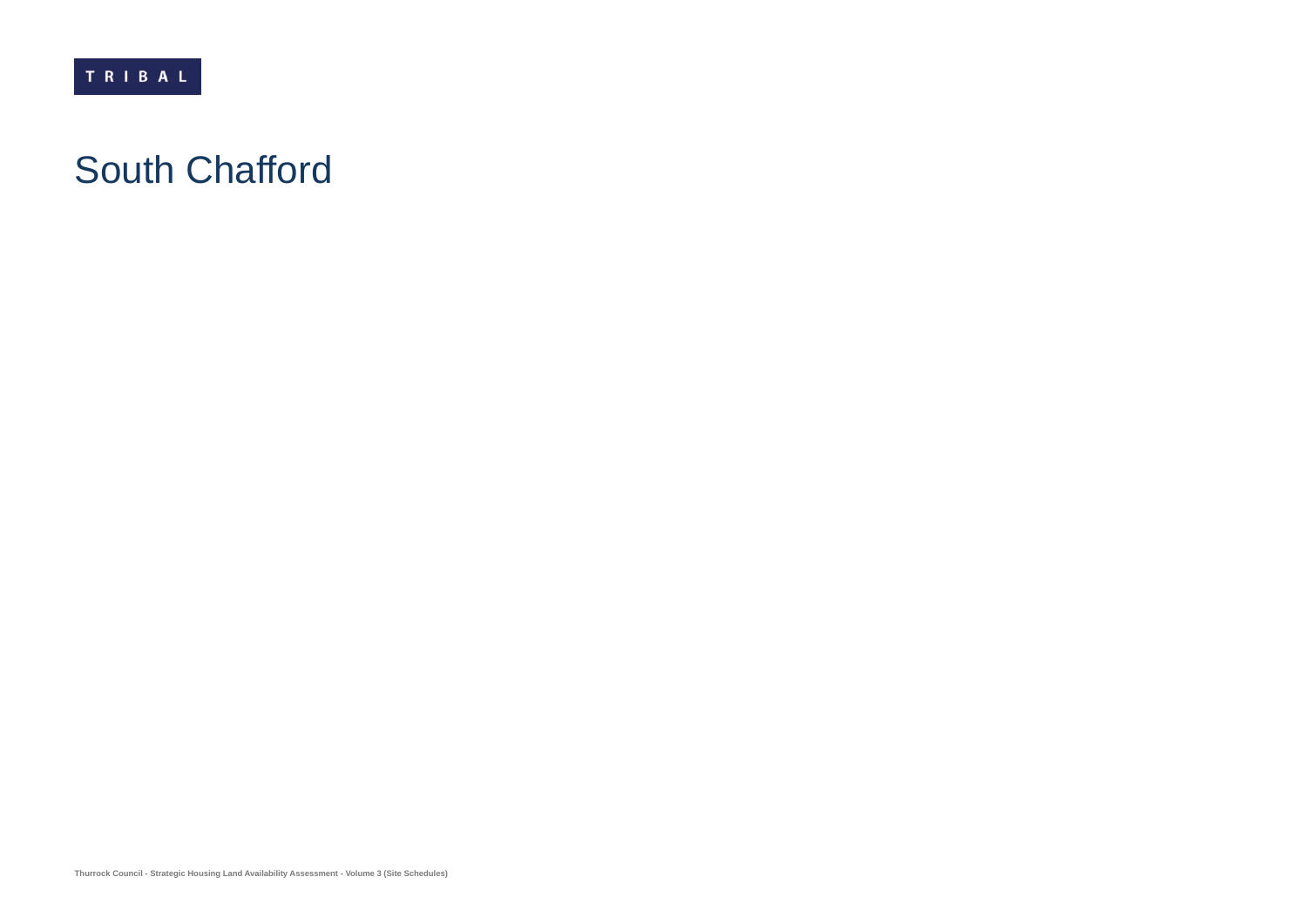# South Chafford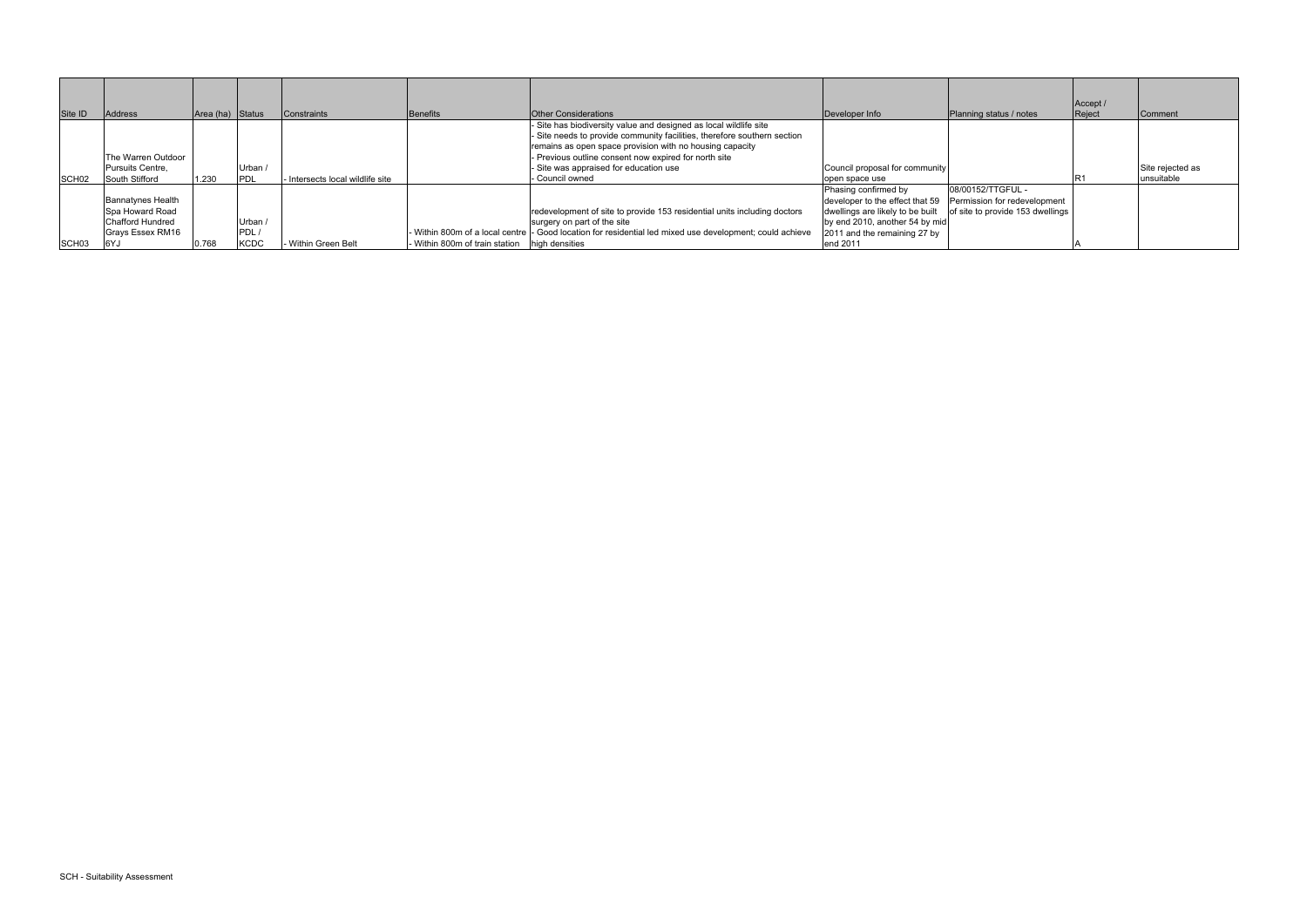| Site ID | Address | Area (ha) | Status | Constraints | Benefits | Other Considerations | Developer Info | Planning status / notes | Accept / Reject | Comment |
|---|---|---|---|---|---|---|---|---|---|---|
| SCH02 | The Warren Outdoor Pursuits Centre, South Stifford | 1.230 | Urban / PDL | - Intersects local wildlife site | | - Site has biodiversity value and designed as local wildlife site<br>- Site needs to provide community facilities, therefore southern section remains as open space provision with no housing capacity<br>- Previous outline consent now expired for north site<br>- Site was appraised for education use<br>- Council owned | Council proposal for community open space use | | R1 | Site rejected as unsuitable |
| SCH03 | Bannatynes Health Spa Howard Road Chafford Hundred Grays Essex RM16 6YJ | 0.768 | Urban / PDL / KCDC | - Within Green Belt | - Within 800m of a local centre<br>- Within 800m of train station | redevelopment of site to provide 153 residential units including doctors surgery on part of the site<br>- Good location for residential led mixed use development; could achieve high densities | Phasing confirmed by developer to the effect that 59 dwellings are likely to be built by end 2010, another 54 by mid 2011 and the remaining 27 by end 2011 | 08/00152/TTGFUL - Permission for redevelopment of site to provide 153 dwellings | A | |

SCH - Suitability Assessment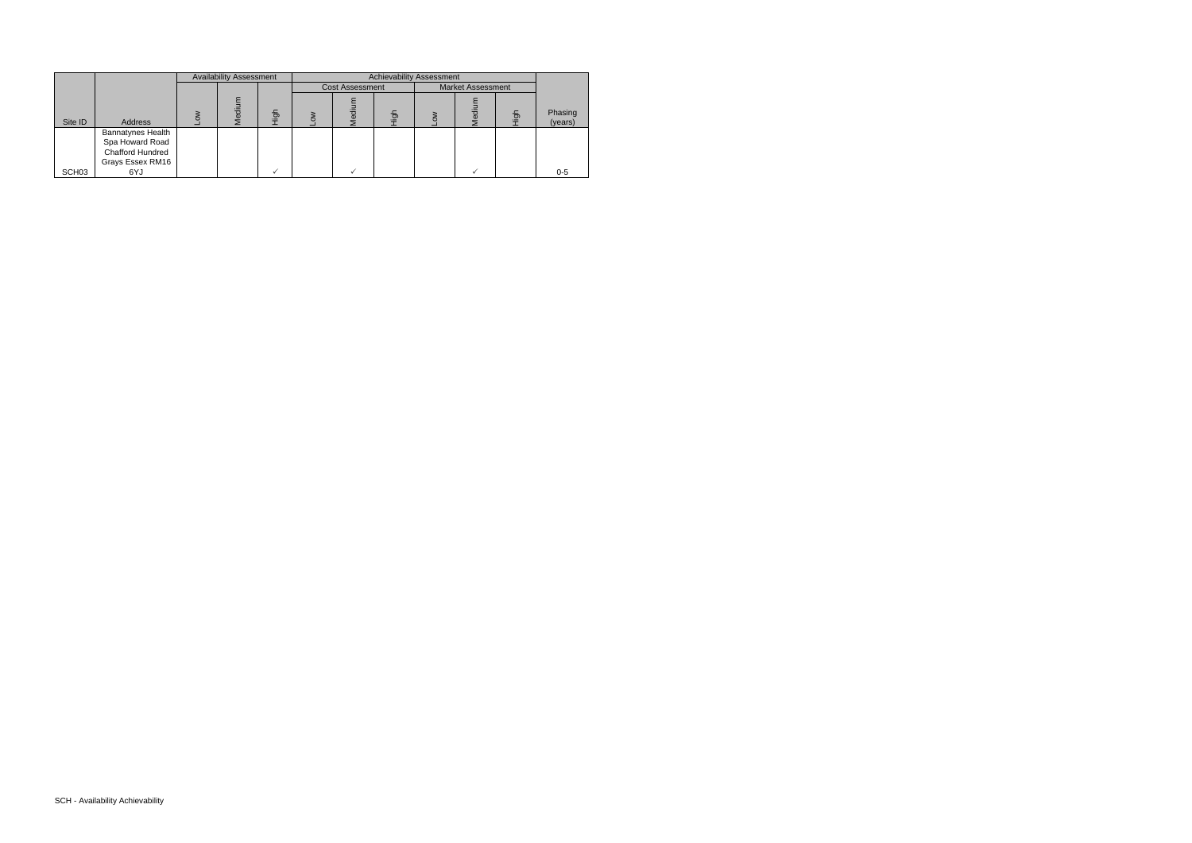| | | Availability Assessment | | | Achievability Assessment | | | | | | |
|---|---|---|---|---|---|---|---|---|---|---|---|
| | | | | | Cost Assessment | | | Market Assessment | | | |
| Site ID | Address | Low | Medium | High | Low | Medium | High | Low | Medium | High | Phasing (years) |
| SCH03 | Bannatynes Health Spa Howard Road Chafford Hundred Grays Essex RM16 6YJ | | | ✓ | | ✓ | | | ✓ | | 0-5 |

SCH - Availability Achievability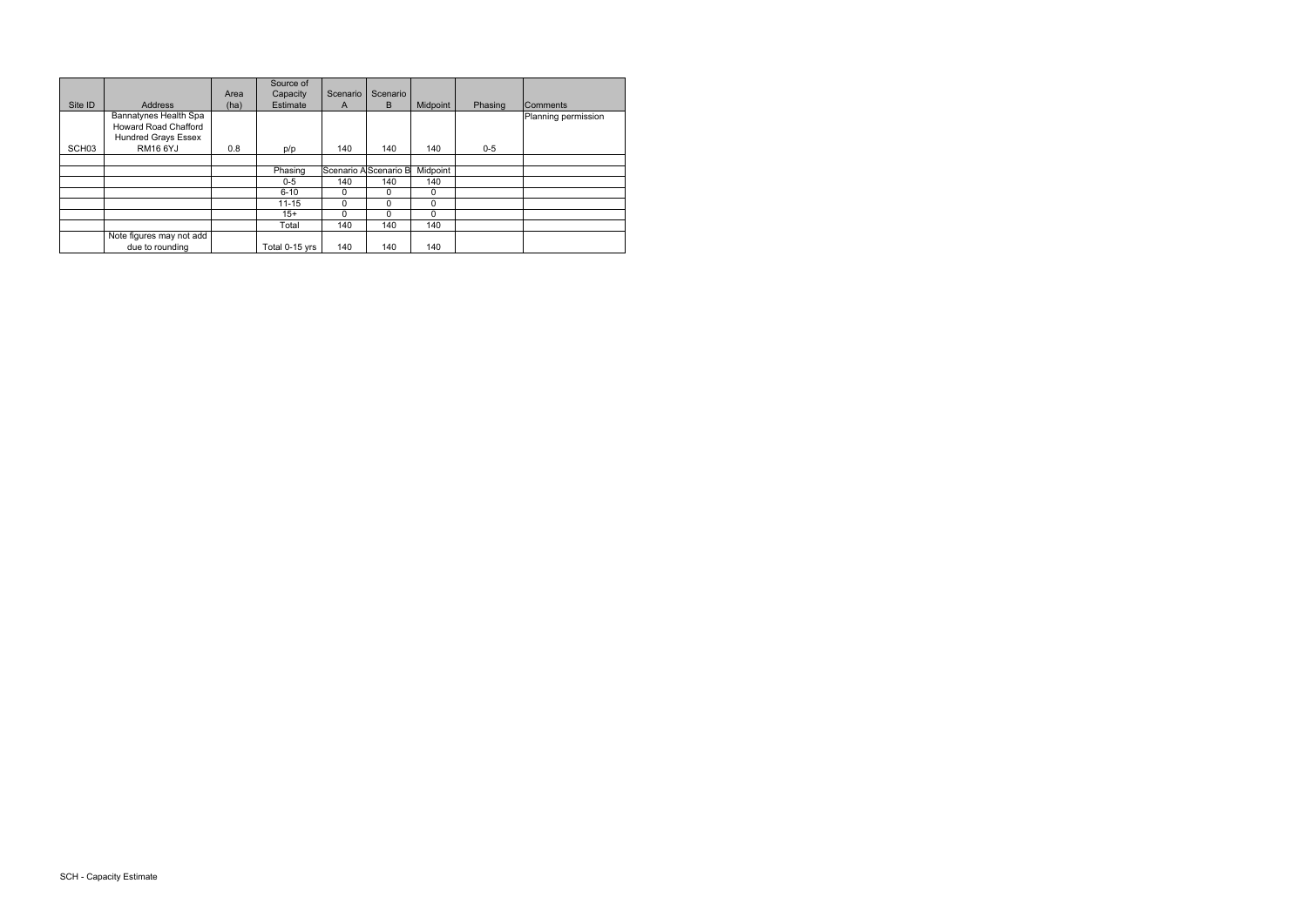| Site ID | Address | Area (ha) | Source of Capacity Estimate | Scenario A | Scenario B | Midpoint | Phasing | Comments |
|---|---|---|---|---|---|---|---|---|
| SCH03 | Bannatynes Health Spa Howard Road Chafford Hundred Grays Essex RM16 6YJ | 0.8 | p/p | 140 | 140 | 140 | 0-5 | Planning permission |
| | | | | | | | | |
| | | | Phasing | Scenario A | Scenario B | Midpoint | | |
| | | | 0-5 | 140 | 140 | 140 | | |
| | | | 6-10 | 0 | 0 | 0 | | |
| | | | 11-15 | 0 | 0 | 0 | | |
| | | | 15+ | 0 | 0 | 0 | | |
| | | | Total | 140 | 140 | 140 | | |
| | Note figures may not add due to rounding | | Total 0-15 yrs | 140 | 140 | 140 | | |

SCH - Capacity Estimate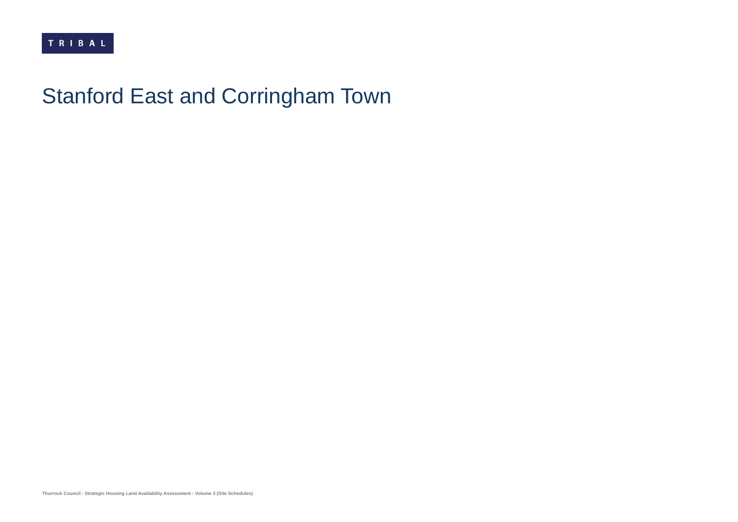# Stanford East and Corringham Town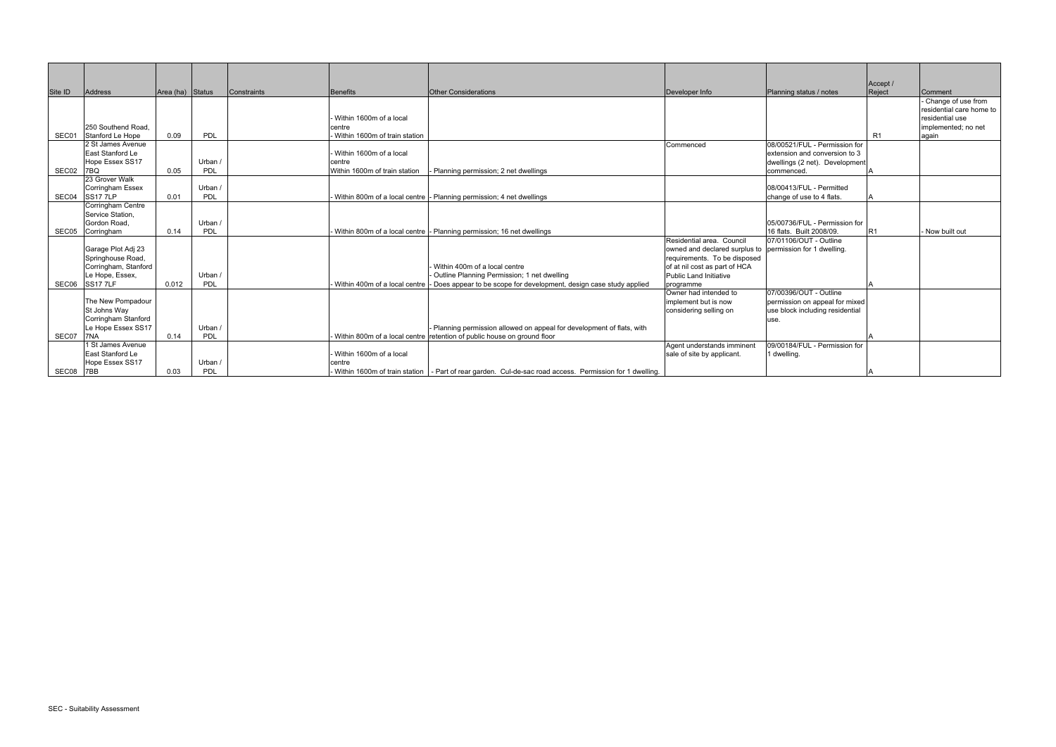| Site ID | Address | Area (ha) | Status | Constraints | Benefits | Other Considerations | Developer Info | Planning status / notes | Accept / Reject | Comment |
|---|---|---|---|---|---|---|---|---|---|---|
| SEC01 | 250 Southend Road, Stanford Le Hope | 0.09 | PDL | | - Within 1600m of a local centre<br>- Within 1600m of train station | | | | R1 | - Change of use from residential care home to residential use implemented; no net again |
| SEC02 | 2 St James Avenue East Stanford Le Hope Essex SS17 7BQ | 0.05 | Urban / PDL | | - Within 1600m of a local centre<br>Within 1600m of train station | - Planning permission; 2 net dwellings | Commenced | 08/00521/FUL - Permission for extension and conversion to 3 dwellings (2 net). Development commenced. | A | |
| SEC04 | 23 Grover Walk Corringham Essex SS17 7LP | 0.01 | Urban / PDL | | - Within 800m of a local centre | - Planning permission; 4 net dwellings | | 08/00413/FUL - Permitted change of use to 4 flats. | A | |
| SEC05 | Corringham Centre Service Station, Gordon Road, Corringham | 0.14 | Urban / PDL | | - Within 800m of a local centre | - Planning permission; 16 net dwellings | | 05/00736/FUL - Permission for 16 flats. Built 2008/09. | R1 | - Now built out |
| SEC06 | Garage Plot Adj 23 Springhouse Road, Corringham, Stanford Le Hope, Essex, SS17 7LF | 0.012 | Urban / PDL | | - Within 400m of a local centre | - Within 400m of a local centre<br>- Outline Planning Permission; 1 net dwelling<br>- Does appear to be scope for development, design case study applied | Residential area. Council owned and declared surplus to requirements. To be disposed of at nil cost as part of HCA Public Land Initiative programme | 07/01106/OUT - Outline permission for 1 dwelling. | A | |
| SEC07 | The New Pompadour St Johns Way Corringham Stanford Le Hope Essex SS17 7NA | 0.14 | Urban / PDL | | - Within 800m of a local centre | - Planning permission allowed on appeal for development of flats, with retention of public house on ground floor | Owner had intended to implement but is now considering selling on | 07/00396/OUT - Outline permission on appeal for mixed use block including residential use. | A | |
| SEC08 | 1 St James Avenue East Stanford Le Hope Essex SS17 7BB | 0.03 | Urban / PDL | | - Within 1600m of a local centre<br>- Within 1600m of train station | - Part of rear garden. Cul-de-sac road access. Permission for 1 dwelling. | Agent understands imminent sale of site by applicant. | 09/00184/FUL - Permission for 1 dwelling. | A | |

SEC - Suitability Assessment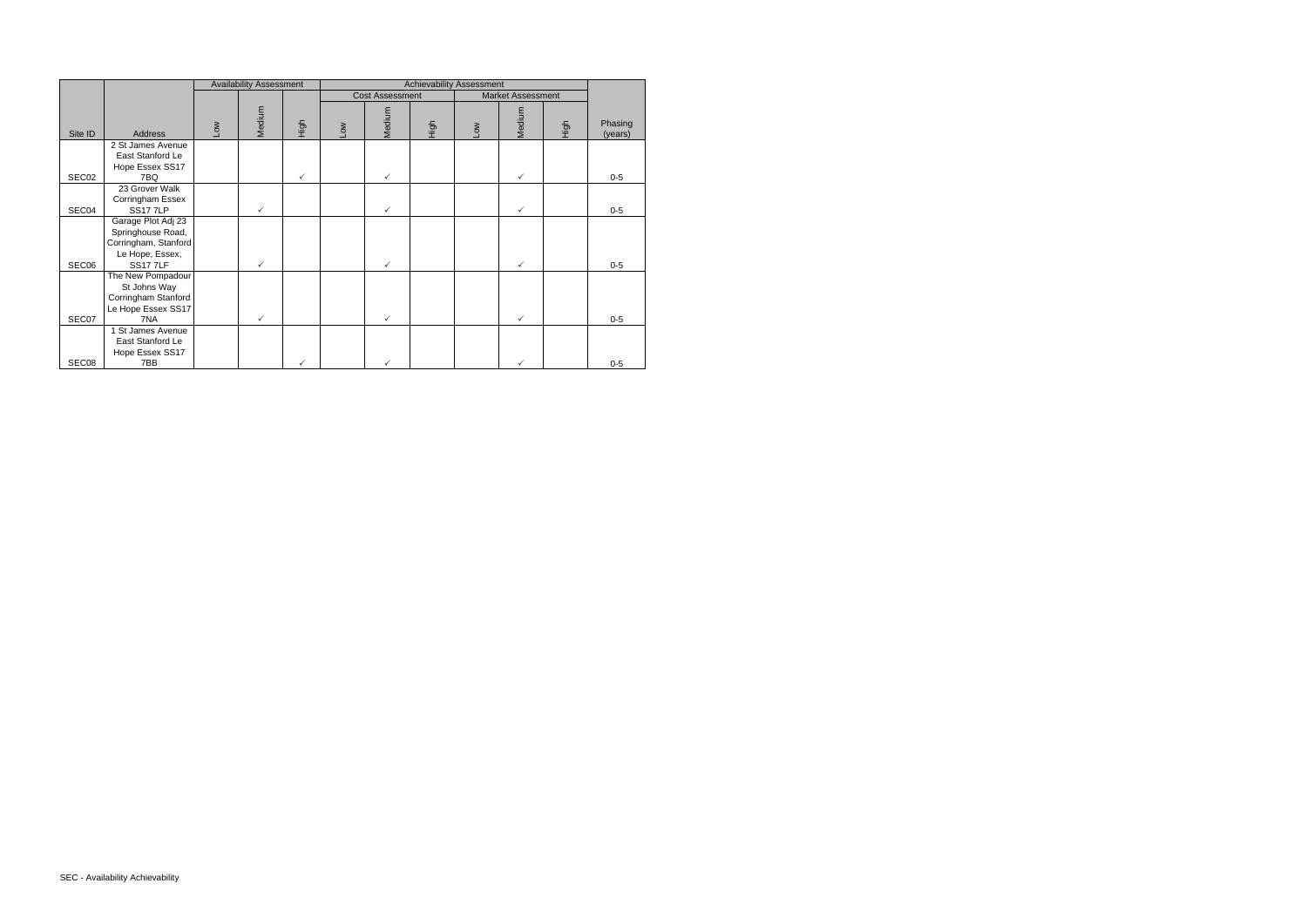| | | Availability Assessment | | | Achievability Assessment | | | | | | |
|---|---|---|---|---|---|---|---|---|---|---|---|
| | | | | | Cost Assessment | | | Market Assessment | | | |
| Site ID | Address | Low | Medium | High | Low | Medium | High | Low | Medium | High | Phasing (years) |
| SEC02 | 2 St James Avenue East Stanford Le Hope Essex SS17 7BQ | | | ✓ | | ✓ | | | ✓ | | 0-5 |
| SEC04 | 23 Grover Walk Corringham Essex SS17 7LP | | ✓ | | | ✓ | | | ✓ | | 0-5 |
| SEC06 | Garage Plot Adj 23 Springhouse Road, Corringham, Stanford Le Hope, Essex, SS17 7LF | | ✓ | | | ✓ | | | ✓ | | 0-5 |
| SEC07 | The New Pompadour St Johns Way Corringham Stanford Le Hope Essex SS17 7NA | | ✓ | | | ✓ | | | ✓ | | 0-5 |
| SEC08 | 1 St James Avenue East Stanford Le Hope Essex SS17 7BB | | | ✓ | | ✓ | | | ✓ | | 0-5 |

SEC - Availability Achievability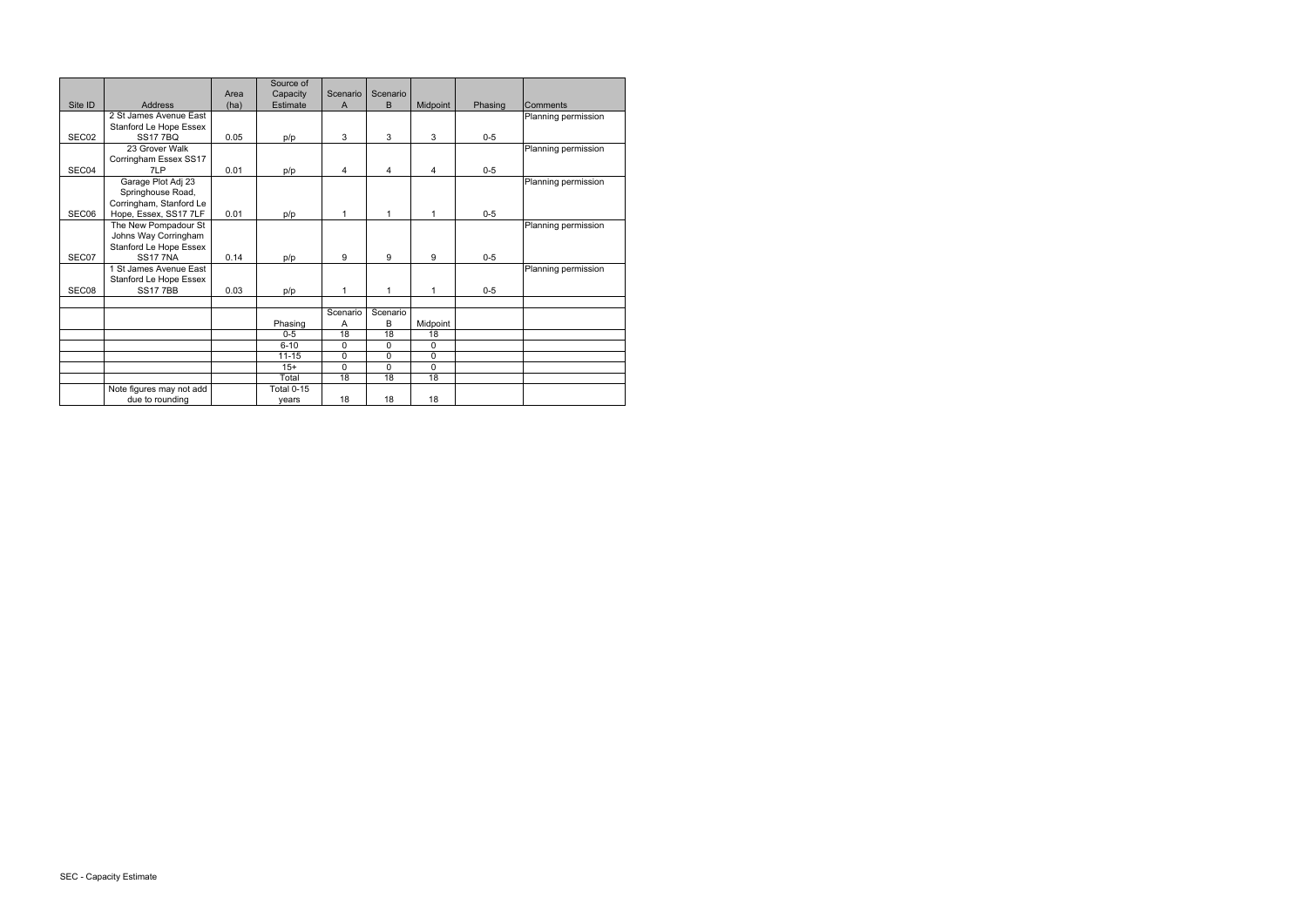| Site ID | Address | Area (ha) | Source of Capacity Estimate | Scenario A | Scenario B | Midpoint | Phasing | Comments |
|---|---|---|---|---|---|---|---|---|
| SEC02 | 2 St James Avenue East Stanford Le Hope Essex SS17 7BQ | 0.05 | p/p | 3 | 3 | 3 | 0-5 | Planning permission |
| SEC04 | 23 Grover Walk Corringham Essex SS17 7LP | 0.01 | p/p | 4 | 4 | 4 | 0-5 | Planning permission |
| SEC06 | Garage Plot Adj 23 Springhouse Road, Corringham, Stanford Le Hope, Essex, SS17 7LF | 0.01 | p/p | 1 | 1 | 1 | 0-5 | Planning permission |
| SEC07 | The New Pompadour St Johns Way Corringham Stanford Le Hope Essex SS17 7NA | 0.14 | p/p | 9 | 9 | 9 | 0-5 | Planning permission |
| SEC08 | 1 St James Avenue East Stanford Le Hope Essex SS17 7BB | 0.03 | p/p | 1 | 1 | 1 | 0-5 | Planning permission |
| | | | | | | | | |
| | | | Phasing | Scenario A | Scenario B | Midpoint | | |
| | | | 0-5 | 18 | 18 | 18 | | |
| | | | 6-10 | 0 | 0 | 0 | | |
| | | | 11-15 | 0 | 0 | 0 | | |
| | | | 15+ | 0 | 0 | 0 | | |
| | | | Total | 18 | 18 | 18 | | |
| | Note figures may not add due to rounding | | Total 0-15 years | 18 | 18 | 18 | | |

SEC - Capacity Estimate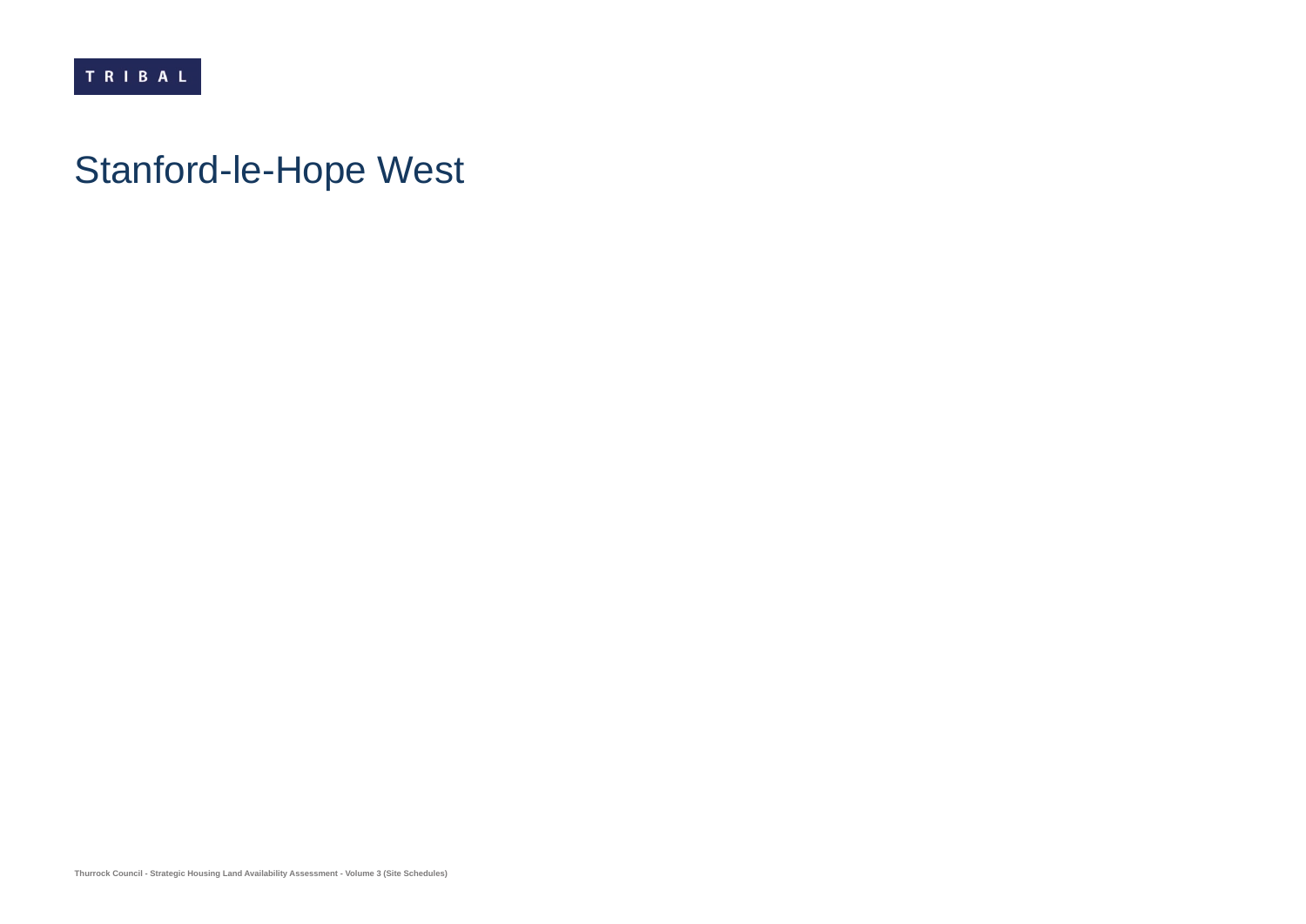# Stanford-le-Hope West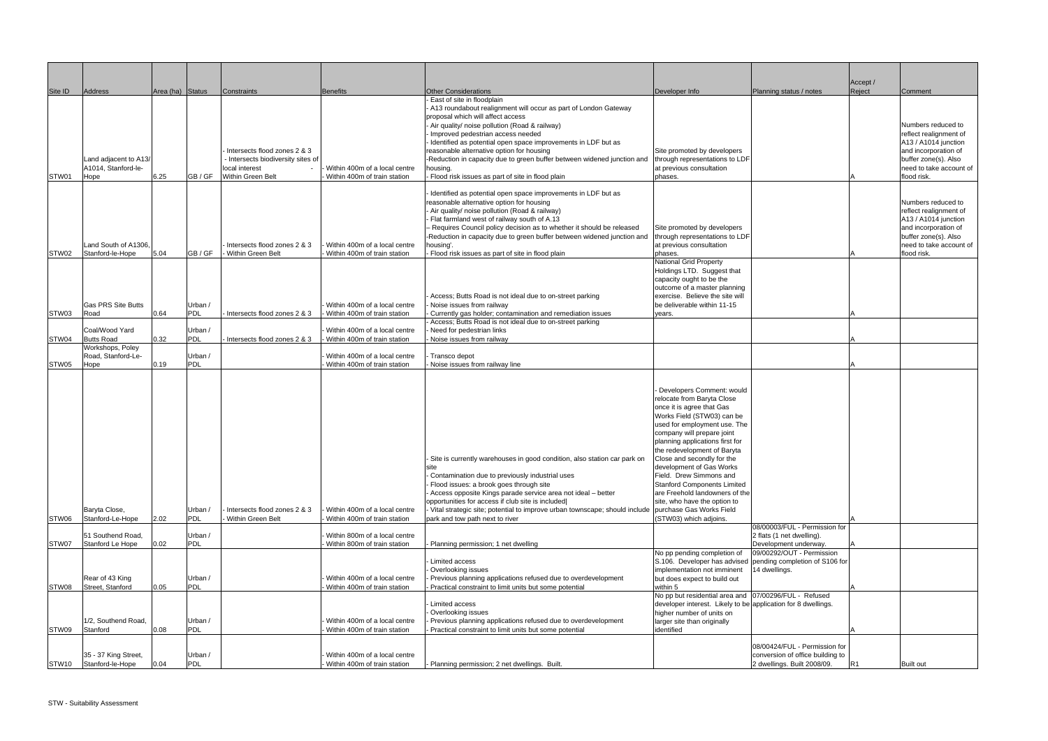| Site ID | Address | Area (ha) | Status | Constraints | Benefits | Other Considerations | Developer Info | Planning status / notes | Accept / Reject | Comment |
|---|---|---|---|---|---|---|---|---|---|---|
| STW01 | Land adjacent to A13/ A1014, Stanford-le-Hope | 6.25 | GB / GF | - Intersects flood zones 2 & 3<br>- Intersects biodiversity sites of local interest -<br>Within Green Belt | - Within 400m of a local centre<br>- Within 400m of train station | - East of site in floodplain<br>- A13 roundabout realignment will occur as part of London Gateway proposal which will affect access<br>- Air quality/ noise pollution (Road & railway)<br>- Improved pedestrian access needed<br>- Identified as potential open space improvements in LDF but as reasonable alternative option for housing<br>-Reduction in capacity due to green buffer between widened junction and housing.<br>- Flood risk issues as part of site in flood plain | Site promoted by developers through representations to LDF at previous consultation phases. | | A | Numbers reduced to reflect realignment of A13 / A1014 junction and incorporation of buffer zone(s). Also need to take account of flood risk. |
| STW02 | Land South of A1306, Stanford-le-Hope | 5.04 | GB / GF | - Intersects flood zones 2 & 3<br>- Within Green Belt | - Within 400m of a local centre<br>- Within 400m of train station | - Identified as potential open space improvements in LDF but as reasonable alternative option for housing<br>- Air quality/ noise pollution (Road & railway)<br>- Flat farmland west of railway south of A.13<br>– Requires Council policy decision as to whether it should be released<br>-Reduction in capacity due to green buffer between widened junction and housing'.<br>- Flood risk issues as part of site in flood plain | Site promoted by developers through representations to LDF at previous consultation phases. | | A | Numbers reduced to reflect realignment of A13 / A1014 junction and incorporation of buffer zone(s). Also need to take account of flood risk. |
| STW03 | Gas PRS Site Butts Road | 0.64 | Urban / PDL | - Intersects flood zones 2 & 3 | - Within 400m of a local centre<br>- Within 400m of train station | - Access; Butts Road is not ideal due to on-street parking<br>- Noise issues from railway<br>- Currently gas holder; contamination and remediation issues | National Grid Property Holdings LTD. Suggest that capacity ought to be the outcome of a master planning exercise. Believe the site will be deliverable within 11-15 years. | | A | |
| STW04 | Coal/Wood Yard Butts Road | 0.32 | Urban / PDL | - Intersects flood zones 2 & 3 | - Within 400m of a local centre<br>- Within 400m of train station | - Access; Butts Road is not ideal due to on-street parking<br>- Need for pedestrian links<br>- Noise issues from railway | | | A | |
| STW05 | Workshops, Poley Road, Stanford-Le-Hope | 0.19 | Urban / PDL | | - Within 400m of a local centre<br>- Within 400m of train station | - Transco depot<br>- Noise issues from railway line | | | A | |
| STW06 | Baryta Close, Stanford-Le-Hope | 2.02 | Urban / PDL | - Intersects flood zones 2 & 3<br>- Within Green Belt | - Within 400m of a local centre<br>- Within 400m of train station | - Site is currently warehouses in good condition, also station car park on site<br>- Contamination due to previously industrial uses<br>- Flood issues: a brook goes through site<br>- Access opposite Kings parade service area not ideal – better opportunities for access if club site is included\|<br>- Vital strategic site; potential to improve urban townscape; should include park and tow path next to river | - Developers Comment: would relocate from Baryta Close once it is agree that Gas Works Field (STW03) can be used for employment use. The company will prepare joint planning applications first for the redevelopment of Baryta Close and secondly for the development of Gas Works Field. Drew Simmons and Stanford Components Limited are Freehold landowners of the site, who have the option to purchase Gas Works Field (STW03) which adjoins. | | A | |
| STW07 | 51 Southend Road, Stanford Le Hope | 0.02 | Urban / PDL | | - Within 800m of a local centre<br>- Within 800m of train station | - Planning permission; 1 net dwelling | | 08/00003/FUL - Permission for 2 flats (1 net dwelling). Development underway. | A | |
| STW08 | Rear of 43 King Street, Stanford | 0.05 | Urban / PDL | | - Within 400m of a local centre<br>- Within 400m of train station | - Limited access<br>- Overlooking issues<br>- Previous planning applications refused due to overdevelopment<br>- Practical constraint to limit units but some potential | No pp pending completion of S.106. Developer has advised implementation not imminent but does expect to build out within 5 | 09/00292/OUT - Permission pending completion of S106 for 14 dwellings. | A | |
| STW09 | 1/2, Southend Road, Stanford | 0.08 | Urban / PDL | | - Within 400m of a local centre<br>- Within 400m of train station | - Limited access<br>- Overlooking issues<br>- Previous planning applications refused due to overdevelopment<br>- Practical constraint to limit units but some potential | No pp but residential area and developer interest. Likely to be higher number of units on larger site than originally identified | 07/00296/FUL - Refused application for 8 dwellings. | A | |
| STW10 | 35 - 37 King Street, Stanford-le-Hope | 0.04 | Urban / PDL | | - Within 400m of a local centre<br>- Within 400m of train station | - Planning permission; 2 net dwellings. Built. | | 08/00424/FUL - Permission for conversion of office building to 2 dwellings. Built 2008/09. | R1 | Built out |

STW - Suitability Assessment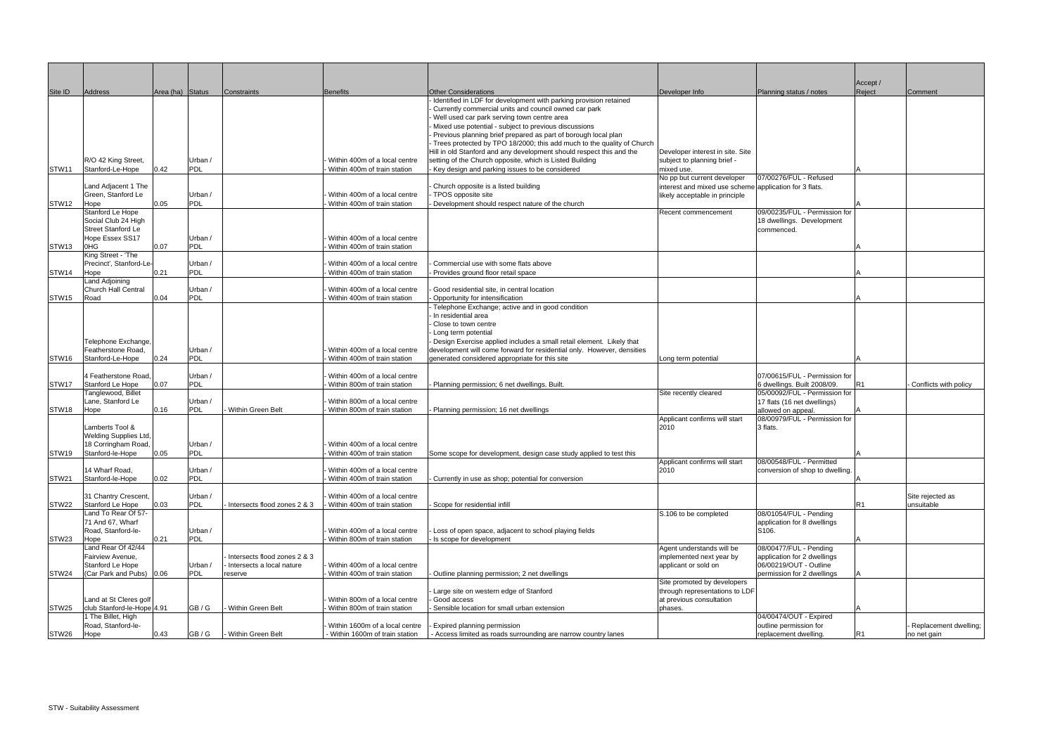| Site ID | Address | Area (ha) | Status | Constraints | Benefits | Other Considerations | Developer Info | Planning status / notes | Accept / Reject | Comment |
|---|---|---|---|---|---|---|---|---|---|---|
| STW11 | R/O 42 King Street, Stanford-Le-Hope | 0.42 | Urban / PDL | | - Within 400m of a local centre<br>- Within 400m of train station | - Identified in LDF for development with parking provision retained<br>- Currently commercial units and council owned car park<br>- Well used car park serving town centre area<br>- Mixed use potential - subject to previous discussions<br>- Previous planning brief prepared as part of borough local plan<br>- Trees protected by TPO 18/2000; this add much to the quality of Church Hill in old Stanford and any development should respect this and the setting of the Church opposite, which is Listed Building<br>- Key design and parking issues to be considered | Developer interest in site. Site subject to planning brief - mixed use. | | A | |
| STW12 | Land Adjacent 1 The Green, Stanford Le Hope | 0.05 | Urban / PDL | | - Within 400m of a local centre<br>- Within 400m of train station | - Church opposite is a listed building<br>- TPOS opposite site<br>- Development should respect nature of the church | No pp but current developer interest and mixed use scheme likely acceptable in principle | 07/00276/FUL - Refused application for 3 flats. | A | |
| STW13 | Stanford Le Hope Social Club 24 High Street Stanford Le Hope Essex SS17 0HG | 0.07 | Urban / PDL | | - Within 400m of a local centre<br>- Within 400m of train station | | Recent commencement | 09/00235/FUL - Permission for 18 dwellings. Development commenced. | A | |
| STW14 | King Street - 'The Precinct', Stanford-Le-Hope | 0.21 | Urban / PDL | | - Within 400m of a local centre<br>- Within 400m of train station | - Commercial use with some flats above<br>- Provides ground floor retail space | | | A | |
| STW15 | Land Adjoining Church Hall Central Road | 0.04 | Urban / PDL | | - Within 400m of a local centre<br>- Within 400m of train station | - Good residential site, in central location<br>- Opportunity for intensification | | | A | |
| STW16 | Telephone Exchange, Featherstone Road, Stanford-Le-Hope | 0.24 | Urban / PDL | | - Within 400m of a local centre<br>- Within 400m of train station | - Telephone Exchange; active and in good condition<br>- In residential area<br>- Close to town centre<br>- Long term potential<br>- Design Exercise applied includes a small retail element. Likely that development will come forward for residential only. However, densities generated considered appropriate for this site | Long term potential | | A | |
| STW17 | 4 Featherstone Road, Stanford Le Hope | 0.07 | Urban / PDL | | - Within 400m of a local centre<br>- Within 800m of train station | - Planning permission; 6 net dwellings. Built. | | 07/00615/FUL - Permission for 6 dwellings. Built 2008/09. | R1 | - Conflicts with policy |
| STW18 | Tanglewood, Billet Lane, Stanford Le Hope | 0.16 | Urban / PDL | - Within Green Belt | - Within 800m of a local centre<br>- Within 800m of train station | - Planning permission; 16 net dwellings | Site recently cleared | 05/00092/FUL - Permission for 17 flats (16 net dwellings) allowed on appeal. | A | |
| STW19 | Lamberts Tool & Welding Supplies Ltd, 18 Corringham Road, Stanford-le-Hope | 0.05 | Urban / PDL | | - Within 400m of a local centre<br>- Within 400m of train station | Some scope for development, design case study applied to test this | Applicant confirms will start 2010 | 08/00979/FUL - Permission for 3 flats. | A | |
| STW21 | 14 Wharf Road, Stanford-le-Hope | 0.02 | Urban / PDL | | - Within 400m of a local centre<br>- Within 400m of train station | - Currently in use as shop; potential for conversion | Applicant confirms will start 2010 | 08/00548/FUL - Permitted conversion of shop to dwelling. | A | |
| STW22 | 31 Chantry Crescent, Stanford Le Hope | 0.03 | Urban / PDL | - Intersects flood zones 2 & 3 | - Within 400m of a local centre<br>- Within 400m of train station | - Scope for residential infill | | | R1 | Site rejected as unsuitable |
| STW23 | Land To Rear Of 57-71 And 67, Wharf Road, Stanford-le-Hope | 0.21 | Urban / PDL | | - Within 400m of a local centre<br>- Within 800m of train station | - Loss of open space, adjacent to school playing fields<br>- Is scope for development | S.106 to be completed | 08/01054/FUL - Pending application for 8 dwellings S106. | A | |
| STW24 | Land Rear Of 42/44 Fairview Avenue, Stanford Le Hope (Car Park and Pubs) | 0.06 | Urban / PDL | - Intersects flood zones 2 & 3<br>- Intersects a local nature reserve | - Within 400m of a local centre<br>- Within 400m of train station | - Outline planning permission; 2 net dwellings | Agent understands will be implemented next year by applicant or sold on | 08/00477/FUL - Pending application for 2 dwellings 06/00219/OUT - Outline permission for 2 dwellings | A | |
| STW25 | Land at St Cleres golf club Stanford-le-Hope | 4.91 | GB / G | - Within Green Belt | - Within 800m of a local centre<br>- Within 800m of train station | - Large site on western edge of Stanford<br>- Good access<br>- Sensible location for small urban extension | Site promoted by developers through representations to LDF at previous consultation phases. | | A | |
| STW26 | 1 The Billet, High Road, Stanford-le-Hope | 0.43 | GB / G | - Within Green Belt | - Within 1600m of a local centre<br>- Within 1600m of train station | - Expired planning permission<br>- Access limited as roads surrounding are narrow country lanes | | 04/00474/OUT - Expired outline permission for replacement dwelling. | R1 | - Replacement dwelling; no net gain |

STW - Suitability Assessment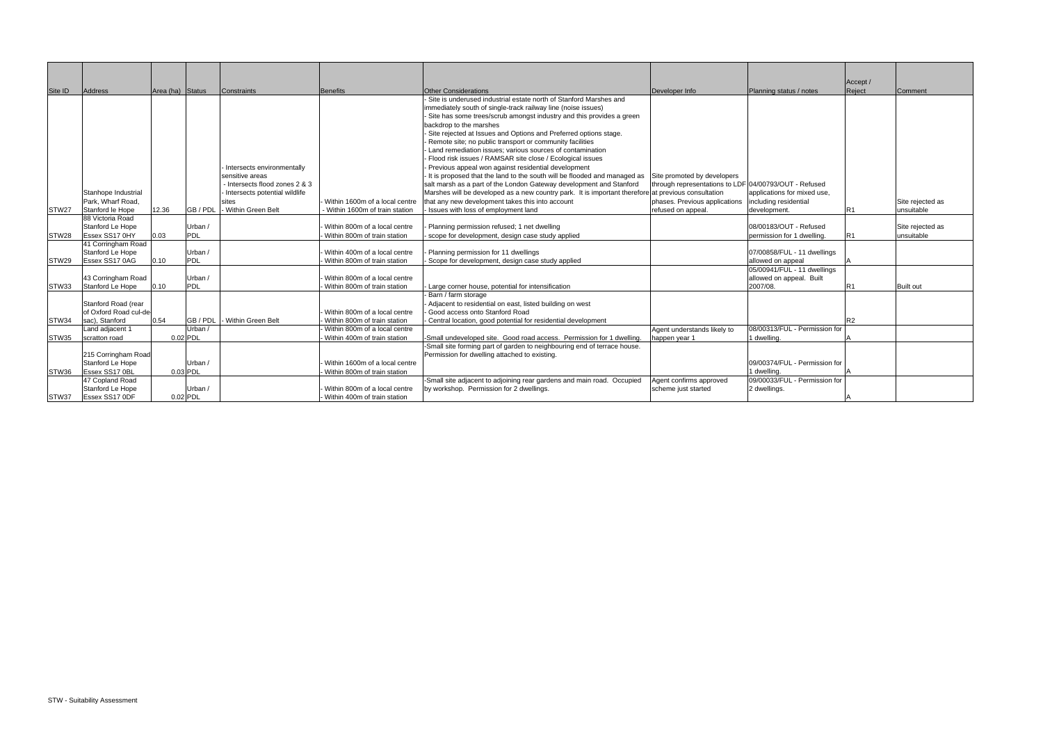| Site ID | Address | Area (ha) | Status | Constraints | Benefits | Other Considerations | Developer Info | Planning status / notes | Accept / Reject | Comment |
|---|---|---|---|---|---|---|---|---|---|---|
| STW27 | Stanhope Industrial Park, Wharf Road, Stanford le Hope | 12.36 | GB / PDL | - Intersects environmentally sensitive areas<br>- Intersects flood zones 2 & 3<br>- Intersects potential wildlife sites<br>- Within Green Belt | - Within 1600m of a local centre<br>- Within 1600m of train station | - Site is underused industrial estate north of Stanford Marshes and immediately south of single-track railway line (noise issues)<br>- Site has some trees/scrub amongst industry and this provides a green backdrop to the marshes<br>- Site rejected at Issues and Options and Preferred options stage.<br>- Remote site; no public transport or community facilities<br>- Land remediation issues; various sources of contamination<br>- Flood risk issues / RAMSAR site close / Ecological issues<br>- Previous appeal won against residential development<br>- It is proposed that the land to the south will be flooded and managed as salt marsh as a part of the London Gateway development and Stanford Marshes will be developed as a new country park. It is important therefore that any new development takes this into account<br>- Issues with loss of employment land | Site promoted by developers through representations to LDF at previous consultation phases. Previous applications refused on appeal. | 04/00793/OUT - Refused applications for mixed use, including residential development. | R1 | Site rejected as unsuitable |
| STW28 | 88 Victoria Road Stanford Le Hope Essex SS17 0HY | 0.03 | Urban / PDL | | - Within 800m of a local centre<br>- Within 800m of train station | - Planning permission refused; 1 net dwelling<br>- scope for development, design case study applied | | 08/00183/OUT - Refused permission for 1 dwelling. | R1 | Site rejected as unsuitable |
| STW29 | 41 Corringham Road Stanford Le Hope Essex SS17 0AG | 0.10 | Urban / PDL | | - Within 400m of a local centre<br>- Within 800m of train station | - Planning permission for 11 dwellings<br>- Scope for development, design case study applied | | 07/00858/FUL - 11 dwellings allowed on appeal | A | |
| STW33 | 43 Corringham Road Stanford Le Hope | 0.10 | Urban / PDL | | - Within 800m of a local centre<br>- Within 800m of train station | - Large corner house, potential for intensification | | 05/00941/FUL - 11 dwellings allowed on appeal. Built 2007/08. | R1 | Built out |
| STW34 | Stanford Road (rear of Oxford Road cul-de-sac), Stanford | 0.54 | GB / PDL | - Within Green Belt | - Within 800m of a local centre<br>- Within 800m of train station | - Barn / farm storage<br>- Adjacent to residential on east, listed building on west<br>- Good access onto Stanford Road<br>- Central location, good potential for residential development | | | R2 | |
| STW35 | Land adjacent 1 scratton road | 0.02 | Urban / PDL | | - Within 800m of a local centre<br>- Within 400m of train station | -Small undeveloped site. Good road access. Permission for 1 dwelling. | Agent understands likely to happen year 1 | 08/00313/FUL - Permission for 1 dwelling. | A | |
| STW36 | 215 Corringham Road Stanford Le Hope Essex SS17 0BL | 0.03 | Urban / PDL | | - Within 1600m of a local centre<br>- Within 800m of train station | -Small site forming part of garden to neighbouring end of terrace house. Permission for dwelling attached to existing. | | 09/00374/FUL - Permission for 1 dwelling. | A | |
| STW37 | 47 Copland Road Stanford Le Hope Essex SS17 0DF | 0.02 | Urban / PDL | | - Within 800m of a local centre<br>- Within 400m of train station | -Small site adjacent to adjoining rear gardens and main road. Occupied by workshop. Permission for 2 dwellings. | Agent confirms approved scheme just started | 09/00033/FUL - Permission for 2 dwellings. | A | |

STW - Suitability Assessment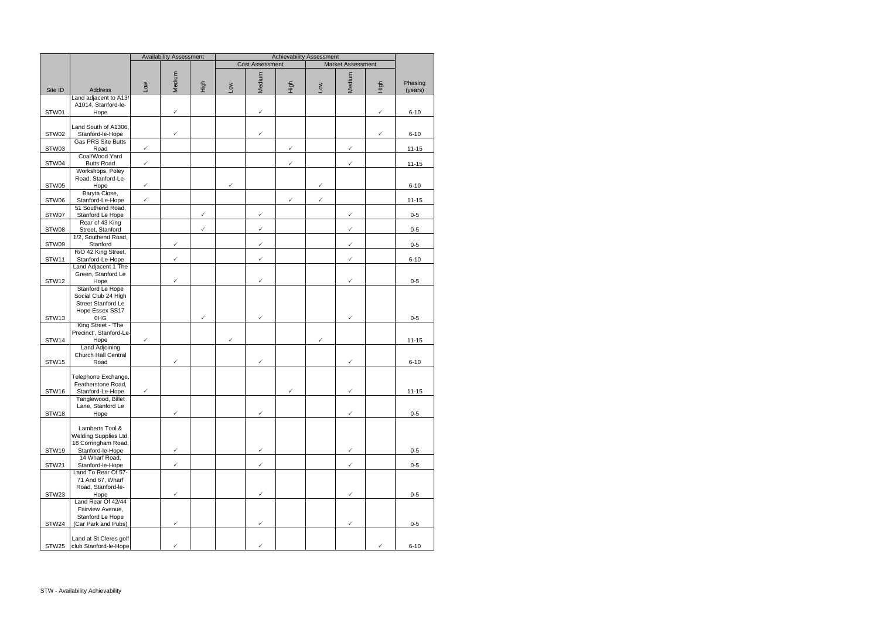| | | Availability Assessment | | | Achievability Assessment | | | | | | |
|---|---|---|---|---|---|---|---|---|---|---|---|
| | | | | | Cost Assessment | | | Market Assessment | | | |
| Site ID | Address | Low | Medium | High | Low | Medium | High | Low | Medium | High | Phasing (years) |
| STW01 | Land adjacent to A13/ A1014, Stanford-le-Hope | | ✓ | | | ✓ | | | | ✓ | 6-10 |
| STW02 | Land South of A1306, Stanford-le-Hope | | ✓ | | | ✓ | | | | ✓ | 6-10 |
| STW03 | Gas PRS Site Butts Road | ✓ | | | | | ✓ | | ✓ | | 11-15 |
| STW04 | Coal/Wood Yard Butts Road | ✓ | | | | | ✓ | | ✓ | | 11-15 |
| STW05 | Workshops, Poley Road, Stanford-Le-Hope | ✓ | | | ✓ | | | ✓ | | | 6-10 |
| STW06 | Baryta Close, Stanford-Le-Hope | ✓ | | | | | ✓ | ✓ | | | 11-15 |
| STW07 | 51 Southend Road, Stanford Le Hope | | | ✓ | | ✓ | | | ✓ | | 0-5 |
| STW08 | Rear of 43 King Street, Stanford | | | ✓ | | ✓ | | | ✓ | | 0-5 |
| STW09 | 1/2, Southend Road, Stanford | | ✓ | | | ✓ | | | ✓ | | 0-5 |
| STW11 | R/O 42 King Street, Stanford-Le-Hope | | ✓ | | | ✓ | | | ✓ | | 6-10 |
| STW12 | Land Adjacent 1 The Green, Stanford Le Hope | | ✓ | | | ✓ | | | ✓ | | 0-5 |
| STW13 | Stanford Le Hope Social Club 24 High Street Stanford Le Hope Essex SS17 0HG | | | ✓ | | ✓ | | | ✓ | | 0-5 |
| STW14 | King Street - 'The Precinct', Stanford-Le-Hope | ✓ | | | ✓ | | | ✓ | | | 11-15 |
| STW15 | Land Adjoining Church Hall Central Road | | ✓ | | | ✓ | | | ✓ | | 6-10 |
| STW16 | Telephone Exchange, Featherstone Road, Stanford-Le-Hope | ✓ | | | | | ✓ | | ✓ | | 11-15 |
| STW18 | Tanglewood, Billet Lane, Stanford Le Hope | | ✓ | | | ✓ | | | ✓ | | 0-5 |
| STW19 | Lamberts Tool & Welding Supplies Ltd, 18 Corringham Road, Stanford-le-Hope | | ✓ | | | ✓ | | | ✓ | | 0-5 |
| STW21 | 14 Wharf Road, Stanford-le-Hope | | ✓ | | | ✓ | | | ✓ | | 0-5 |
| STW23 | Land To Rear Of 57-71 And 67, Wharf Road, Stanford-le-Hope | | ✓ | | | ✓ | | | ✓ | | 0-5 |
| STW24 | Land Rear Of 42/44 Fairview Avenue, Stanford Le Hope (Car Park and Pubs) | | ✓ | | | ✓ | | | ✓ | | 0-5 |
| STW25 | Land at St Cleres golf club Stanford-le-Hope | | ✓ | | | ✓ | | | | ✓ | 6-10 |

STW - Availability Achievability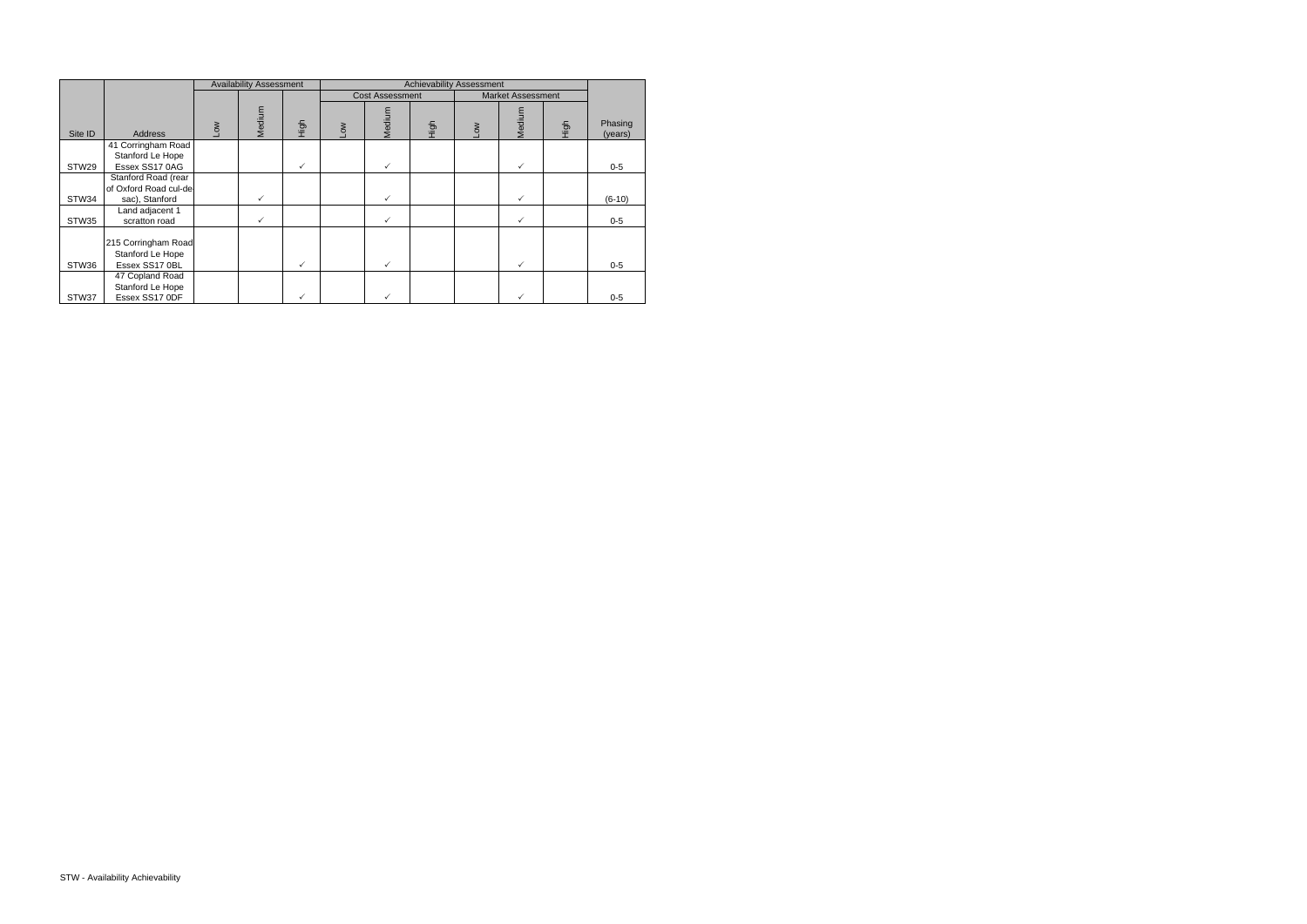| | | Availability Assessment | | | Achievability Assessment | | | | | | |
|---|---|---|---|---|---|---|---|---|---|---|---|
| | | | | | Cost Assessment | | | Market Assessment | | | |
| Site ID | Address | Low | Medium | High | Low | Medium | High | Low | Medium | High | Phasing (years) |
| STW29 | 41 Corringham Road Stanford Le Hope Essex SS17 0AG | | | ✓ | | ✓ | | | ✓ | | 0-5 |
| STW34 | Stanford Road (rear of Oxford Road cul-de-sac), Stanford | | ✓ | | | ✓ | | | ✓ | | (6-10) |
| STW35 | Land adjacent 1 scratton road | | ✓ | | | ✓ | | | ✓ | | 0-5 |
| STW36 | 215 Corringham Road Stanford Le Hope Essex SS17 0BL | | | ✓ | | ✓ | | | ✓ | | 0-5 |
| STW37 | 47 Copland Road Stanford Le Hope Essex SS17 0DF | | | ✓ | | ✓ | | | ✓ | | 0-5 |

STW - Availability Achievability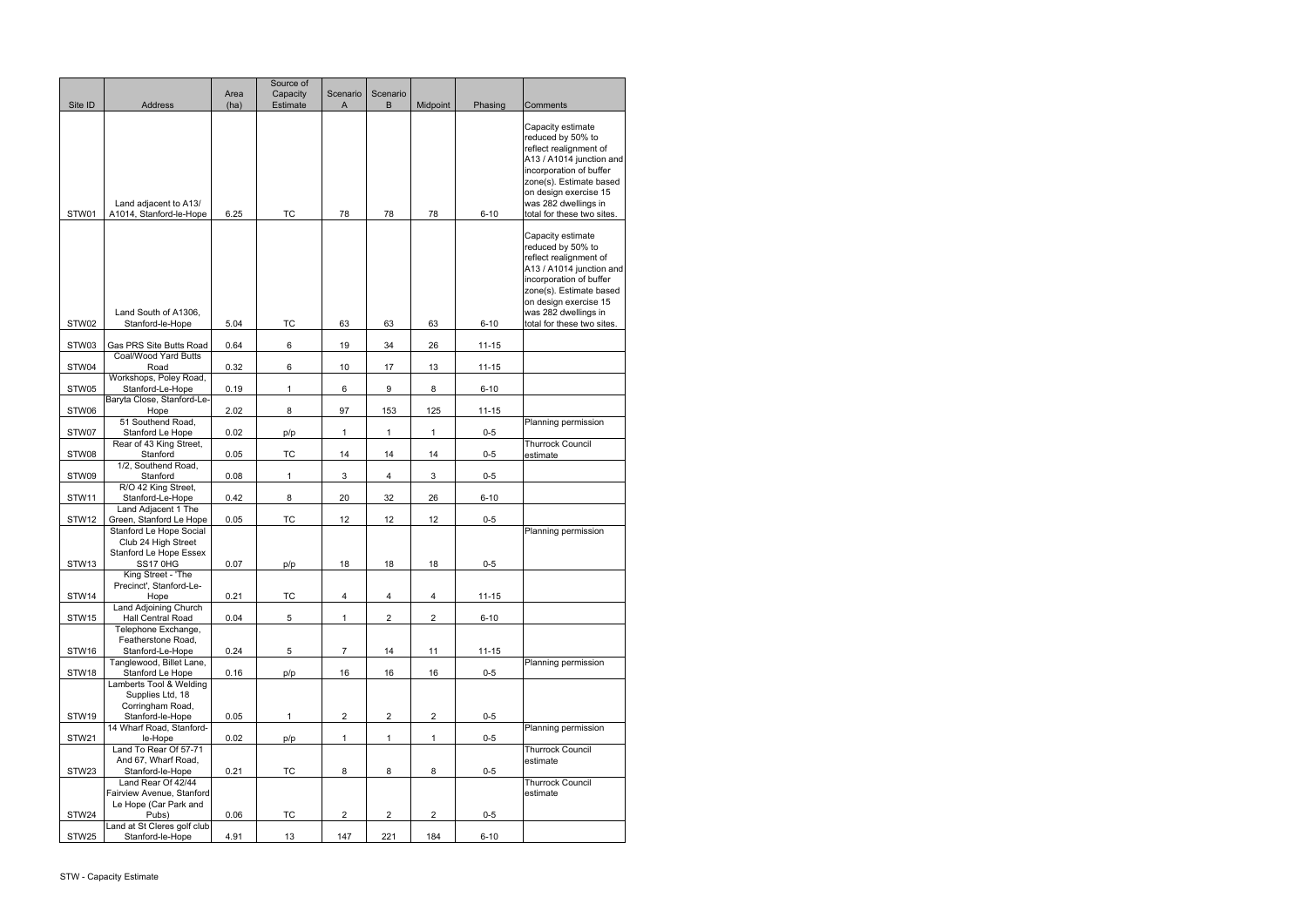| Site ID | Address | Area (ha) | Source of Capacity Estimate | Scenario A | Scenario B | Midpoint | Phasing | Comments |
|---|---|---|---|---|---|---|---|---|
| STW01 | Land adjacent to A13/ A1014, Stanford-le-Hope | 6.25 | TC | 78 | 78 | 78 | 6-10 | Capacity estimate reduced by 50% to reflect realignment of A13 / A1014 junction and incorporation of buffer zone(s). Estimate based on design exercise 15 was 282 dwellings in total for these two sites. |
| STW02 | Land South of A1306, Stanford-le-Hope | 5.04 | TC | 63 | 63 | 63 | 6-10 | Capacity estimate reduced by 50% to reflect realignment of A13 / A1014 junction and incorporation of buffer zone(s). Estimate based on design exercise 15 was 282 dwellings in total for these two sites. |
| STW03 | Gas PRS Site Butts Road | 0.64 | 6 | 19 | 34 | 26 | 11-15 | |
| STW04 | Coal/Wood Yard Butts Road | 0.32 | 6 | 10 | 17 | 13 | 11-15 | |
| STW05 | Workshops, Poley Road, Stanford-Le-Hope | 0.19 | 1 | 6 | 9 | 8 | 6-10 | |
| STW06 | Baryta Close, Stanford-Le-Hope | 2.02 | 8 | 97 | 153 | 125 | 11-15 | |
| STW07 | 51 Southend Road, Stanford Le Hope | 0.02 | p/p | 1 | 1 | 1 | 0-5 | Planning permission |
| STW08 | Rear of 43 King Street, Stanford | 0.05 | TC | 14 | 14 | 14 | 0-5 | Thurrock Council estimate |
| STW09 | 1/2, Southend Road, Stanford | 0.08 | 1 | 3 | 4 | 3 | 0-5 | |
| STW11 | R/O 42 King Street, Stanford-Le-Hope | 0.42 | 8 | 20 | 32 | 26 | 6-10 | |
| STW12 | Land Adjacent 1 The Green, Stanford Le Hope | 0.05 | TC | 12 | 12 | 12 | 0-5 | |
| STW13 | Stanford Le Hope Social Club 24 High Street Stanford Le Hope Essex SS17 0HG | 0.07 | p/p | 18 | 18 | 18 | 0-5 | Planning permission |
| STW14 | King Street - 'The Precinct', Stanford-Le-Hope | 0.21 | TC | 4 | 4 | 4 | 11-15 | |
| STW15 | Land Adjoining Church Hall Central Road | 0.04 | 5 | 1 | 2 | 2 | 6-10 | |
| STW16 | Telephone Exchange, Featherstone Road, Stanford-Le-Hope | 0.24 | 5 | 7 | 14 | 11 | 11-15 | |
| STW18 | Tanglewood, Billet Lane, Stanford Le Hope | 0.16 | p/p | 16 | 16 | 16 | 0-5 | Planning permission |
| STW19 | Lamberts Tool & Welding Supplies Ltd, 18 Corringham Road, Stanford-le-Hope | 0.05 | 1 | 2 | 2 | 2 | 0-5 | |
| STW21 | 14 Wharf Road, Stanford-le-Hope | 0.02 | p/p | 1 | 1 | 1 | 0-5 | Planning permission |
| STW23 | Land To Rear Of 57-71 And 67, Wharf Road, Stanford-le-Hope | 0.21 | TC | 8 | 8 | 8 | 0-5 | Thurrock Council estimate |
| STW24 | Land Rear Of 42/44 Fairview Avenue, Stanford Le Hope (Car Park and Pubs) | 0.06 | TC | 2 | 2 | 2 | 0-5 | Thurrock Council estimate |
| STW25 | Land at St Cleres golf club Stanford-le-Hope | 4.91 | 13 | 147 | 221 | 184 | 6-10 | |

STW - Capacity Estimate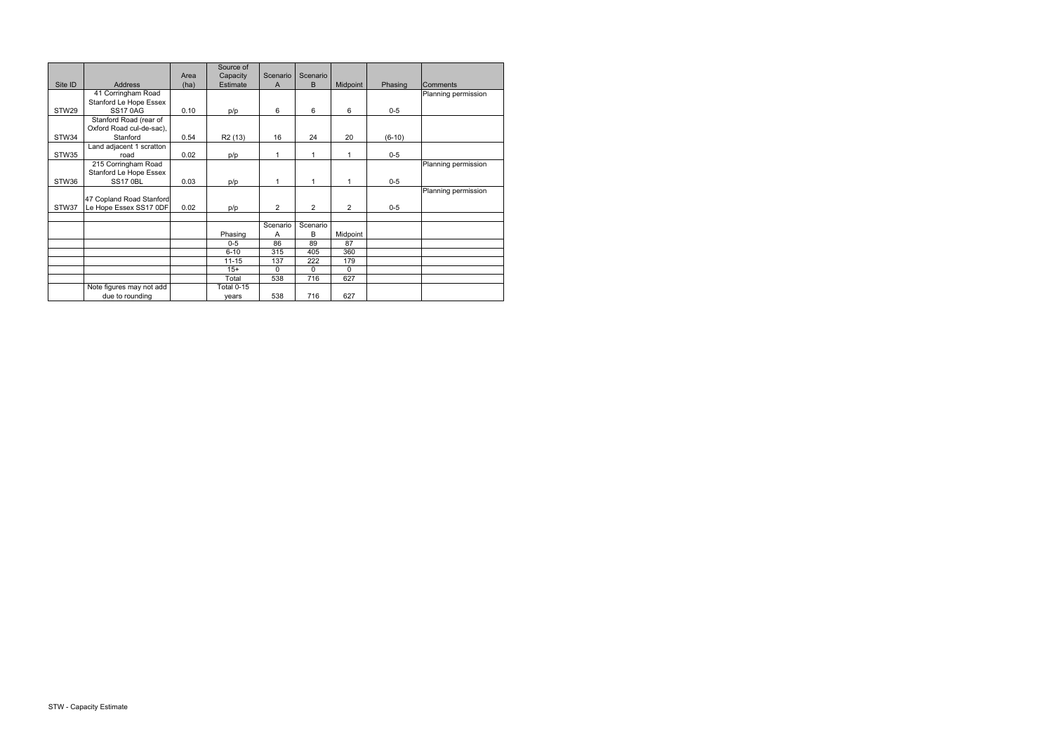| Site ID | Address | Area (ha) | Source of Capacity Estimate | Scenario A | Scenario B | Midpoint | Phasing | Comments |
|---|---|---|---|---|---|---|---|---|
| STW29 | 41 Corringham Road Stanford Le Hope Essex SS17 0AG | 0.10 | p/p | 6 | 6 | 6 | 0-5 | Planning permission |
| STW34 | Stanford Road (rear of Oxford Road cul-de-sac), Stanford | 0.54 | R2 (13) | 16 | 24 | 20 | (6-10) | |
| STW35 | Land adjacent 1 scratton road | 0.02 | p/p | 1 | 1 | 1 | 0-5 | |
| STW36 | 215 Corringham Road Stanford Le Hope Essex SS17 0BL | 0.03 | p/p | 1 | 1 | 1 | 0-5 | Planning permission |
| STW37 | 47 Copland Road Stanford Le Hope Essex SS17 0DF | 0.02 | p/p | 2 | 2 | 2 | 0-5 | Planning permission |
| | | | | | | | | |
| | | | Phasing | Scenario A | Scenario B | Midpoint | | |
| | | | 0-5 | 86 | 89 | 87 | | |
| | | | 6-10 | 315 | 405 | 360 | | |
| | | | 11-15 | 137 | 222 | 179 | | |
| | | | 15+ | 0 | 0 | 0 | | |
| | | | Total | 538 | 716 | 627 | | |
| | Note figures may not add due to rounding | | Total 0-15 years | 538 | 716 | 627 | | |

STW - Capacity Estimate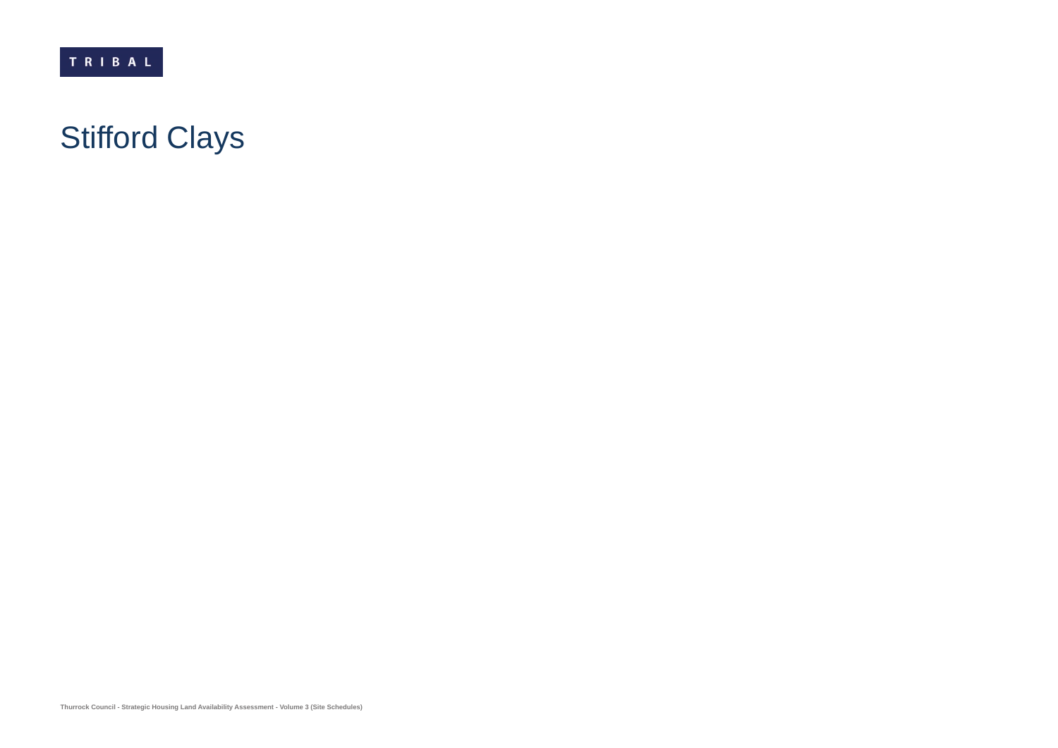# Stifford Clays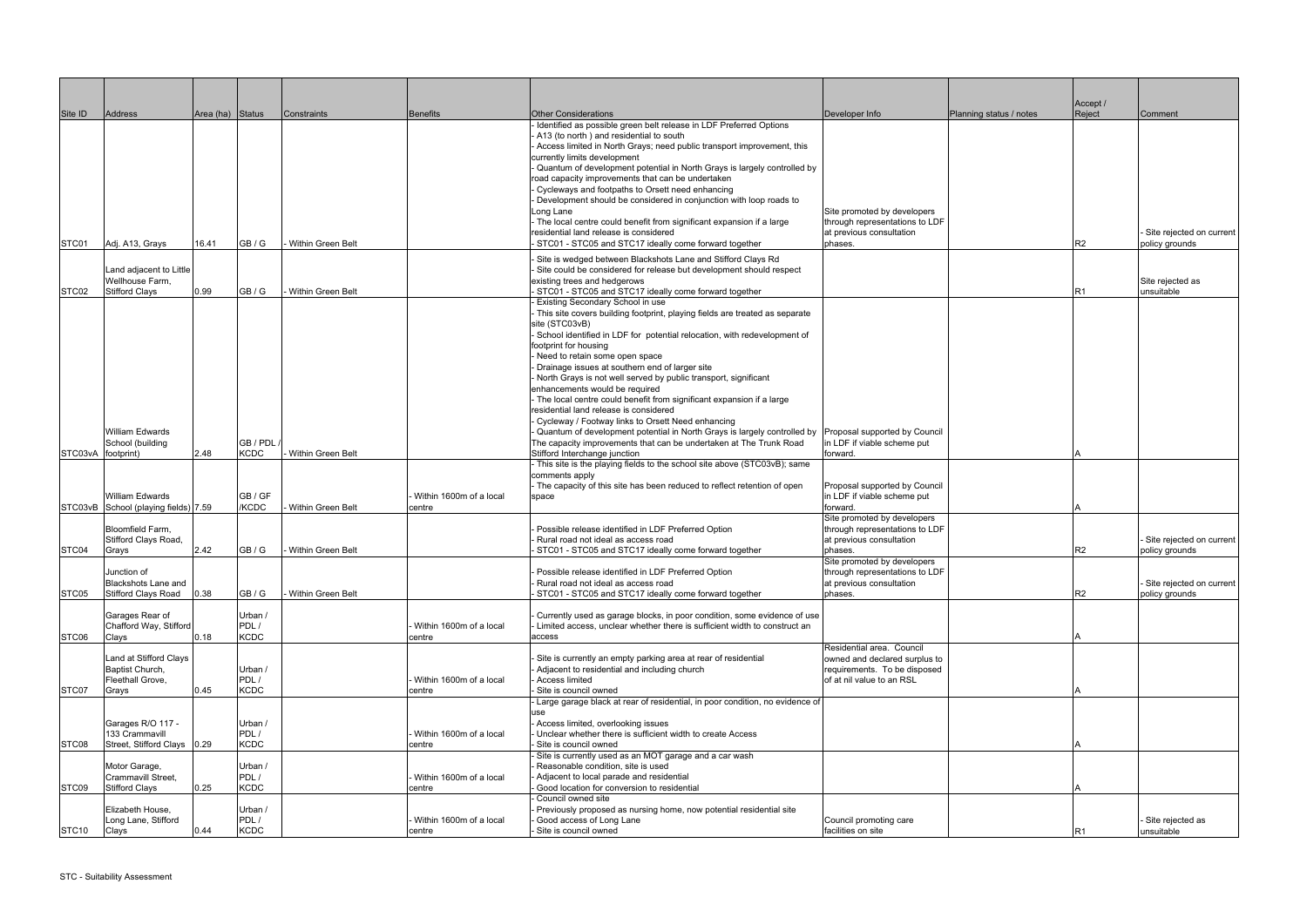| Site ID | Address | Area (ha) | Status | Constraints | Benefits | Other Considerations | Developer Info | Planning status / notes | Accept / Reject | Comment |
|---|---|---|---|---|---|---|---|---|---|---|
| STC01 | Adj. A13, Grays | 16.41 | GB / G | - Within Green Belt | | - Identified as possible green belt release in LDF Preferred Options<br>- A13 (to north ) and residential to south<br>- Access limited in North Grays; need public transport improvement, this currently limits development<br>- Quantum of development potential in North Grays is largely controlled by road capacity improvements that can be undertaken<br>- Cycleways and footpaths to Orsett need enhancing<br>- Development should be considered in conjunction with loop roads to Long Lane<br>- The local centre could benefit from significant expansion if a large residential land release is considered<br>- STC01 - STC05 and STC17 ideally come forward together | Site promoted by developers through representations to LDF at previous consultation phases. | | R2 | - Site rejected on current policy grounds |
| STC02 | Land adjacent to Little Wellhouse Farm, Stifford Clays | 0.99 | GB / G | - Within Green Belt | | - Site is wedged between Blackshots Lane and Stifford Clays Rd<br>- Site could be considered for release but development should respect existing trees and hedgerows<br>- STC01 - STC05 and STC17 ideally come forward together | | | R1 | Site rejected as unsuitable |
| STC03vA | William Edwards School (building footprint) | 2.48 | GB / PDL / KCDC | - Within Green Belt | | - Existing Secondary School in use<br>- This site covers building footprint, playing fields are treated as separate site (STC03vB)<br>- School identified in LDF for potential relocation, with redevelopment of footprint for housing<br>- Need to retain some open space<br>- Drainage issues at southern end of larger site<br>- North Grays is not well served by public transport, significant enhancements would be required<br>- The local centre could benefit from significant expansion if a large residential land release is considered<br>- Cycleway / Footway links to Orsett Need enhancing<br>- Quantum of development potential in North Grays is largely controlled by The capacity improvements that can be undertaken at The Trunk Road Stifford Interchange junction | Proposal supported by Council in LDF if viable scheme put forward. | | A | |
| STC03vB | William Edwards School (playing fields) | 7.59 | GB / GF /KCDC | - Within Green Belt | - Within 1600m of a local centre | - This site is the playing fields to the school site above (STC03vB); same comments apply<br>- The capacity of this site has been reduced to reflect retention of open space | Proposal supported by Council in LDF if viable scheme put forward. | | A | |
| STC04 | Bloomfield Farm, Stifford Clays Road, Grays | 2.42 | GB / G | - Within Green Belt | | - Possible release identified in LDF Preferred Option<br>- Rural road not ideal as access road<br>- STC01 - STC05 and STC17 ideally come forward together | Site promoted by developers through representations to LDF at previous consultation phases. | | R2 | - Site rejected on current policy grounds |
| STC05 | Junction of Blackshots Lane and Stifford Clays Road | 0.38 | GB / G | - Within Green Belt | | - Possible release identified in LDF Preferred Option<br>- Rural road not ideal as access road<br>- STC01 - STC05 and STC17 ideally come forward together | Site promoted by developers through representations to LDF at previous consultation phases. | | R2 | - Site rejected on current policy grounds |
| STC06 | Garages Rear of Chafford Way, Stifford Clays | 0.18 | Urban / PDL / KCDC | | - Within 1600m of a local centre | - Currently used as garage blocks, in poor condition, some evidence of use<br>- Limited access, unclear whether there is sufficient width to construct an access | | | A | |
| STC07 | Land at Stifford Clays Baptist Church, Fleethall Grove, Grays | 0.45 | Urban / PDL / KCDC | | - Within 1600m of a local centre | - Site is currently an empty parking area at rear of residential<br>- Adjacent to residential and including church<br>- Access limited<br>- Site is council owned | Residential area. Council owned and declared surplus to requirements. To be disposed of at nil value to an RSL | | A | |
| STC08 | Garages R/O 117 - 133 Crammavill Street, Stifford Clays | 0.29 | Urban / PDL / KCDC | | - Within 1600m of a local centre | - Large garage black at rear of residential, in poor condition, no evidence of use<br>- Access limited, overlooking issues<br>- Unclear whether there is sufficient width to create Access<br>- Site is council owned | | | A | |
| STC09 | Motor Garage, Crammavill Street, Stifford Clays | 0.25 | Urban / PDL / KCDC | | - Within 1600m of a local centre | - Site is currently used as an MOT garage and a car wash<br>- Reasonable condition, site is used<br>- Adjacent to local parade and residential<br>- Good location for conversion to residential | | | A | |
| STC10 | Elizabeth House, Long Lane, Stifford Clays | 0.44 | Urban / PDL / KCDC | | - Within 1600m of a local centre | - Council owned site<br>- Previously proposed as nursing home, now potential residential site<br>- Good access of Long Lane<br>- Site is council owned | Council promoting care facilities on site | | R1 | - Site rejected as unsuitable |

STC - Suitability Assessment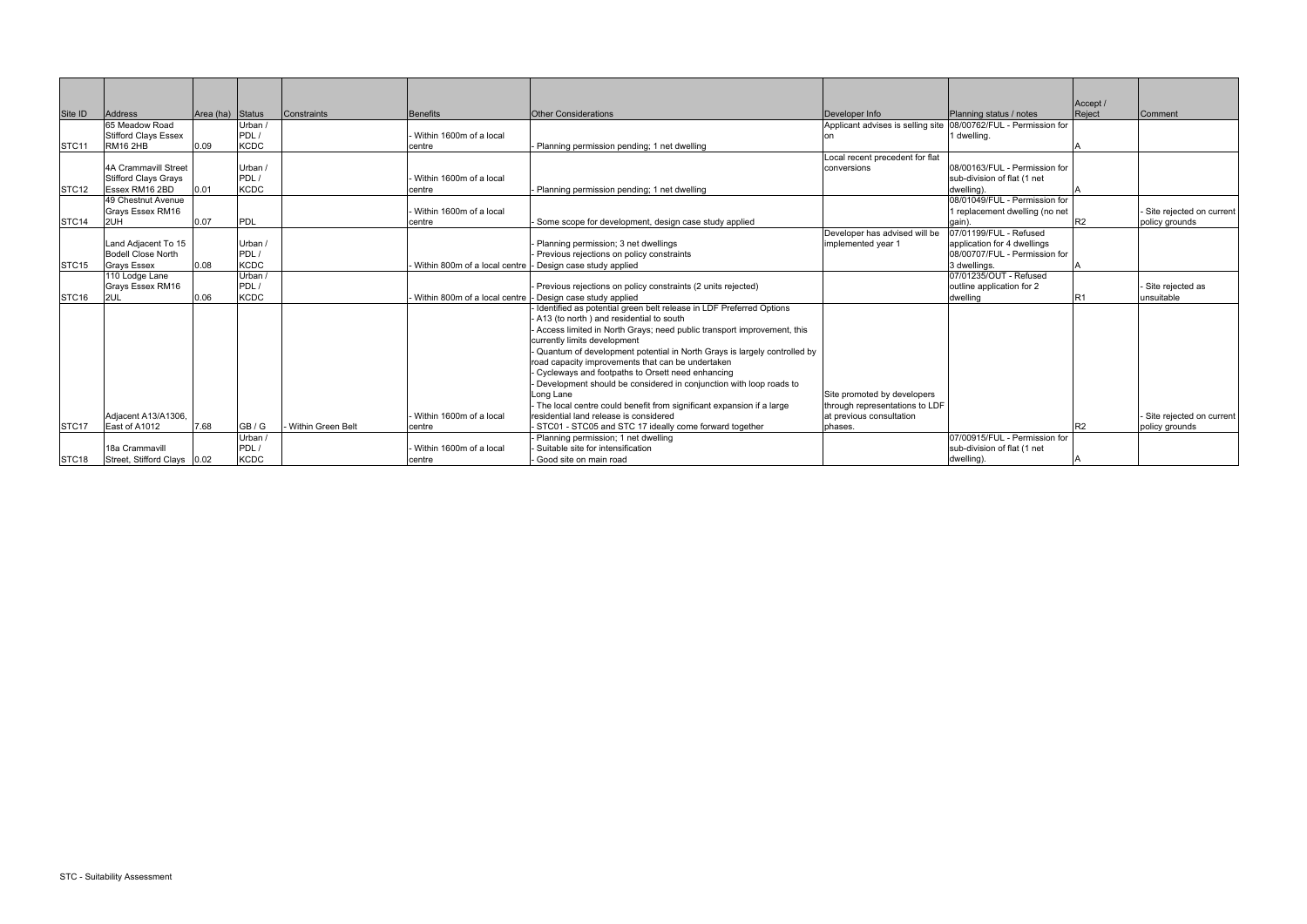| Site ID | Address | Area (ha) | Status | Constraints | Benefits | Other Considerations | Developer Info | Planning status / notes | Accept / Reject | Comment |
|---|---|---|---|---|---|---|---|---|---|---|
| STC11 | 65 Meadow Road Stifford Clays Essex RM16 2HB | 0.09 | Urban / PDL / KCDC | | - Within 1600m of a local centre | - Planning permission pending; 1 net dwelling | Applicant advises is selling site on | 08/00762/FUL - Permission for 1 dwelling. | A | |
| STC12 | 4A Crammavill Street Stifford Clays Grays Essex RM16 2BD | 0.01 | Urban / PDL / KCDC | | - Within 1600m of a local centre | - Planning permission pending; 1 net dwelling | Local recent precedent for flat conversions | 08/00163/FUL - Permission for sub-division of flat (1 net dwelling). | A | |
| STC14 | 49 Chestnut Avenue Grays Essex RM16 2UH | 0.07 | PDL | | - Within 1600m of a local centre | - Some scope for development, design case study applied | | 08/01049/FUL - Permission for 1 replacement dwelling (no net gain). | R2 | - Site rejected on current policy grounds |
| STC15 | Land Adjacent To 15 Bodell Close North Grays Essex | 0.08 | Urban / PDL / KCDC | | - Within 800m of a local centre | - Planning permission; 3 net dwellings<br>- Previous rejections on policy constraints<br>- Design case study applied | Developer has advised will be implemented year 1 | 07/01199/FUL - Refused application for 4 dwellings<br>08/00707/FUL - Permission for 3 dwellings. | A | |
| STC16 | 110 Lodge Lane Grays Essex RM16 2UL | 0.06 | Urban / PDL / KCDC | | - Within 800m of a local centre | - Previous rejections on policy constraints (2 units rejected)<br>- Design case study applied | | 07/01235/OUT - Refused outline application for 2 dwelling | R1 | - Site rejected as unsuitable |
| STC17 | Adjacent A13/A1306, East of A1012 | 7.68 | GB / G | - Within Green Belt | - Within 1600m of a local centre | - Identified as potential green belt release in LDF Preferred Options<br>- A13 (to north ) and residential to south<br>- Access limited in North Grays; need public transport improvement, this currently limits development<br>- Quantum of development potential in North Grays is largely controlled by road capacity improvements that can be undertaken<br>- Cycleways and footpaths to Orsett need enhancing<br>- Development should be considered in conjunction with loop roads to Long Lane<br>- The local centre could benefit from significant expansion if a large residential land release is considered<br>- STC01 - STC05 and STC 17 ideally come forward together | Site promoted by developers through representations to LDF at previous consultation phases. | | R2 | - Site rejected on current policy grounds |
| STC18 | 18a Crammavill Street, Stifford Clays | 0.02 | Urban / PDL / KCDC | | - Within 1600m of a local centre | - Planning permission; 1 net dwelling<br>- Suitable site for intensification<br>- Good site on main road | | 07/00915/FUL - Permission for sub-division of flat (1 net dwelling). | A | |

STC - Suitability Assessment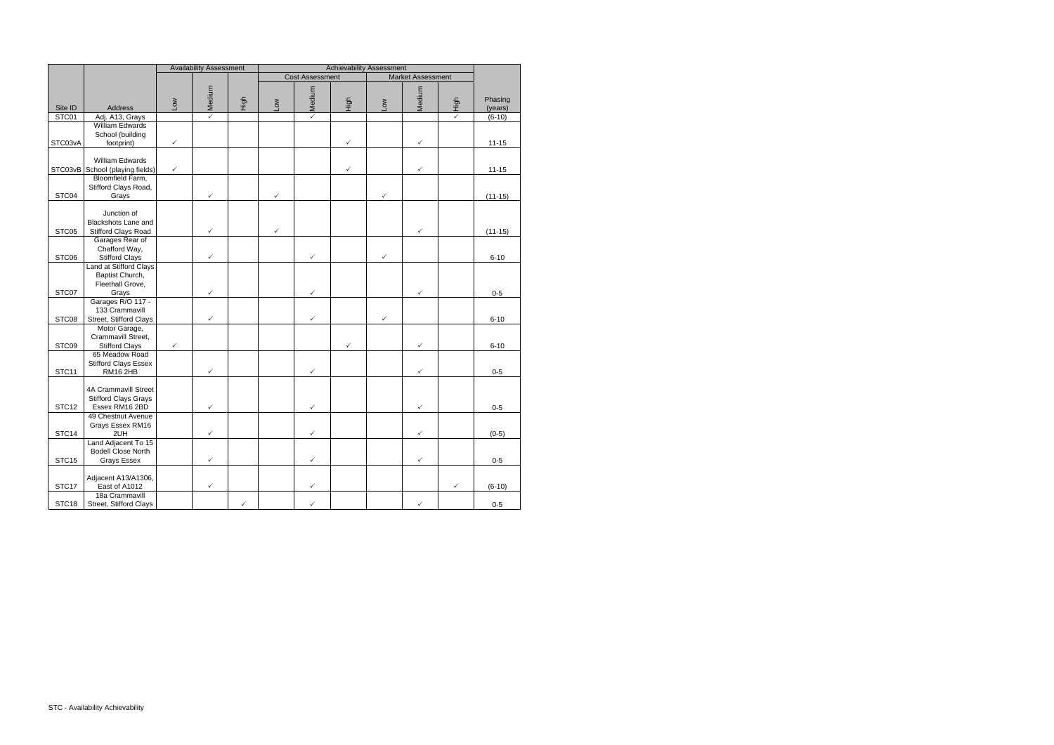| | | Availability Assessment | | | Achievability Assessment | | | | | | |
|---|---|---|---|---|---|---|---|---|---|---|---|
| | | | | | Cost Assessment | | | Market Assessment | | | |
| Site ID | Address | Low | Medium | High | Low | Medium | High | Low | Medium | High | Phasing (years) |
| STC01 | Adj. A13, Grays | | ✓ | | | ✓ | | | | ✓ | (6-10) |
| STC03vA | William Edwards School (building footprint) | ✓ | | | | | ✓ | | ✓ | | 11-15 |
| STC03vB | William Edwards School (playing fields) | ✓ | | | | | ✓ | | ✓ | | 11-15 |
| STC04 | Bloomfield Farm, Stifford Clays Road, Grays | | ✓ | | ✓ | | | ✓ | | | (11-15) |
| STC05 | Junction of Blackshots Lane and Stifford Clays Road | | ✓ | | ✓ | | | | ✓ | | (11-15) |
| STC06 | Garages Rear of Chafford Way, Stifford Clays | | ✓ | | | ✓ | | ✓ | | | 6-10 |
| STC07 | Land at Stifford Clays Baptist Church, Fleethall Grove, Grays | | ✓ | | | ✓ | | | ✓ | | 0-5 |
| STC08 | Garages R/O 117 - 133 Crammavill Street, Stifford Clays | | ✓ | | | ✓ | | ✓ | | | 6-10 |
| STC09 | Motor Garage, Crammavill Street, Stifford Clays | ✓ | | | | | ✓ | | ✓ | | 6-10 |
| STC11 | 65 Meadow Road Stifford Clays Essex RM16 2HB | | ✓ | | | ✓ | | | ✓ | | 0-5 |
| STC12 | 4A Crammavill Street Stifford Clays Grays Essex RM16 2BD | | ✓ | | | ✓ | | | ✓ | | 0-5 |
| STC14 | 49 Chestnut Avenue Grays Essex RM16 2UH | | ✓ | | | ✓ | | | ✓ | | (0-5) |
| STC15 | Land Adjacent To 15 Bodell Close North Grays Essex | | ✓ | | | ✓ | | | ✓ | | 0-5 |
| STC17 | Adjacent A13/A1306, East of A1012 | | ✓ | | | ✓ | | | | ✓ | (6-10) |
| STC18 | 18a Crammavill Street, Stifford Clays | | | ✓ | | ✓ | | | ✓ | | 0-5 |

STC - Availability Achievability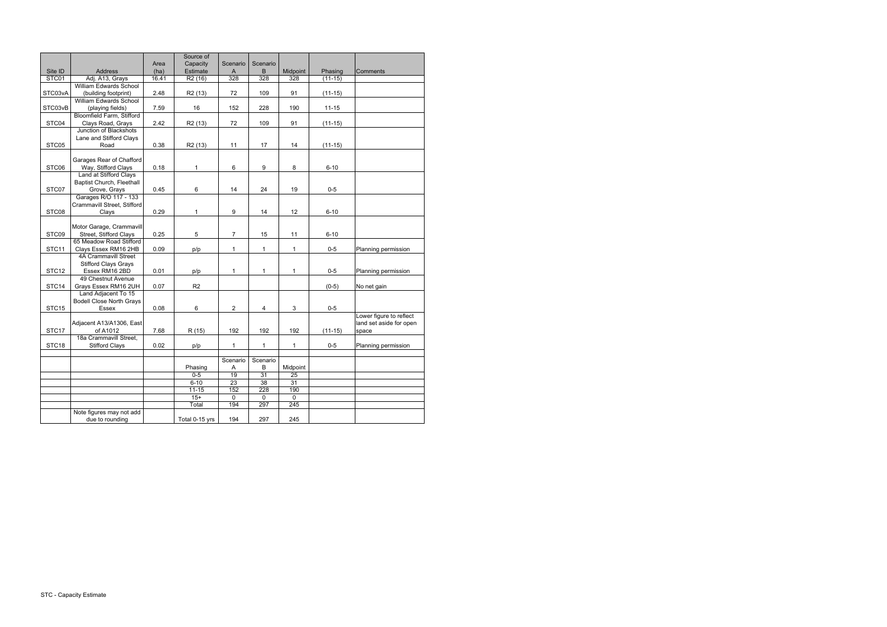| Site ID | Address | Area (ha) | Source of Capacity Estimate | Scenario A | Scenario B | Midpoint | Phasing | Comments |
|---|---|---|---|---|---|---|---|---|
| STC01 | Adj. A13, Grays | 16.41 | R2 (16) | 328 | 328 | 328 | (11-15) | |
| STC03vA | William Edwards School (building footprint) | 2.48 | R2 (13) | 72 | 109 | 91 | (11-15) | |
| STC03vB | William Edwards School (playing fields) | 7.59 | 16 | 152 | 228 | 190 | 11-15 | |
| STC04 | Bloomfield Farm, Stifford Clays Road, Grays | 2.42 | R2 (13) | 72 | 109 | 91 | (11-15) | |
| STC05 | Junction of Blackshots Lane and Stifford Clays Road | 0.38 | R2 (13) | 11 | 17 | 14 | (11-15) | |
| STC06 | Garages Rear of Chafford Way, Stifford Clays | 0.18 | 1 | 6 | 9 | 8 | 6-10 | |
| STC07 | Land at Stifford Clays Baptist Church, Fleethall Grove, Grays | 0.45 | 6 | 14 | 24 | 19 | 0-5 | |
| STC08 | Garages R/O 117 - 133 Crammavill Street, Stifford Clays | 0.29 | 1 | 9 | 14 | 12 | 6-10 | |
| STC09 | Motor Garage, Crammavill Street, Stifford Clays | 0.25 | 5 | 7 | 15 | 11 | 6-10 | |
| STC11 | 65 Meadow Road Stifford Clays Essex RM16 2HB | 0.09 | p/p | 1 | 1 | 1 | 0-5 | Planning permission |
| STC12 | 4A Crammavill Street Stifford Clays Grays Essex RM16 2BD | 0.01 | p/p | 1 | 1 | 1 | 0-5 | Planning permission |
| STC14 | 49 Chestnut Avenue Grays Essex RM16 2UH | 0.07 | R2 | | | | (0-5) | No net gain |
| STC15 | Land Adjacent To 15 Bodell Close North Grays Essex | 0.08 | 6 | 2 | 4 | 3 | 0-5 | |
| STC17 | Adjacent A13/A1306, East of A1012 | 7.68 | R (15) | 192 | 192 | 192 | (11-15) | Lower figure to reflect land set aside for open space |
| STC18 | 18a Crammavill Street, Stifford Clays | 0.02 | p/p | 1 | 1 | 1 | 0-5 | Planning permission |
| | | | | | | | | |
| | | | Phasing | Scenario A | Scenario B | Midpoint | | |
| | | | 0-5 | 19 | 31 | 25 | | |
| | | | 6-10 | 23 | 38 | 31 | | |
| | | | 11-15 | 152 | 228 | 190 | | |
| | | | 15+ | 0 | 0 | 0 | | |
| | | | Total | 194 | 297 | 245 | | |
| | Note figures may not add due to rounding | | Total 0-15 yrs | 194 | 297 | 245 | | |

STC - Capacity Estimate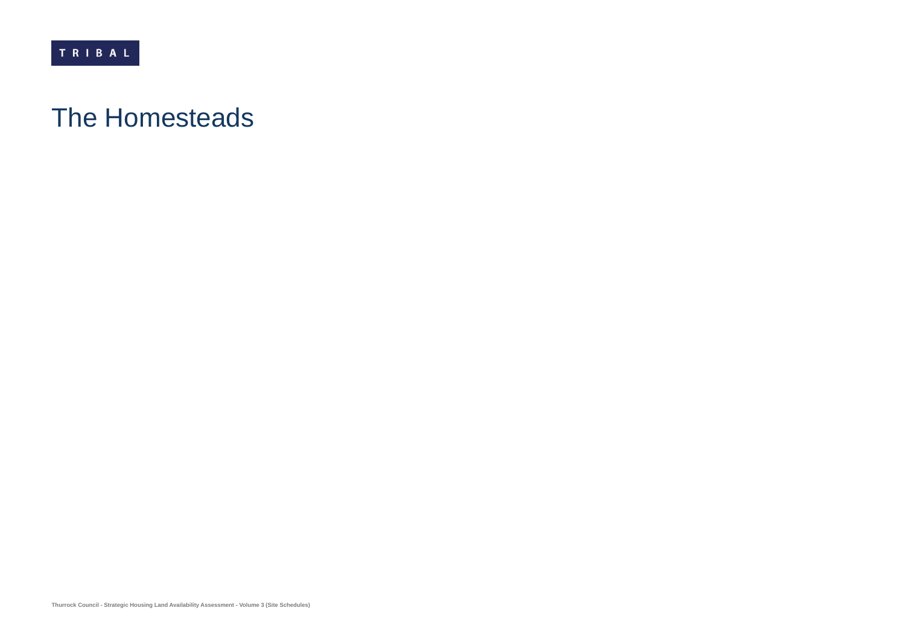# The Homesteads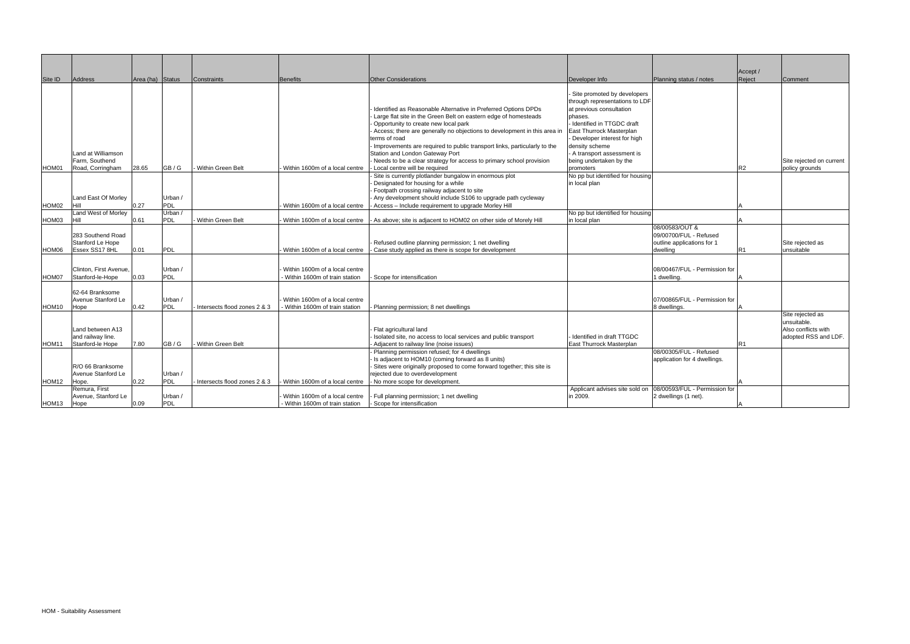| Site ID | Address | Area (ha) | Status | Constraints | Benefits | Other Considerations | Developer Info | Planning status / notes | Accept / Reject | Comment |
|---|---|---|---|---|---|---|---|---|---|---|
| HOM01 | Land at Williamson Farm, Southend Road, Corringham | 28.65 | GB / G | - Within Green Belt | - Within 1600m of a local centre | - Identified as Reasonable Alternative in Preferred Options DPDs<br>- Large flat site in the Green Belt on eastern edge of homesteads<br>- Opportunity to create new local park<br>- Access; there are generally no objections to development in this area in terms of road<br>- Improvements are required to public transport links, particularly to the Station and London Gateway Port<br>- Needs to be a clear strategy for access to primary school provision<br>- Local centre will be required | - Site promoted by developers through representations to LDF at previous consultation phases.<br>- Identified in TTGDC draft East Thurrock Masterplan<br>- Developer interest for high density scheme<br>- A transport assessment is being undertaken by the promoters | | R2 | Site rejected on current policy grounds |
| HOM02 | Land East Of Morley Hill | 0.27 | Urban / PDL | | - Within 1600m of a local centre | - Site is currently plotlander bungalow in enormous plot<br>- Designated for housing for a while<br>- Footpath crossing railway adjacent to site<br>- Any development should include S106 to upgrade path cycleway<br>- Access – Include requirement to upgrade Morley Hill | No pp but identified for housing in local plan | | A | |
| HOM03 | Land West of Morley Hill | 0.61 | Urban / PDL | - Within Green Belt | - Within 1600m of a local centre | - As above; site is adjacent to HOM02 on other side of Morely Hill | No pp but identified for housing in local plan | | A | |
| HOM06 | 283 Southend Road Stanford Le Hope Essex SS17 8HL | 0.01 | PDL | | - Within 1600m of a local centre | - Refused outline planning permission; 1 net dwelling<br>- Case study applied as there is scope for development | | 08/00583/OUT & 09/00700/FUL - Refused outline applications for 1 dwelling | R1 | Site rejected as unsuitable |
| HOM07 | Clinton, First Avenue, Stanford-le-Hope | 0.03 | Urban / PDL | | - Within 1600m of a local centre<br>- Within 1600m of train station | - Scope for intensification | | 08/00467/FUL - Permission for 1 dwelling. | A | |
| HOM10 | 62-64 Branksome Avenue Stanford Le Hope | 0.42 | Urban / PDL | - Intersects flood zones 2 & 3 | - Within 1600m of a local centre<br>- Within 1600m of train station | - Planning permission; 8 net dwellings | | 07/00865/FUL - Permission for 8 dwellings. | A | |
| HOM11 | Land between A13 and railway line. Stanford-le Hope | 7.80 | GB / G | - Within Green Belt | | - Flat agricultural land<br>- Isolated site, no access to local services and public transport<br>- Adjacent to railway line (noise issues) | - Identified in draft TTGDC East Thurrock Masterplan | | R1 | Site rejected as unsuitable. Also conflicts with adopted RSS and LDF. |
| HOM12 | R/O 66 Branksome Avenue Stanford Le Hope. | 0.22 | Urban / PDL | - Intersects flood zones 2 & 3 | - Within 1600m of a local centre | - Planning permission refused; for 4 dwellings<br>- Is adjacent to HOM10 (coming forward as 8 units)<br>- Sites were originally proposed to come forward together; this site is rejected due to overdevelopment<br>- No more scope for development. | | 08/00305/FUL - Refused application for 4 dwellings. | A | |
| HOM13 | Remura, First Avenue, Stanford Le Hope | 0.09 | Urban / PDL | | - Within 1600m of a local centre<br>- Within 1600m of train station | - Full planning permission; 1 net dwelling<br>- Scope for intensification | Applicant advises site sold on in 2009. | 08/00593/FUL - Permission for 2 dwellings (1 net). | A | |

HOM - Suitability Assessment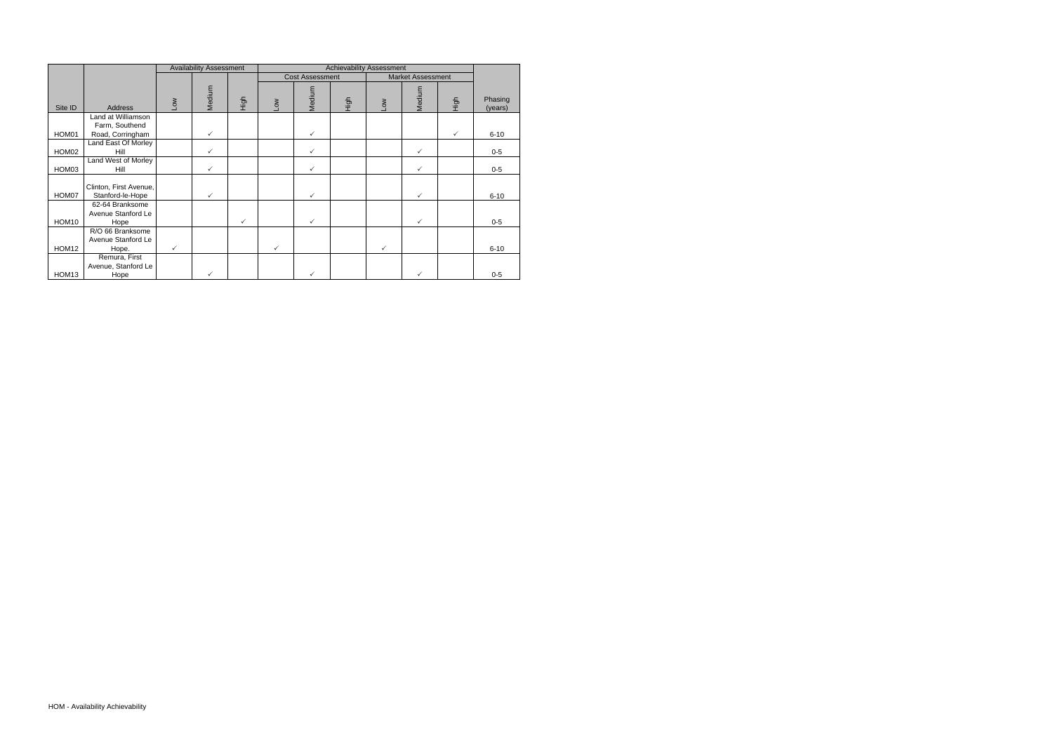| | | Availability Assessment | | | Achievability Assessment | | | | | | |
|---|---|---|---|---|---|---|---|---|---|---|---|
| | | | | | Cost Assessment | | | Market Assessment | | | |
| Site ID | Address | Low | Medium | High | Low | Medium | High | Low | Medium | High | Phasing (years) |
| HOM01 | Land at Williamson Farm, Southend Road, Corringham | | ✓ | | | ✓ | | | | ✓ | 6-10 |
| HOM02 | Land East Of Morley Hill | | ✓ | | | ✓ | | | ✓ | | 0-5 |
| HOM03 | Land West of Morley Hill | | ✓ | | | ✓ | | | ✓ | | 0-5 |
| HOM07 | Clinton, First Avenue, Stanford-le-Hope | | ✓ | | | ✓ | | | ✓ | | 6-10 |
| HOM10 | 62-64 Branksome Avenue Stanford Le Hope | | | ✓ | | ✓ | | | ✓ | | 0-5 |
| HOM12 | R/O 66 Branksome Avenue Stanford Le Hope. | ✓ | | | ✓ | | | ✓ | | | 6-10 |
| HOM13 | Remura, First Avenue, Stanford Le Hope | | ✓ | | | ✓ | | | ✓ | | 0-5 |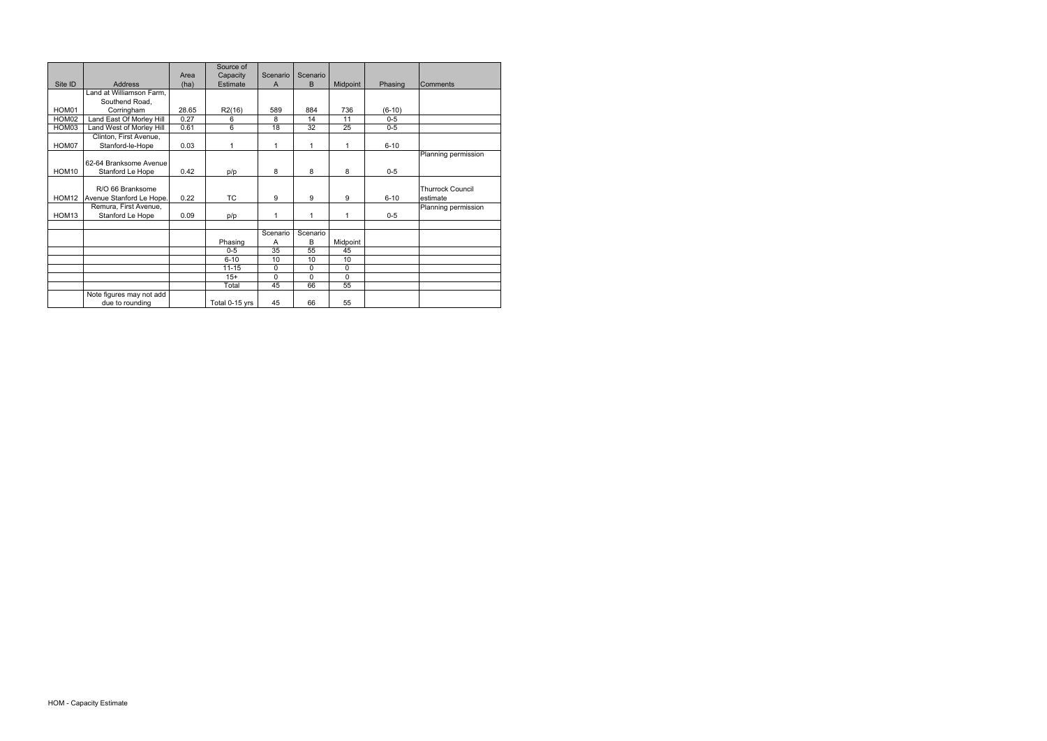| Site ID | Address | Area (ha) | Source of Capacity Estimate | Scenario A | Scenario B | Midpoint | Phasing | Comments |
|---|---|---|---|---|---|---|---|---|
| HOM01 | Land at Williamson Farm, Southend Road, Corringham | 28.65 | R2(16) | 589 | 884 | 736 | (6-10) | |
| HOM02 | Land East Of Morley Hill | 0.27 | 6 | 8 | 14 | 11 | 0-5 | |
| HOM03 | Land West of Morley Hill | 0.61 | 6 | 18 | 32 | 25 | 0-5 | |
| HOM07 | Clinton, First Avenue, Stanford-le-Hope | 0.03 | 1 | 1 | 1 | 1 | 6-10 | |
| HOM10 | 62-64 Branksome Avenue Stanford Le Hope | 0.42 | p/p | 8 | 8 | 8 | 0-5 | Planning permission |
| HOM12 | R/O 66 Branksome Avenue Stanford Le Hope. | 0.22 | TC | 9 | 9 | 9 | 6-10 | Thurrock Council estimate |
| HOM13 | Remura, First Avenue, Stanford Le Hope | 0.09 | p/p | 1 | 1 | 1 | 0-5 | Planning permission |
| | | | | | | | | |
| | | | Phasing | Scenario A | Scenario B | Midpoint | | |
| | | | 0-5 | 35 | 55 | 45 | | |
| | | | 6-10 | 10 | 10 | 10 | | |
| | | | 11-15 | 0 | 0 | 0 | | |
| | | | 15+ | 0 | 0 | 0 | | |
| | | | Total | 45 | 66 | 55 | | |
| | Note figures may not add due to rounding | | Total 0-15 yrs | 45 | 66 | 55 | | |

HOM - Capacity Estimate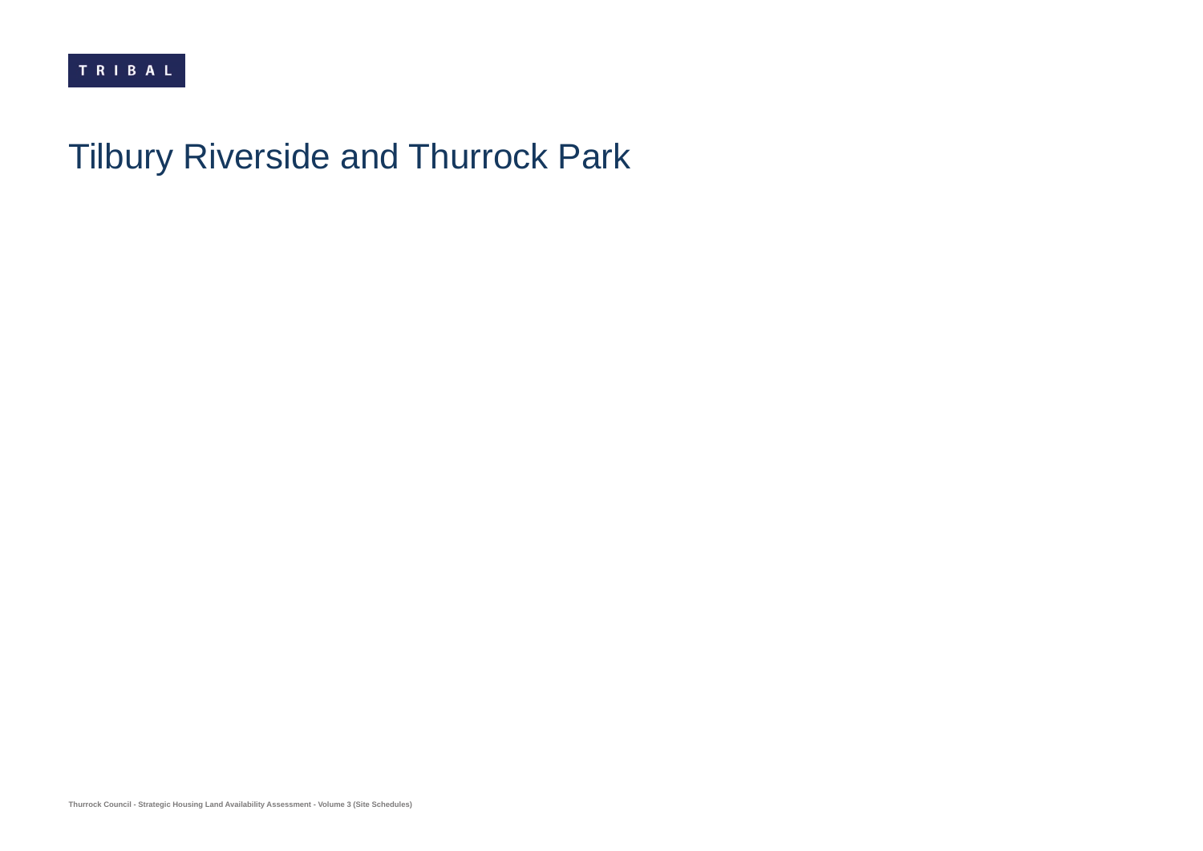# Tilbury Riverside and Thurrock Park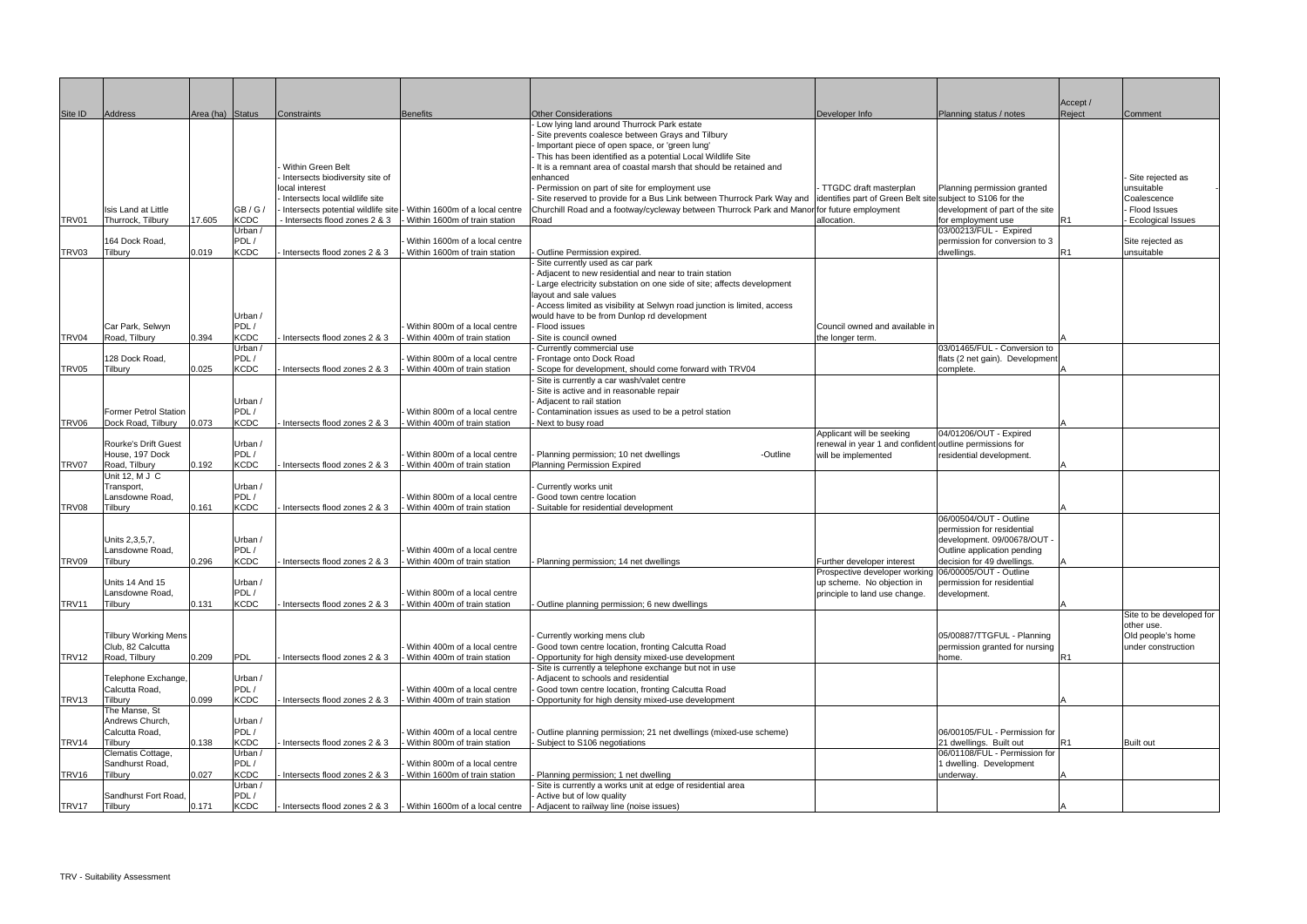| Site ID | Address | Area (ha) | Status | Constraints | Benefits | Other Considerations | Developer Info | Planning status / notes | Accept / Reject | Comment |
|---|---|---|---|---|---|---|---|---|---|---|
| TRV01 | Isis Land at Little Thurrock, Tilbury | 17.605 | GB / G / KCDC | - Within Green Belt<br>- Intersects biodiversity site of local interest<br>- Intersects local wildlife site<br>- Intersects potential wildlife site<br>- Intersects flood zones 2 & 3 | - Within 1600m of a local centre<br>- Within 1600m of train station | - Low lying land around Thurrock Park estate<br>- Site prevents coalesce between Grays and Tilbury<br>- Important piece of open space, or 'green lung'<br>- This has been identified as a potential Local Wildlife Site<br>- It is a remnant area of coastal marsh that should be retained and enhanced<br>- Permission on part of site for employment use<br>- Site reserved to provide for a Bus Link between Thurrock Park Way and Churchill Road and a footway/cycleway between Thurrock Park and Manor Road | - TTGDC draft masterplan identifies part of Green Belt site for future employment allocation. | Planning permission granted subject to S106 for the development of part of the site for employment use | R1 | - Site rejected as unsuitable<br>- Coalescence<br>- Flood Issues<br>- Ecological Issues |
| TRV03 | 164 Dock Road, Tilbury | 0.019 | Urban / PDL / KCDC | - Intersects flood zones 2 & 3 | - Within 1600m of a local centre<br>- Within 1600m of train station | - Outline Permission expired. | | 03/00213/FUL - Expired permission for conversion to 3 dwellings. | R1 | Site rejected as unsuitable |
| TRV04 | Car Park, Selwyn Road, Tilbury | 0.394 | Urban / PDL / KCDC | - Intersects flood zones 2 & 3 | - Within 800m of a local centre<br>- Within 400m of train station | - Site currently used as car park<br>- Adjacent to new residential and near to train station<br>- Large electricity substation on one side of site; affects development layout and sale values<br>- Access limited as visibility at Selwyn road junction is limited, access would have to be from Dunlop rd development<br>- Flood issues<br>- Site is council owned | Council owned and available in the longer term. | | A | |
| TRV05 | 128 Dock Road, Tilbury | 0.025 | Urban / PDL / KCDC | - Intersects flood zones 2 & 3 | - Within 800m of a local centre<br>- Within 400m of train station | - Currently commercial use<br>- Frontage onto Dock Road<br>- Scope for development, should come forward with TRV04 | | 03/01465/FUL - Conversion to flats (2 net gain). Development complete. | A | |
| TRV06 | Former Petrol Station Dock Road, Tilbury | 0.073 | Urban / PDL / KCDC | - Intersects flood zones 2 & 3 | - Within 800m of a local centre<br>- Within 400m of train station | - Site is currently a car wash/valet centre<br>- Site is active and in reasonable repair<br>- Adjacent to rail station<br>- Contamination issues as used to be a petrol station<br>- Next to busy road | | | A | |
| TRV07 | Rourke's Drift Guest House, 197 Dock Road, Tilbury | 0.192 | Urban / PDL / KCDC | - Intersects flood zones 2 & 3 | - Within 800m of a local centre<br>- Within 400m of train station | - Planning permission; 10 net dwellings -Outline Planning Permission Expired | Applicant will be seeking renewal in year 1 and confident will be implemented | 04/01206/OUT - Expired outline permissions for residential development. | A | |
| TRV08 | Unit 12, M J C Transport, Lansdowne Road, Tilbury | 0.161 | Urban / PDL / KCDC | - Intersects flood zones 2 & 3 | - Within 800m of a local centre<br>- Within 400m of train station | - Currently works unit<br>- Good town centre location<br>- Suitable for residential development | | | A | |
| TRV09 | Units 2,3,5,7, Lansdowne Road, Tilbury | 0.296 | Urban / PDL / KCDC | - Intersects flood zones 2 & 3 | - Within 400m of a local centre<br>- Within 400m of train station | - Planning permission; 14 net dwellings | Further developer interest | 06/00504/OUT - Outline permission for residential development. 09/00678/OUT - Outline application pending decision for 49 dwellings. | A | |
| TRV11 | Units 14 And 15 Lansdowne Road, Tilbury | 0.131 | Urban / PDL / KCDC | - Intersects flood zones 2 & 3 | - Within 800m of a local centre<br>- Within 400m of train station | - Outline planning permission; 6 new dwellings | Prospective developer working up scheme. No objection in principle to land use change. | 06/00005/OUT - Outline permission for residential development. | A | |
| TRV12 | Tilbury Working Mens Club, 82 Calcutta Road, Tilbury | 0.209 | PDL | - Intersects flood zones 2 & 3 | - Within 400m of a local centre<br>- Within 400m of train station | - Currently working mens club<br>- Good town centre location, fronting Calcutta Road<br>- Opportunity for high density mixed-use development | | 05/00887/TTGFUL - Planning permission granted for nursing home. | R1 | Site to be developed for other use. Old people's home under construction |
| TRV13 | Telephone Exchange, Calcutta Road, Tilbury | 0.099 | Urban / PDL / KCDC | - Intersects flood zones 2 & 3 | - Within 400m of a local centre<br>- Within 400m of train station | - Site is currently a telephone exchange but not in use<br>- Adjacent to schools and residential<br>- Good town centre location, fronting Calcutta Road<br>- Opportunity for high density mixed-use development | | | A | |
| TRV14 | The Manse, St Andrews Church, Calcutta Road, Tilbury | 0.138 | Urban / PDL / KCDC | - Intersects flood zones 2 & 3 | - Within 400m of a local centre<br>- Within 800m of train station | - Outline planning permission; 21 net dwellings (mixed-use scheme)<br>- Subject to S106 negotiations | | 06/00105/FUL - Permission for 21 dwellings. Built out | R1 | Built out |
| TRV16 | Clematis Cottage, Sandhurst Road, Tilbury | 0.027 | Urban / PDL / KCDC | - Intersects flood zones 2 & 3 | - Within 800m of a local centre<br>- Within 1600m of train station | - Planning permission; 1 net dwelling | | 06/01108/FUL - Permission for 1 dwelling. Development underway. | A | |
| TRV17 | Sandhurst Fort Road, Tilbury | 0.171 | Urban / PDL / KCDC | - Intersects flood zones 2 & 3 | - Within 1600m of a local centre | - Site is currently a works unit at edge of residential area<br>- Active but of low quality<br>- Adjacent to railway line (noise issues) | | | A | |

TRV - Suitability Assessment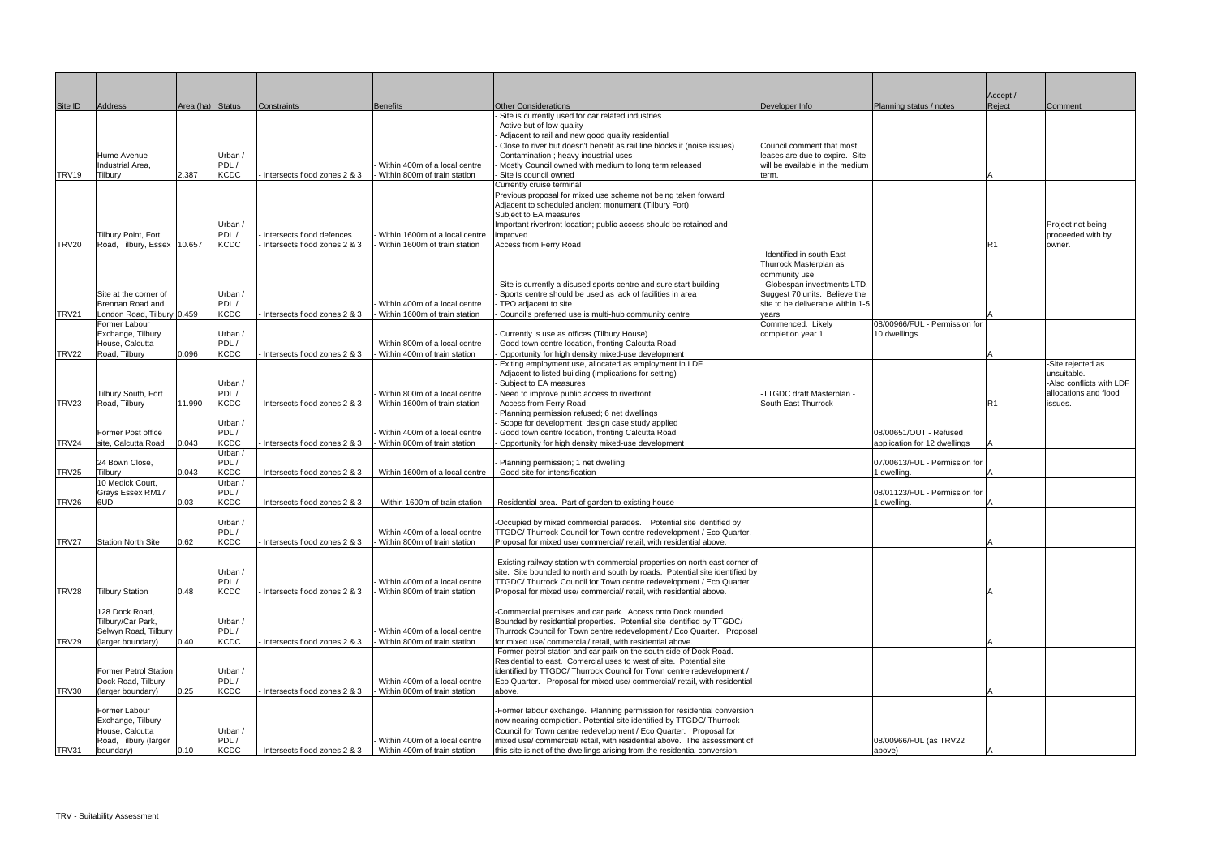| Site ID | Address | Area (ha) | Status | Constraints | Benefits | Other Considerations | Developer Info | Planning status / notes | Accept / Reject | Comment |
|---|---|---|---|---|---|---|---|---|---|---|
| TRV19 | Hume Avenue Industrial Area, Tilbury | 2.387 | Urban / PDL / KCDC | - Intersects flood zones 2 & 3 | - Within 400m of a local centre<br>- Within 800m of train station | - Site is currently used for car related industries<br>- Active but of low quality<br>- Adjacent to rail and new good quality residential<br>- Close to river but doesn't benefit as rail line blocks it (noise issues)<br>- Contamination ; heavy industrial uses<br>- Mostly Council owned with medium to long term released<br>- Site is council owned | Council comment that most leases are due to expire. Site will be available in the medium term. | | A | |
| TRV20 | Tilbury Point, Fort Road, Tilbury, Essex | 10.657 | Urban / PDL / KCDC | - Intersects flood defences<br>- Intersects flood zones 2 & 3 | - Within 1600m of a local centre<br>- Within 1600m of train station | Currently cruise terminal<br>Previous proposal for mixed use scheme not being taken forward<br>Adjacent to scheduled ancient monument (Tilbury Fort)<br>Subject to EA measures<br>Important riverfront location; public access should be retained and improved<br>Access from Ferry Road | | | R1 | Project not being proceeded with by owner. |
| TRV21 | Site at the corner of Brennan Road and London Road, Tilbury | 0.459 | Urban / PDL / KCDC | - Intersects flood zones 2 & 3 | - Within 400m of a local centre<br>- Within 1600m of train station | - Site is currently a disused sports centre and sure start building<br>- Sports centre should be used as lack of facilities in area<br>- TPO adjacent to site<br>- Council's preferred use is multi-hub community centre | - Identified in south East Thurrock Masterplan as community use<br>- Globespan investments LTD. Suggest 70 units. Believe the site to be deliverable within 1-5 years | | A | |
| TRV22 | Former Labour Exchange, Tilbury House, Calcutta Road, Tilbury | 0.096 | Urban / PDL / KCDC | - Intersects flood zones 2 & 3 | - Within 800m of a local centre<br>- Within 400m of train station | - Currently is use as offices (Tilbury House)<br>- Good town centre location, fronting Calcutta Road<br>- Opportunity for high density mixed-use development | Commenced. Likely completion year 1 | 08/00966/FUL - Permission for 10 dwellings. | A | |
| TRV23 | Tilbury South, Fort Road, Tilbury | 11.990 | Urban / PDL / KCDC | - Intersects flood zones 2 & 3 | - Within 800m of a local centre<br>- Within 1600m of train station | - Exiting employment use, allocated as employment in LDF<br>- Adjacent to listed building (implications for setting)<br>- Subject to EA measures<br>- Need to improve public access to riverfront<br>- Access from Ferry Road | -TTGDC draft Masterplan - South East Thurrock | | R1 | -Site rejected as unsuitable.<br>-Also conflicts with LDF allocations and flood issues. |
| TRV24 | Former Post office site, Calcutta Road | 0.043 | Urban / PDL / KCDC | - Intersects flood zones 2 & 3 | - Within 400m of a local centre<br>- Within 800m of train station | - Planning permission refused; 6 net dwellings<br>- Scope for development; design case study applied<br>- Good town centre location, fronting Calcutta Road<br>- Opportunity for high density mixed-use development | | 08/00651/OUT - Refused application for 12 dwellings | A | |
| TRV25 | 24 Bown Close, Tilbury | 0.043 | Urban / PDL / KCDC | - Intersects flood zones 2 & 3 | - Within 1600m of a local centre | - Planning permission; 1 net dwelling<br>- Good site for intensification | | 07/00613/FUL - Permission for 1 dwelling. | A | |
| TRV26 | 10 Medick Court, Grays Essex RM17 6UD | 0.03 | Urban / PDL / KCDC | - Intersects flood zones 2 & 3 | - Within 1600m of train station | -Residential area. Part of garden to existing house | | 08/01123/FUL - Permission for 1 dwelling. | A | |
| TRV27 | Station North Site | 0.62 | Urban / PDL / KCDC | - Intersects flood zones 2 & 3 | - Within 400m of a local centre<br>- Within 800m of train station | -Occupied by mixed commercial parades. Potential site identified by TTGDC/ Thurrock Council for Town centre redevelopment / Eco Quarter. Proposal for mixed use/ commercial/ retail, with residential above. | | | A | |
| TRV28 | Tilbury Station | 0.48 | Urban / PDL / KCDC | - Intersects flood zones 2 & 3 | - Within 400m of a local centre<br>- Within 800m of train station | -Existing railway station with commercial properties on north east corner of site. Site bounded to north and south by roads. Potential site identified by TTGDC/ Thurrock Council for Town centre redevelopment / Eco Quarter. Proposal for mixed use/ commercial/ retail, with residential above. | | | A | |
| TRV29 | 128 Dock Road, Tilbury/Car Park, Selwyn Road, Tilbury (larger boundary) | 0.40 | Urban / PDL / KCDC | - Intersects flood zones 2 & 3 | - Within 400m of a local centre<br>- Within 800m of train station | -Commercial premises and car park. Access onto Dock rounded. Bounded by residential properties. Potential site identified by TTGDC/ Thurrock Council for Town centre redevelopment / Eco Quarter. Proposal for mixed use/ commercial/ retail, with residential above. | | | A | |
| TRV30 | Former Petrol Station Dock Road, Tilbury (larger boundary) | 0.25 | Urban / PDL / KCDC | - Intersects flood zones 2 & 3 | - Within 400m of a local centre<br>- Within 800m of train station | -Former petrol station and car park on the south side of Dock Road. Residential to east. Comercial uses to west of site. Potential site identified by TTGDC/ Thurrock Council for Town centre redevelopment / Eco Quarter. Proposal for mixed use/ commercial/ retail, with residential above. | | | A | |
| TRV31 | Former Labour Exchange, Tilbury House, Calcutta Road, Tilbury (larger boundary) | 0.10 | Urban / PDL / KCDC | - Intersects flood zones 2 & 3 | - Within 400m of a local centre<br>- Within 400m of train station | -Former labour exchange. Planning permission for residential conversion now nearing completion. Potential site identified by TTGDC/ Thurrock Council for Town centre redevelopment / Eco Quarter. Proposal for mixed use/ commercial/ retail, with residential above. The assessment of this site is net of the dwellings arising from the residential conversion. | | 08/00966/FUL (as TRV22 above) | A | |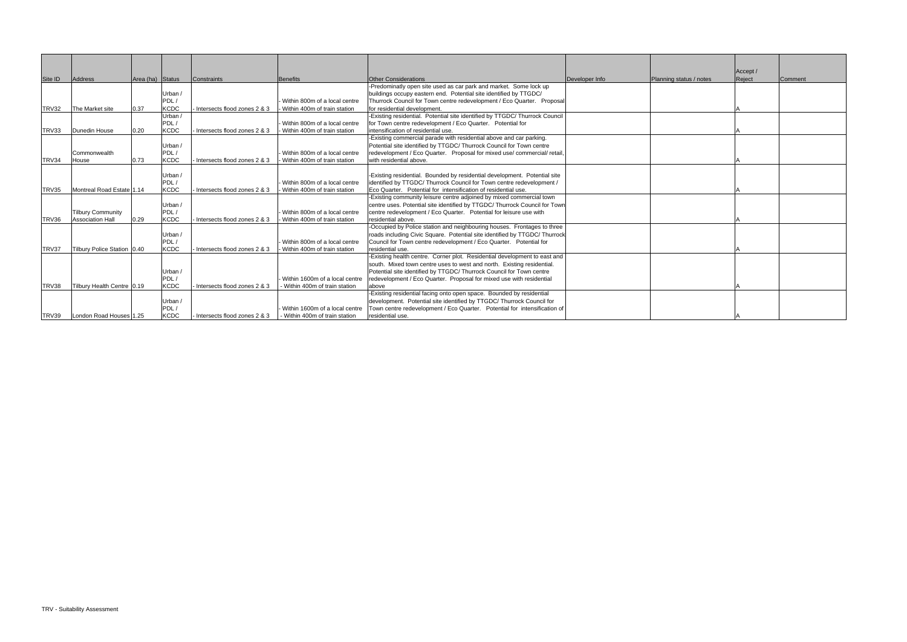| Site ID | Address | Area (ha) | Status | Constraints | Benefits | Other Considerations | Developer Info | Planning status / notes | Accept / Reject | Comment |
|---|---|---|---|---|---|---|---|---|---|---|
| TRV32 | The Market site | 0.37 | Urban / PDL / KCDC | - Intersects flood zones 2 & 3 | - Within 800m of a local centre - Within 400m of train station | -Predominatly open site used as car park and market. Some lock up buildings occupy eastern end. Potential site identified by TTGDC/ Thurrock Council for Town centre redevelopment / Eco Quarter. Proposal for residential development. | | | A | |
| TRV33 | Dunedin House | 0.20 | Urban / PDL / KCDC | - Intersects flood zones 2 & 3 | - Within 800m of a local centre - Within 400m of train station | -Existing residential. Potential site identified by TTGDC/ Thurrock Council for Town centre redevelopment / Eco Quarter. Potential for intensification of residential use. | | | A | |
| TRV34 | Commonwealth House | 0.73 | Urban / PDL / KCDC | - Intersects flood zones 2 & 3 | - Within 800m of a local centre - Within 400m of train station | -Existing commercial parade with residential above and car parking. Potential site identified by TTGDC/ Thurrock Council for Town centre redevelopment / Eco Quarter. Proposal for mixed use/ commercial/ retail, with residential above. | | | A | |
| TRV35 | Montreal Road Estate | 1.14 | Urban / PDL / KCDC | - Intersects flood zones 2 & 3 | - Within 800m of a local centre - Within 400m of train station | -Existing residential. Bounded by residential development. Potential site identified by TTGDC/ Thurrock Council for Town centre redevelopment / Eco Quarter. Potential for intensification of residential use. | | | A | |
| TRV36 | Tilbury Community Association Hall | 0.29 | Urban / PDL / KCDC | - Intersects flood zones 2 & 3 | - Within 800m of a local centre - Within 400m of train station | -Existing community leisure centre adjoined by mixed commercial town centre uses. Potential site identified by TTGDC/ Thurrock Council for Town centre redevelopment / Eco Quarter. Potential for leisure use with residential above. | | | A | |
| TRV37 | Tilbury Police Station | 0.40 | Urban / PDL / KCDC | - Intersects flood zones 2 & 3 | - Within 800m of a local centre - Within 400m of train station | -Occupied by Police station and neighbouring houses. Frontages to three roads including Civic Square. Potential site identified by TTGDC/ Thurrock Council for Town centre redevelopment / Eco Quarter. Potential for residential use. | | | A | |
| TRV38 | Tilbury Health Centre | 0.19 | Urban / PDL / KCDC | - Intersects flood zones 2 & 3 | - Within 1600m of a local centre - Within 400m of train station | -Existing health centre. Corner plot. Residential development to east and south. Mixed town centre uses to west and north. Existing residential. Potential site identified by TTGDC/ Thurrock Council for Town centre redevelopment / Eco Quarter. Proposal for mixed use with residential above | | | A | |
| TRV39 | London Road Houses | 1.25 | Urban / PDL / KCDC | - Intersects flood zones 2 & 3 | - Within 1600m of a local centre - Within 400m of train station | -Existing residential facing onto open space. Bounded by residential development. Potential site identified by TTGDC/ Thurrock Council for Town centre redevelopment / Eco Quarter. Potential for intensification of residential use. | | | A | |

TRV - Suitability Assessment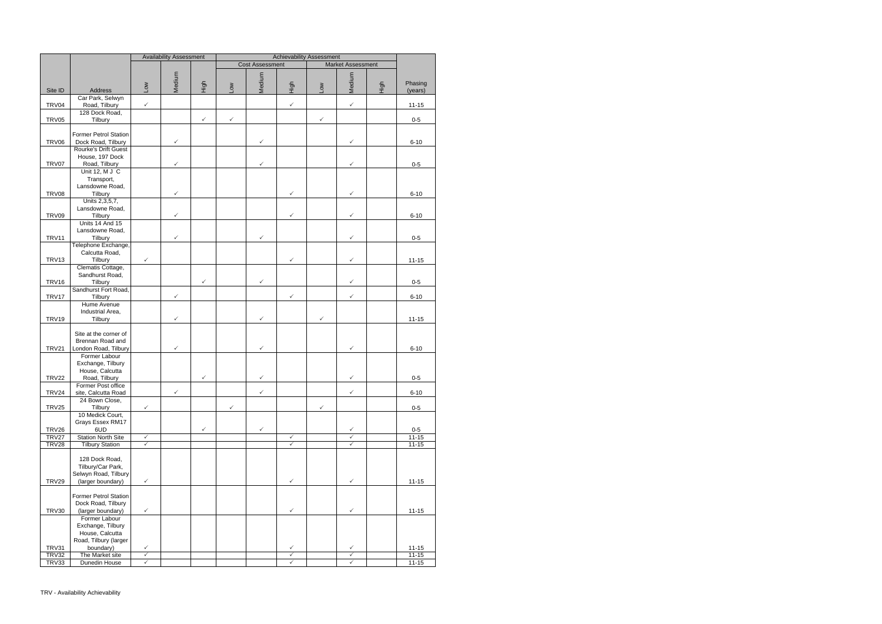| | | Availability Assessment | | | Achievability Assessment | | | | | | |
|---|---|---|---|---|---|---|---|---|---|---|---|
| | | | | | Cost Assessment | | | Market Assessment | | | |
| Site ID | Address | Low | Medium | High | Low | Medium | High | Low | Medium | High | Phasing (years) |
| TRV04 | Car Park, Selwyn Road, Tilbury | ✓ | | | | | ✓ | | ✓ | | 11-15 |
| TRV05 | 128 Dock Road, Tilbury | | | ✓ | ✓ | | | ✓ | | | 0-5 |
| TRV06 | Former Petrol Station Dock Road, Tilbury | | ✓ | | | ✓ | | | ✓ | | 6-10 |
| TRV07 | Rourke's Drift Guest House, 197 Dock Road, Tilbury | | ✓ | | | ✓ | | | ✓ | | 0-5 |
| TRV08 | Unit 12, M J C Transport, Lansdowne Road, Tilbury | | ✓ | | | | ✓ | | ✓ | | 6-10 |
| TRV09 | Units 2,3,5,7, Lansdowne Road, Tilbury | | ✓ | | | | ✓ | | ✓ | | 6-10 |
| TRV11 | Units 14 And 15 Lansdowne Road, Tilbury | | ✓ | | | ✓ | | | ✓ | | 0-5 |
| TRV13 | Telephone Exchange, Calcutta Road, Tilbury | ✓ | | | | | ✓ | | ✓ | | 11-15 |
| TRV16 | Clematis Cottage, Sandhurst Road, Tilbury | | | ✓ | | ✓ | | | ✓ | | 0-5 |
| TRV17 | Sandhurst Fort Road, Tilbury | | ✓ | | | | ✓ | | ✓ | | 6-10 |
| TRV19 | Hume Avenue Industrial Area, Tilbury | | ✓ | | | ✓ | | ✓ | | | 11-15 |
| TRV21 | Site at the corner of Brennan Road and London Road, Tilbury | | ✓ | | | ✓ | | | ✓ | | 6-10 |
| TRV22 | Former Labour Exchange, Tilbury House, Calcutta Road, Tilbury | | | ✓ | | ✓ | | | ✓ | | 0-5 |
| TRV24 | Former Post office site, Calcutta Road | | ✓ | | | ✓ | | | ✓ | | 6-10 |
| TRV25 | 24 Bown Close, Tilbury | ✓ | | | ✓ | | | ✓ | | | 0-5 |
| TRV26 | 10 Medick Court, Grays Essex RM17 6UD | | | ✓ | | ✓ | | | ✓ | | 0-5 |
| TRV27 | Station North Site | ✓ | | | | | ✓ | | ✓ | | 11-15 |
| TRV28 | Tilbury Station | ✓ | | | | | ✓ | | ✓ | | 11-15 |
| TRV29 | 128 Dock Road, Tilbury/Car Park, Selwyn Road, Tilbury (larger boundary) | ✓ | | | | | ✓ | | ✓ | | 11-15 |
| TRV30 | Former Petrol Station Dock Road, Tilbury (larger boundary) | ✓ | | | | | ✓ | | ✓ | | 11-15 |
| TRV31 | Former Labour Exchange, Tilbury House, Calcutta Road, Tilbury (larger boundary) | ✓ | | | | | ✓ | | ✓ | | 11-15 |
| TRV32 | The Market site | ✓ | | | | | ✓ | | ✓ | | 11-15 |
| TRV33 | Dunedin House | ✓ | | | | | ✓ | | ✓ | | 11-15 |

TRV - Availability Achievability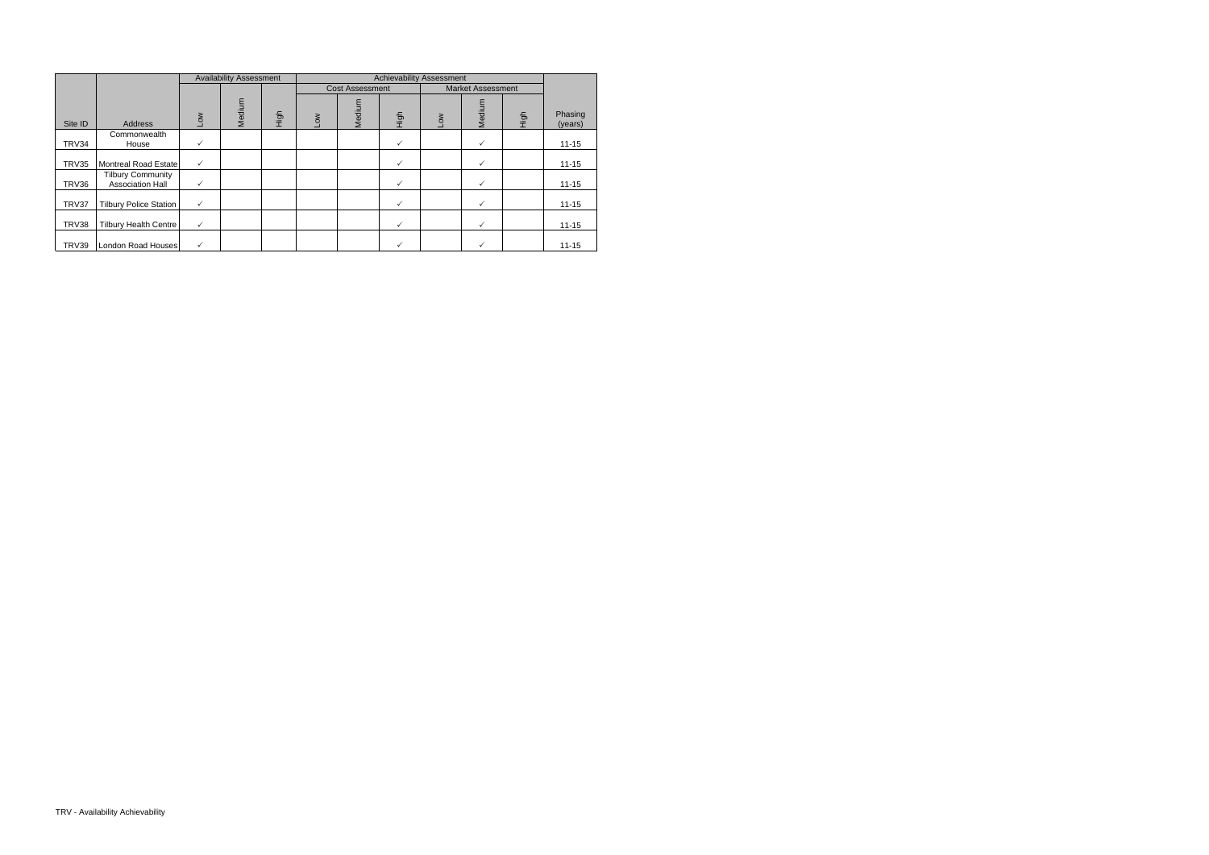| | | Availability Assessment | | | Achievability Assessment | | | | | | |
|---|---|---|---|---|---|---|---|---|---|---|---|
| | | | | | Cost Assessment | | | Market Assessment | | | |
| Site ID | Address | Low | Medium | High | Low | Medium | High | Low | Medium | High | Phasing (years) |
| TRV34 | Commonwealth House | ✓ | | | | | ✓ | | ✓ | | 11-15 |
| TRV35 | Montreal Road Estate | ✓ | | | | | ✓ | | ✓ | | 11-15 |
| TRV36 | Tilbury Community Association Hall | ✓ | | | | | ✓ | | ✓ | | 11-15 |
| TRV37 | Tilbury Police Station | ✓ | | | | | ✓ | | ✓ | | 11-15 |
| TRV38 | Tilbury Health Centre | ✓ | | | | | ✓ | | ✓ | | 11-15 |
| TRV39 | London Road Houses | ✓ | | | | | ✓ | | ✓ | | 11-15 |

TRV - Availability Achievability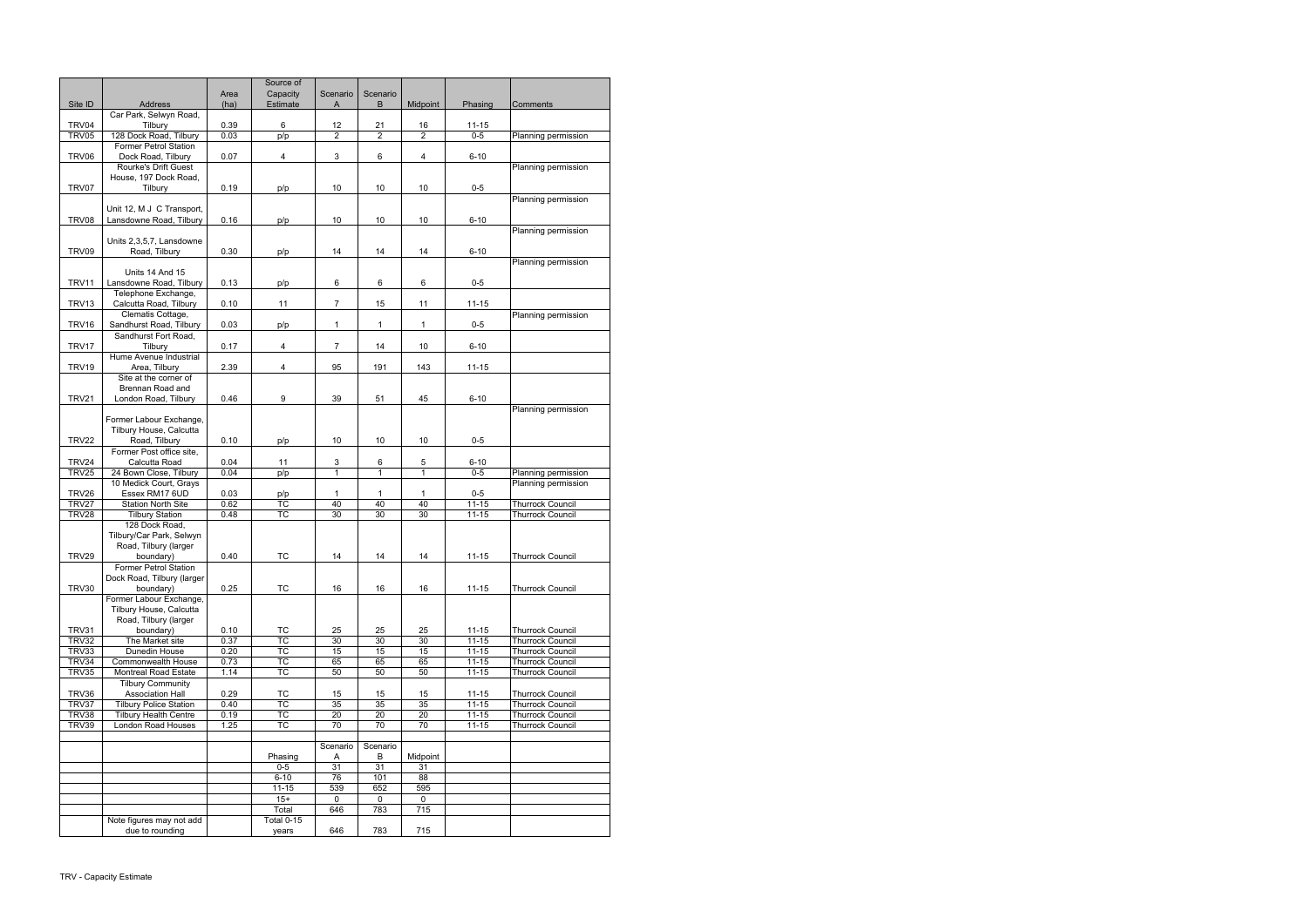| Site ID | Address | Area (ha) | Source of Capacity Estimate | Scenario A | Scenario B | Midpoint | Phasing | Comments |
|---|---|---|---|---|---|---|---|---|
| TRV04 | Car Park, Selwyn Road, Tilbury | 0.39 | 6 | 12 | 21 | 16 | 11-15 | |
| TRV05 | 128 Dock Road, Tilbury | 0.03 | p/p | 2 | 2 | 2 | 0-5 | Planning permission |
| TRV06 | Former Petrol Station Dock Road, Tilbury | 0.07 | 4 | 3 | 6 | 4 | 6-10 | |
| TRV07 | Rourke's Drift Guest House, 197 Dock Road, Tilbury | 0.19 | p/p | 10 | 10 | 10 | 0-5 | Planning permission |
| TRV08 | Unit 12, M J C Transport, Lansdowne Road, Tilbury | 0.16 | p/p | 10 | 10 | 10 | 6-10 | Planning permission |
| TRV09 | Units 2,3,5,7, Lansdowne Road, Tilbury | 0.30 | p/p | 14 | 14 | 14 | 6-10 | Planning permission |
| TRV11 | Units 14 And 15 Lansdowne Road, Tilbury | 0.13 | p/p | 6 | 6 | 6 | 0-5 | Planning permission |
| TRV13 | Telephone Exchange, Calcutta Road, Tilbury | 0.10 | 11 | 7 | 15 | 11 | 11-15 | |
| TRV16 | Clematis Cottage, Sandhurst Road, Tilbury | 0.03 | p/p | 1 | 1 | 1 | 0-5 | Planning permission |
| TRV17 | Sandhurst Fort Road, Tilbury | 0.17 | 4 | 7 | 14 | 10 | 6-10 | |
| TRV19 | Hume Avenue Industrial Area, Tilbury | 2.39 | 4 | 95 | 191 | 143 | 11-15 | |
| TRV21 | Site at the corner of Brennan Road and London Road, Tilbury | 0.46 | 9 | 39 | 51 | 45 | 6-10 | |
| TRV22 | Former Labour Exchange, Tilbury House, Calcutta Road, Tilbury | 0.10 | p/p | 10 | 10 | 10 | 0-5 | Planning permission |
| TRV24 | Former Post office site, Calcutta Road | 0.04 | 11 | 3 | 6 | 5 | 6-10 | |
| TRV25 | 24 Bown Close, Tilbury | 0.04 | p/p | 1 | 1 | 1 | 0-5 | Planning permission |
| TRV26 | 10 Medick Court, Grays Essex RM17 6UD | 0.03 | p/p | 1 | 1 | 1 | 0-5 | Planning permission |
| TRV27 | Station North Site | 0.62 | TC | 40 | 40 | 40 | 11-15 | Thurrock Council |
| TRV28 | Tilbury Station | 0.48 | TC | 30 | 30 | 30 | 11-15 | Thurrock Council |
| TRV29 | 128 Dock Road, Tilbury/Car Park, Selwyn Road, Tilbury (larger boundary) | 0.40 | TC | 14 | 14 | 14 | 11-15 | Thurrock Council |
| TRV30 | Former Petrol Station Dock Road, Tilbury (larger boundary) | 0.25 | TC | 16 | 16 | 16 | 11-15 | Thurrock Council |
| TRV31 | Former Labour Exchange, Tilbury House, Calcutta Road, Tilbury (larger boundary) | 0.10 | TC | 25 | 25 | 25 | 11-15 | Thurrock Council |
| TRV32 | The Market site | 0.37 | TC | 30 | 30 | 30 | 11-15 | Thurrock Council |
| TRV33 | Dunedin House | 0.20 | TC | 15 | 15 | 15 | 11-15 | Thurrock Council |
| TRV34 | Commonwealth House | 0.73 | TC | 65 | 65 | 65 | 11-15 | Thurrock Council |
| TRV35 | Montreal Road Estate | 1.14 | TC | 50 | 50 | 50 | 11-15 | Thurrock Council |
| TRV36 | Tilbury Community Association Hall | 0.29 | TC | 15 | 15 | 15 | 11-15 | Thurrock Council |
| TRV37 | Tilbury Police Station | 0.40 | TC | 35 | 35 | 35 | 11-15 | Thurrock Council |
| TRV38 | Tilbury Health Centre | 0.19 | TC | 20 | 20 | 20 | 11-15 | Thurrock Council |
| TRV39 | London Road Houses | 1.25 | TC | 70 | 70 | 70 | 11-15 | Thurrock Council |

| Phasing | Scenario A | Scenario B | Midpoint |
|---|---|---|---|
| 0-5 | 31 | 31 | 31 |
| 6-10 | 76 | 101 | 88 |
| 11-15 | 539 | 652 | 595 |
| 15+ | 0 | 0 | 0 |
| Total | 646 | 783 | 715 |
| Total 0-15 years | 646 | 783 | 715 |

Note figures may not add due to rounding

TRV - Capacity Estimate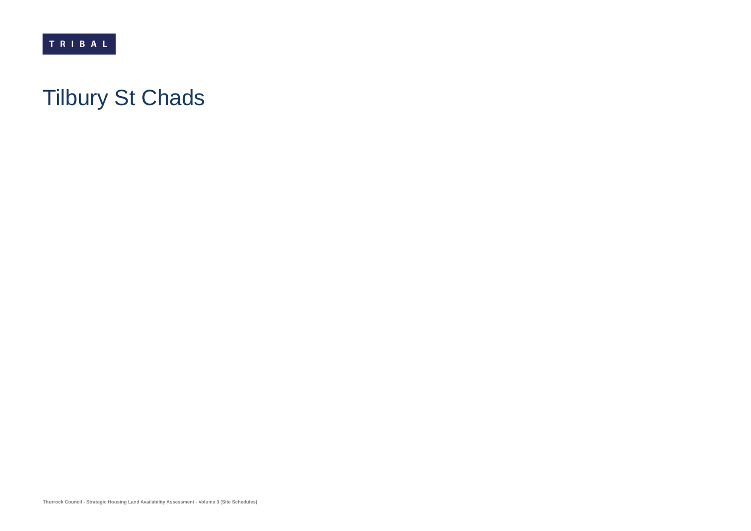# Tilbury St Chads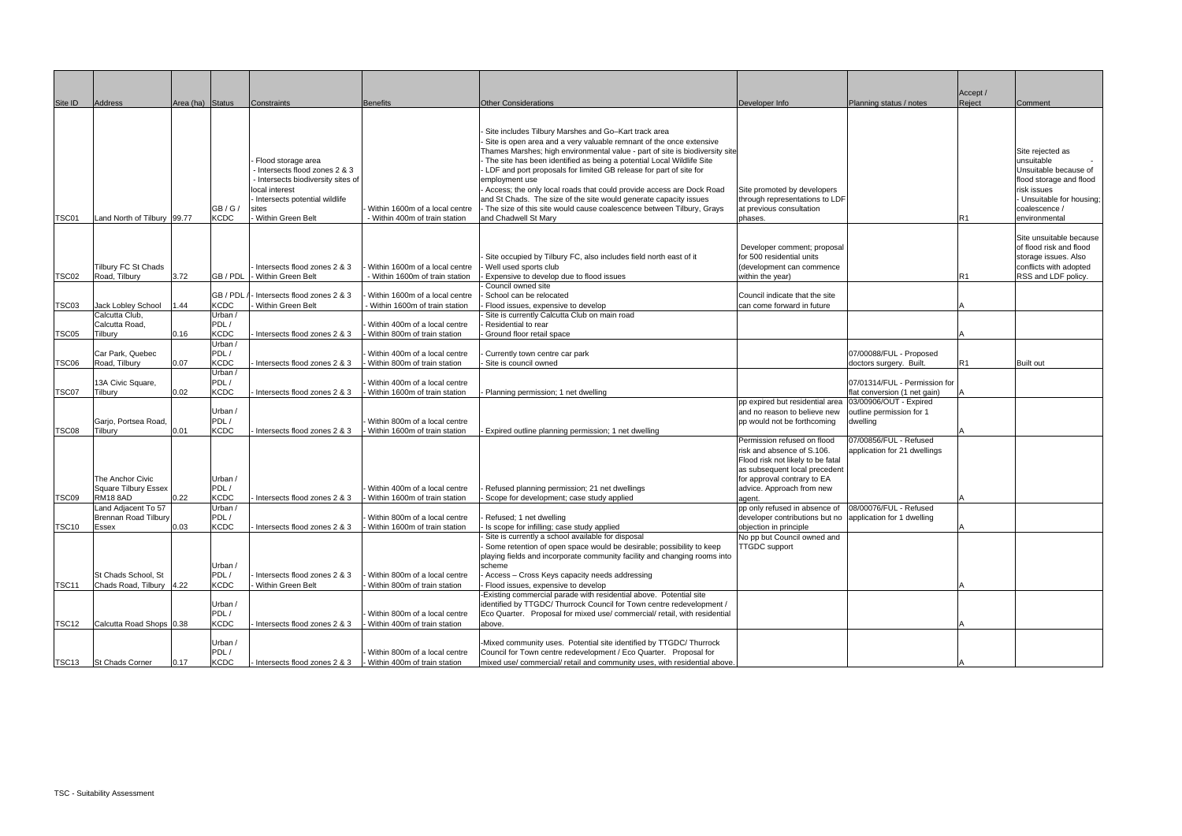| Site ID | Address | Area (ha) | Status | Constraints | Benefits | Other Considerations | Developer Info | Planning status / notes | Accept / Reject | Comment |
|---|---|---|---|---|---|---|---|---|---|---|
| TSC01 | Land North of Tilbury | 99.77 | GB / G / KCDC | - Flood storage area<br>- Intersects flood zones 2 & 3<br>- Intersects biodiversity sites of local interest<br>- Intersects potential wildlife sites<br>- Within Green Belt | - Within 1600m of a local centre<br>- Within 400m of train station | - Site includes Tilbury Marshes and Go–Kart track area<br>- Site is open area and a very valuable remnant of the once extensive Thames Marshes; high environmental value - part of site is biodiversity site<br>- The site has been identified as being a potential Local Wildlife Site<br>- LDF and port proposals for limited GB release for part of site for employment use<br>- Access; the only local roads that could provide access are Dock Road and St Chads. The size of the site would generate capacity issues<br>- The size of this site would cause coalescence between Tilbury, Grays and Chadwell St Mary | Site promoted by developers through representations to LDF at previous consultation phases. | | R1 | Site rejected as unsuitable -<br>Unsuitable because of flood storage and flood risk issues<br>- Unsuitable for housing; coalescence / environmental |
| TSC02 | Tilbury FC St Chads Road, Tilbury | 3.72 | GB / PDL | - Intersects flood zones 2 & 3<br>- Within Green Belt | - Within 1600m of a local centre<br>- Within 1600m of train station | - Site occupied by Tilbury FC, also includes field north east of it<br>- Well used sports club<br>- Expensive to develop due to flood issues | Developer comment; proposal for 500 residential units (development can commence within the year) | | R1 | Site unsuitable because of flood risk and flood storage issues. Also conflicts with adopted RSS and LDF policy. |
| TSC03 | Jack Lobley School | 1.44 | GB / PDL / KCDC | - Intersects flood zones 2 & 3<br>- Within Green Belt | - Within 1600m of a local centre<br>- Within 1600m of train station | - Council owned site<br>- School can be relocated<br>- Flood issues, expensive to develop | Council indicate that the site can come forward in future | | A | |
| TSC05 | Calcutta Club, Calcutta Road, Tilbury | 0.16 | Urban / PDL / KCDC | - Intersects flood zones 2 & 3 | - Within 400m of a local centre<br>- Within 800m of train station | - Site is currently Calcutta Club on main road<br>- Residential to rear<br>- Ground floor retail space | | | A | |
| TSC06 | Car Park, Quebec Road, Tilbury | 0.07 | Urban / PDL / KCDC | - Intersects flood zones 2 & 3 | - Within 400m of a local centre<br>- Within 800m of train station | - Currently town centre car park<br>- Site is council owned | | 07/00088/FUL - Proposed doctors surgery. Built. | R1 | Built out |
| TSC07 | 13A Civic Square, Tilbury | 0.02 | Urban / PDL / KCDC | - Intersects flood zones 2 & 3 | - Within 400m of a local centre<br>- Within 1600m of train station | - Planning permission; 1 net dwelling | | 07/01314/FUL - Permission for flat conversion (1 net gain) | A | |
| TSC08 | Garjo, Portsea Road, Tilbury | 0.01 | Urban / PDL / KCDC | - Intersects flood zones 2 & 3 | - Within 800m of a local centre<br>- Within 1600m of train station | - Expired outline planning permission; 1 net dwelling | pp expired but residential area and no reason to believe new pp would not be forthcoming | 03/00906/OUT - Expired outline permission for 1 dwelling | A | |
| TSC09 | The Anchor Civic Square Tilbury Essex RM18 8AD | 0.22 | Urban / PDL / KCDC | - Intersects flood zones 2 & 3 | - Within 400m of a local centre<br>- Within 1600m of train station | - Refused planning permission; 21 net dwellings<br>- Scope for development; case study applied | Permission refused on flood risk and absence of S.106. Flood risk not likely to be fatal as subsequent local precedent for approval contrary to EA advice. Approach from new agent. | 07/00856/FUL - Refused application for 21 dwellings | A | |
| TSC10 | Land Adjacent To 57 Brennan Road Tilbury Essex | 0.03 | Urban / PDL / KCDC | - Intersects flood zones 2 & 3 | - Within 800m of a local centre<br>- Within 1600m of train station | - Refused; 1 net dwelling<br>- Is scope for infilling; case study applied | pp only refused in absence of developer contributions but no objection in principle | 08/00076/FUL - Refused application for 1 dwelling | A | |
| TSC11 | St Chads School, St Chads Road, Tilbury | 4.22 | Urban / PDL / KCDC | - Intersects flood zones 2 & 3<br>- Within Green Belt | - Within 800m of a local centre<br>- Within 800m of train station | - Site is currently a school available for disposal<br>- Some retention of open space would be desirable; possibility to keep playing fields and incorporate community facility and changing rooms into scheme<br>- Access – Cross Keys capacity needs addressing<br>- Flood issues, expensive to develop | No pp but Council owned and TTGDC support | | A | |
| TSC12 | Calcutta Road Shops | 0.38 | Urban / PDL / KCDC | - Intersects flood zones 2 & 3 | - Within 800m of a local centre<br>- Within 400m of train station | -Existing commercial parade with residential above. Potential site identified by TTGDC/ Thurrock Council for Town centre redevelopment / Eco Quarter. Proposal for mixed use/ commercial/ retail, with residential above. | | | A | |
| TSC13 | St Chads Corner | 0.17 | Urban / PDL / KCDC | - Intersects flood zones 2 & 3 | - Within 800m of a local centre<br>- Within 400m of train station | -Mixed community uses. Potential site identified by TTGDC/ Thurrock Council for Town centre redevelopment / Eco Quarter. Proposal for mixed use/ commercial/ retail and community uses, with residential above. | | | A | |

TSC - Suitability Assessment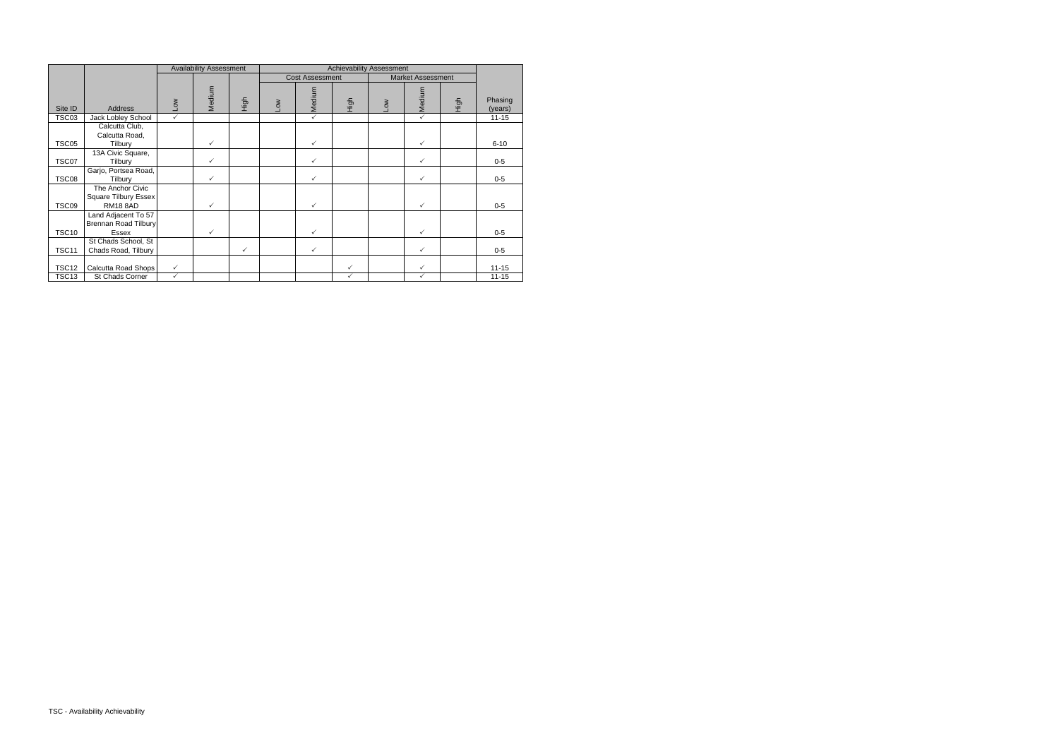| | | Availability Assessment | | | Achievability Assessment | | | | | | |
|---|---|---|---|---|---|---|---|---|---|---|---|
| | | | | | Cost Assessment | | | Market Assessment | | | |
| Site ID | Address | Low | Medium | High | Low | Medium | High | Low | Medium | High | Phasing (years) |
| TSC03 | Jack Lobley School | ✓ | | | | ✓ | | | ✓ | | 11-15 |
| TSC05 | Calcutta Club, Calcutta Road, Tilbury | | ✓ | | | ✓ | | | ✓ | | 6-10 |
| TSC07 | 13A Civic Square, Tilbury | | ✓ | | | ✓ | | | ✓ | | 0-5 |
| TSC08 | Garjo, Portsea Road, Tilbury | | ✓ | | | ✓ | | | ✓ | | 0-5 |
| TSC09 | The Anchor Civic Square Tilbury Essex RM18 8AD | | ✓ | | | ✓ | | | ✓ | | 0-5 |
| TSC10 | Land Adjacent To 57 Brennan Road Tilbury Essex | | ✓ | | | ✓ | | | ✓ | | 0-5 |
| TSC11 | St Chads School, St Chads Road, Tilbury | | | ✓ | | ✓ | | | ✓ | | 0-5 |
| TSC12 | Calcutta Road Shops | ✓ | | | | | ✓ | | ✓ | | 11-15 |
| TSC13 | St Chads Corner | ✓ | | | | | ✓ | | ✓ | | 11-15 |

TSC - Availability Achievability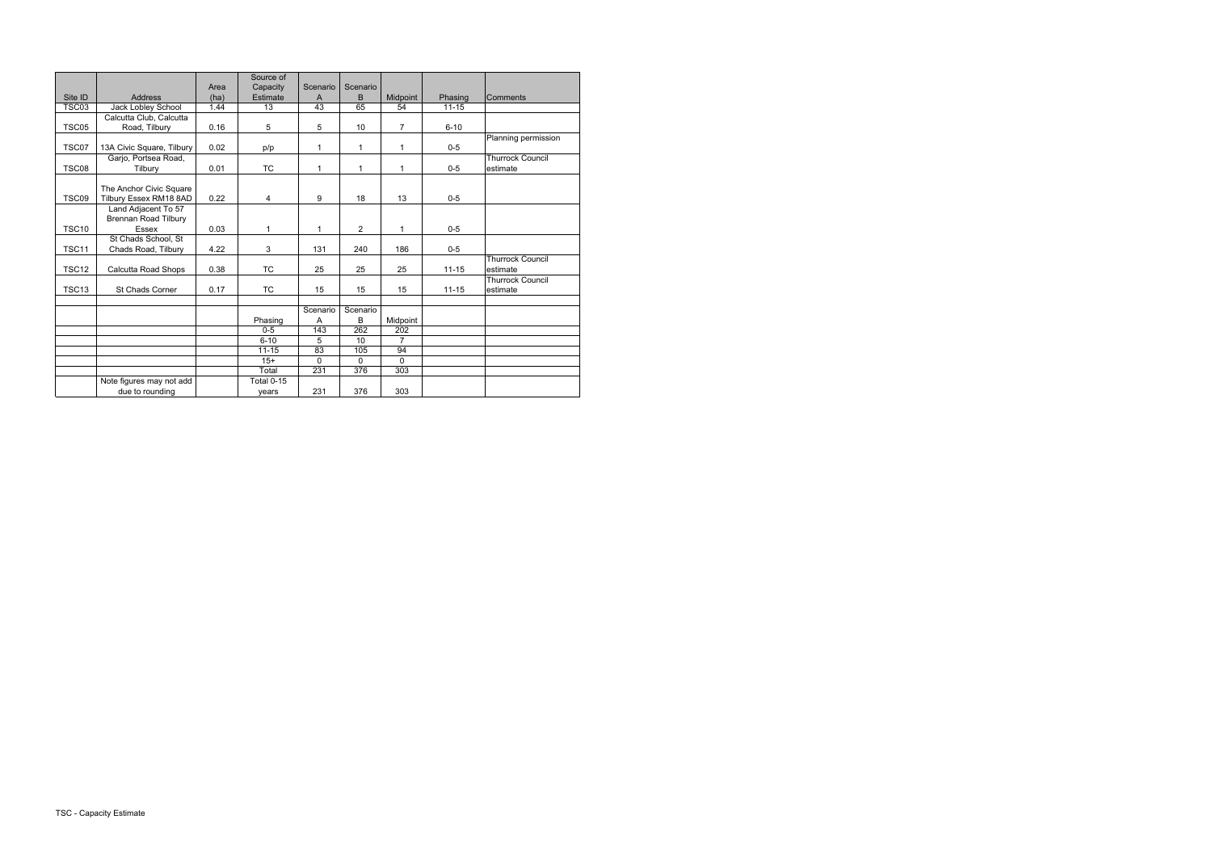| Site ID | Address | Area (ha) | Source of Capacity Estimate | Scenario A | Scenario B | Midpoint | Phasing | Comments |
|---|---|---|---|---|---|---|---|---|
| TSC03 | Jack Lobley School | 1.44 | 13 | 43 | 65 | 54 | 11-15 | |
| TSC05 | Calcutta Club, Calcutta Road, Tilbury | 0.16 | 5 | 5 | 10 | 7 | 6-10 | |
| TSC07 | 13A Civic Square, Tilbury | 0.02 | p/p | 1 | 1 | 1 | 0-5 | Planning permission |
| TSC08 | Garjo, Portsea Road, Tilbury | 0.01 | TC | 1 | 1 | 1 | 0-5 | Thurrock Council estimate |
| TSC09 | The Anchor Civic Square Tilbury Essex RM18 8AD | 0.22 | 4 | 9 | 18 | 13 | 0-5 | |
| TSC10 | Land Adjacent To 57 Brennan Road Tilbury Essex | 0.03 | 1 | 1 | 2 | 1 | 0-5 | |
| TSC11 | St Chads School, St Chads Road, Tilbury | 4.22 | 3 | 131 | 240 | 186 | 0-5 | |
| TSC12 | Calcutta Road Shops | 0.38 | TC | 25 | 25 | 25 | 11-15 | Thurrock Council estimate |
| TSC13 | St Chads Corner | 0.17 | TC | 15 | 15 | 15 | 11-15 | Thurrock Council estimate |
| | | | | | | | | |
| | | | Phasing | Scenario A | Scenario B | Midpoint | | |
| | | | 0-5 | 143 | 262 | 202 | | |
| | | | 6-10 | 5 | 10 | 7 | | |
| | | | 11-15 | 83 | 105 | 94 | | |
| | | | 15+ | 0 | 0 | 0 | | |
| | | | Total | 231 | 376 | 303 | | |
| | Note figures may not add due to rounding | | Total 0-15 years | 231 | 376 | 303 | | |

TSC - Capacity Estimate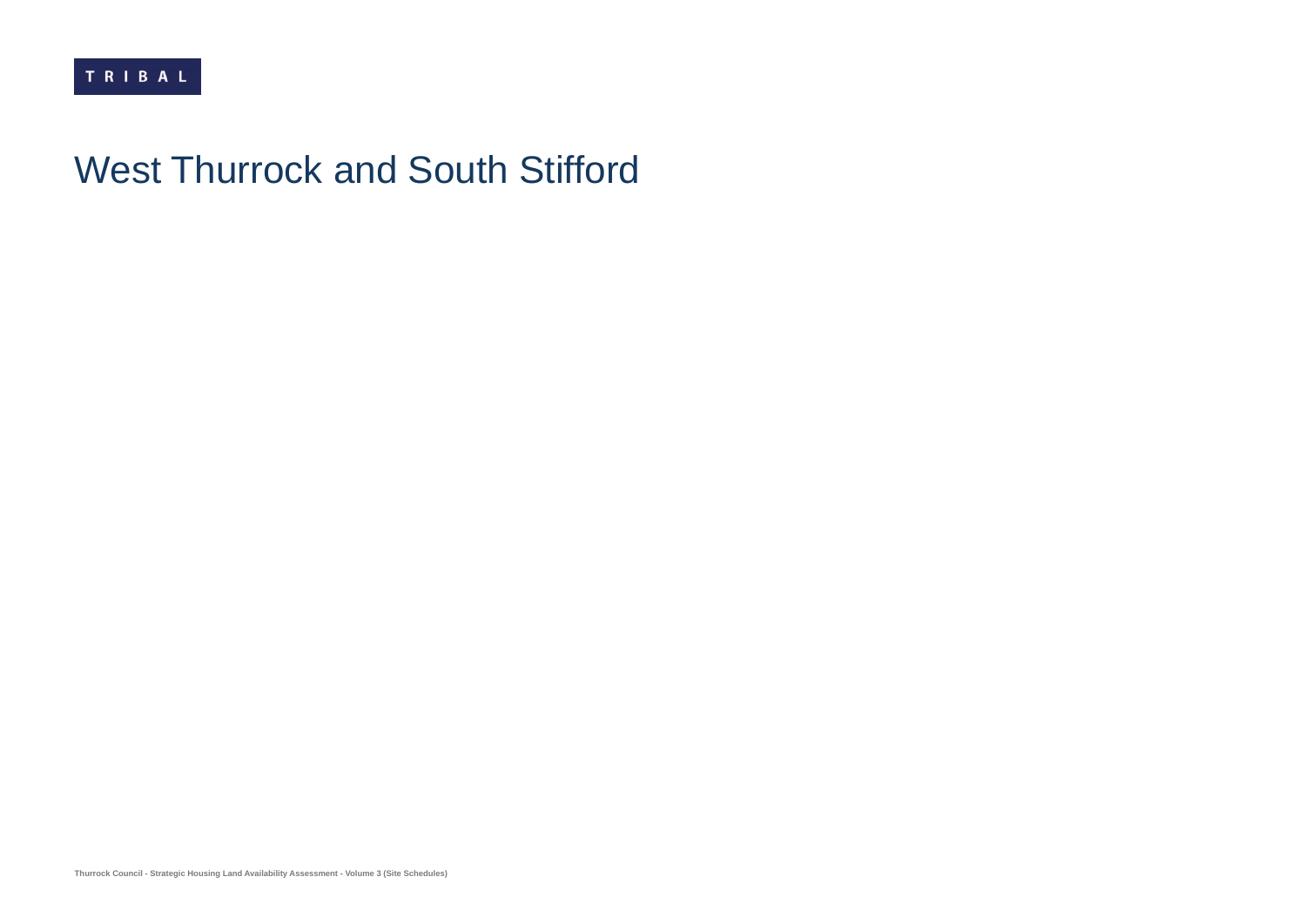TRIBAL

# West Thurrock and South Stifford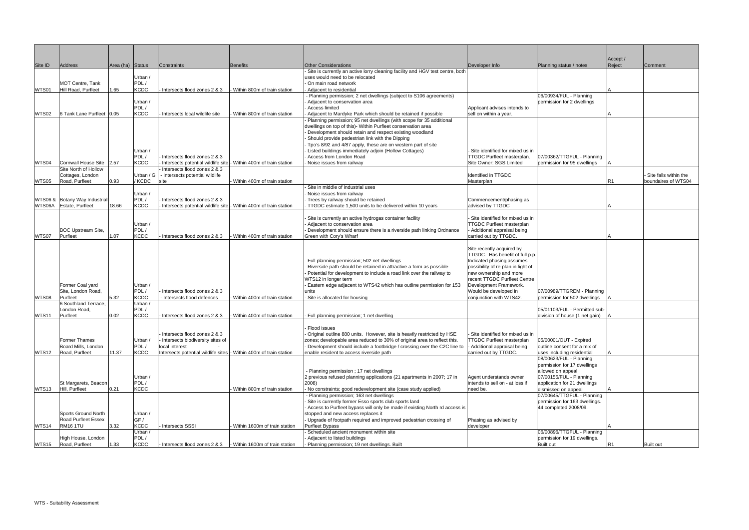| Site ID | Address | Area (ha) | Status | Constraints | Benefits | Other Considerations | Developer Info | Planning status / notes | Accept / Reject | Comment |
|---|---|---|---|---|---|---|---|---|---|---|
| WTS01 | MOT Centre, Tank Hill Road, Purfleet | 1.65 | Urban / PDL / KCDC | - Intersects flood zones 2 & 3 | - Within 800m of train station | - Site is currently an active lorry cleaning facility and HGV test centre, both uses would need to be relocated<br>- On main road network<br>- Adjacent to residential | | | A | |
| WTS02 | 6 Tank Lane Purfleet | 0.05 | Urban / PDL / KCDC | - Intersects local wildlife site | - Within 800m of train station | - Planning permission; 2 net dwellings (subject to S106 agreements)<br>- Adjacent to conservation area<br>- Access limited<br>- Adjacent to Mardyke Park which should be retained if possible | Applicant advises intends to sell on within a year. | 06/00934/FUL - Planning permission for 2 dwellings | A | |
| WTS04 | Cornwall House Site | 2.57 | Urban / PDL / KCDC | - Intersects flood zones 2 & 3<br>- Intersects potential wildlife site | - Within 400m of train station | - Planning permission; 95 net dwellings (with scope for 35 additional dwellings on top of this)- Within Purfleet conservation area<br>- Development should retain and respect existing woodland<br>- Should provide pedestrian link with the Dipping<br>- Tpo's 8/92 and 4/87 apply, these are on western part of site<br>- Listed buildings immediately adjoin (Hollow Cottages)<br>- Access from London Road<br>- Noise issues from railway | - Site identified for mixed us in TTGDC Purfleet masterplan. Site Owner: SGS Limited | 07/00362/TTGFUL - Planning permission for 95 dwellings | A | |
| WTS05 | Site North of Hollow Cottages, London Road, Purfleet | 0.93 | Urban / G / KCDC | - Intersects flood zones 2 & 3<br>- Intersects potential wildlife site | - Within 400m of train station | | Identified in TTGDC Masterplan | | R1 | - Site falls within the boundaires of WTS04 |
| WTS06 & WTS06A | Botany Way Industrial Estate, Purfleet | 18.66 | Urban / PDL / KCDC | - Intersects flood zones 2 & 3<br>- Intersects potential wildlife site | - Within 400m of train station | - Site in middle of industrial uses<br>- Noise issues from railway<br>- Trees by railway should be retained<br>- TTGDC estimate 1,500 units to be delivered within 10 years | Commencement/phasing as advised by TTGDC | | A | |
| WTS07 | BOC Upstream Site, Purfleet | 1.07 | Urban / PDL / KCDC | - Intersects flood zones 2 & 3 | - Within 400m of train station | - Site is currently an active hydrogas container facility<br>- Adjacent to conservation area<br>- Development should ensure there is a riverside path linking Ordnance Green with Cory's Wharf | - Site identified for mixed us in TTGDC Purfleet masterplan<br>- Additional appraisal being carried out by TTGDC. | | A | |
| WTS08 | Former Coal yard Site, London Road, Purfleet | 5.32 | Urban / PDL / KCDC | - Intersects flood zones 2 & 3<br>- Intersects flood defences | - Within 400m of train station | - Full planning permission; 502 net dwellings<br>- Riverside path should be retained in attractive a form as possible<br>- Potential for development to include a road link over the railway to WTS12 in longer term<br>- Eastern edge adjacent to WTS42 which has outline permission for 153 units<br>- Site is allocated for housing | Site recently acquired by TTGDC. Has benefit of full p.p. Indicated phasing assumes possibility of re-plan in light of new ownership and more recent TTGDC Purfleet Centre Development Framework. Would be developed in conjunction with WTS42. | 07/00989/TTGREM - Planning permission for 502 dwellings | A | |
| WTS11 | 6 Southland Terrace, London Road, Purfleet | 0.02 | Urban / PDL / KCDC | - Intersects flood zones 2 & 3 | - Within 400m of train station | - Full planning permission; 1 net dwelling | | 05/01103/FUL - Permitted sub-division of house (1 net gain) | A | |
| WTS12 | Former Thames Board Mills, London Road, Purfleet | 11.37 | Urban / PDL / KCDC | - Intersects flood zones 2 & 3<br>- Intersects biodiversity sites of local interest -<br>Intersects potential wildlife sites | - Within 400m of train station | - Flood issues<br>- Original outline 880 units. However, site is heavily restricted by HSE zones; developable area reduced to 30% of original area to reflect this.<br>- Development should include a footbridge / crossing over the C2C line to enable resident to access riverside path | - Site identified for mixed us in TTGDC Purfleet masterplan<br>- Additional appraisal being carried out by TTGDC. | 05/00001/OUT - Expired outline consent for a mix of uses including residential | A | |
| WTS13 | St Margarets, Beacon Hill, Purfleet | 0.21 | Urban / PDL / KCDC | | - Within 800m of train station | - Planning permission ; 17 net dwellings<br>2 previous refused planning applications (21 apartments in 2007; 17 in 2008)<br>- No constraints; good redevelopment site (case study applied) | Agent understands owner intends to sell on - at loss if need be. | 08/00623/FUL - Planning permission for 17 dwellings allowed on appeal<br>07/00155/FUL - Planning application for 21 dwellings dismissed on appeal | A | |
| WTS14 | Sports Ground North Road Purfleet Essex RM16 1TU | 3.32 | Urban / GF / KCDC | - Intersects SSSI | - Within 1600m of train station | - Planning permission; 163 net dwellings<br>- Site is currently former Esso sports club sports land<br>- Access to Purfleet bypass will only be made if existing North rd access is stopped and new access replaces it<br>- Upgrade of footpath required and improved pedestrian crossing of Purfleet Bypass | Phasing as advised by developer | 07/00645/TTGFUL - Planning permission for 163 dwellings. 44 completed 2008/09. | A | |
| WTS15 | High House, London Road, Purfleet | 1.33 | Urban / PDL / KCDC | - Intersects flood zones 2 & 3 | - Within 1600m of train station | - Scheduled ancient monument within site<br>- Adjacent to listed buildings<br>- Planning permission; 19 net dwellings. Built | | 06/00896/TTGFUL - Planning permission for 19 dwellings. Built out | R1 | Built out |

WTS - Suitability Assessment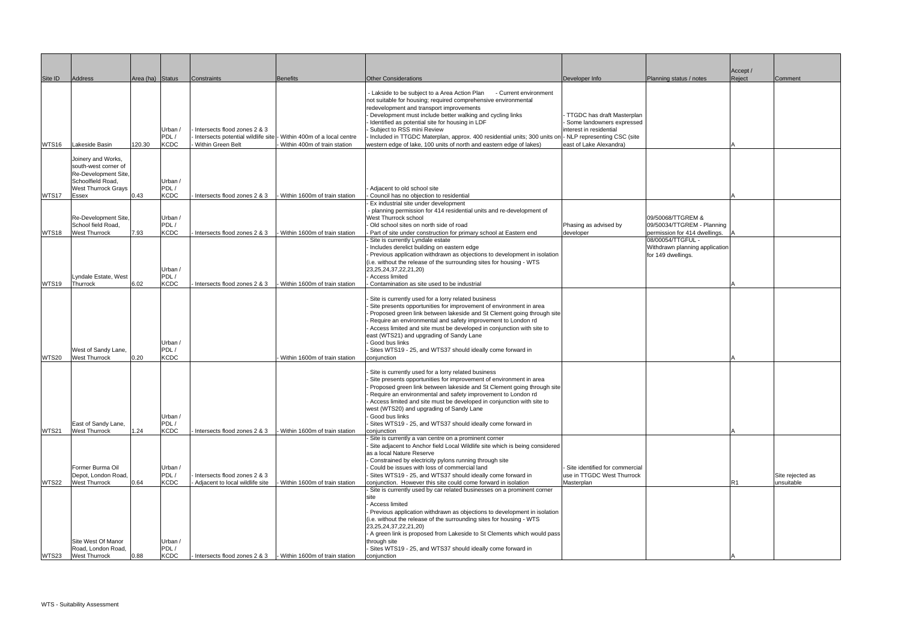| Site ID | Address | Area (ha) | Status | Constraints | Benefits | Other Considerations | Developer Info | Planning status / notes | Accept / Reject | Comment |
|---|---|---|---|---|---|---|---|---|---|---|
| WTS16 | Lakeside Basin | 120.30 | Urban / PDL / KCDC | - Intersects flood zones 2 & 3<br>- Intersects potential wildlife site<br>- Within Green Belt | - Within 400m of a local centre<br>- Within 400m of train station | - Lakeside to be subject to a Area Action Plan - Current environment not suitable for housing; required comprehensive environmental redevelopment and transport improvements<br>- Development must include better walking and cycling links<br>- Identified as potential site for housing in LDF<br>- Subject to RSS mini Review<br>- Included in TTGDC Materplan, approx. 400 residential units; 300 units on western edge of lake, 100 units of north and eastern edge of lakes) | - TTGDC has draft Masterplan<br>- Some landowners expressed interest in residential<br>- NLP representing CSC (site east of Lake Alexandra) | | A | |
| WTS17 | Joinery and Works, south-west corner of Re-Development Site, Schoolfield Road, West Thurrock Grays Essex | 0.43 | Urban / PDL / KCDC | - Intersects flood zones 2 & 3 | - Within 1600m of train station | - Adjacent to old school site<br>- Council has no objection to residential | | | A | |
| WTS18 | Re-Development Site, School field Road, West Thurrock | 7.93 | Urban / PDL / KCDC | - Intersects flood zones 2 & 3 | - Within 1600m of train station | - Ex industrial site under development<br>- planning permission for 414 residential units and re-development of West Thurrock school<br>- Old school sites on north side of road<br>- Part of site under construction for primary school at Eastern end | Phasing as advised by developer | 09/50068/TTGREM & 09/50034/TTGREM - Planning permission for 414 dwellings. | A | |
| WTS19 | Lyndale Estate, West Thurrock | 6.02 | Urban / PDL / KCDC | - Intersects flood zones 2 & 3 | - Within 1600m of train station | - Site is currently Lyndale estate<br>- Includes derelict building on eastern edge<br>- Previous application withdrawn as objections to development in isolation (i.e. without the release of the surrounding sites for housing - WTS 23,25,24,37,22,21,20)<br>- Access limited<br>- Contamination as site used to be industrial | | 08/00054/TTGFUL - Withdrawn planning application for 149 dwellings. | A | |
| WTS20 | West of Sandy Lane, West Thurrock | 0.20 | Urban / PDL / KCDC | | - Within 1600m of train station | - Site is currently used for a lorry related business<br>- Site presents opportunities for improvement of environment in area<br>- Proposed green link between lakeside and St Clement going through site<br>- Require an environmental and safety improvement to London rd<br>- Access limited and site must be developed in conjunction with site to east (WTS21) and upgrading of Sandy Lane<br>- Good bus links<br>- Sites WTS19 - 25, and WTS37 should ideally come forward in conjunction | | | A | |
| WTS21 | East of Sandy Lane, West Thurrock | 1.24 | Urban / PDL / KCDC | - Intersects flood zones 2 & 3 | - Within 1600m of train station | - Site is currently used for a lorry related business<br>- Site presents opportunities for improvement of environment in area<br>- Proposed green link between lakeside and St Clement going through site<br>- Require an environmental and safety improvement to London rd<br>- Access limited and site must be developed in conjunction with site to west (WTS20) and upgrading of Sandy Lane<br>- Good bus links<br>- Sites WTS19 - 25, and WTS37 should ideally come forward in conjunction | | | A | |
| WTS22 | Former Burma Oil Depot, London Road, West Thurrock | 0.64 | Urban / PDL / KCDC | - Intersects flood zones 2 & 3<br>- Adjacent to local wildlife site | - Within 1600m of train station | - Site is currently a van centre on a prominent corner<br>- Site adjacent to Anchor field Local Wildlife site which is being considered as a local Nature Reserve<br>- Constrained by electricity pylons running through site<br>- Could be issues with loss of commercial land<br>- Sites WTS19 - 25, and WTS37 should ideally come forward in conjunction. However this site could come forward in isolation | - Site identified for commercial use in TTGDC West Thurrock Masterplan | | R1 | Site rejected as unsuitable |
| WTS23 | Site West Of Manor Road, London Road, West Thurrock | 0.88 | Urban / PDL / KCDC | - Intersects flood zones 2 & 3 | - Within 1600m of train station | - Site is currently used by car related businesses on a prominent corner site<br>- Access limited<br>- Previous application withdrawn as objections to development in isolation (i.e. without the release of the surrounding sites for housing - WTS 23,25,24,37,22,21,20)<br>- A green link is proposed from Lakeside to St Clements which would pass through site<br>- Sites WTS19 - 25, and WTS37 should ideally come forward in conjunction | | | A | |

WTS - Suitability Assessment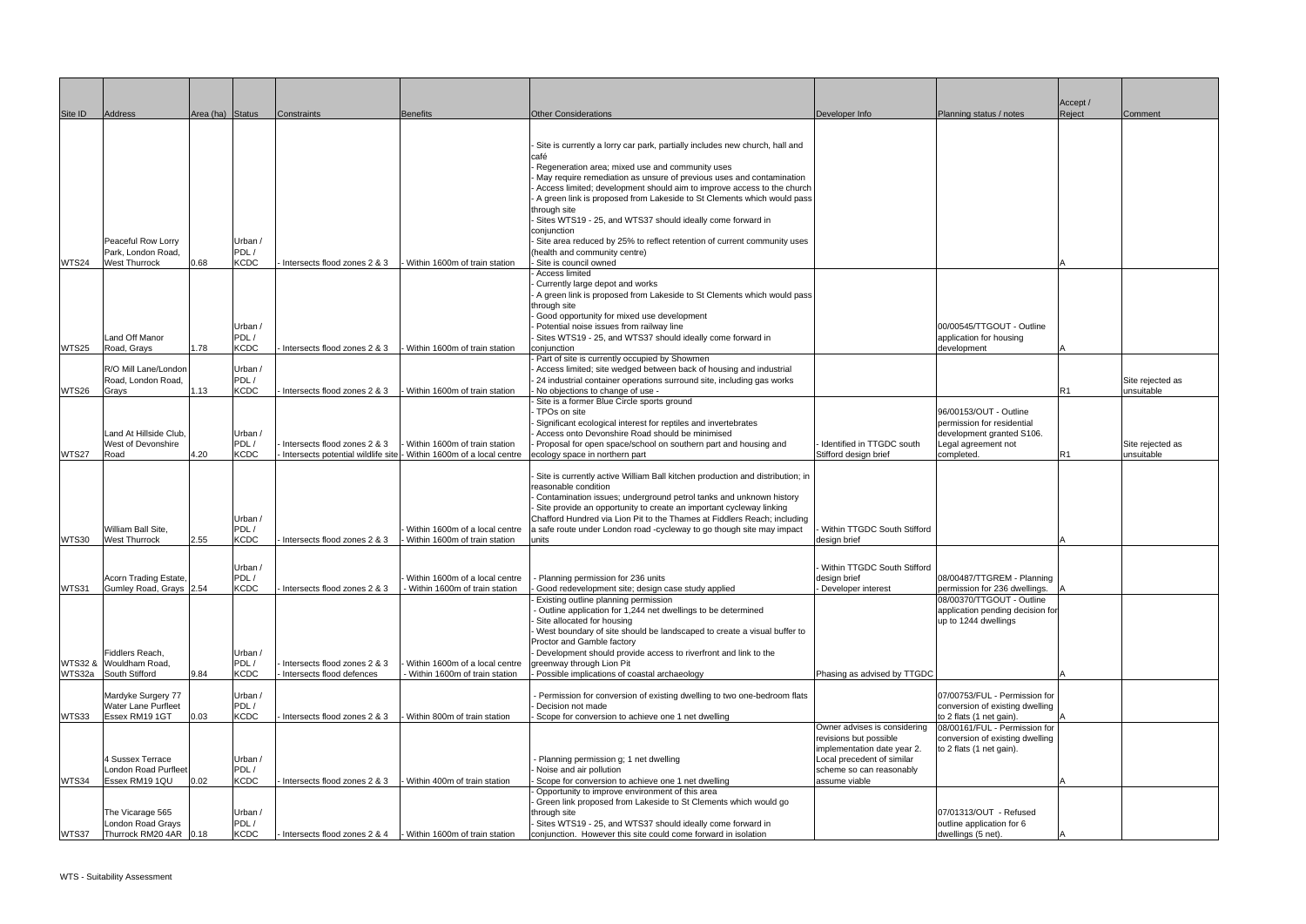| Site ID | Address | Area (ha) | Status | Constraints | Benefits | Other Considerations | Developer Info | Planning status / notes | Accept / Reject | Comment |
|---|---|---|---|---|---|---|---|---|---|---|
| WTS24 | Peaceful Row Lorry Park, London Road, West Thurrock | 0.68 | Urban / PDL / KCDC | - Intersects flood zones 2 & 3 | - Within 1600m of train station | - Site is currently a lorry car park, partially includes new church, hall and café<br>- Regeneration area; mixed use and community uses<br>- May require remediation as unsure of previous uses and contamination<br>- Access limited; development should aim to improve access to the church<br>- A green link is proposed from Lakeside to St Clements which would pass through site<br>- Sites WTS19 - 25, and WTS37 should ideally come forward in conjunction<br>- Site area reduced by 25% to reflect retention of current community uses (health and community centre)<br>- Site is council owned | | | A | |
| WTS25 | Land Off Manor Road, Grays | 1.78 | Urban / PDL / KCDC | - Intersects flood zones 2 & 3 | - Within 1600m of train station | - Access limited<br>- Currently large depot and works<br>- A green link is proposed from Lakeside to St Clements which would pass through site<br>- Good opportunity for mixed use development<br>- Potential noise issues from railway line<br>- Sites WTS19 - 25, and WTS37 should ideally come forward in conjunction | | 00/00545/TTGOUT - Outline application for housing development | A | |
| WTS26 | R/O Mill Lane/London Road, London Road, Grays | 1.13 | Urban / PDL / KCDC | - Intersects flood zones 2 & 3 | - Within 1600m of train station | - Part of site is currently occupied by Showmen<br>- Access limited; site wedged between back of housing and industrial<br>- 24 industrial container operations surround site, including gas works<br>- No objections to change of use - | | | R1 | Site rejected as unsuitable |
| WTS27 | Land At Hillside Club, West of Devonshire Road | 4.20 | Urban / PDL / KCDC | - Intersects flood zones 2 & 3<br>- Intersects potential wildlife site | - Within 1600m of train station<br>- Within 1600m of a local centre | - Site is a former Blue Circle sports ground<br>- TPOs on site<br>- Significant ecological interest for reptiles and invertebrates<br>- Access onto Devonshire Road should be minimised<br>- Proposal for open space/school on southern part and housing and ecology space in northern part | - Identified in TTGDC south Stifford design brief | 96/00153/OUT - Outline permission for residential development granted S106. Legal agreement not completed. | R1 | Site rejected as unsuitable |
| WTS30 | William Ball Site, West Thurrock | 2.55 | Urban / PDL / KCDC | - Intersects flood zones 2 & 3 | - Within 1600m of a local centre<br>- Within 1600m of train station | - Site is currently active William Ball kitchen production and distribution; in reasonable condition<br>- Contamination issues; underground petrol tanks and unknown history<br>- Site provide an opportunity to create an important cycleway linking Chafford Hundred via Lion Pit to the Thames at Fiddlers Reach; including a safe route under London road -cycleway to go though site may impact units | - Within TTGDC South Stifford design brief | | A | |
| WTS31 | Acorn Trading Estate, Gumley Road, Grays | 2.54 | Urban / PDL / KCDC | - Intersects flood zones 2 & 3 | - Within 1600m of a local centre<br>- Within 1600m of train station | - Planning permission for 236 units<br>- Good redevelopment site; design case study applied | - Within TTGDC South Stifford design brief<br>- Developer interest | 08/00487/TTGREM - Planning permission for 236 dwellings. | A | |
| WTS32 & WTS32a | Fiddlers Reach, Wouldham Road, South Stifford | 9.84 | Urban / PDL / KCDC | - Intersects flood zones 2 & 3<br>- Intersects flood defences | - Within 1600m of a local centre<br>- Within 1600m of train station | - Existing outline planning permission<br>- Outline application for 1,244 net dwellings to be determined<br>- Site allocated for housing<br>- West boundary of site should be landscaped to create a visual buffer to Proctor and Gamble factory<br>- Development should provide access to riverfront and link to the greenway through Lion Pit<br>- Possible implications of coastal archaeology | Phasing as advised by TTGDC | 08/00370/TTGOUT - Outline application pending decision for up to 1244 dwellings | A | |
| WTS33 | Mardyke Surgery 77 Water Lane Purfleet Essex RM19 1GT | 0.03 | Urban / PDL / KCDC | - Intersects flood zones 2 & 3 | - Within 800m of train station | - Permission for conversion of existing dwelling to two one-bedroom flats<br>- Decision not made<br>- Scope for conversion to achieve one 1 net dwelling | | 07/00753/FUL - Permission for conversion of existing dwelling to 2 flats (1 net gain). | A | |
| WTS34 | 4 Sussex Terrace London Road Purfleet Essex RM19 1QU | 0.02 | Urban / PDL / KCDC | - Intersects flood zones 2 & 3 | - Within 400m of train station | - Planning permission g; 1 net dwelling<br>- Noise and air pollution<br>- Scope for conversion to achieve one 1 net dwelling | Owner advises is considering revisions but possible implementation date year 2. Local precedent of similar scheme so can reasonably assume viable | 08/00161/FUL - Permission for conversion of existing dwelling to 2 flats (1 net gain). | A | |
| WTS37 | The Vicarage 565 London Road Grays Thurrock RM20 4AR | 0.18 | Urban / PDL / KCDC | - Intersects flood zones 2 & 4 | - Within 1600m of train station | - Opportunity to improve environment of this area<br>- Green link proposed from Lakeside to St Clements which would go through site<br>- Sites WTS19 - 25, and WTS37 should ideally come forward in conjunction. However this site could come forward in isolation | | 07/01313/OUT - Refused outline application for 6 dwellings (5 net). | A | |

WTS - Suitability Assessment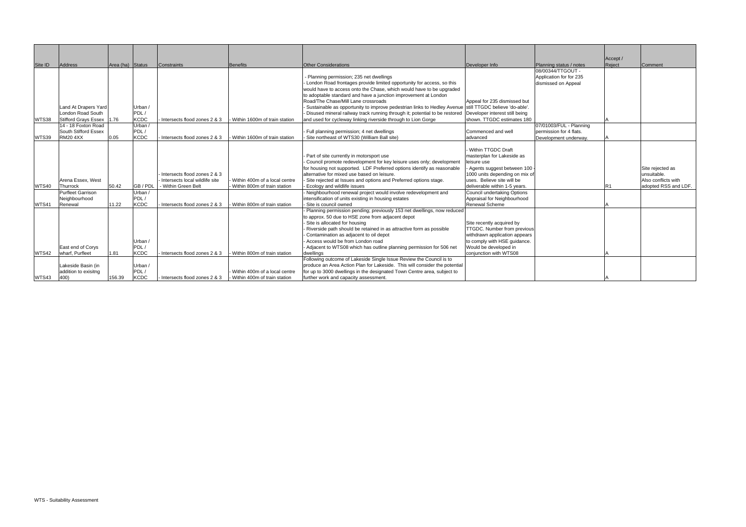| Site ID | Address | Area (ha) | Status | Constraints | Benefits | Other Considerations | Developer Info | Planning status / notes | Accept / Reject | Comment |
|---|---|---|---|---|---|---|---|---|---|---|
| WTS38 | Land At Drapers Yard London Road South Stifford Grays Essex | 1.76 | Urban / PDL / KCDC | - Intersects flood zones 2 & 3 | - Within 1600m of train station | - Planning permission; 235 net dwellings<br>- London Road frontages provide limited opportunity for access, so this would have to access onto the Chase, which would have to be upgraded to adoptable standard and have a junction improvement at London Road/The Chase/Mill Lane crossroads<br>- Sustainable as opportunity to improve pedestrian links to Hedley Avenue<br>- Disused mineral railway track running through it; potential to be restored and used for cycleway linking riverside through to Lion Gorge | Appeal for 235 dismissed but still TTGDC believe 'do-able'. Developer interest still being shown. TTGDC estimates 180 | 08/00344/TTGOUT - Application for for 235 dismissed on Appeal | A | |
| WTS39 | 14 - 18 Foxton Road South Stifford Essex RM20 4XX | 0.05 | Urban / PDL / KCDC | - Intersects flood zones 2 & 3 | - Within 1600m of train station | - Full planning permission; 4 net dwellings<br>- Site northeast of WTS30 (William Ball site) | Commenced and well advanced | 07/01003/FUL - Planning permission for 4 flats. Development underway. | A | |
| WTS40 | Arena Essex, West Thurrock | 50.42 | GB / PDL | - Intersects flood zones 2 & 3<br>- Intersects local wildlife site<br>- Within Green Belt | - Within 400m of a local centre<br>- Within 800m of train station | - Part of site currently in motorsport use<br>- Council promote redevelopment for key leisure uses only; development for housing not supported. LDF Preferred options identify as reasonable alternative for mixed use based on leisure.<br>- Site rejected at Issues and options and Preferred options stage.<br>- Ecology and wildlife issues | - Within TTGDC Draft masterplan for Lakeside as leisure use<br>- Agents suggest between 100 - 1000 units depending on mix of uses. Believe site will be deliverable within 1-5 years. | | R1 | Site rejected as unsuitable. Also conflicts with adopted RSS and LDF. |
| WTS41 | Purfleet Garrison Neighbourhood Renewal | 11.22 | Urban / PDL / KCDC | - Intersects flood zones 2 & 3 | - Within 800m of train station | - Neighbourhood renewal project would involve redevelopment and intensification of units existing in housing estates<br>- Site is council owned | Council undertaking Options Appraisal for Neighbourhood Renewal Scheme | | A | |
| WTS42 | East end of Corys wharf, Purfleet | 1.81 | Urban / PDL / KCDC | - Intersects flood zones 2 & 3 | - Within 800m of train station | - Planning permission pending; previously 153 net dwellings, now reduced to approx. 50 due to HSE zone from adjacent depot<br>- Site is allocated for housing<br>- Riverside path should be retained in as attractive form as possible<br>- Contamination as adjacent to oil depot<br>- Access would be from London road<br>- Adjacent to WTS08 which has outline planning permission for 506 net dwellings | Site recently acquired by TTGDC. Number from previous withdrawn application appears to comply with HSE guidance. Would be developed in conjunction with WTS08 | | A | |
| WTS43 | Lakeside Basin (in addition to exisitng 400) | 156.39 | Urban / PDL / KCDC | - Intersects flood zones 2 & 3 | - Within 400m of a local centre<br>- Within 400m of train station | Following outcome of Lakeside Single Issue Review the Council is to produce an Area Action Plan for Lakeside. This will consider the potential for up to 3000 dwellings in the designated Town Centre area, subject to further work and capacity assessment. | | | A | |

WTS - Suitability Assessment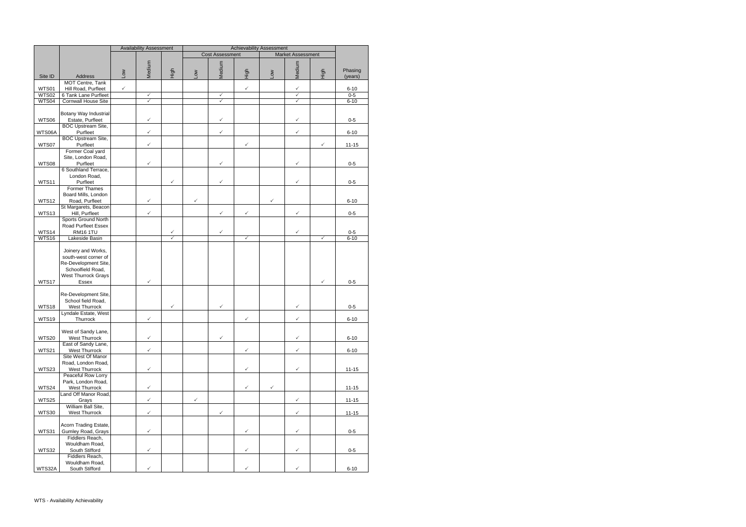| | | Availability Assessment | | | Achievability Assessment | | | | | | |
|---|---|---|---|---|---|---|---|---|---|---|---|
| | | | | | Cost Assessment | | | Market Assessment | | | |
| Site ID | Address | Low | Medium | High | Low | Medium | High | Low | Medium | High | Phasing (years) |
| WTS01 | MOT Centre, Tank Hill Road, Purfleet | ✓ | | | | | ✓ | | ✓ | | 6-10 |
| WTS02 | 6 Tank Lane Purfleet | | ✓ | | | ✓ | | | ✓ | | 0-5 |
| WTS04 | Cornwall House Site | | ✓ | | | ✓ | | | ✓ | | 6-10 |
| WTS06 | Botany Way Industrial Estate, Purfleet | | ✓ | | | ✓ | | | ✓ | | 0-5 |
| WTS06A | BOC Upstream Site, Purfleet | | ✓ | | | ✓ | | | ✓ | | 6-10 |
| WTS07 | BOC Upstream Site, Purfleet | | ✓ | | | | ✓ | | | ✓ | 11-15 |
| WTS08 | Former Coal yard Site, London Road, Purfleet | | ✓ | | | ✓ | | | ✓ | | 0-5 |
| WTS11 | 6 Southland Terrace, London Road, Purfleet | | | ✓ | | ✓ | | | ✓ | | 0-5 |
| WTS12 | Former Thames Board Mills, London Road, Purfleet | | ✓ | | ✓ | | | ✓ | | | 6-10 |
| WTS13 | St Margarets, Beacon Hill, Purfleet | | ✓ | | | ✓ | ✓ | | ✓ | | 0-5 |
| WTS14 | Sports Ground North Road Purfleet Essex RM16 1TU | | | ✓ | | ✓ | | | ✓ | | 0-5 |
| WTS16 | Lakeside Basin | | | ✓ | | | ✓ | | | ✓ | 6-10 |
| WTS17 | Joinery and Works, south-west corner of Re-Development Site, Schoolfield Road, West Thurrock Grays Essex | | ✓ | | | | | | | ✓ | 0-5 |
| WTS18 | Re-Development Site, School field Road, West Thurrock | | | ✓ | | ✓ | | | ✓ | | 0-5 |
| WTS19 | Lyndale Estate, West Thurrock | | ✓ | | | | ✓ | | ✓ | | 6-10 |
| WTS20 | West of Sandy Lane, West Thurrock | | ✓ | | | ✓ | | | ✓ | | 6-10 |
| WTS21 | East of Sandy Lane, West Thurrock | | ✓ | | | | ✓ | | ✓ | | 6-10 |
| WTS23 | Site West Of Manor Road, London Road, West Thurrock | | ✓ | | | | ✓ | | ✓ | | 11-15 |
| WTS24 | Peaceful Row Lorry Park, London Road, West Thurrock | | ✓ | | | | ✓ | ✓ | | | 11-15 |
| WTS25 | Land Off Manor Road, Grays | | ✓ | | ✓ | | | | ✓ | | 11-15 |
| WTS30 | William Ball Site, West Thurrock | | ✓ | | | ✓ | | | ✓ | | 11-15 |
| WTS31 | Acorn Trading Estate, Gumley Road, Grays | | ✓ | | | | ✓ | | ✓ | | 0-5 |
| WTS32 | Fiddlers Reach, Wouldham Road, South Stifford | | ✓ | | | | ✓ | | ✓ | | 0-5 |
| WTS32A | Fiddlers Reach, Wouldham Road, South Stifford | | ✓ | | | | ✓ | | ✓ | | 6-10 |

WTS - Availability Achievability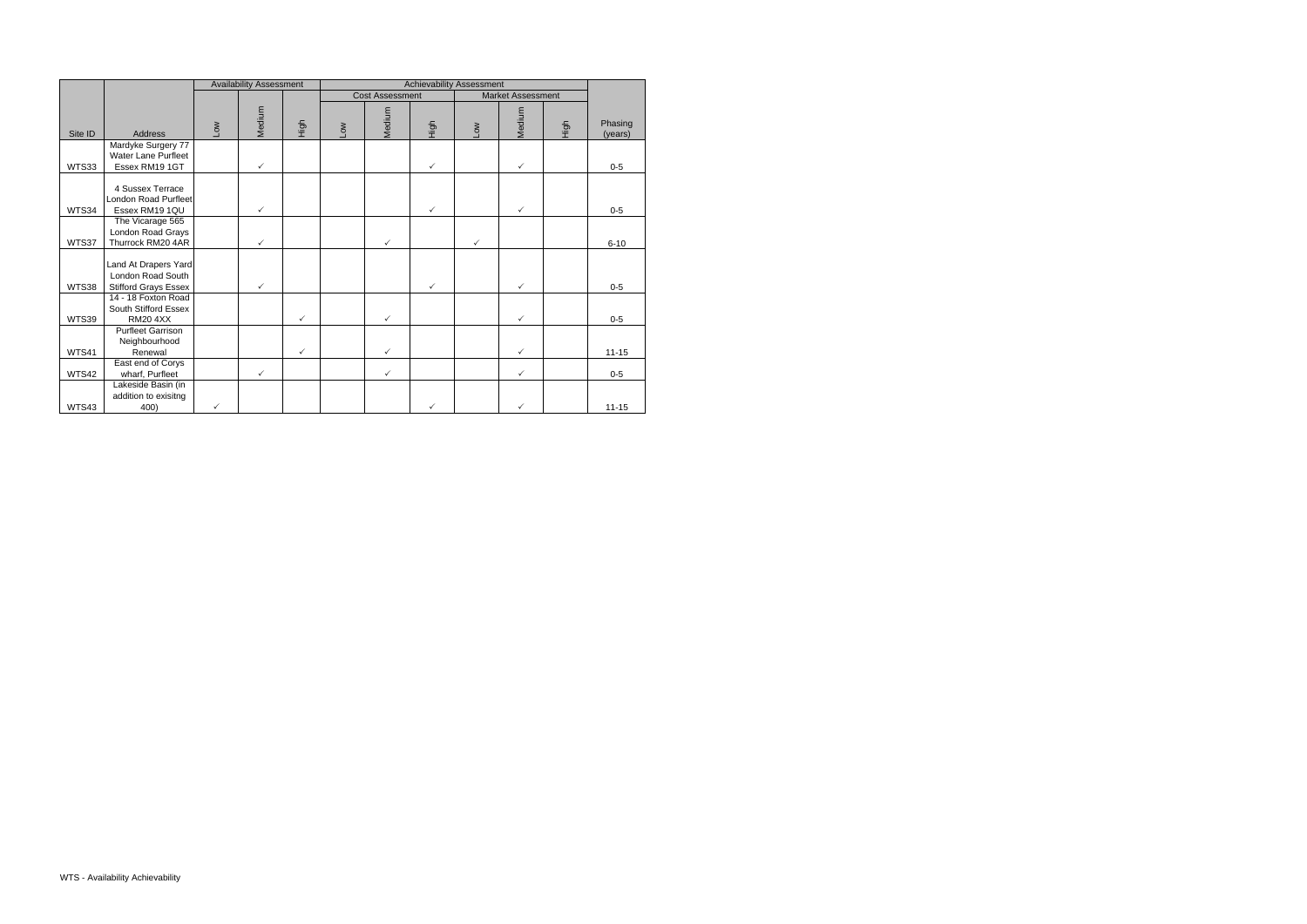| | | Availability Assessment | | | Achievability Assessment | | | | | | |
|---|---|---|---|---|---|---|---|---|---|---|---|
| | | | | | Cost Assessment | | | Market Assessment | | | |
| Site ID | Address | Low | Medium | High | Low | Medium | High | Low | Medium | High | Phasing (years) |
| WTS33 | Mardyke Surgery 77 Water Lane Purfleet Essex RM19 1GT | | ✓ | | | | ✓ | | ✓ | | 0-5 |
| WTS34 | 4 Sussex Terrace London Road Purfleet Essex RM19 1QU | | ✓ | | | | ✓ | | ✓ | | 0-5 |
| WTS37 | The Vicarage 565 London Road Grays Thurrock RM20 4AR | | ✓ | | | ✓ | | ✓ | | | 6-10 |
| WTS38 | Land At Drapers Yard London Road South Stifford Grays Essex | | ✓ | | | | ✓ | | ✓ | | 0-5 |
| WTS39 | 14 - 18 Foxton Road South Stifford Essex RM20 4XX | | | ✓ | | ✓ | | | ✓ | | 0-5 |
| WTS41 | Purfleet Garrison Neighbourhood Renewal | | | ✓ | | ✓ | | | ✓ | | 11-15 |
| WTS42 | East end of Corys wharf, Purfleet | | ✓ | | | ✓ | | | ✓ | | 0-5 |
| WTS43 | Lakeside Basin (in addition to exisitng 400) | ✓ | | | | | ✓ | | ✓ | | 11-15 |

WTS - Availability Achievability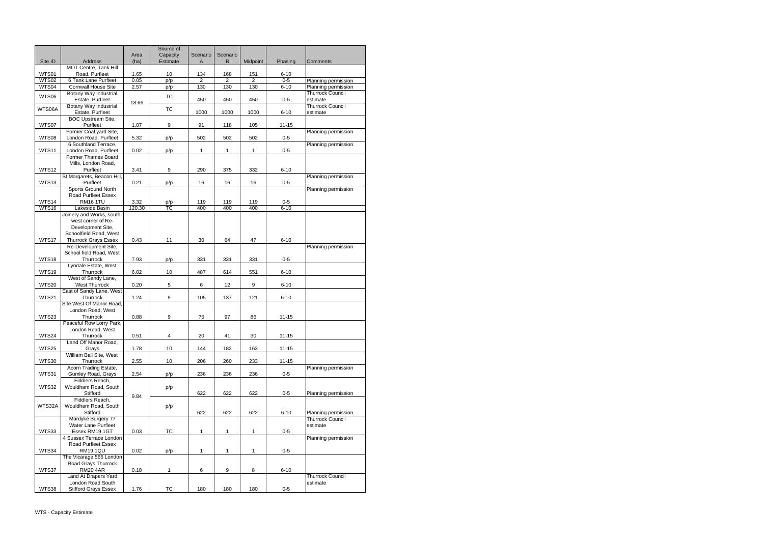| Site ID | Address | Area (ha) | Source of Capacity Estimate | Scenario A | Scenario B | Midpoint | Phasing | Comments |
|---|---|---|---|---|---|---|---|---|
| WTS01 | MOT Centre, Tank Hill Road, Purfleet | 1.65 | 10 | 134 | 168 | 151 | 6-10 | |
| WTS02 | 6 Tank Lane Purfleet | 0.05 | p/p | 2 | 2 | 2 | 0-5 | Planning permission |
| WTS04 | Cornwall House Site | 2.57 | p/p | 130 | 130 | 130 | 6-10 | Planning permission |
| WTS06 | Botany Way Industrial Estate, Purfleet | 18.66 | TC | 450 | 450 | 450 | 0-5 | Thurrock Council estimate |
| WTS06A | Botany Way Industrial Estate, Purfleet | | TC | 1000 | 1000 | 1000 | 6-10 | Thurrock Council estimate |
| WTS07 | BOC Upstream Site, Purfleet | 1.07 | 9 | 91 | 118 | 105 | 11-15 | |
| WTS08 | Former Coal yard Site, London Road, Purfleet | 5.32 | p/p | 502 | 502 | 502 | 0-5 | Planning permission |
| WTS11 | 6 Southland Terrace, London Road, Purfleet | 0.02 | p/p | 1 | 1 | 1 | 0-5 | Planning permission |
| WTS12 | Former Thames Board Mills, London Road, Purfleet | 3.41 | 9 | 290 | 375 | 332 | 6-10 | |
| WTS13 | St Margarets, Beacon Hill, Purfleet | 0.21 | p/p | 16 | 16 | 16 | 0-5 | Planning permission |
| WTS14 | Sports Ground North Road Purfleet Essex RM16 1TU | 3.32 | p/p | 119 | 119 | 119 | 0-5 | Planning permission |
| WTS16 | Lakeside Basin | 120.30 | TC | 400 | 400 | 400 | 6-10 | |
| WTS17 | Joinery and Works, south-west corner of Re-Development Site, Schoolfield Road, West Thurrock Grays Essex | 0.43 | 11 | 30 | 64 | 47 | 6-10 | |
| WTS18 | Re-Development Site, School field Road, West Thurrock | 7.93 | p/p | 331 | 331 | 331 | 0-5 | Planning permission |
| WTS19 | Lyndale Estate, West Thurrock | 6.02 | 10 | 487 | 614 | 551 | 6-10 | |
| WTS20 | West of Sandy Lane, West Thurrock | 0.20 | 5 | 6 | 12 | 9 | 6-10 | |
| WTS21 | East of Sandy Lane, West Thurrock | 1.24 | 9 | 105 | 137 | 121 | 6-10 | |
| WTS23 | Site West Of Manor Road, London Road, West Thurrock | 0.88 | 9 | 75 | 97 | 86 | 11-15 | |
| WTS24 | Peaceful Row Lorry Park, London Road, West Thurrock | 0.51 | 4 | 20 | 41 | 30 | 11-15 | |
| WTS25 | Land Off Manor Road, Grays | 1.78 | 10 | 144 | 182 | 163 | 11-15 | |
| WTS30 | William Ball Site, West Thurrock | 2.55 | 10 | 206 | 260 | 233 | 11-15 | |
| WTS31 | Acorn Trading Estate, Gumley Road, Grays | 2.54 | p/p | 236 | 236 | 236 | 0-5 | Planning permission |
| WTS32 | Fiddlers Reach, Wouldham Road, South Stifford | 9.84 | p/p | 622 | 622 | 622 | 0-5 | Planning permission |
| WTS32A | Fiddlers Reach, Wouldham Road, South Stifford | | p/p | 622 | 622 | 622 | 6-10 | Planning permission |
| WTS33 | Mardyke Surgery 77 Water Lane Purfleet Essex RM19 1GT | 0.03 | TC | 1 | 1 | 1 | 0-5 | Thurrock Council estimate |
| WTS34 | 4 Sussex Terrace London Road Purfleet Essex RM19 1QU | 0.02 | p/p | 1 | 1 | 1 | 0-5 | Planning permission |
| WTS37 | The Vicarage 565 London Road Grays Thurrock RM20 4AR | 0.18 | 1 | 6 | 9 | 8 | 6-10 | |
| WTS38 | Land At Drapers Yard London Road South Stifford Grays Essex | 1.76 | TC | 180 | 180 | 180 | 0-5 | Thurrock Council estimate |

WTS - Capacity Estimate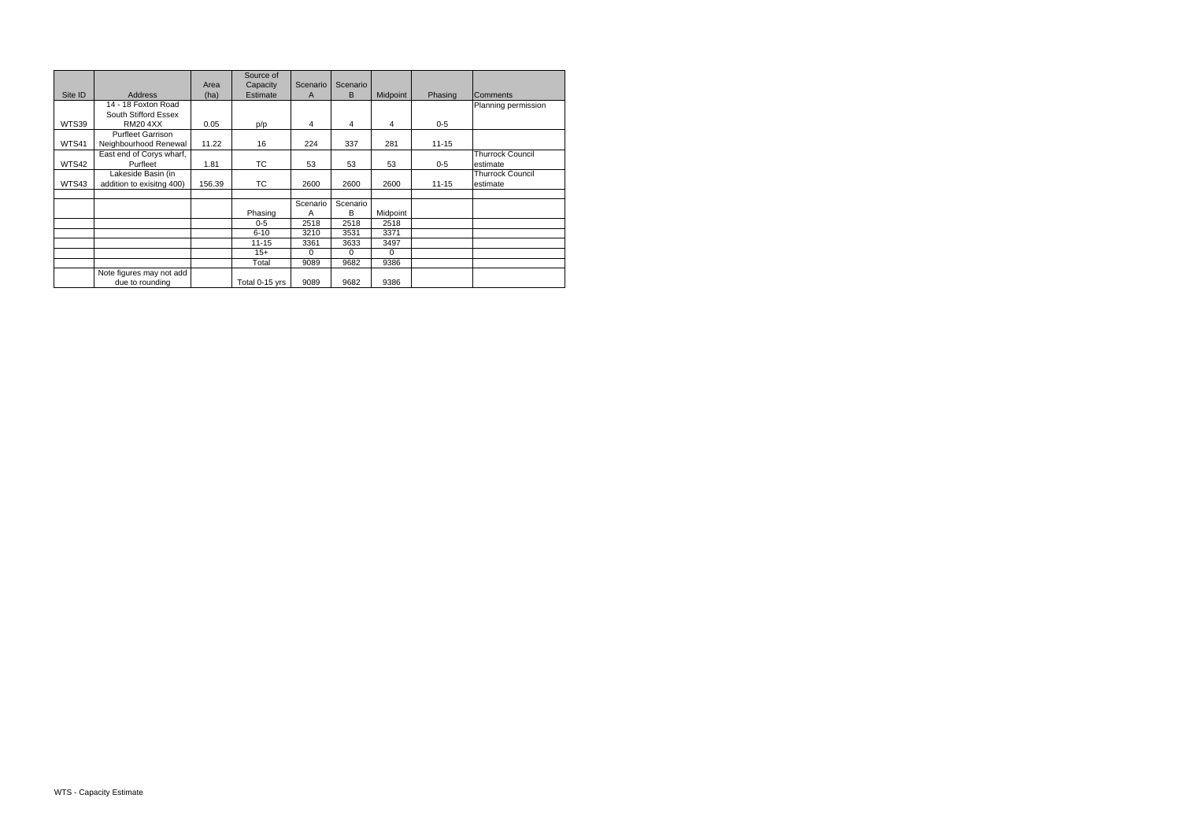| Site ID | Address | Area (ha) | Source of Capacity Estimate | Scenario A | Scenario B | Midpoint | Phasing | Comments |
|---|---|---|---|---|---|---|---|---|
| WTS39 | 14 - 18 Foxton Road South Stifford Essex RM20 4XX | 0.05 | p/p | 4 | 4 | 4 | 0-5 | Planning permission |
| WTS41 | Purfleet Garrison Neighbourhood Renewal | 11.22 | 16 | 224 | 337 | 281 | 11-15 | |
| WTS42 | East end of Corys wharf, Purfleet | 1.81 | TC | 53 | 53 | 53 | 0-5 | Thurrock Council estimate |
| WTS43 | Lakeside Basin (in addition to exisitng 400) | 156.39 | TC | 2600 | 2600 | 2600 | 11-15 | Thurrock Council estimate |
| | | | | | | | | |
| | | | Phasing | Scenario A | Scenario B | Midpoint | | |
| | | | 0-5 | 2518 | 2518 | 2518 | | |
| | | | 6-10 | 3210 | 3531 | 3371 | | |
| | | | 11-15 | 3361 | 3633 | 3497 | | |
| | | | 15+ | 0 | 0 | 0 | | |
| | | | Total | 9089 | 9682 | 9386 | | |
| | Note figures may not add due to rounding | | Total 0-15 yrs | 9089 | 9682 | 9386 | | |

WTS - Capacity Estimate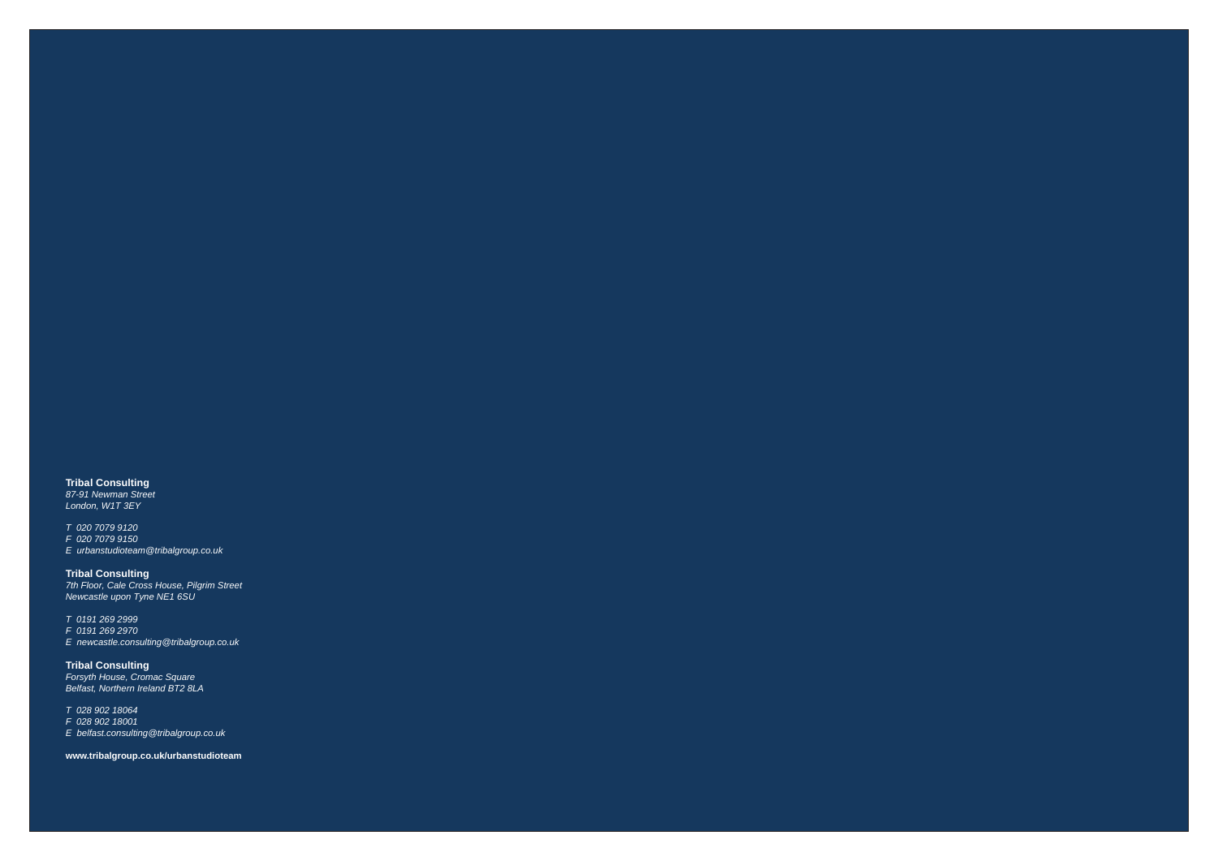**Tribal Consulting**
*87-91 Newman Street*
*London, W1T 3EY*

*T 020 7079 9120*
*F 020 7079 9150*
*E urbanstudioteam@tribalgroup.co.uk*

**Tribal Consulting**
*7th Floor, Cale Cross House, Pilgrim Street*
*Newcastle upon Tyne NE1 6SU*

*T 0191 269 2999*
*F 0191 269 2970*
*E newcastle.consulting@tribalgroup.co.uk*

**Tribal Consulting**
*Forsyth House, Cromac Square*
*Belfast, Northern Ireland BT2 8LA*

*T 028 902 18064*
*F 028 902 18001*
*E belfast.consulting@tribalgroup.co.uk*

**www.tribalgroup.co.uk/urbanstudioteam**